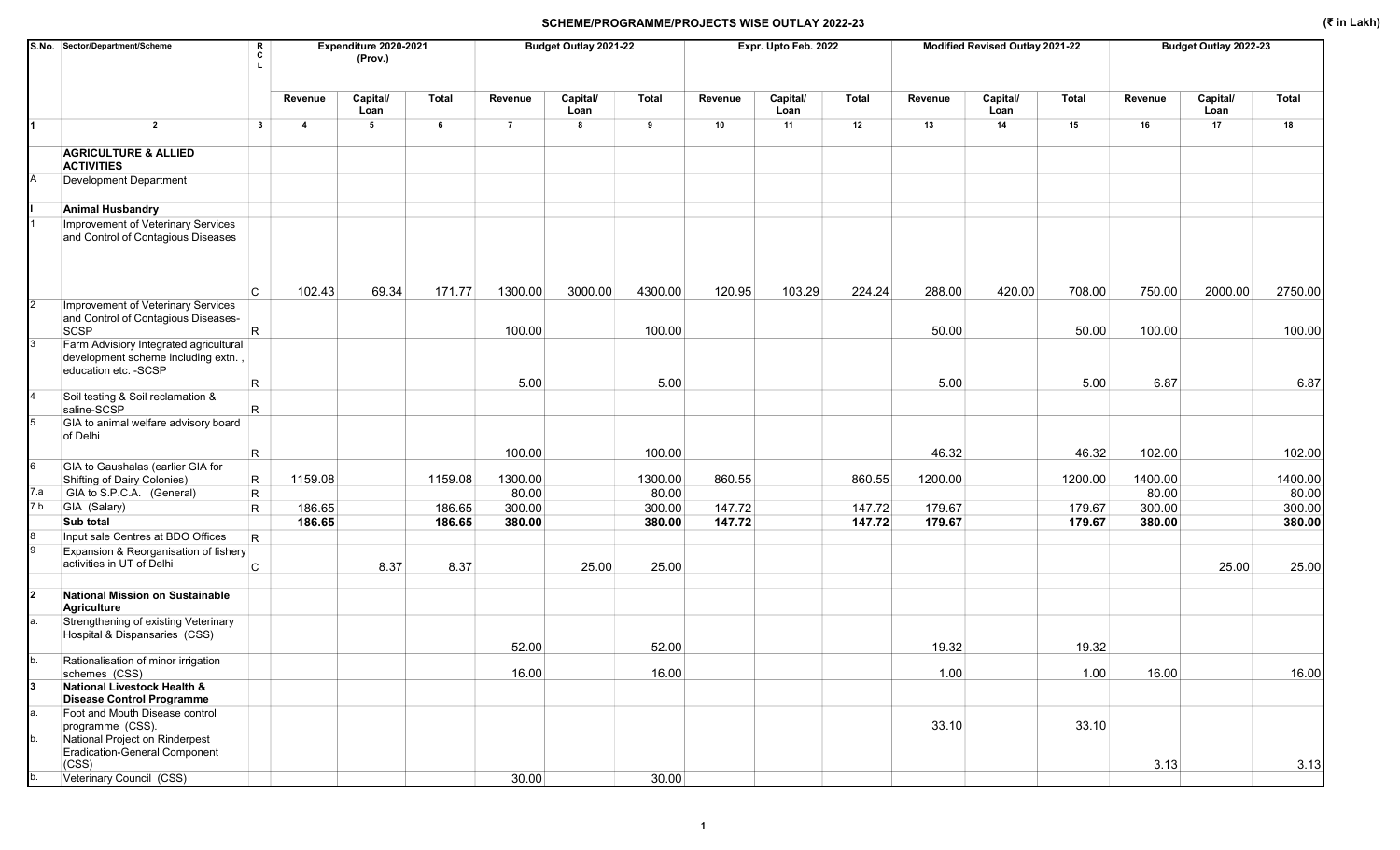## SCHEME/PROGRAMME/PROJECTS WISE OUTLAY 2022-23

(₹ in Lakh)

| S.No. | Sector/Department/Scheme | RCL | Expenditure 2020-2021 (Prov.) | | | Budget Outlay 2021-22 | | | Expr. Upto Feb. 2022 | | | Modified Revised Outlay 2021-22 | | | Budget Outlay 2022-23 | | |
|---|---|---|---|---|---|---|---|---|---|---|---|---|---|---|---|---|---|
| | | | Revenue | Capital/ Loan | Total | Revenue | Capital/ Loan | Total | Revenue | Capital/ Loan | Total | Revenue | Capital/ Loan | Total | Revenue | Capital/ Loan | Total |
| 1 | 2 | 3 | 4 | 5 | 6 | 7 | 8 | 9 | 10 | 11 | 12 | 13 | 14 | 15 | 16 | 17 | 18 |
| | **AGRICULTURE & ALLIED ACTIVITIES** | | | | | | | | | | | | | | | | |
| A | Development Department | | | | | | | | | | | | | | | | |
| I | **Animal Husbandry** | | | | | | | | | | | | | | | | |
| 1 | Improvement of Veterinary Services and Control of Contagious Diseases | C | 102.43 | 69.34 | 171.77 | 1300.00 | 3000.00 | 4300.00 | 120.95 | 103.29 | 224.24 | 288.00 | 420.00 | 708.00 | 750.00 | 2000.00 | 2750.00 |
| 2 | Improvement of Veterinary Services and Control of Contagious Diseases-SCSP | R | | | | 100.00 | | 100.00 | | | | 50.00 | | 50.00 | 100.00 | | 100.00 |
| 3 | Farm Advisiory Integrated agricultural development scheme including extn. , education etc. -SCSP | R | | | | 5.00 | | 5.00 | | | | 5.00 | | 5.00 | 6.87 | | 6.87 |
| 4 | Soil testing & Soil reclamation & saline-SCSP | R | | | | | | | | | | | | | | | |
| 5 | GIA to animal welfare advisory board of Delhi | R | | | | 100.00 | | 100.00 | | | | 46.32 | | 46.32 | 102.00 | | 102.00 |
| 6 | GIA to Gaushalas (earlier GIA for Shifting of Dairy Colonies) | R | 1159.08 | | 1159.08 | 1300.00 | | 1300.00 | 860.55 | | 860.55 | 1200.00 | | 1200.00 | 1400.00 | | 1400.00 |
| 7.a | GIA to S.P.C.A. (General) | R | | | | 80.00 | | 80.00 | | | | | | | 80.00 | | 80.00 |
| 7.b | GIA (Salary) | R | 186.65 | | 186.65 | 300.00 | | 300.00 | 147.72 | | 147.72 | 179.67 | | 179.67 | 300.00 | | 300.00 |
| | **Sub total** | | **186.65** | | **186.65** | **380.00** | | **380.00** | **147.72** | | **147.72** | **179.67** | | **179.67** | **380.00** | | **380.00** |
| 8 | Input sale Centres at BDO Offices | R | | | | | | | | | | | | | | | |
| 9 | Expansion & Reorganisation of fishery activities in UT of Delhi | C | | 8.37 | 8.37 | | 25.00 | 25.00 | | | | | | | | 25.00 | 25.00 |
| 2 | **National Mission on Sustainable Agriculture** | | | | | | | | | | | | | | | | |
| a. | Strengthening of existing Veterinary Hospital & Dispansaries (CSS) | | | | | 52.00 | | 52.00 | | | | 19.32 | | 19.32 | | | |
| b. | Rationalisation of minor irrigation schemes (CSS) | | | | | 16.00 | | 16.00 | | | | 1.00 | | 1.00 | 16.00 | | 16.00 |
| 3 | **National Livestock Health & Disease Control Programme** | | | | | | | | | | | | | | | | |
| a. | Foot and Mouth Disease control programme (CSS). | | | | | | | | | | | 33.10 | | 33.10 | | | |
| b. | National Project on Rinderpest Eradication-General Component (CSS) | | | | | | | | | | | | | | 3.13 | | 3.13 |
| b. | Veterinary Council (CSS) | | | | | 30.00 | | 30.00 | | | | | | | | | |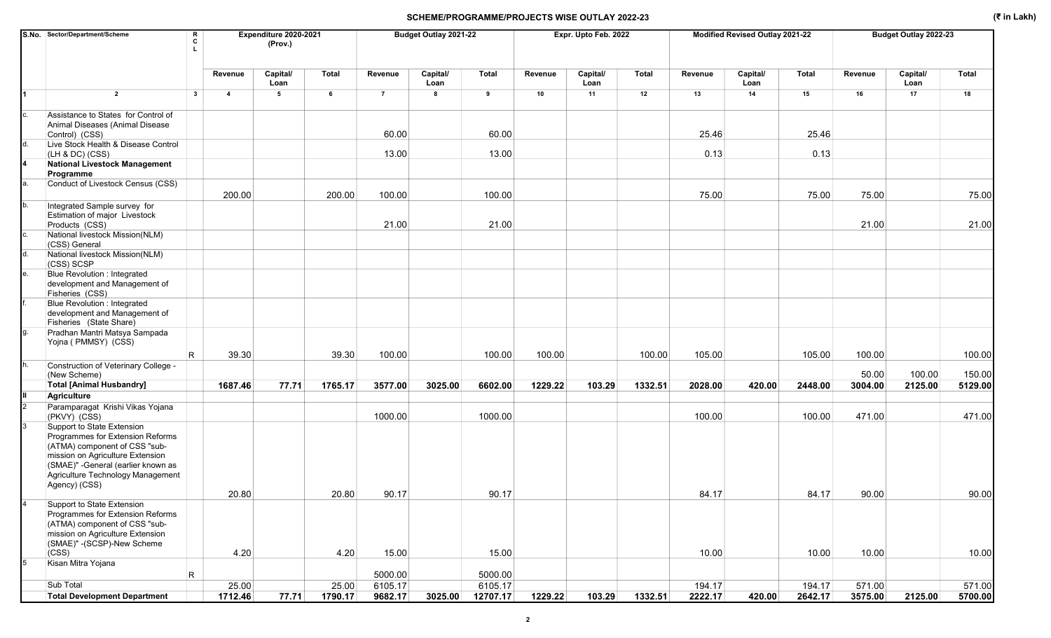# SCHEME/PROGRAMME/PROJECTS WISE OUTLAY 2022-23

(₹ in Lakh)

| S.No. | Sector/Department/Scheme | RCL | Expenditure 2020-2021 (Prov.) | | | Budget Outlay 2021-22 | | | Expr. Upto Feb. 2022 | | | Modified Revised Outlay 2021-22 | | | Budget Outlay 2022-23 | | |
|---|---|---|---|---|---|---|---|---|---|---|---|---|---|---|---|---|---|
| | | | Revenue | Capital/ Loan | Total | Revenue | Capital/ Loan | Total | Revenue | Capital/ Loan | Total | Revenue | Capital/ Loan | Total | Revenue | Capital/ Loan | Total |
| 1 | 2 | 3 | 4 | 5 | 6 | 7 | 8 | 9 | 10 | 11 | 12 | 13 | 14 | 15 | 16 | 17 | 18 |
| c. | Assistance to States for Control of Animal Diseases (Animal Disease Control) (CSS) | | | | | 60.00 | | 60.00 | | | | 25.46 | | 25.46 | | | |
| d. | Live Stock Health & Disease Control (LH & DC) (CSS) | | | | | 13.00 | | 13.00 | | | | 0.13 | | 0.13 | | | |
| 4 | **National Livestock Management Programme** | | | | | | | | | | | | | | | | |
| a. | Conduct of Livestock Census (CSS) | | 200.00 | | 200.00 | 100.00 | | 100.00 | | | | 75.00 | | 75.00 | 75.00 | | 75.00 |
| b. | Integrated Sample survey for Estimation of major Livestock Products (CSS) | | | | | 21.00 | | 21.00 | | | | | | | 21.00 | | 21.00 |
| c. | National livestock Mission(NLM) (CSS) General | | | | | | | | | | | | | | | | |
| d. | National livestock Mission(NLM) (CSS) SCSP | | | | | | | | | | | | | | | | |
| e. | Blue Revolution : Integrated development and Management of Fisheries (CSS) | | | | | | | | | | | | | | | | |
| f. | Blue Revolution : Integrated development and Management of Fisheries (State Share) | | | | | | | | | | | | | | | | |
| g. | Pradhan Mantri Matsya Sampada Yojna ( PMMSY) (CSS) | R | 39.30 | | 39.30 | 100.00 | | 100.00 | 100.00 | | 100.00 | 105.00 | | 105.00 | 100.00 | | 100.00 |
| h. | Construction of Veterinary College - (New Scheme) | | | | | | | | | | | | | | 50.00 | 100.00 | 150.00 |
| | **Total [Animal Husbandry]** | | **1687.46** | **77.71** | **1765.17** | **3577.00** | **3025.00** | **6602.00** | **1229.22** | **103.29** | **1332.51** | **2028.00** | **420.00** | **2448.00** | **3004.00** | **2125.00** | **5129.00** |
| II | **Agriculture** | | | | | | | | | | | | | | | | |
| 2 | Paramparagat Krishi Vikas Yojana (PKVY) (CSS) | | | | | 1000.00 | | 1000.00 | | | | 100.00 | | 100.00 | 471.00 | | 471.00 |
| 3 | Support to State Extension Programmes for Extension Reforms (ATMA) component of CSS "sub-mission on Agriculture Extension (SMAE)" -General (earlier known as Agriculture Technology Management Agency) (CSS) | | 20.80 | | 20.80 | 90.17 | | 90.17 | | | | 84.17 | | 84.17 | 90.00 | | 90.00 |
| 4 | Support to State Extension Programmes for Extension Reforms (ATMA) component of CSS "sub-mission on Agriculture Extension (SMAE)" -(SCSP)-New Scheme (CSS) | | 4.20 | | 4.20 | 15.00 | | 15.00 | | | | 10.00 | | 10.00 | 10.00 | | 10.00 |
| 5 | Kisan Mitra Yojana | R | | | | 5000.00 | | 5000.00 | | | | | | | | | |
| | Sub Total | | 25.00 | | 25.00 | 6105.17 | | 6105.17 | | | | 194.17 | | 194.17 | 571.00 | | 571.00 |
| | **Total Development Department** | | **1712.46** | **77.71** | **1790.17** | **9682.17** | **3025.00** | **12707.17** | **1229.22** | **103.29** | **1332.51** | **2222.17** | **420.00** | **2642.17** | **3575.00** | **2125.00** | **5700.00** |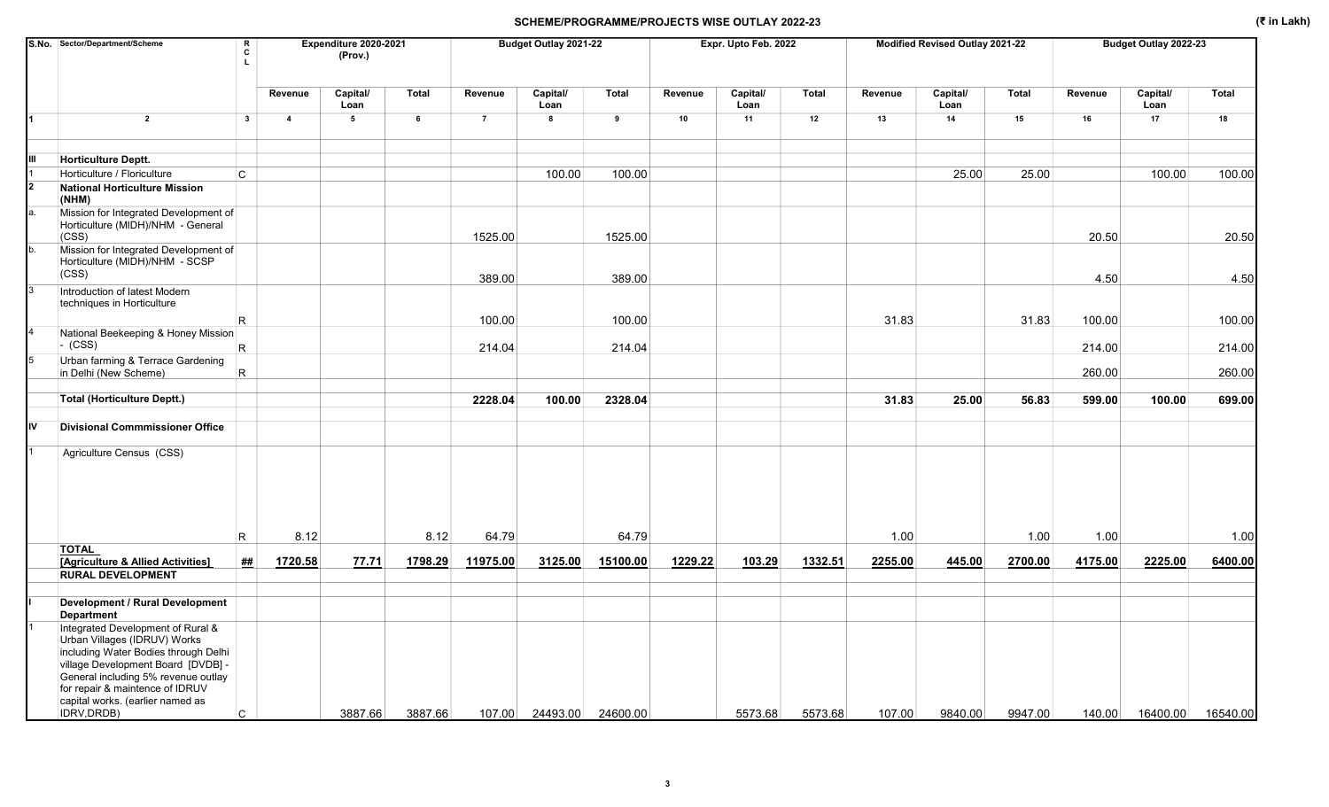## SCHEME/PROGRAMME/PROJECTS WISE OUTLAY 2022-23

(₹ in Lakh)

| S.No. | Sector/Department/Scheme | R C L | Expenditure 2020-2021 (Prov.) | | | Budget Outlay 2021-22 | | | Expr. Upto Feb. 2022 | | | Modified Revised Outlay 2021-22 | | | Budget Outlay 2022-23 | | |
|---|---|---|---|---|---|---|---|---|---|---|---|---|---|---|---|---|---|
| | | | Revenue | Capital/ Loan | Total | Revenue | Capital/ Loan | Total | Revenue | Capital/ Loan | Total | Revenue | Capital/ Loan | Total | Revenue | Capital/ Loan | Total |
| 1 | 2 | 3 | 4 | 5 | 6 | 7 | 8 | 9 | 10 | 11 | 12 | 13 | 14 | 15 | 16 | 17 | 18 |
| III | **Horticulture Deptt.** | | | | | | | | | | | | | | | | |
| 1 | Horticulture / Floriculture | C | | | | | 100.00 | 100.00 | | | | | 25.00 | 25.00 | | 100.00 | 100.00 |
| 2 | **National Horticulture Mission (NHM)** | | | | | | | | | | | | | | | | |
| a. | Mission for Integrated Development of Horticulture (MIDH)/NHM - General (CSS) | | | | | 1525.00 | | 1525.00 | | | | | | | 20.50 | | 20.50 |
| b. | Mission for Integrated Development of Horticulture (MIDH)/NHM - SCSP (CSS) | | | | | 389.00 | | 389.00 | | | | | | | 4.50 | | 4.50 |
| 3 | Introduction of latest Modern techniques in Horticulture | R | | | | 100.00 | | 100.00 | | | | 31.83 | | 31.83 | 100.00 | | 100.00 |
| 4 | National Beekeeping & Honey Mission - (CSS) | R | | | | 214.04 | | 214.04 | | | | | | | 214.00 | | 214.00 |
| 5 | Urban farming & Terrace Gardening in Delhi (New Scheme) | R | | | | | | | | | | | | | 260.00 | | 260.00 |
| | **Total (Horticulture Deptt.)** | | | | | **2228.04** | **100.00** | **2328.04** | | | | **31.83** | **25.00** | **56.83** | **599.00** | **100.00** | **699.00** |
| IV | **Divisional Commmissioner Office** | | | | | | | | | | | | | | | | |
| 1 | Agriculture Census (CSS) | R | 8.12 | | 8.12 | 64.79 | | 64.79 | | | | 1.00 | | 1.00 | 1.00 | | 1.00 |
| | **TOTAL [Agriculture & Allied Activities]** | ## | **1720.58** | **77.71** | **1798.29** | **11975.00** | **3125.00** | **15100.00** | **1229.22** | **103.29** | **1332.51** | **2255.00** | **445.00** | **2700.00** | **4175.00** | **2225.00** | **6400.00** |
| | **RURAL DEVELOPMENT** | | | | | | | | | | | | | | | | |
| I | **Development / Rural Development Department** | | | | | | | | | | | | | | | | |
| 1 | Integrated Development of Rural & Urban Villages (IDRUV) Works including Water Bodies through Delhi village Development Board [DVDB] - General including 5% revenue outlay for repair & maintence of IDRUV capital works. (earlier named as IDRV,DRDB) | C | | 3887.66 | 3887.66 | 107.00 | 24493.00 | 24600.00 | | 5573.68 | 5573.68 | 107.00 | 9840.00 | 9947.00 | 140.00 | 16400.00 | 16540.00 |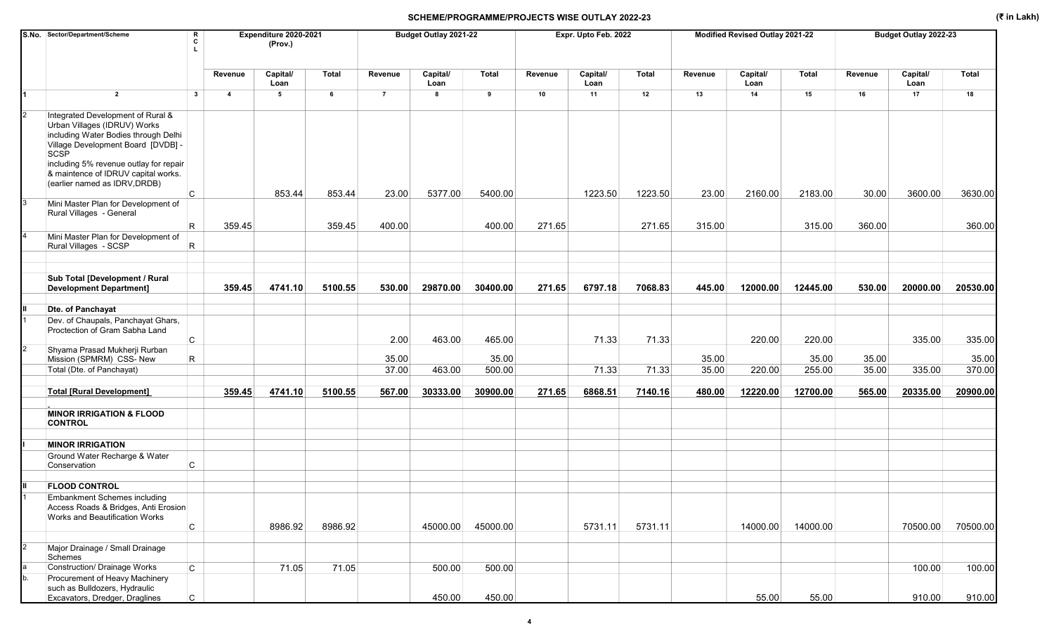## SCHEME/PROGRAMME/PROJECTS WISE OUTLAY 2022-23

(₹ in Lakh)

| S.No. | Sector/Department/Scheme | RCL | Expenditure 2020-2021 (Prov.) | | | Budget Outlay 2021-22 | | | Expr. Upto Feb. 2022 | | | Modified Revised Outlay 2021-22 | | | Budget Outlay 2022-23 | | |
|---|---|---|---|---|---|---|---|---|---|---|---|---|---|---|---|---|---|
| | | | Revenue | Capital/ Loan | Total | Revenue | Capital/ Loan | Total | Revenue | Capital/ Loan | Total | Revenue | Capital/ Loan | Total | Revenue | Capital/ Loan | Total |
| 1 | 2 | 3 | 4 | 5 | 6 | 7 | 8 | 9 | 10 | 11 | 12 | 13 | 14 | 15 | 16 | 17 | 18 |
| 2 | Integrated Development of Rural & Urban Villages (IDRUV) Works including Water Bodies through Delhi Village Development Board [DVDB] - SCSP including 5% revenue outlay for repair & maintence of IDRUV capital works. (earlier named as IDRV,DRDB) | C | | 853.44 | 853.44 | 23.00 | 5377.00 | 5400.00 | | 1223.50 | 1223.50 | 23.00 | 2160.00 | 2183.00 | 30.00 | 3600.00 | 3630.00 |
| 3 | Mini Master Plan for Development of Rural Villages - General | R | 359.45 | | 359.45 | 400.00 | | 400.00 | 271.65 | | 271.65 | 315.00 | | 315.00 | 360.00 | | 360.00 |
| 4 | Mini Master Plan for Development of Rural Villages - SCSP | R | | | | | | | | | | | | | | | |
| | **Sub Total [Development / Rural Development Department]** | | **359.45** | **4741.10** | **5100.55** | **530.00** | **29870.00** | **30400.00** | **271.65** | **6797.18** | **7068.83** | **445.00** | **12000.00** | **12445.00** | **530.00** | **20000.00** | **20530.00** |
| **II** | **Dte. of Panchayat** | | | | | | | | | | | | | | | | |
| 1 | Dev. of Chaupals, Panchayat Ghars, Proctection of Gram Sabha Land | C | | | | 2.00 | 463.00 | 465.00 | | 71.33 | 71.33 | | 220.00 | 220.00 | | 335.00 | 335.00 |
| 2 | Shyama Prasad Mukherji Rurban Mission (SPMRM) CSS- New | R | | | | 35.00 | | 35.00 | | | | 35.00 | | 35.00 | 35.00 | | 35.00 |
| | Total (Dte. of Panchayat) | | | | | 37.00 | 463.00 | 500.00 | | 71.33 | 71.33 | 35.00 | 220.00 | 255.00 | 35.00 | 335.00 | 370.00 |
| | **Total [Rural Development]** | | **359.45** | **4741.10** | **5100.55** | **567.00** | **30333.00** | **30900.00** | **271.65** | **6868.51** | **7140.16** | **480.00** | **12220.00** | **12700.00** | **565.00** | **20335.00** | **20900.00** |
| | **MINOR IRRIGATION & FLOOD CONTROL** | | | | | | | | | | | | | | | | |
| **I** | **MINOR IRRIGATION** | | | | | | | | | | | | | | | | |
| | Ground Water Recharge & Water Conservation | C | | | | | | | | | | | | | | | |
| **II** | **FLOOD CONTROL** | | | | | | | | | | | | | | | | |
| 1 | Embankment Schemes including Access Roads & Bridges, Anti Erosion Works and Beautification Works | C | | 8986.92 | 8986.92 | | 45000.00 | 45000.00 | | 5731.11 | 5731.11 | | 14000.00 | 14000.00 | | 70500.00 | 70500.00 |
| 2 | Major Drainage / Small Drainage Schemes | | | | | | | | | | | | | | | | |
| a | Construction/ Drainage Works | C | | 71.05 | 71.05 | | 500.00 | 500.00 | | | | | | | | 100.00 | 100.00 |
| b. | Procurement of Heavy Machinery such as Bulldozers, Hydraulic Excavators, Dredger, Draglines | C | | | | | 450.00 | 450.00 | | | | | 55.00 | 55.00 | | 910.00 | 910.00 |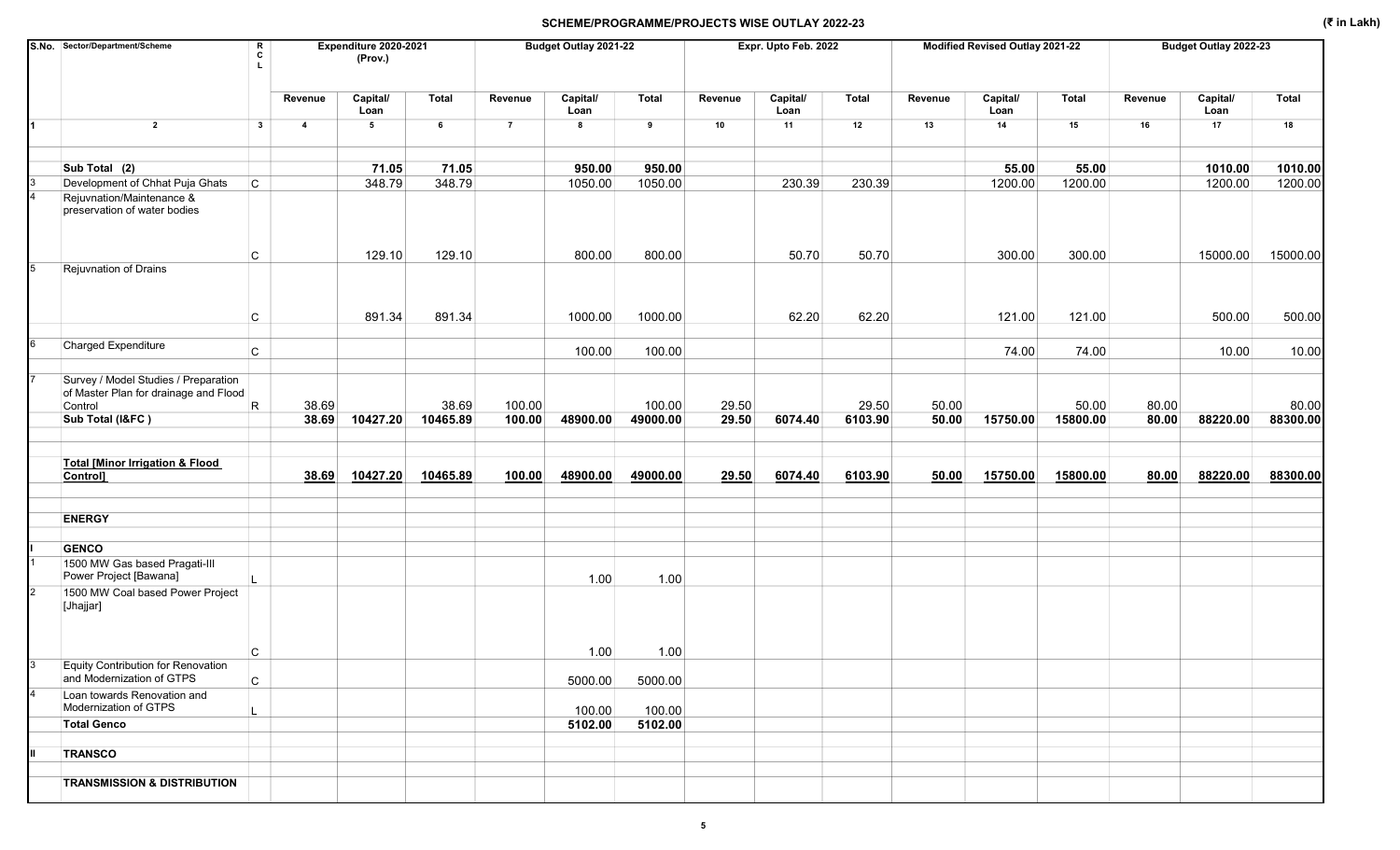## SCHEME/PROGRAMME/PROJECTS WISE OUTLAY 2022-23

(₹ in Lakh)

| S.No. | Sector/Department/Scheme | R C L | Expenditure 2020-2021 (Prov.) | | | Budget Outlay 2021-22 | | | Expr. Upto Feb. 2022 | | | Modified Revised Outlay 2021-22 | | | Budget Outlay 2022-23 | | |
|---|---|---|---|---|---|---|---|---|---|---|---|---|---|---|---|---|---|
| | | | Revenue | Capital/ Loan | Total | Revenue | Capital/ Loan | Total | Revenue | Capital/ Loan | Total | Revenue | Capital/ Loan | Total | Revenue | Capital/ Loan | Total |
| 1 | 2 | 3 | 4 | 5 | 6 | 7 | 8 | 9 | 10 | 11 | 12 | 13 | 14 | 15 | 16 | 17 | 18 |
| | **Sub Total (2)** | | | **71.05** | **71.05** | | **950.00** | **950.00** | | | | | **55.00** | **55.00** | | **1010.00** | **1010.00** |
| 3 | Development of Chhat Puja Ghats | C | | 348.79 | 348.79 | | 1050.00 | 1050.00 | | 230.39 | 230.39 | | 1200.00 | 1200.00 | | 1200.00 | 1200.00 |
| 4 | Rejuvnation/Maintenance & preservation of water bodies | C | | 129.10 | 129.10 | | 800.00 | 800.00 | | 50.70 | 50.70 | | 300.00 | 300.00 | | 15000.00 | 15000.00 |
| 5 | Rejuvnation of Drains | C | | 891.34 | 891.34 | | 1000.00 | 1000.00 | | 62.20 | 62.20 | | 121.00 | 121.00 | | 500.00 | 500.00 |
| 6 | Charged Expenditure | C | | | | | 100.00 | 100.00 | | | | | 74.00 | 74.00 | | 10.00 | 10.00 |
| 7 | Survey / Model Studies / Preparation of Master Plan for drainage and Flood Control | R | 38.69 | | 38.69 | 100.00 | | 100.00 | 29.50 | | 29.50 | 50.00 | | 50.00 | 80.00 | | 80.00 |
| | **Sub Total (I&FC )** | | **38.69** | **10427.20** | **10465.89** | **100.00** | **48900.00** | **49000.00** | **29.50** | **6074.40** | **6103.90** | **50.00** | **15750.00** | **15800.00** | **80.00** | **88220.00** | **88300.00** |
| | **Total [Minor Irrigation & Flood Control]** | | **38.69** | **10427.20** | **10465.89** | **100.00** | **48900.00** | **49000.00** | **29.50** | **6074.40** | **6103.90** | **50.00** | **15750.00** | **15800.00** | **80.00** | **88220.00** | **88300.00** |
| | **ENERGY** | | | | | | | | | | | | | | | | |
| I | **GENCO** | | | | | | | | | | | | | | | | |
| 1 | 1500 MW Gas based Pragati-III Power Project [Bawana] | L | | | | | 1.00 | 1.00 | | | | | | | | | |
| 2 | 1500 MW Coal based Power Project [Jhajjar] | C | | | | | 1.00 | 1.00 | | | | | | | | | |
| 3 | Equity Contribution for Renovation and Modernization of GTPS | C | | | | | 5000.00 | 5000.00 | | | | | | | | | |
| 4 | Loan towards Renovation and Modernization of GTPS | L | | | | | 100.00 | 100.00 | | | | | | | | | |
| | **Total Genco** | | | | | | **5102.00** | **5102.00** | | | | | | | | | |
| II | **TRANSCO** | | | | | | | | | | | | | | | | |
| | **TRANSMISSION & DISTRIBUTION** | | | | | | | | | | | | | | | | |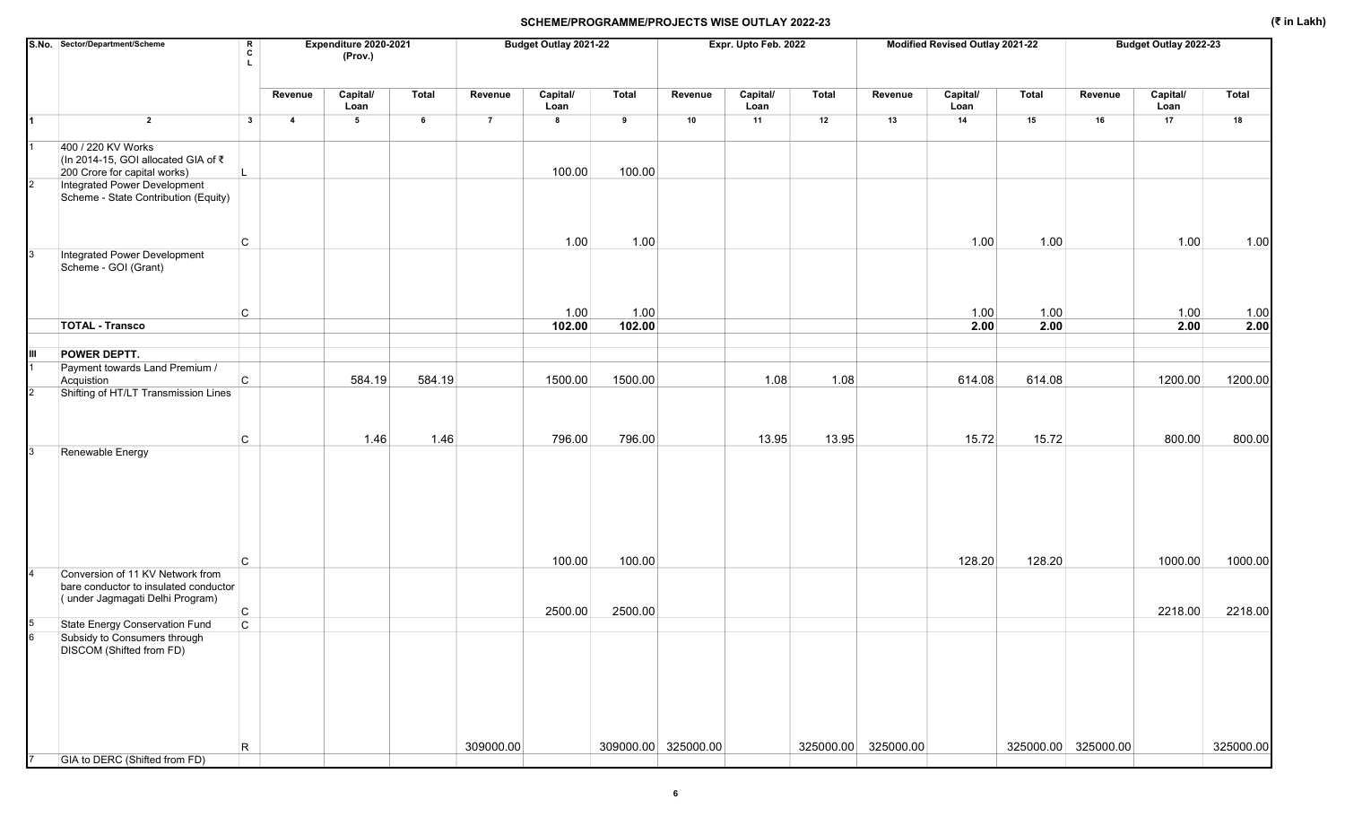## SCHEME/PROGRAMME/PROJECTS WISE OUTLAY 2022-23

(₹ in Lakh)

| S.No. | Sector/Department/Scheme | R C L | Expenditure 2020-2021 (Prov.) | | | Budget Outlay 2021-22 | | | Expr. Upto Feb. 2022 | | | Modified Revised Outlay 2021-22 | | | Budget Outlay 2022-23 | | |
|---|---|---|---|---|---|---|---|---|---|---|---|---|---|---|---|---|---|
| | | | Revenue | Capital/ Loan | Total | Revenue | Capital/ Loan | Total | Revenue | Capital/ Loan | Total | Revenue | Capital/ Loan | Total | Revenue | Capital/ Loan | Total |
| 1 | 2 | 3 | 4 | 5 | 6 | 7 | 8 | 9 | 10 | 11 | 12 | 13 | 14 | 15 | 16 | 17 | 18 |
| 1 | 400 / 220 KV Works (In 2014-15, GOI allocated GIA of ₹ 200 Crore for capital works) | L | | | | | 100.00 | 100.00 | | | | | | | | | |
| 2 | Integrated Power Development Scheme - State Contribution (Equity) | C | | | | | 1.00 | 1.00 | | | | | 1.00 | 1.00 | | 1.00 | 1.00 |
| 3 | Integrated Power Development Scheme - GOI (Grant) | C | | | | | 1.00 | 1.00 | | | | | 1.00 | 1.00 | | 1.00 | 1.00 |
| | **TOTAL - Transco** | | | | | | **102.00** | **102.00** | | | | | **2.00** | **2.00** | | **2.00** | **2.00** |
| **III** | **POWER DEPTT.** | | | | | | | | | | | | | | | | |
| 1 | Payment towards Land Premium / Acquistion | C | | 584.19 | 584.19 | | 1500.00 | 1500.00 | | 1.08 | 1.08 | | 614.08 | 614.08 | | 1200.00 | 1200.00 |
| 2 | Shifting of HT/LT Transmission Lines | C | | 1.46 | 1.46 | | 796.00 | 796.00 | | 13.95 | 13.95 | | 15.72 | 15.72 | | 800.00 | 800.00 |
| 3 | Renewable Energy | C | | | | | 100.00 | 100.00 | | | | | 128.20 | 128.20 | | 1000.00 | 1000.00 |
| 4 | Conversion of 11 KV Network from bare conductor to insulated conductor ( under Jagmagati Delhi Program) | C | | | | | 2500.00 | 2500.00 | | | | | | | | 2218.00 | 2218.00 |
| 5 | State Energy Conservation Fund | C | | | | | | | | | | | | | | | |
| 6 | Subsidy to Consumers through DISCOM (Shifted from FD) | R | | | | 309000.00 | | 309000.00 | 325000.00 | | 325000.00 | 325000.00 | | 325000.00 | 325000.00 | | 325000.00 |
| 7 | GIA to DERC (Shifted from FD) | | | | | | | | | | | | | | | | |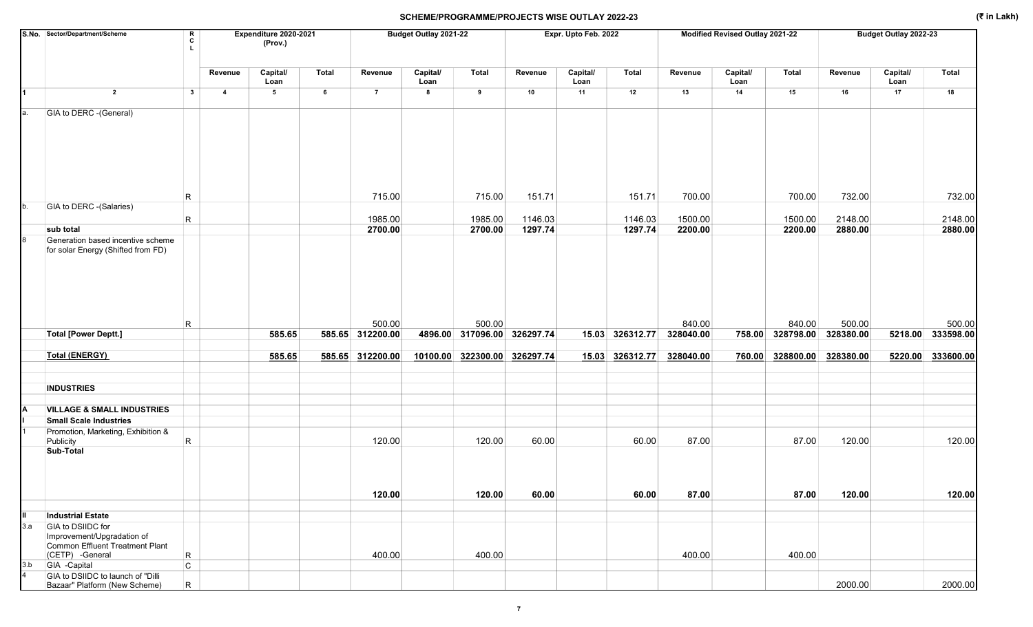# SCHEME/PROGRAMME/PROJECTS WISE OUTLAY 2022-23

(₹ in Lakh)

| S.No. | Sector/Department/Scheme | RCL | Expenditure 2020-2021 (Prov.) | | | Budget Outlay 2021-22 | | | Expr. Upto Feb. 2022 | | | Modified Revised Outlay 2021-22 | | | Budget Outlay 2022-23 | | |
|---|---|---|---|---|---|---|---|---|---|---|---|---|---|---|---|---|---|
| | | | Revenue | Capital/ Loan | Total | Revenue | Capital/ Loan | Total | Revenue | Capital/ Loan | Total | Revenue | Capital/ Loan | Total | Revenue | Capital/ Loan | Total |
| 1 | 2 | 3 | 4 | 5 | 6 | 7 | 8 | 9 | 10 | 11 | 12 | 13 | 14 | 15 | 16 | 17 | 18 |
| a. | GIA to DERC -(General) | R | | | | 715.00 | | 715.00 | 151.71 | | 151.71 | 700.00 | | 700.00 | 732.00 | | 732.00 |
| b. | GIA to DERC -(Salaries) | R | | | | 1985.00 | | 1985.00 | 1146.03 | | 1146.03 | 1500.00 | | 1500.00 | 2148.00 | | 2148.00 |
| | **sub total** | | | | | **2700.00** | | **2700.00** | **1297.74** | | **1297.74** | **2200.00** | | **2200.00** | **2880.00** | | **2880.00** |
| 8 | Generation based incentive scheme for solar Energy (Shifted from FD) | R | | | | 500.00 | | 500.00 | | | | 840.00 | | 840.00 | 500.00 | | 500.00 |
| | **Total [Power Deptt.]** | | | **585.65** | **585.65** | **312200.00** | **4896.00** | **317096.00** | **326297.74** | **15.03** | **326312.77** | **328040.00** | **758.00** | **328798.00** | **328380.00** | **5218.00** | **333598.00** |
| | **Total (ENERGY)** | | | **585.65** | **585.65** | **312200.00** | **10100.00** | **322300.00** | **326297.74** | **15.03** | **326312.77** | **328040.00** | **760.00** | **328800.00** | **328380.00** | **5220.00** | **333600.00** |
| | **INDUSTRIES** | | | | | | | | | | | | | | | | |
| **A** | **VILLAGE & SMALL INDUSTRIES** | | | | | | | | | | | | | | | | |
| **I** | **Small Scale Industries** | | | | | | | | | | | | | | | | |
| 1 | Promotion, Marketing, Exhibition & Publicity | R | | | | 120.00 | | 120.00 | 60.00 | | 60.00 | 87.00 | | 87.00 | 120.00 | | 120.00 |
| | **Sub-Total** | | | | | **120.00** | | **120.00** | **60.00** | | **60.00** | **87.00** | | **87.00** | **120.00** | | **120.00** |
| **II** | **Industrial Estate** | | | | | | | | | | | | | | | | |
| 3.a | GIA to DSIIDC for Improvement/Upgradation of Common Effluent Treatment Plant (CETP) -General | R | | | | 400.00 | | 400.00 | | | | 400.00 | | 400.00 | | | |
| 3.b | GIA -Capital | C | | | | | | | | | | | | | | | |
| 4 | GIA to DSIIDC to launch of "Dilli Bazaar" Platform (New Scheme) | R | | | | | | | | | | | | | 2000.00 | | 2000.00 |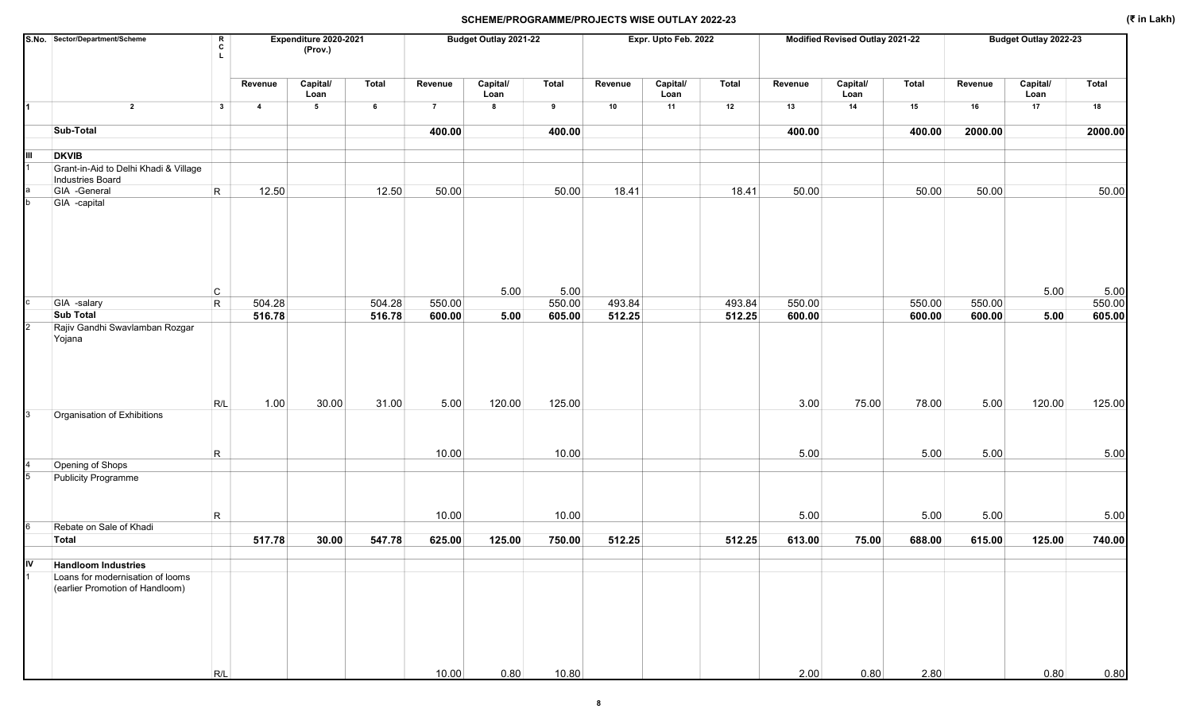## SCHEME/PROGRAMME/PROJECTS WISE OUTLAY 2022-23

(₹ in Lakh)

| S.No. | Sector/Department/Scheme | R C L | Expenditure 2020-2021 (Prov.) | | | Budget Outlay 2021-22 | | | Expr. Upto Feb. 2022 | | | Modified Revised Outlay 2021-22 | | | Budget Outlay 2022-23 | | |
|---|---|---|---|---|---|---|---|---|---|---|---|---|---|---|---|---|---|
| | | | Revenue | Capital/ Loan | Total | Revenue | Capital/ Loan | Total | Revenue | Capital/ Loan | Total | Revenue | Capital/ Loan | Total | Revenue | Capital/ Loan | Total |
| 1 | 2 | 3 | 4 | 5 | 6 | 7 | 8 | 9 | 10 | 11 | 12 | 13 | 14 | 15 | 16 | 17 | 18 |
| | **Sub-Total** | | | | | **400.00** | | **400.00** | | | | **400.00** | | **400.00** | **2000.00** | | **2000.00** |
| **III** | **DKVIB** | | | | | | | | | | | | | | | | |
| 1 | Grant-in-Aid to Delhi Khadi & Village Industries Board | | | | | | | | | | | | | | | | |
| a | GIA -General | R | 12.50 | | 12.50 | 50.00 | | 50.00 | 18.41 | | 18.41 | 50.00 | | 50.00 | 50.00 | | 50.00 |
| b | GIA -capital | C | | | | | 5.00 | 5.00 | | | | | | | | 5.00 | 5.00 |
| c | GIA -salary | R | 504.28 | | 504.28 | 550.00 | | 550.00 | 493.84 | | 493.84 | 550.00 | | 550.00 | 550.00 | | 550.00 |
| | **Sub Total** | | **516.78** | | **516.78** | **600.00** | **5.00** | **605.00** | **512.25** | | **512.25** | **600.00** | | **600.00** | **600.00** | **5.00** | **605.00** |
| 2 | Rajiv Gandhi Swavlamban Rozgar Yojana | R/L | 1.00 | 30.00 | 31.00 | 5.00 | 120.00 | 125.00 | | | | 3.00 | 75.00 | 78.00 | 5.00 | 120.00 | 125.00 |
| 3 | Organisation of Exhibitions | R | | | | 10.00 | | 10.00 | | | | 5.00 | | 5.00 | 5.00 | | 5.00 |
| 4 | Opening of Shops | | | | | | | | | | | | | | | | |
| 5 | Publicity Programme | R | | | | 10.00 | | 10.00 | | | | 5.00 | | 5.00 | 5.00 | | 5.00 |
| 6 | Rebate on Sale of Khadi | | | | | | | | | | | | | | | | |
| | **Total** | | **517.78** | **30.00** | **547.78** | **625.00** | **125.00** | **750.00** | **512.25** | | **512.25** | **613.00** | **75.00** | **688.00** | **615.00** | **125.00** | **740.00** |
| **IV** | **Handloom Industries** | | | | | | | | | | | | | | | | |
| 1 | Loans for modernisation of looms (earlier Promotion of Handloom) | R/L | | | | 10.00 | 0.80 | 10.80 | | | | 2.00 | 0.80 | 2.80 | | 0.80 | 0.80 |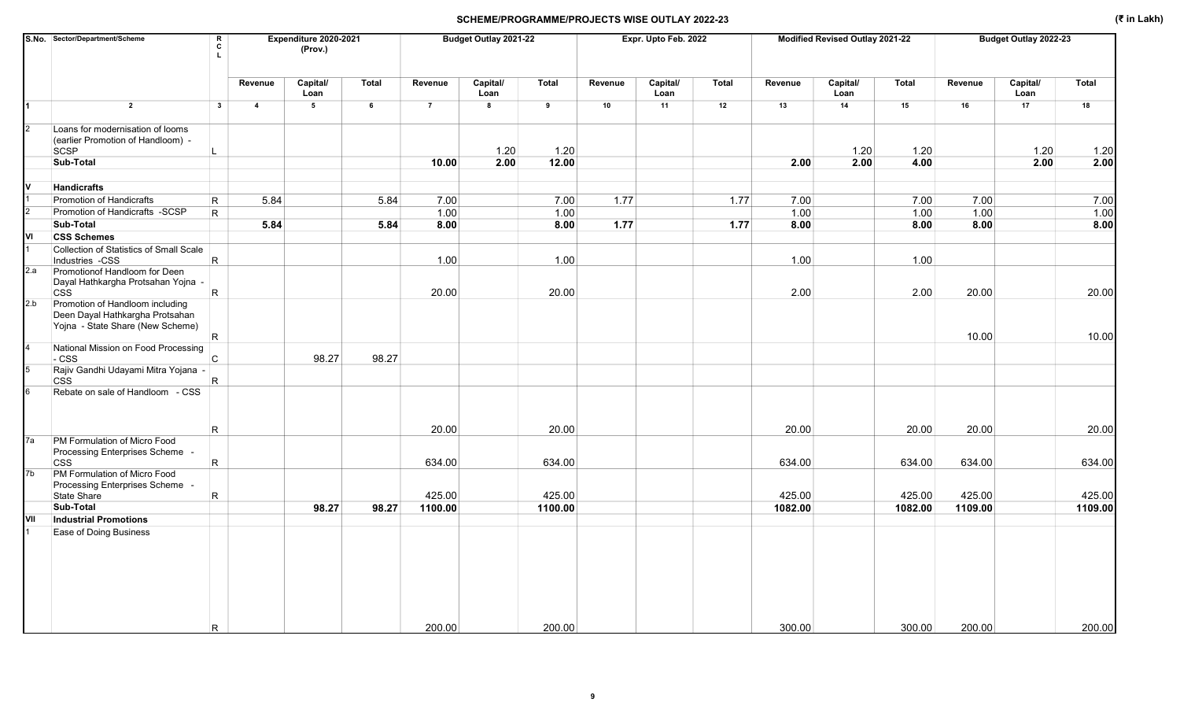## SCHEME/PROGRAMME/PROJECTS WISE OUTLAY 2022-23

(₹ in Lakh)

| S.No. | Sector/Department/Scheme | R C L | Expenditure 2020-2021 (Prov.) | | | Budget Outlay 2021-22 | | | Expr. Upto Feb. 2022 | | | Modified Revised Outlay 2021-22 | | | Budget Outlay 2022-23 | | |
|---|---|---|---|---|---|---|---|---|---|---|---|---|---|---|---|---|---|
| | | | Revenue | Capital/ Loan | Total | Revenue | Capital/ Loan | Total | Revenue | Capital/ Loan | Total | Revenue | Capital/ Loan | Total | Revenue | Capital/ Loan | Total |
| 1 | 2 | 3 | 4 | 5 | 6 | 7 | 8 | 9 | 10 | 11 | 12 | 13 | 14 | 15 | 16 | 17 | 18 |
| 2 | Loans for modernisation of looms (earlier Promotion of Handloom) - SCSP | L | | | | | 1.20 | 1.20 | | | | | 1.20 | 1.20 | | 1.20 | 1.20 |
| | **Sub-Total** | | | | | **10.00** | **2.00** | **12.00** | | | | **2.00** | **2.00** | **4.00** | | **2.00** | **2.00** |
| V | **Handicrafts** | | | | | | | | | | | | | | | | |
| 1 | Promotion of Handicrafts | R | 5.84 | | 5.84 | 7.00 | | 7.00 | 1.77 | | 1.77 | 7.00 | | 7.00 | 7.00 | | 7.00 |
| 2 | Promotion of Handicrafts -SCSP | R | | | | 1.00 | | 1.00 | | | | 1.00 | | 1.00 | 1.00 | | 1.00 |
| | **Sub-Total** | | **5.84** | | **5.84** | **8.00** | | **8.00** | **1.77** | | **1.77** | **8.00** | | **8.00** | **8.00** | | **8.00** |
| VI | **CSS Schemes** | | | | | | | | | | | | | | | | |
| 1 | Collection of Statistics of Small Scale Industries -CSS | R | | | | 1.00 | | 1.00 | | | | 1.00 | | 1.00 | | | |
| 2.a | Promotionof Handloom for Deen Dayal Hathkargha Protsahan Yojna - CSS | R | | | | 20.00 | | 20.00 | | | | 2.00 | | 2.00 | 20.00 | | 20.00 |
| 2.b | Promotion of Handloom including Deen Dayal Hathkargha Protsahan Yojna - State Share (New Scheme) | R | | | | | | | | | | | | | 10.00 | | 10.00 |
| 4 | National Mission on Food Processing - CSS | C | | 98.27 | 98.27 | | | | | | | | | | | | |
| 5 | Rajiv Gandhi Udayami Mitra Yojana - CSS | R | | | | | | | | | | | | | | | |
| 6 | Rebate on sale of Handloom - CSS | R | | | | 20.00 | | 20.00 | | | | 20.00 | | 20.00 | 20.00 | | 20.00 |
| 7a | PM Formulation of Micro Food Processing Enterprises Scheme - CSS | R | | | | 634.00 | | 634.00 | | | | 634.00 | | 634.00 | 634.00 | | 634.00 |
| 7b | PM Formulation of Micro Food Processing Enterprises Scheme - State Share | R | | | | 425.00 | | 425.00 | | | | 425.00 | | 425.00 | 425.00 | | 425.00 |
| | **Sub-Total** | | | **98.27** | **98.27** | **1100.00** | | **1100.00** | | | | **1082.00** | | **1082.00** | **1109.00** | | **1109.00** |
| VII | **Industrial Promotions** | | | | | | | | | | | | | | | | |
| 1 | Ease of Doing Business | R | | | | 200.00 | | 200.00 | | | | 300.00 | | 300.00 | 200.00 | | 200.00 |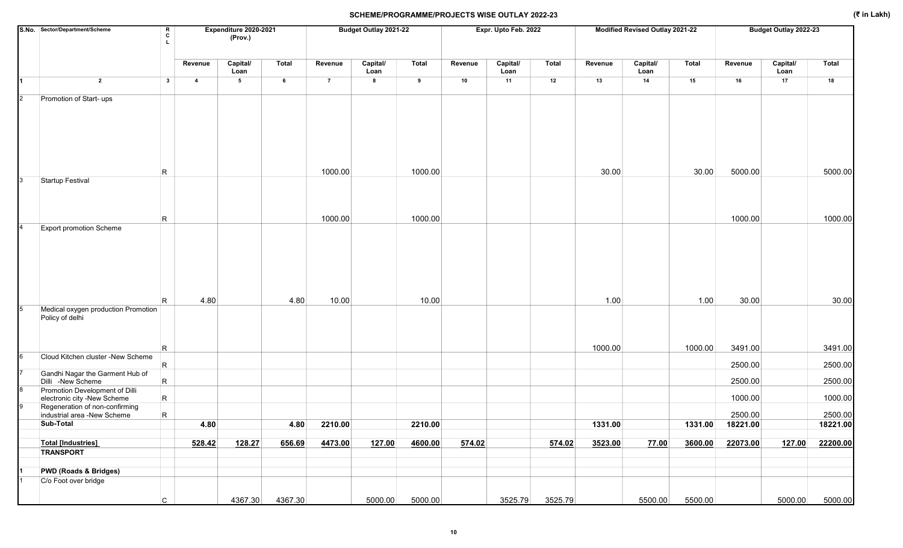## SCHEME/PROGRAMME/PROJECTS WISE OUTLAY 2022-23

(₹ in Lakh)

| S.No. | Sector/Department/Scheme | RCL | Expenditure 2020-2021 (Prov.) | | | Budget Outlay 2021-22 | | | Expr. Upto Feb. 2022 | | | Modified Revised Outlay 2021-22 | | | Budget Outlay 2022-23 | | |
|---|---|---|---|---|---|---|---|---|---|---|---|---|---|---|---|---|---|
| | | | Revenue | Capital/ Loan | Total | Revenue | Capital/ Loan | Total | Revenue | Capital/ Loan | Total | Revenue | Capital/ Loan | Total | Revenue | Capital/ Loan | Total |
| 1 | 2 | 3 | 4 | 5 | 6 | 7 | 8 | 9 | 10 | 11 | 12 | 13 | 14 | 15 | 16 | 17 | 18 |
| 2 | Promotion of Start- ups | R | | | | 1000.00 | | 1000.00 | | | | 30.00 | | 30.00 | 5000.00 | | 5000.00 |
| 3 | Startup Festival | R | | | | 1000.00 | | 1000.00 | | | | | | | 1000.00 | | 1000.00 |
| 4 | Export promotion Scheme | R | 4.80 | | 4.80 | 10.00 | | 10.00 | | | | 1.00 | | 1.00 | 30.00 | | 30.00 |
| 5 | Medical oxygen production Promotion Policy of delhi | R | | | | | | | | | | 1000.00 | | 1000.00 | 3491.00 | | 3491.00 |
| 6 | Cloud Kitchen cluster -New Scheme | R | | | | | | | | | | | | | 2500.00 | | 2500.00 |
| 7 | Gandhi Nagar the Garment Hub of Dilli -New Scheme | R | | | | | | | | | | | | | 2500.00 | | 2500.00 |
| 8 | Promotion Development of Dilli electronic city -New Scheme | R | | | | | | | | | | | | | 1000.00 | | 1000.00 |
| 9 | Regeneration of non-confirming industrial area -New Scheme | R | | | | | | | | | | | | | 2500.00 | | 2500.00 |
| | **Sub-Total** | | **4.80** | | **4.80** | **2210.00** | | **2210.00** | | | | **1331.00** | | **1331.00** | **18221.00** | | **18221.00** |
| | **Total [Industries]** | | **528.42** | **128.27** | **656.69** | **4473.00** | **127.00** | **4600.00** | **574.02** | | **574.02** | **3523.00** | **77.00** | **3600.00** | **22073.00** | **127.00** | **22200.00** |
| | **TRANSPORT** | | | | | | | | | | | | | | | | |
| 1 | **PWD (Roads & Bridges)** | | | | | | | | | | | | | | | | |
| 1 | C/o Foot over bridge | C | | 4367.30 | 4367.30 | | 5000.00 | 5000.00 | | 3525.79 | 3525.79 | | 5500.00 | 5500.00 | | 5000.00 | 5000.00 |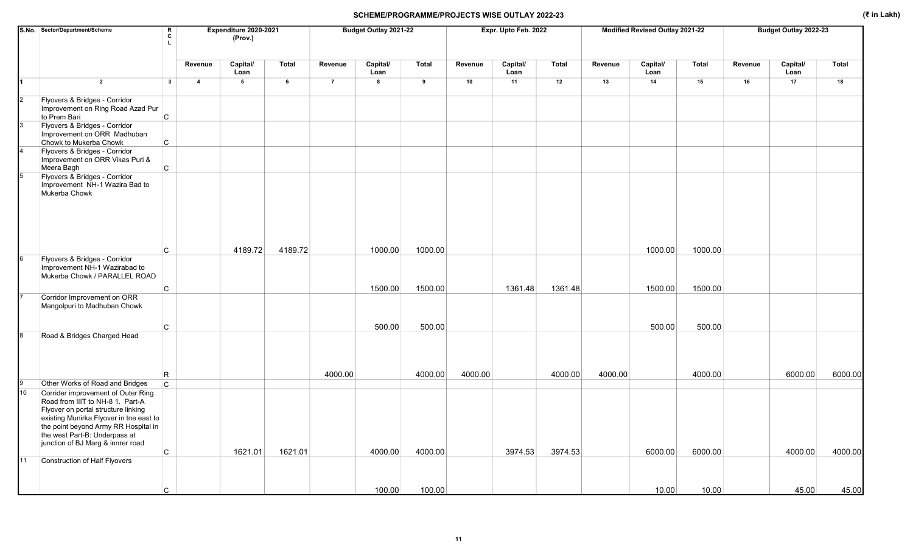# SCHEME/PROGRAMME/PROJECTS WISE OUTLAY 2022-23

(₹ in Lakh)

| S.No. | Sector/Department/Scheme | R C L | Expenditure 2020-2021 (Prov.) | | | Budget Outlay 2021-22 | | | Expr. Upto Feb. 2022 | | | Modified Revised Outlay 2021-22 | | | Budget Outlay 2022-23 | | |
|---|---|---|---|---|---|---|---|---|---|---|---|---|---|---|---|---|---|
| | | | Revenue | Capital/ Loan | Total | Revenue | Capital/ Loan | Total | Revenue | Capital/ Loan | Total | Revenue | Capital/ Loan | Total | Revenue | Capital/ Loan | Total |
| 1 | 2 | 3 | 4 | 5 | 6 | 7 | 8 | 9 | 10 | 11 | 12 | 13 | 14 | 15 | 16 | 17 | 18 |
| 2 | Flyovers & Bridges - Corridor Improvement on Ring Road Azad Pur to Prem Bari | C | | | | | | | | | | | | | | | |
| 3 | Flyovers & Bridges - Corridor Improvement on ORR Madhuban Chowk to Mukerba Chowk | C | | | | | | | | | | | | | | | |
| 4 | Flyovers & Bridges - Corridor Improvement on ORR Vikas Puri & Meera Bagh | C | | | | | | | | | | | | | | | |
| 5 | Flyovers & Bridges - Corridor Improvement NH-1 Wazira Bad to Mukerba Chowk | C | | 4189.72 | 4189.72 | | 1000.00 | 1000.00 | | | | | 1000.00 | 1000.00 | | | |
| 6 | Flyovers & Bridges - Corridor Improvement NH-1 Wazirabad to Mukerba Chowk / PARALLEL ROAD | C | | | | | 1500.00 | 1500.00 | | 1361.48 | 1361.48 | | 1500.00 | 1500.00 | | | |
| 7 | Corridor Improvement on ORR Mangolpuri to Madhuban Chowk | C | | | | | 500.00 | 500.00 | | | | | 500.00 | 500.00 | | | |
| 8 | Road & Bridges Charged Head | R | | | | 4000.00 | | 4000.00 | 4000.00 | | 4000.00 | 4000.00 | | 4000.00 | | 6000.00 | 6000.00 |
| 9 | Other Works of Road and Bridges | C | | | | | | | | | | | | | | | |
| 10 | Corrider improvement of Outer Ring Road from IIIT to NH-8 1. Part-A Flyover on portal structure linking existing Munirka Flyover in tne east to the point beyond Army RR Hospital in the west Part-B: Underpass at junction of BJ Marg & innrer road | C | | 1621.01 | 1621.01 | | 4000.00 | 4000.00 | | 3974.53 | 3974.53 | | 6000.00 | 6000.00 | | 4000.00 | 4000.00 |
| 11 | Construction of Half Flyovers | C | | | | | 100.00 | 100.00 | | | | | 10.00 | 10.00 | | 45.00 | 45.00 |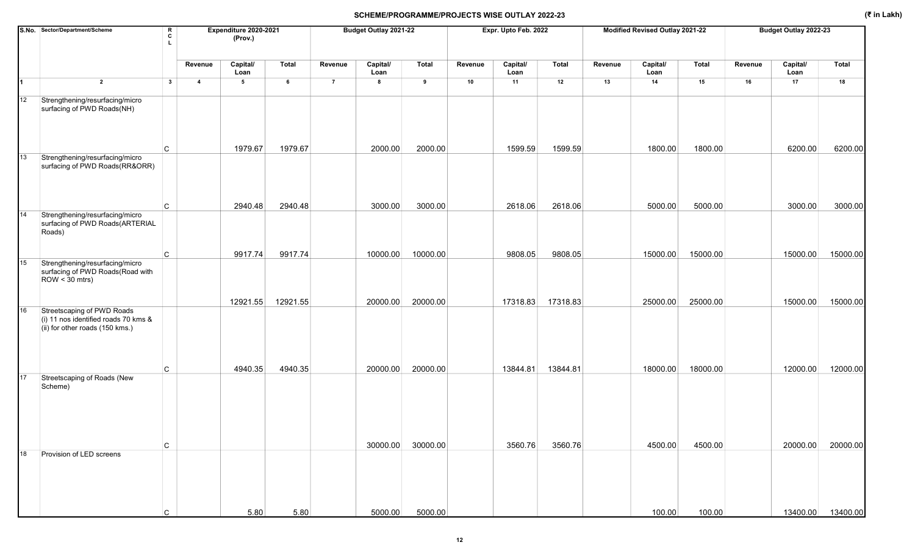# SCHEME/PROGRAMME/PROJECTS WISE OUTLAY 2022-23

(₹ in Lakh)

| S.No. | Sector/Department/Scheme | R C L | Expenditure 2020-2021 (Prov.) | | | Budget Outlay 2021-22 | | | Expr. Upto Feb. 2022 | | | Modified Revised Outlay 2021-22 | | | Budget Outlay 2022-23 | | |
|---|---|---|---|---|---|---|---|---|---|---|---|---|---|---|---|---|---|
| | | | Revenue | Capital/ Loan | Total | Revenue | Capital/ Loan | Total | Revenue | Capital/ Loan | Total | Revenue | Capital/ Loan | Total | Revenue | Capital/ Loan | Total |
| 1 | 2 | 3 | 4 | 5 | 6 | 7 | 8 | 9 | 10 | 11 | 12 | 13 | 14 | 15 | 16 | 17 | 18 |
| 12 | Strengthening/resurfacing/micro surfacing of PWD Roads(NH) | C | | 1979.67 | 1979.67 | | 2000.00 | 2000.00 | | 1599.59 | 1599.59 | | 1800.00 | 1800.00 | | 6200.00 | 6200.00 |
| 13 | Strengthening/resurfacing/micro surfacing of PWD Roads(RR&ORR) | C | | 2940.48 | 2940.48 | | 3000.00 | 3000.00 | | 2618.06 | 2618.06 | | 5000.00 | 5000.00 | | 3000.00 | 3000.00 |
| 14 | Strengthening/resurfacing/micro surfacing of PWD Roads(ARTERIAL Roads) | C | | 9917.74 | 9917.74 | | 10000.00 | 10000.00 | | 9808.05 | 9808.05 | | 15000.00 | 15000.00 | | 15000.00 | 15000.00 |
| 15 | Strengthening/resurfacing/micro surfacing of PWD Roads(Road with ROW < 30 mtrs) | | | 12921.55 | 12921.55 | | 20000.00 | 20000.00 | | 17318.83 | 17318.83 | | 25000.00 | 25000.00 | | 15000.00 | 15000.00 |
| 16 | Streetscaping of PWD Roads (i) 11 nos identified roads 70 kms & (ii) for other roads (150 kms.) | C | | 4940.35 | 4940.35 | | 20000.00 | 20000.00 | | 13844.81 | 13844.81 | | 18000.00 | 18000.00 | | 12000.00 | 12000.00 |
| 17 | Streetscaping of Roads (New Scheme) | C | | | | | 30000.00 | 30000.00 | | 3560.76 | 3560.76 | | 4500.00 | 4500.00 | | 20000.00 | 20000.00 |
| 18 | Provision of LED screens | C | | 5.80 | 5.80 | | 5000.00 | 5000.00 | | | | | 100.00 | 100.00 | | 13400.00 | 13400.00 |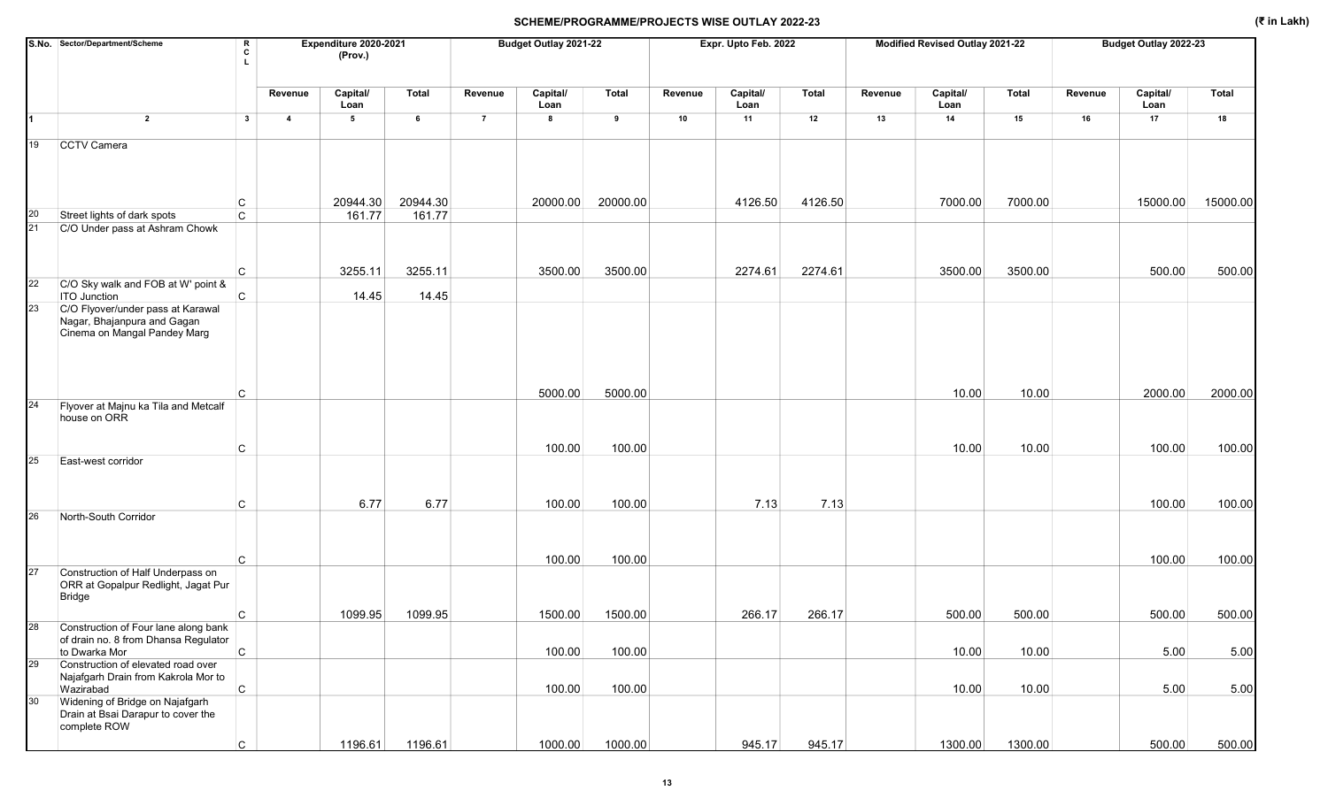## SCHEME/PROGRAMME/PROJECTS WISE OUTLAY 2022-23

(₹ in Lakh)

| S.No. | Sector/Department/Scheme | RCL | Expenditure 2020-2021 (Prov.) | | | Budget Outlay 2021-22 | | | Expr. Upto Feb. 2022 | | | Modified Revised Outlay 2021-22 | | | Budget Outlay 2022-23 | | |
|---|---|---|---|---|---|---|---|---|---|---|---|---|---|---|---|---|---|
| | | | Revenue | Capital/ Loan | Total | Revenue | Capital/ Loan | Total | Revenue | Capital/ Loan | Total | Revenue | Capital/ Loan | Total | Revenue | Capital/ Loan | Total |
| 1 | 2 | 3 | 4 | 5 | 6 | 7 | 8 | 9 | 10 | 11 | 12 | 13 | 14 | 15 | 16 | 17 | 18 |
| 19 | CCTV Camera | C | | 20944.30 | 20944.30 | | 20000.00 | 20000.00 | | 4126.50 | 4126.50 | | 7000.00 | 7000.00 | | 15000.00 | 15000.00 |
| 20 | Street lights of dark spots | C | | 161.77 | 161.77 | | | | | | | | | | | | |
| 21 | C/O Under pass at Ashram Chowk | C | | 3255.11 | 3255.11 | | 3500.00 | 3500.00 | | 2274.61 | 2274.61 | | 3500.00 | 3500.00 | | 500.00 | 500.00 |
| 22 | C/O Sky walk and FOB at W' point & ITO Junction | C | | 14.45 | 14.45 | | | | | | | | | | | | |
| 23 | C/O Flyover/under pass at Karawal Nagar, Bhajanpura and Gagan Cinema on Mangal Pandey Marg | C | | | | | 5000.00 | 5000.00 | | | | | 10.00 | 10.00 | | 2000.00 | 2000.00 |
| 24 | Flyover at Majnu ka Tila and Metcalf house on ORR | C | | | | | 100.00 | 100.00 | | | | | 10.00 | 10.00 | | 100.00 | 100.00 |
| 25 | East-west corridor | C | | 6.77 | 6.77 | | 100.00 | 100.00 | | 7.13 | 7.13 | | | | | 100.00 | 100.00 |
| 26 | North-South Corridor | C | | | | | 100.00 | 100.00 | | | | | | | | 100.00 | 100.00 |
| 27 | Construction of Half Underpass on ORR at Gopalpur Redlight, Jagat Pur Bridge | C | | 1099.95 | 1099.95 | | 1500.00 | 1500.00 | | 266.17 | 266.17 | | 500.00 | 500.00 | | 500.00 | 500.00 |
| 28 | Construction of Four lane along bank of drain no. 8 from Dhansa Regulator to Dwarka Mor | C | | | | | 100.00 | 100.00 | | | | | 10.00 | 10.00 | | 5.00 | 5.00 |
| 29 | Construction of elevated road over Najafgarh Drain from Kakrola Mor to Wazirabad | C | | | | | 100.00 | 100.00 | | | | | 10.00 | 10.00 | | 5.00 | 5.00 |
| 30 | Widening of Bridge on Najafgarh Drain at Bsai Darapur to cover the complete ROW | C | | 1196.61 | 1196.61 | | 1000.00 | 1000.00 | | 945.17 | 945.17 | | 1300.00 | 1300.00 | | 500.00 | 500.00 |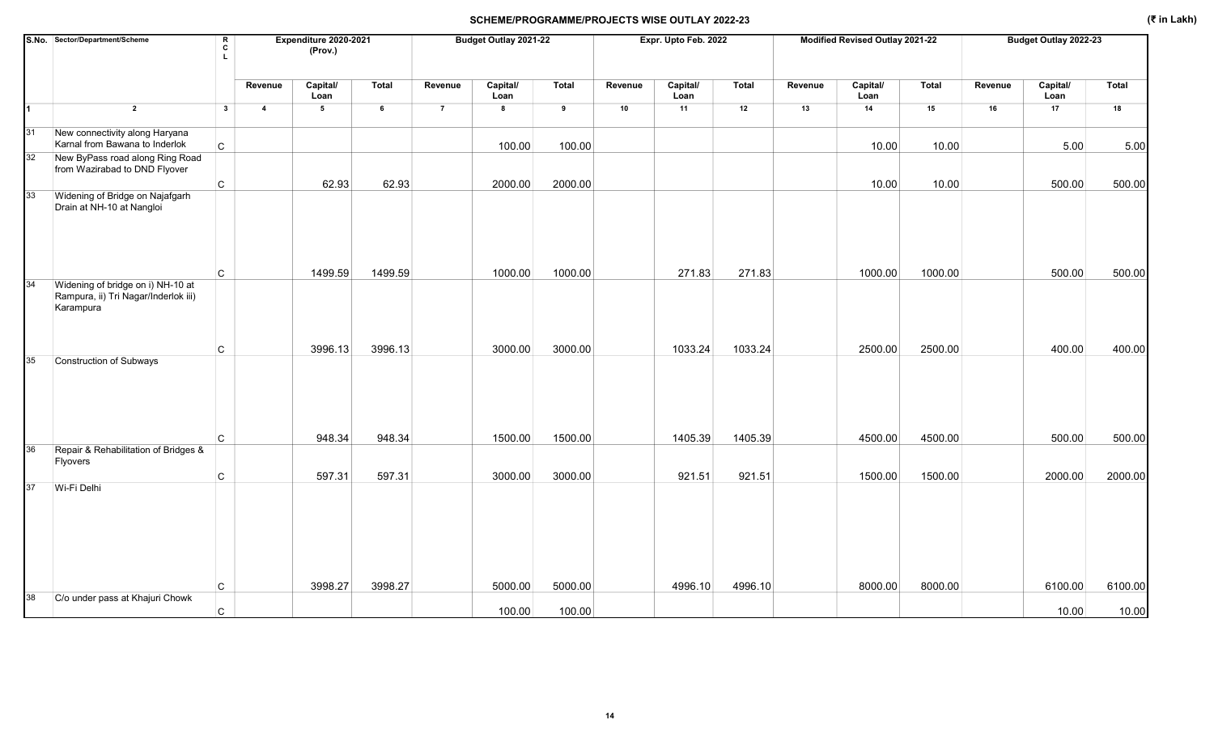## SCHEME/PROGRAMME/PROJECTS WISE OUTLAY 2022-23

(₹ in Lakh)

| S.No. | Sector/Department/Scheme | RCL | Expenditure 2020-2021 (Prov.) | | | Budget Outlay 2021-22 | | | Expr. Upto Feb. 2022 | | | Modified Revised Outlay 2021-22 | | | Budget Outlay 2022-23 | | |
|---|---|---|---|---|---|---|---|---|---|---|---|---|---|---|---|---|---|
| | | | Revenue | Capital/ Loan | Total | Revenue | Capital/ Loan | Total | Revenue | Capital/ Loan | Total | Revenue | Capital/ Loan | Total | Revenue | Capital/ Loan | Total |
| 1 | 2 | 3 | 4 | 5 | 6 | 7 | 8 | 9 | 10 | 11 | 12 | 13 | 14 | 15 | 16 | 17 | 18 |
| 31 | New connectivity along Haryana Karnal from Bawana to Inderlok | C | | | | | 100.00 | 100.00 | | | | | 10.00 | 10.00 | | 5.00 | 5.00 |
| 32 | New ByPass road along Ring Road from Wazirabad to DND Flyover | C | | 62.93 | 62.93 | | 2000.00 | 2000.00 | | | | | 10.00 | 10.00 | | 500.00 | 500.00 |
| 33 | Widening of Bridge on Najafgarh Drain at NH-10 at Nangloi | C | | 1499.59 | 1499.59 | | 1000.00 | 1000.00 | | 271.83 | 271.83 | | 1000.00 | 1000.00 | | 500.00 | 500.00 |
| 34 | Widening of bridge on i) NH-10 at Rampura, ii) Tri Nagar/Inderlok iii) Karampura | C | | 3996.13 | 3996.13 | | 3000.00 | 3000.00 | | 1033.24 | 1033.24 | | 2500.00 | 2500.00 | | 400.00 | 400.00 |
| 35 | Construction of Subways | C | | 948.34 | 948.34 | | 1500.00 | 1500.00 | | 1405.39 | 1405.39 | | 4500.00 | 4500.00 | | 500.00 | 500.00 |
| 36 | Repair & Rehabilitation of Bridges & Flyovers | C | | 597.31 | 597.31 | | 3000.00 | 3000.00 | | 921.51 | 921.51 | | 1500.00 | 1500.00 | | 2000.00 | 2000.00 |
| 37 | Wi-Fi Delhi | C | | 3998.27 | 3998.27 | | 5000.00 | 5000.00 | | 4996.10 | 4996.10 | | 8000.00 | 8000.00 | | 6100.00 | 6100.00 |
| 38 | C/o under pass at Khajuri Chowk | C | | | | | 100.00 | 100.00 | | | | | | | | 10.00 | 10.00 |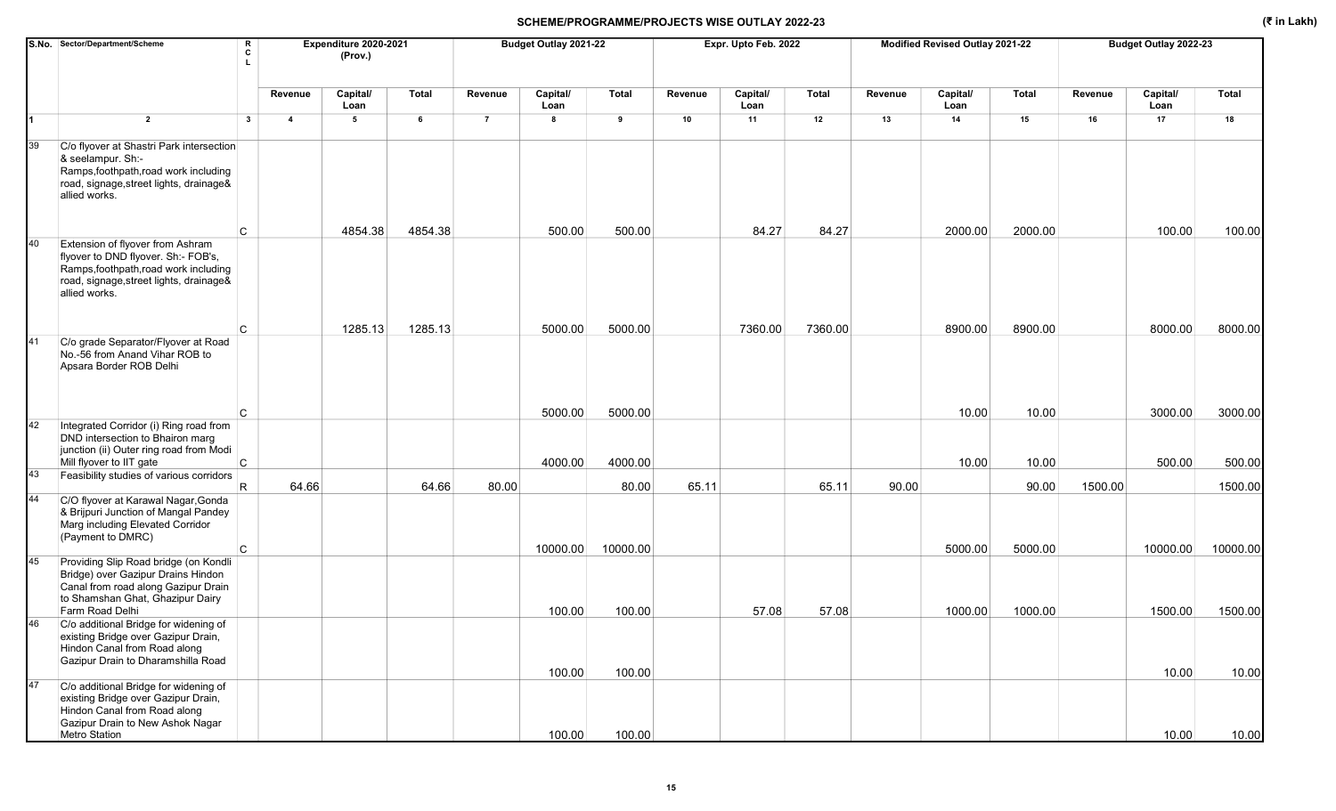## SCHEME/PROGRAMME/PROJECTS WISE OUTLAY 2022-23

(₹ in Lakh)

| S.No. | Sector/Department/Scheme | R C L | Expenditure 2020-2021 (Prov.) | | | Budget Outlay 2021-22 | | | Expr. Upto Feb. 2022 | | | Modified Revised Outlay 2021-22 | | | Budget Outlay 2022-23 | | |
|---|---|---|---|---|---|---|---|---|---|---|---|---|---|---|---|---|---|
| | | | Revenue | Capital/ Loan | Total | Revenue | Capital/ Loan | Total | Revenue | Capital/ Loan | Total | Revenue | Capital/ Loan | Total | Revenue | Capital/ Loan | Total |
| 1 | 2 | 3 | 4 | 5 | 6 | 7 | 8 | 9 | 10 | 11 | 12 | 13 | 14 | 15 | 16 | 17 | 18 |
| 39 | C/o flyover at Shastri Park intersection & seelampur. Sh:- Ramps,foothpath,road work including road, signage,street lights, drainage& allied works. | C | | 4854.38 | 4854.38 | | 500.00 | 500.00 | | 84.27 | 84.27 | | 2000.00 | 2000.00 | | 100.00 | 100.00 |
| 40 | Extension of flyover from Ashram flyover to DND flyover. Sh:- FOB's, Ramps,foothpath,road work including road, signage,street lights, drainage& allied works. | C | | 1285.13 | 1285.13 | | 5000.00 | 5000.00 | | 7360.00 | 7360.00 | | 8900.00 | 8900.00 | | 8000.00 | 8000.00 |
| 41 | C/o grade Separator/Flyover at Road No.-56 from Anand Vihar ROB to Apsara Border ROB Delhi | C | | | | | 5000.00 | 5000.00 | | | | | 10.00 | 10.00 | | 3000.00 | 3000.00 |
| 42 | Integrated Corridor (i) Ring road from DND intersection to Bhairon marg junction (ii) Outer ring road from Modi Mill flyover to IIT gate | C | | | | | 4000.00 | 4000.00 | | | | | 10.00 | 10.00 | | 500.00 | 500.00 |
| 43 | Feasibility studies of various corridors | R | 64.66 | | 64.66 | 80.00 | | 80.00 | 65.11 | | 65.11 | 90.00 | | 90.00 | 1500.00 | | 1500.00 |
| 44 | C/O flyover at Karawal Nagar,Gonda & Brijpuri Junction of Mangal Pandey Marg including Elevated Corridor (Payment to DMRC) | C | | | | | 10000.00 | 10000.00 | | | | | 5000.00 | 5000.00 | | 10000.00 | 10000.00 |
| 45 | Providing Slip Road bridge (on Kondli Bridge) over Gazipur Drains Hindon Canal from road along Gazipur Drain to Shamshan Ghat, Ghazipur Dairy Farm Road Delhi | | | | | | 100.00 | 100.00 | | 57.08 | 57.08 | | 1000.00 | 1000.00 | | 1500.00 | 1500.00 |
| 46 | C/o additional Bridge for widening of existing Bridge over Gazipur Drain, Hindon Canal from Road along Gazipur Drain to Dharamshilla Road | | | | | | 100.00 | 100.00 | | | | | | | | 10.00 | 10.00 |
| 47 | C/o additional Bridge for widening of existing Bridge over Gazipur Drain, Hindon Canal from Road along Gazipur Drain to New Ashok Nagar Metro Station | | | | | | 100.00 | 100.00 | | | | | | | | 10.00 | 10.00 |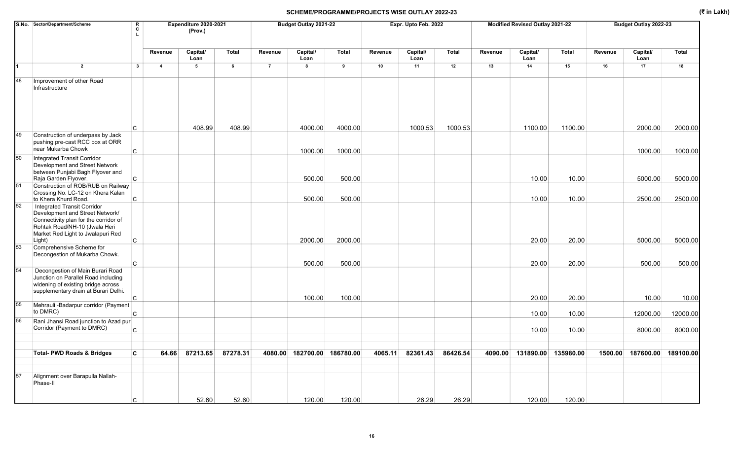# SCHEME/PROGRAMME/PROJECTS WISE OUTLAY 2022-23

(₹ in Lakh)

| S.No. | Sector/Department/Scheme | RCL | Expenditure 2020-2021 (Prov.) | | | Budget Outlay 2021-22 | | | Expr. Upto Feb. 2022 | | | Modified Revised Outlay 2021-22 | | | Budget Outlay 2022-23 | | |
|---|---|---|---|---|---|---|---|---|---|---|---|---|---|---|---|---|---|
| | | | Revenue | Capital/ Loan | Total | Revenue | Capital/ Loan | Total | Revenue | Capital/ Loan | Total | Revenue | Capital/ Loan | Total | Revenue | Capital/ Loan | Total |
| 1 | 2 | 3 | 4 | 5 | 6 | 7 | 8 | 9 | 10 | 11 | 12 | 13 | 14 | 15 | 16 | 17 | 18 |
| 48 | Improvement of other Road Infrastructure | C | | 408.99 | 408.99 | | 4000.00 | 4000.00 | | 1000.53 | 1000.53 | | 1100.00 | 1100.00 | | 2000.00 | 2000.00 |
| 49 | Construction of underpass by Jack pushing pre-cast RCC box at ORR near Mukarba Chowk | C | | | | | 1000.00 | 1000.00 | | | | | | | | 1000.00 | 1000.00 |
| 50 | Integrated Transit Corridor Development and Street Network between Punjabi Bagh Flyover and Raja Garden Flyover. | C | | | | | 500.00 | 500.00 | | | | | 10.00 | 10.00 | | 5000.00 | 5000.00 |
| 51 | Construction of ROB/RUB on Railway Crossing No. LC-12 on Khera Kalan to Khera Khurd Road. | C | | | | | 500.00 | 500.00 | | | | | 10.00 | 10.00 | | 2500.00 | 2500.00 |
| 52 | Integrated Transit Corridor Development and Street Network/ Connectivity plan for the corridor of Rohtak Road/NH-10 (Jwala Heri Market Red Light to Jwalapuri Red Light) | C | | | | | 2000.00 | 2000.00 | | | | | 20.00 | 20.00 | | 5000.00 | 5000.00 |
| 53 | Comprehensive Scheme for Decongestion of Mukarba Chowk. | C | | | | | 500.00 | 500.00 | | | | | 20.00 | 20.00 | | 500.00 | 500.00 |
| 54 | Decongestion of Main Burari Road Junction on Parallel Road including widening of existing bridge across supplementary drain at Burari Delhi. | C | | | | | 100.00 | 100.00 | | | | | 20.00 | 20.00 | | 10.00 | 10.00 |
| 55 | Mehrauli -Badarpur corridor (Payment to DMRC) | C | | | | | | | | | | | 10.00 | 10.00 | | 12000.00 | 12000.00 |
| 56 | Rani Jhansi Road junction to Azad pur Corridor (Payment to DMRC) | C | | | | | | | | | | | 10.00 | 10.00 | | 8000.00 | 8000.00 |
| | **Total- PWD Roads & Bridges** | **C** | **64.66** | **87213.65** | **87278.31** | **4080.00** | **182700.00** | **186780.00** | **4065.11** | **82361.43** | **86426.54** | **4090.00** | **131890.00** | **135980.00** | **1500.00** | **187600.00** | **189100.00** |
| 57 | Alignment over Barapulla Nallah-Phase-II | C | | 52.60 | 52.60 | | 120.00 | 120.00 | | 26.29 | 26.29 | | 120.00 | 120.00 | | | |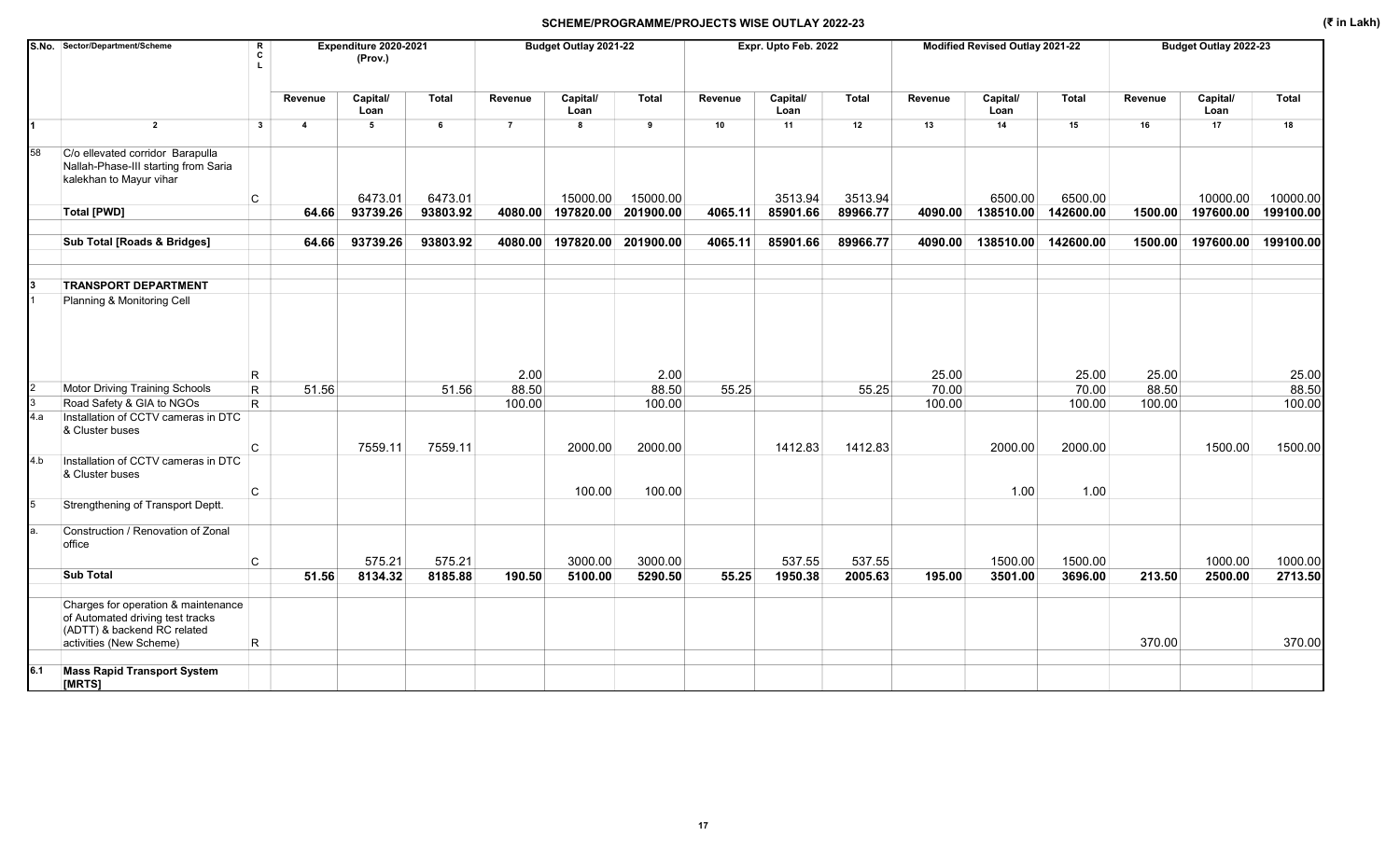## SCHEME/PROGRAMME/PROJECTS WISE OUTLAY 2022-23

(₹ in Lakh)

| S.No. | Sector/Department/Scheme | RCL | Expenditure 2020-2021 (Prov.) | | | Budget Outlay 2021-22 | | | Expr. Upto Feb. 2022 | | | Modified Revised Outlay 2021-22 | | | Budget Outlay 2022-23 | | |
|---|---|---|---|---|---|---|---|---|---|---|---|---|---|---|---|---|---|
| | | | Revenue | Capital/ Loan | Total | Revenue | Capital/ Loan | Total | Revenue | Capital/ Loan | Total | Revenue | Capital/ Loan | Total | Revenue | Capital/ Loan | Total |
| 1 | 2 | 3 | 4 | 5 | 6 | 7 | 8 | 9 | 10 | 11 | 12 | 13 | 14 | 15 | 16 | 17 | 18 |
| 58 | C/o ellevated corridor Barapulla Nallah-Phase-III starting from Saria kalekhan to Mayur vihar | C | | 6473.01 | 6473.01 | | 15000.00 | 15000.00 | | 3513.94 | 3513.94 | | 6500.00 | 6500.00 | | 10000.00 | 10000.00 |
| | **Total [PWD]** | | **64.66** | **93739.26** | **93803.92** | **4080.00** | **197820.00** | **201900.00** | **4065.11** | **85901.66** | **89966.77** | **4090.00** | **138510.00** | **142600.00** | **1500.00** | **197600.00** | **199100.00** |
| | **Sub Total [Roads & Bridges]** | | **64.66** | **93739.26** | **93803.92** | **4080.00** | **197820.00** | **201900.00** | **4065.11** | **85901.66** | **89966.77** | **4090.00** | **138510.00** | **142600.00** | **1500.00** | **197600.00** | **199100.00** |
| 3 | **TRANSPORT DEPARTMENT** | | | | | | | | | | | | | | | | |
| 1 | Planning & Monitoring Cell | R | | | | 2.00 | | 2.00 | | | | 25.00 | | 25.00 | 25.00 | | 25.00 |
| 2 | Motor Driving Training Schools | R | 51.56 | | 51.56 | 88.50 | | 88.50 | 55.25 | | 55.25 | 70.00 | | 70.00 | 88.50 | | 88.50 |
| 3 | Road Safety & GIA to NGOs | R | | | | 100.00 | | 100.00 | | | | 100.00 | | 100.00 | 100.00 | | 100.00 |
| 4.a | Installation of CCTV cameras in DTC & Cluster buses | C | | 7559.11 | 7559.11 | | 2000.00 | 2000.00 | | 1412.83 | 1412.83 | | 2000.00 | 2000.00 | | 1500.00 | 1500.00 |
| 4.b | Installation of CCTV cameras in DTC & Cluster buses | C | | | | | 100.00 | 100.00 | | | | | 1.00 | 1.00 | | | |
| 5 | Strengthening of Transport Deptt. | | | | | | | | | | | | | | | | |
| a. | Construction / Renovation of Zonal office | C | | 575.21 | 575.21 | | 3000.00 | 3000.00 | | 537.55 | 537.55 | | 1500.00 | 1500.00 | | 1000.00 | 1000.00 |
| | **Sub Total** | | **51.56** | **8134.32** | **8185.88** | **190.50** | **5100.00** | **5290.50** | **55.25** | **1950.38** | **2005.63** | **195.00** | **3501.00** | **3696.00** | **213.50** | **2500.00** | **2713.50** |
| | Charges for operation & maintenance of Automated driving test tracks (ADTT) & backend RC related activities (New Scheme) | R | | | | | | | | | | | | | 370.00 | | 370.00 |
| 6.1 | **Mass Rapid Transport System [MRTS]** | | | | | | | | | | | | | | | | |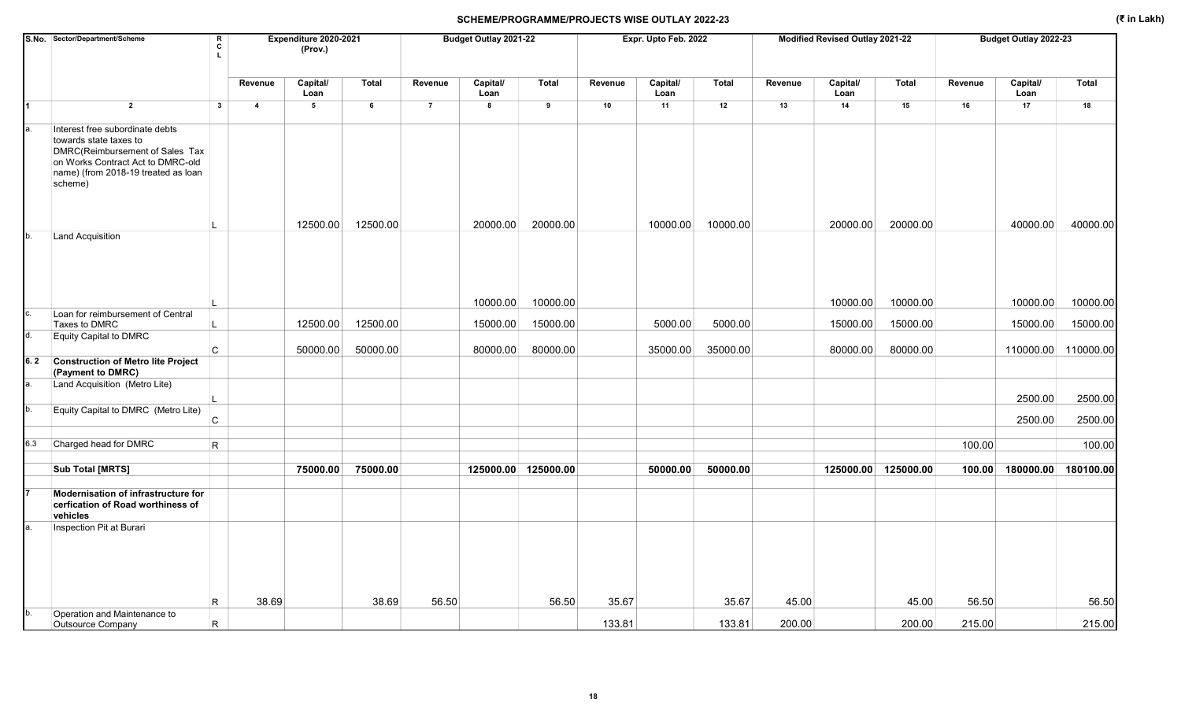## SCHEME/PROGRAMME/PROJECTS WISE OUTLAY 2022-23

(₹ in Lakh)

| S.No. | Sector/Department/Scheme | R C L | Expenditure 2020-2021 (Prov.) | | | Budget Outlay 2021-22 | | | Expr. Upto Feb. 2022 | | | Modified Revised Outlay 2021-22 | | | Budget Outlay 2022-23 | | |
|---|---|---|---|---|---|---|---|---|---|---|---|---|---|---|---|---|---|
| | | | Revenue | Capital/ Loan | Total | Revenue | Capital/ Loan | Total | Revenue | Capital/ Loan | Total | Revenue | Capital/ Loan | Total | Revenue | Capital/ Loan | Total |
| 1 | 2 | 3 | 4 | 5 | 6 | 7 | 8 | 9 | 10 | 11 | 12 | 13 | 14 | 15 | 16 | 17 | 18 |
| a. | Interest free subordinate debts towards state taxes to DMRC(Reimbursement of Sales Tax on Works Contract Act to DMRC-old name) (from 2018-19 treated as loan scheme) | L | | 12500.00 | 12500.00 | | 20000.00 | 20000.00 | | 10000.00 | 10000.00 | | 20000.00 | 20000.00 | | 40000.00 | 40000.00 |
| b. | Land Acquisition | L | | | | | 10000.00 | 10000.00 | | | | | 10000.00 | 10000.00 | | 10000.00 | 10000.00 |
| c. | Loan for reimbursement of Central Taxes to DMRC | L | | 12500.00 | 12500.00 | | 15000.00 | 15000.00 | | 5000.00 | 5000.00 | | 15000.00 | 15000.00 | | 15000.00 | 15000.00 |
| d. | Equity Capital to DMRC | C | | 50000.00 | 50000.00 | | 80000.00 | 80000.00 | | 35000.00 | 35000.00 | | 80000.00 | 80000.00 | | 110000.00 | 110000.00 |
| **6. 2** | **Construction of Metro lite Project (Payment to DMRC)** | | | | | | | | | | | | | | | | |
| a. | Land Acquisition (Metro Lite) | L | | | | | | | | | | | | | | 2500.00 | 2500.00 |
| b. | Equity Capital to DMRC (Metro Lite) | C | | | | | | | | | | | | | | 2500.00 | 2500.00 |
| 6.3 | Charged head for DMRC | R | | | | | | | | | | | | | 100.00 | | 100.00 |
| | **Sub Total [MRTS]** | | | **75000.00** | **75000.00** | | **125000.00** | **125000.00** | | **50000.00** | **50000.00** | | **125000.00** | **125000.00** | **100.00** | **180000.00** | **180100.00** |
| **7** | **Modernisation of infrastructure for cerfication of Road worthiness of vehicles** | | | | | | | | | | | | | | | | |
| a. | Inspection Pit at Burari | R | 38.69 | | 38.69 | 56.50 | | 56.50 | 35.67 | | 35.67 | 45.00 | | 45.00 | 56.50 | | 56.50 |
| b. | Operation and Maintenance to Outsource Company | R | | | | | | | 133.81 | | 133.81 | 200.00 | | 200.00 | 215.00 | | 215.00 |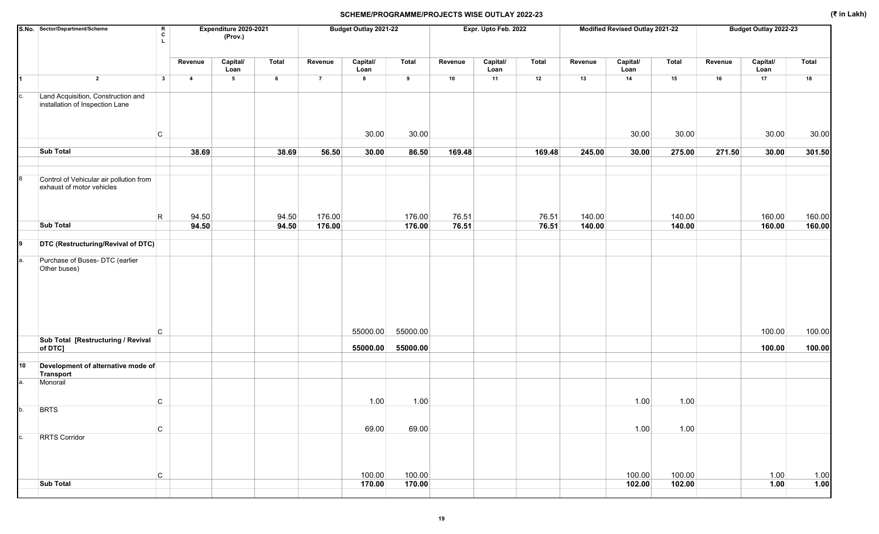## SCHEME/PROGRAMME/PROJECTS WISE OUTLAY 2022-23

(₹ in Lakh)

| S.No. | Sector/Department/Scheme | R C L | Expenditure 2020-2021 (Prov.) | | | Budget Outlay 2021-22 | | | Expr. Upto Feb. 2022 | | | Modified Revised Outlay 2021-22 | | | Budget Outlay 2022-23 | | |
|---|---|---|---|---|---|---|---|---|---|---|---|---|---|---|---|---|---|
| | | | Revenue | Capital/ Loan | Total | Revenue | Capital/ Loan | Total | Revenue | Capital/ Loan | Total | Revenue | Capital/ Loan | Total | Revenue | Capital/ Loan | Total |
| 1 | 2 | 3 | 4 | 5 | 6 | 7 | 8 | 9 | 10 | 11 | 12 | 13 | 14 | 15 | 16 | 17 | 18 |
| c. | Land Acquisition, Construction and installation of Inspection Lane | C | | | | | 30.00 | 30.00 | | | | | 30.00 | 30.00 | | 30.00 | 30.00 |
| | **Sub Total** | | **38.69** | | **38.69** | **56.50** | **30.00** | **86.50** | **169.48** | | **169.48** | **245.00** | **30.00** | **275.00** | **271.50** | **30.00** | **301.50** |
| 8 | Control of Vehicular air pollution from exhaust of motor vehicles | R | 94.50 | | 94.50 | 176.00 | | 176.00 | 76.51 | | 76.51 | 140.00 | | 140.00 | | 160.00 | 160.00 |
| | **Sub Total** | | **94.50** | | **94.50** | **176.00** | | **176.00** | **76.51** | | **76.51** | **140.00** | | **140.00** | | **160.00** | **160.00** |
| 9 | **DTC (Restructuring/Revival of DTC)** | | | | | | | | | | | | | | | | |
| a. | Purchase of Buses- DTC (earlier Other buses) | C | | | | | 55000.00 | 55000.00 | | | | | | | | 100.00 | 100.00 |
| | **Sub Total [Restructuring / Revival of DTC]** | | | | | | **55000.00** | **55000.00** | | | | | | | | **100.00** | **100.00** |
| 10 | **Development of alternative mode of Transport** | | | | | | | | | | | | | | | | |
| a. | Monorail | C | | | | | 1.00 | 1.00 | | | | | 1.00 | 1.00 | | | |
| b. | BRTS | C | | | | | 69.00 | 69.00 | | | | | 1.00 | 1.00 | | | |
| c. | RRTS Corridor | C | | | | | 100.00 | 100.00 | | | | | 100.00 | 100.00 | | 1.00 | 1.00 |
| | **Sub Total** | | | | | | **170.00** | **170.00** | | | | | **102.00** | **102.00** | | **1.00** | **1.00** |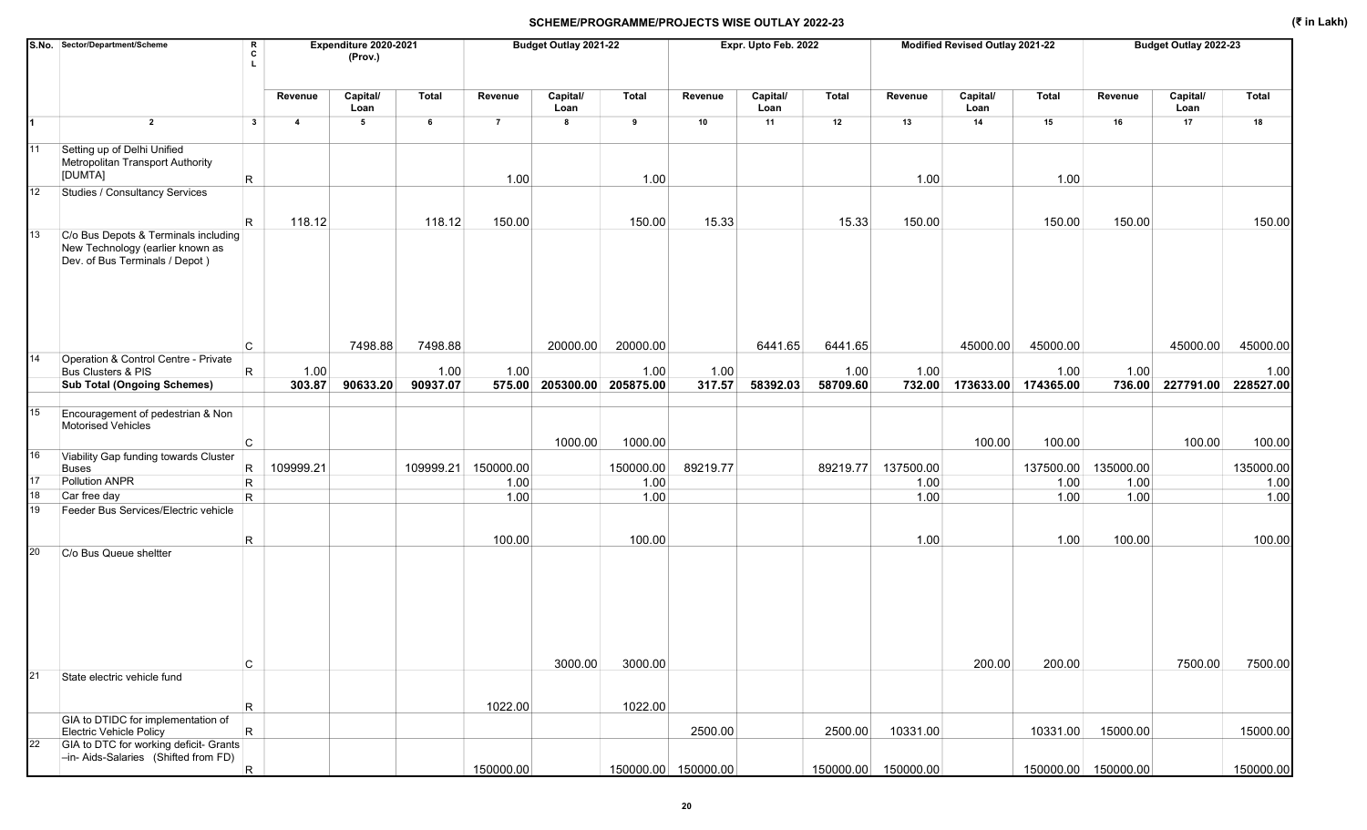## SCHEME/PROGRAMME/PROJECTS WISE OUTLAY 2022-23

(₹ in Lakh)

| S.No. | Sector/Department/Scheme | R C L | Expenditure 2020-2021 (Prov.) | | | Budget Outlay 2021-22 | | | Expr. Upto Feb. 2022 | | | Modified Revised Outlay 2021-22 | | | Budget Outlay 2022-23 | | |
|---|---|---|---|---|---|---|---|---|---|---|---|---|---|---|---|---|---|
| | | | Revenue | Capital/ Loan | Total | Revenue | Capital/ Loan | Total | Revenue | Capital/ Loan | Total | Revenue | Capital/ Loan | Total | Revenue | Capital/ Loan | Total |
| 1 | 2 | 3 | 4 | 5 | 6 | 7 | 8 | 9 | 10 | 11 | 12 | 13 | 14 | 15 | 16 | 17 | 18 |
| 11 | Setting up of Delhi Unified Metropolitan Transport Authority [DUMTA] | R | | | | 1.00 | | 1.00 | | | | 1.00 | | 1.00 | | | |
| 12 | Studies / Consultancy Services | R | 118.12 | | 118.12 | 150.00 | | 150.00 | 15.33 | | 15.33 | 150.00 | | 150.00 | 150.00 | | 150.00 |
| 13 | C/o Bus Depots & Terminals including New Technology (earlier known as Dev. of Bus Terminals / Depot ) | C | | 7498.88 | 7498.88 | | 20000.00 | 20000.00 | | 6441.65 | 6441.65 | | 45000.00 | 45000.00 | | 45000.00 | 45000.00 |
| 14 | Operation & Control Centre - Private Bus Clusters & PIS | R | 1.00 | | 1.00 | 1.00 | | 1.00 | 1.00 | | 1.00 | 1.00 | | 1.00 | 1.00 | | 1.00 |
| | **Sub Total (Ongoing Schemes)** | | **303.87** | **90633.20** | **90937.07** | **575.00** | **205300.00** | **205875.00** | **317.57** | **58392.03** | **58709.60** | **732.00** | **173633.00** | **174365.00** | **736.00** | **227791.00** | **228527.00** |
| 15 | Encouragement of pedestrian & Non Motorised Vehicles | C | | | | | 1000.00 | 1000.00 | | | | | 100.00 | 100.00 | | 100.00 | 100.00 |
| 16 | Viability Gap funding towards Cluster Buses | R | 109999.21 | | 109999.21 | 150000.00 | | 150000.00 | 89219.77 | | 89219.77 | 137500.00 | | 137500.00 | 135000.00 | | 135000.00 |
| 17 | Pollution ANPR | R | | | | 1.00 | | 1.00 | | | | 1.00 | | 1.00 | 1.00 | | 1.00 |
| 18 | Car free day | R | | | | 1.00 | | 1.00 | | | | 1.00 | | 1.00 | 1.00 | | 1.00 |
| 19 | Feeder Bus Services/Electric vehicle | R | | | | 100.00 | | 100.00 | | | | 1.00 | | 1.00 | 100.00 | | 100.00 |
| 20 | C/o Bus Queue sheltter | C | | | | | 3000.00 | 3000.00 | | | | | 200.00 | 200.00 | | 7500.00 | 7500.00 |
| 21 | State electric vehicle fund | R | | | | 1022.00 | | 1022.00 | | | | | | | | | |
| | GIA to DTIDC for implementation of Electric Vehicle Policy | R | | | | | | | 2500.00 | | 2500.00 | 10331.00 | | 10331.00 | 15000.00 | | 15000.00 |
| 22 | GIA to DTC for working deficit- Grants –in- Aids-Salaries (Shifted from FD) | R | | | | 150000.00 | | 150000.00 | 150000.00 | | 150000.00 | 150000.00 | | 150000.00 | 150000.00 | | 150000.00 |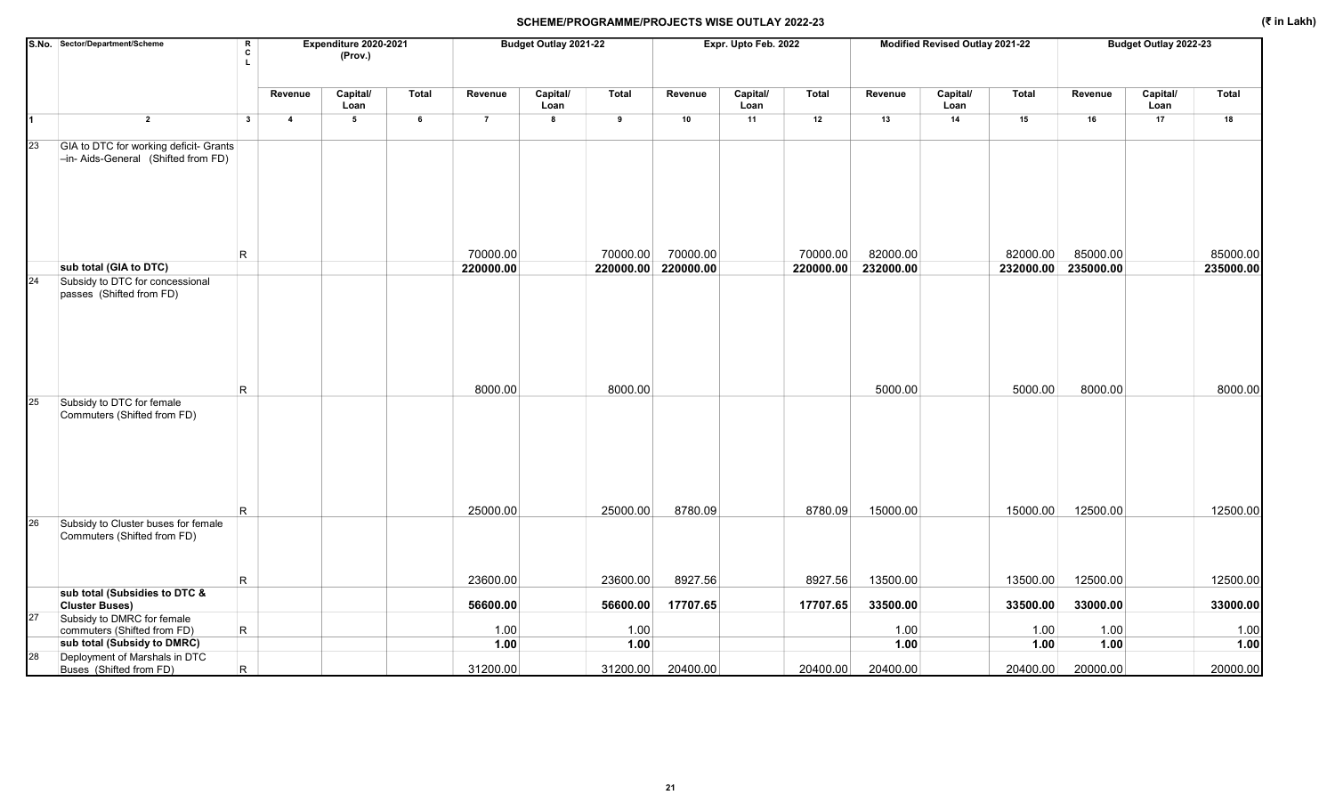## SCHEME/PROGRAMME/PROJECTS WISE OUTLAY 2022-23

(₹ in Lakh)

| S.No. | Sector/Department/Scheme | RCL | Expenditure 2020-2021 (Prov.) | | | Budget Outlay 2021-22 | | | Expr. Upto Feb. 2022 | | | Modified Revised Outlay 2021-22 | | | Budget Outlay 2022-23 | | |
|---|---|---|---|---|---|---|---|---|---|---|---|---|---|---|---|---|---|
| | | | Revenue | Capital/ Loan | Total | Revenue | Capital/ Loan | Total | Revenue | Capital/ Loan | Total | Revenue | Capital/ Loan | Total | Revenue | Capital/ Loan | Total |
| 1 | 2 | 3 | 4 | 5 | 6 | 7 | 8 | 9 | 10 | 11 | 12 | 13 | 14 | 15 | 16 | 17 | 18 |
| 23 | GIA to DTC for working deficit- Grants –in- Aids-General (Shifted from FD) | R | | | | 70000.00 | | 70000.00 | 70000.00 | | 70000.00 | 82000.00 | | 82000.00 | 85000.00 | | 85000.00 |
| | **sub total (GIA to DTC)** | | | | | **220000.00** | | **220000.00** | **220000.00** | | **220000.00** | **232000.00** | | **232000.00** | **235000.00** | | **235000.00** |
| 24 | Subsidy to DTC for concessional passes (Shifted from FD) | R | | | | 8000.00 | | 8000.00 | | | | 5000.00 | | 5000.00 | 8000.00 | | 8000.00 |
| 25 | Subsidy to DTC for female Commuters (Shifted from FD) | R | | | | 25000.00 | | 25000.00 | 8780.09 | | 8780.09 | 15000.00 | | 15000.00 | 12500.00 | | 12500.00 |
| 26 | Subsidy to Cluster buses for female Commuters (Shifted from FD) | R | | | | 23600.00 | | 23600.00 | 8927.56 | | 8927.56 | 13500.00 | | 13500.00 | 12500.00 | | 12500.00 |
| | **sub total (Subsidies to DTC & Cluster Buses)** | | | | | **56600.00** | | **56600.00** | **17707.65** | | **17707.65** | **33500.00** | | **33500.00** | **33000.00** | | **33000.00** |
| 27 | Subsidy to DMRC for female commuters (Shifted from FD) | R | | | | 1.00 | | 1.00 | | | | 1.00 | | 1.00 | 1.00 | | 1.00 |
| | **sub total (Subsidy to DMRC)** | | | | | **1.00** | | **1.00** | | | | **1.00** | | **1.00** | **1.00** | | **1.00** |
| 28 | Deployment of Marshals in DTC Buses (Shifted from FD) | R | | | | 31200.00 | | 31200.00 | 20400.00 | | 20400.00 | 20400.00 | | 20400.00 | 20000.00 | | 20000.00 |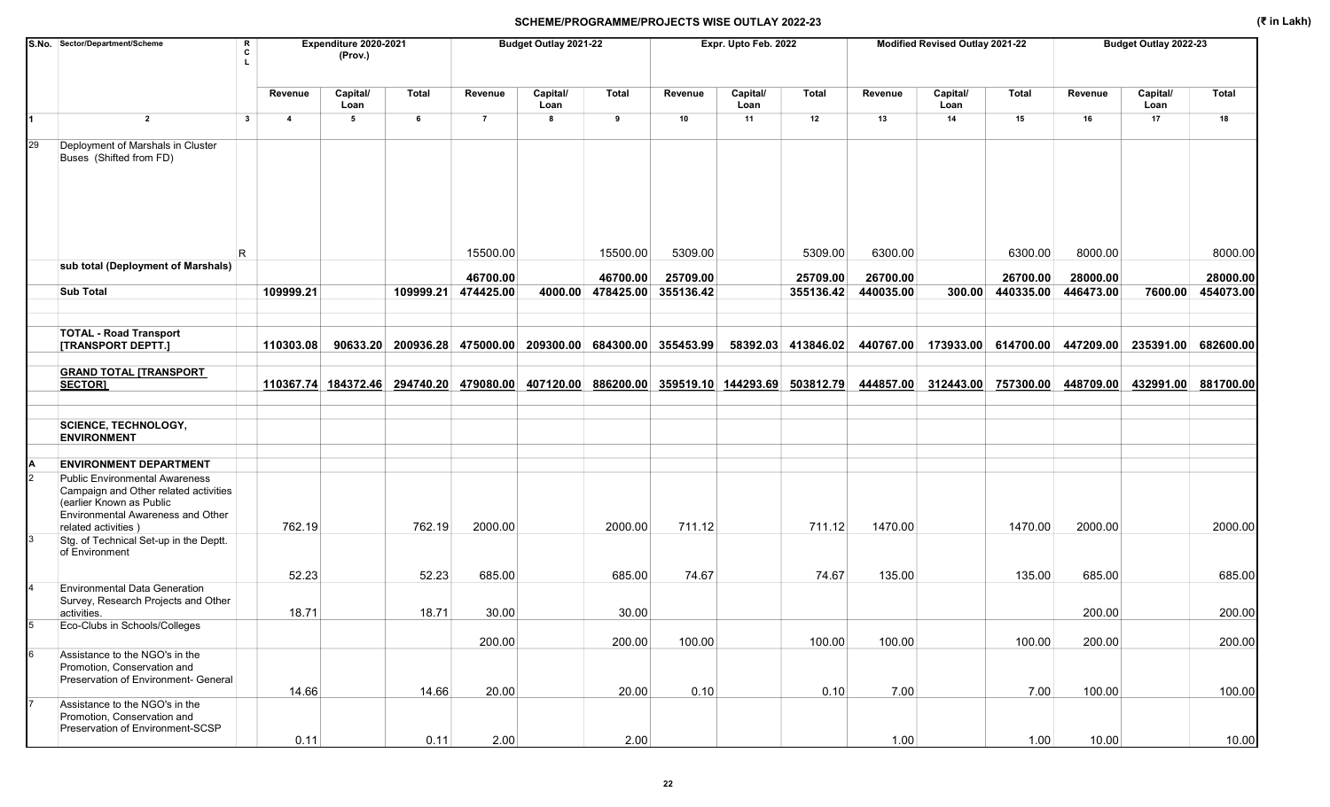## SCHEME/PROGRAMME/PROJECTS WISE OUTLAY 2022-23

(₹ in Lakh)

| S.No. | Sector/Department/Scheme | RCL | Expenditure 2020-2021 (Prov.) | | | Budget Outlay 2021-22 | | | Expr. Upto Feb. 2022 | | | Modified Revised Outlay 2021-22 | | | Budget Outlay 2022-23 | | |
|---|---|---|---|---|---|---|---|---|---|---|---|---|---|---|---|---|---|
| | | | Revenue | Capital/ Loan | Total | Revenue | Capital/ Loan | Total | Revenue | Capital/ Loan | Total | Revenue | Capital/ Loan | Total | Revenue | Capital/ Loan | Total |
| 1 | 2 | 3 | 4 | 5 | 6 | 7 | 8 | 9 | 10 | 11 | 12 | 13 | 14 | 15 | 16 | 17 | 18 |
| 29 | Deployment of Marshals in Cluster Buses (Shifted from FD) | R | | | | 15500.00 | | 15500.00 | 5309.00 | | 5309.00 | 6300.00 | | 6300.00 | 8000.00 | | 8000.00 |
| | **sub total (Deployment of Marshals)** | | | | | **46700.00** | | **46700.00** | **25709.00** | | **25709.00** | **26700.00** | | **26700.00** | **28000.00** | | **28000.00** |
| | **Sub Total** | | **109999.21** | | **109999.21** | **474425.00** | **4000.00** | **478425.00** | **355136.42** | | **355136.42** | **440035.00** | **300.00** | **440335.00** | **446473.00** | **7600.00** | **454073.00** |
| | **TOTAL - Road Transport [TRANSPORT DEPTT.]** | | **110303.08** | **90633.20** | **200936.28** | **475000.00** | **209300.00** | **684300.00** | **355453.99** | **58392.03** | **413846.02** | **440767.00** | **173933.00** | **614700.00** | **447209.00** | **235391.00** | **682600.00** |
| | **GRAND TOTAL [TRANSPORT SECTOR]** | | **110367.74** | **184372.46** | **294740.20** | **479080.00** | **407120.00** | **886200.00** | **359519.10** | **144293.69** | **503812.79** | **444857.00** | **312443.00** | **757300.00** | **448709.00** | **432991.00** | **881700.00** |
| | **SCIENCE, TECHNOLOGY, ENVIRONMENT** | | | | | | | | | | | | | | | | |
| **A** | **ENVIRONMENT DEPARTMENT** | | | | | | | | | | | | | | | | |
| 2 | Public Environmental Awareness Campaign and Other related activities (earlier Known as Public Environmental Awareness and Other related activities ) | | 762.19 | | 762.19 | 2000.00 | | 2000.00 | 711.12 | | 711.12 | 1470.00 | | 1470.00 | 2000.00 | | 2000.00 |
| 3 | Stg. of Technical Set-up in the Deptt. of Environment | | 52.23 | | 52.23 | 685.00 | | 685.00 | 74.67 | | 74.67 | 135.00 | | 135.00 | 685.00 | | 685.00 |
| 4 | Environmental Data Generation Survey, Research Projects and Other activities. | | 18.71 | | 18.71 | 30.00 | | 30.00 | | | | | | | 200.00 | | 200.00 |
| 5 | Eco-Clubs in Schools/Colleges | | | | | 200.00 | | 200.00 | 100.00 | | 100.00 | 100.00 | | 100.00 | 200.00 | | 200.00 |
| 6 | Assistance to the NGO's in the Promotion, Conservation and Preservation of Environment- General | | 14.66 | | 14.66 | 20.00 | | 20.00 | 0.10 | | 0.10 | 7.00 | | 7.00 | 100.00 | | 100.00 |
| 7 | Assistance to the NGO's in the Promotion, Conservation and Preservation of Environment-SCSP | | 0.11 | | 0.11 | 2.00 | | 2.00 | | | | 1.00 | | 1.00 | 10.00 | | 10.00 |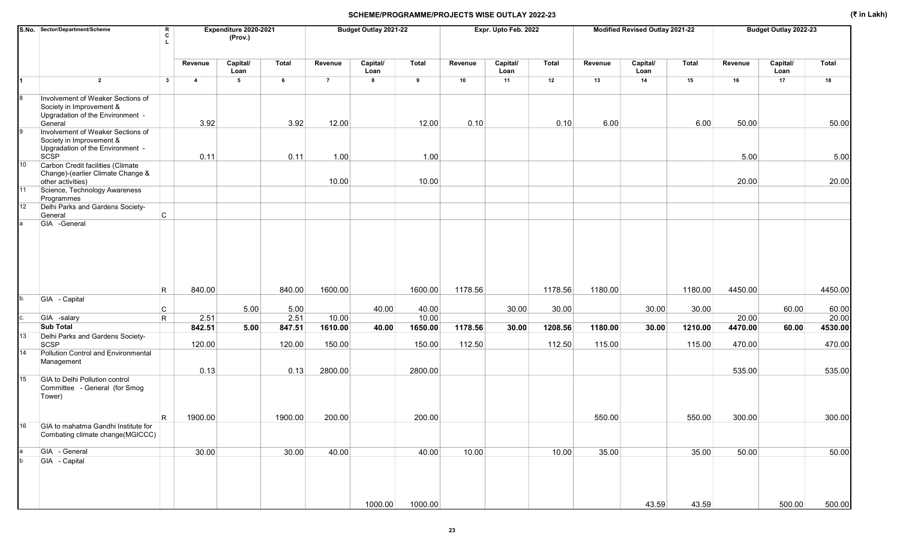## SCHEME/PROGRAMME/PROJECTS WISE OUTLAY 2022-23

(₹ in Lakh)

| S.No. | Sector/Department/Scheme | RCL | Expenditure 2020-2021 (Prov.) | | | Budget Outlay 2021-22 | | | Expr. Upto Feb. 2022 | | | Modified Revised Outlay 2021-22 | | | Budget Outlay 2022-23 | | |
|---|---|---|---|---|---|---|---|---|---|---|---|---|---|---|---|---|---|
| | | | Revenue | Capital/ Loan | Total | Revenue | Capital/ Loan | Total | Revenue | Capital/ Loan | Total | Revenue | Capital/ Loan | Total | Revenue | Capital/ Loan | Total |
| 1 | 2 | 3 | 4 | 5 | 6 | 7 | 8 | 9 | 10 | 11 | 12 | 13 | 14 | 15 | 16 | 17 | 18 |
| 8 | Involvement of Weaker Sections of Society in Improvement & Upgradation of the Environment - General | | 3.92 | | 3.92 | 12.00 | | 12.00 | 0.10 | | 0.10 | 6.00 | | 6.00 | 50.00 | | 50.00 |
| 9 | Involvement of Weaker Sections of Society in Improvement & Upgradation of the Environment - SCSP | | 0.11 | | 0.11 | 1.00 | | 1.00 | | | | | | | 5.00 | | 5.00 |
| 10 | Carbon Credit facilities (Climate Change)-(earlier Climate Change & other activities) | | | | | 10.00 | | 10.00 | | | | | | | 20.00 | | 20.00 |
| 11 | Science, Technology Awareness Programmes | | | | | | | | | | | | | | | | |
| 12 | Delhi Parks and Gardens Society-General | C | | | | | | | | | | | | | | | |
| a | GIA -General | R | 840.00 | | 840.00 | 1600.00 | | 1600.00 | 1178.56 | | 1178.56 | 1180.00 | | 1180.00 | 4450.00 | | 4450.00 |
| b. | GIA - Capital | C | | 5.00 | 5.00 | | 40.00 | 40.00 | | 30.00 | 30.00 | | 30.00 | 30.00 | | 60.00 | 60.00 |
| c. | GIA -salary | R | 2.51 | | 2.51 | 10.00 | | 10.00 | | | | | | | 20.00 | | 20.00 |
| | **Sub Total** | | **842.51** | **5.00** | **847.51** | **1610.00** | **40.00** | **1650.00** | **1178.56** | **30.00** | **1208.56** | **1180.00** | **30.00** | **1210.00** | **4470.00** | **60.00** | **4530.00** |
| 13 | Delhi Parks and Gardens Society-SCSP | | 120.00 | | 120.00 | 150.00 | | 150.00 | 112.50 | | 112.50 | 115.00 | | 115.00 | 470.00 | | 470.00 |
| 14 | Pollution Control and Environmental Management | | 0.13 | | 0.13 | 2800.00 | | 2800.00 | | | | | | | 535.00 | | 535.00 |
| 15 | GIA to Delhi Pollution control Committee - General (for Smog Tower) | R | 1900.00 | | 1900.00 | 200.00 | | 200.00 | | | | 550.00 | | 550.00 | 300.00 | | 300.00 |
| 16 | GIA to mahatma Gandhi Institute for Combating climate change(MGICCC) | | | | | | | | | | | | | | | | |
| a | GIA - General | | 30.00 | | 30.00 | 40.00 | | 40.00 | 10.00 | | 10.00 | 35.00 | | 35.00 | 50.00 | | 50.00 |
| b | GIA - Capital | | | | | | 1000.00 | 1000.00 | | | | | 43.59 | 43.59 | | 500.00 | 500.00 |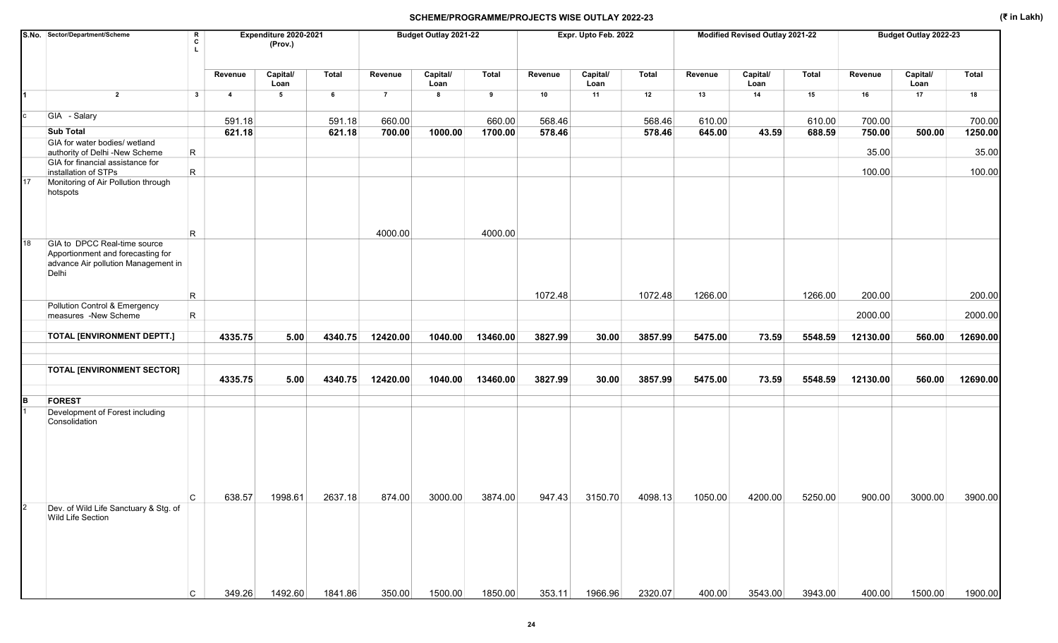## SCHEME/PROGRAMME/PROJECTS WISE OUTLAY 2022-23

(₹ in Lakh)

| S.No. | Sector/Department/Scheme | RCL | Expenditure 2020-2021 (Prov.) | | | Budget Outlay 2021-22 | | | Expr. Upto Feb. 2022 | | | Modified Revised Outlay 2021-22 | | | Budget Outlay 2022-23 | | |
|---|---|---|---|---|---|---|---|---|---|---|---|---|---|---|---|---|---|
| | | | Revenue | Capital/ Loan | Total | Revenue | Capital/ Loan | Total | Revenue | Capital/ Loan | Total | Revenue | Capital/ Loan | Total | Revenue | Capital/ Loan | Total |
| 1 | 2 | 3 | 4 | 5 | 6 | 7 | 8 | 9 | 10 | 11 | 12 | 13 | 14 | 15 | 16 | 17 | 18 |
| c | GIA - Salary | | 591.18 | | 591.18 | 660.00 | | 660.00 | 568.46 | | 568.46 | 610.00 | | 610.00 | 700.00 | | 700.00 |
| | **Sub Total** | | **621.18** | | **621.18** | **700.00** | **1000.00** | **1700.00** | **578.46** | | **578.46** | **645.00** | **43.59** | **688.59** | **750.00** | **500.00** | **1250.00** |
| | GIA for water bodies/ wetland authority of Delhi -New Scheme | R | | | | | | | | | | | | | 35.00 | | 35.00 |
| | GIA for financial assistance for installation of STPs | R | | | | | | | | | | | | | 100.00 | | 100.00 |
| 17 | Monitoring of Air Pollution through hotspots | R | | | | 4000.00 | | 4000.00 | | | | | | | | | |
| 18 | GIA to DPCC Real-time source Apportionment and forecasting for advance Air pollution Management in Delhi | R | | | | | | | 1072.48 | | 1072.48 | 1266.00 | | 1266.00 | 200.00 | | 200.00 |
| | Pollution Control & Emergency measures -New Scheme | R | | | | | | | | | | | | | 2000.00 | | 2000.00 |
| | **TOTAL [ENVIRONMENT DEPTT.]** | | **4335.75** | **5.00** | **4340.75** | **12420.00** | **1040.00** | **13460.00** | **3827.99** | **30.00** | **3857.99** | **5475.00** | **73.59** | **5548.59** | **12130.00** | **560.00** | **12690.00** |
| | **TOTAL [ENVIRONMENT SECTOR]** | | **4335.75** | **5.00** | **4340.75** | **12420.00** | **1040.00** | **13460.00** | **3827.99** | **30.00** | **3857.99** | **5475.00** | **73.59** | **5548.59** | **12130.00** | **560.00** | **12690.00** |
| **B** | **FOREST** | | | | | | | | | | | | | | | | |
| 1 | Development of Forest including Consolidation | C | 638.57 | 1998.61 | 2637.18 | 874.00 | 3000.00 | 3874.00 | 947.43 | 3150.70 | 4098.13 | 1050.00 | 4200.00 | 5250.00 | 900.00 | 3000.00 | 3900.00 |
| 2 | Dev. of Wild Life Sanctuary & Stg. of Wild Life Section | C | 349.26 | 1492.60 | 1841.86 | 350.00 | 1500.00 | 1850.00 | 353.11 | 1966.96 | 2320.07 | 400.00 | 3543.00 | 3943.00 | 400.00 | 1500.00 | 1900.00 |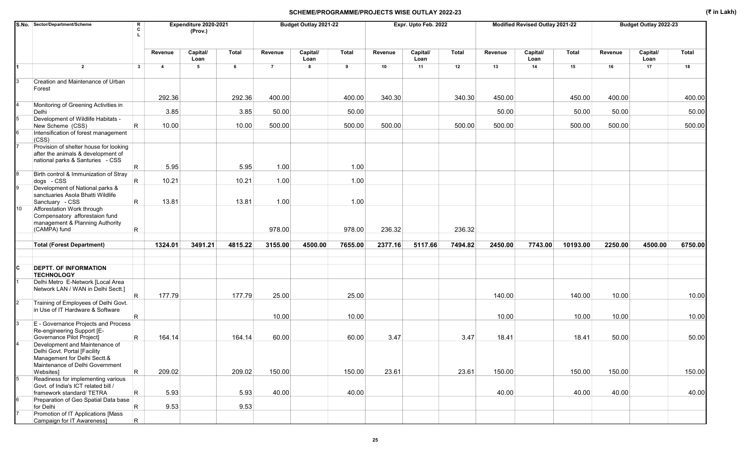## SCHEME/PROGRAMME/PROJECTS WISE OUTLAY 2022-23

(₹ in Lakh)

| S.No. | Sector/Department/Scheme | RCL | Expenditure 2020-2021 (Prov.) | | | Budget Outlay 2021-22 | | | Expr. Upto Feb. 2022 | | | Modified Revised Outlay 2021-22 | | | Budget Outlay 2022-23 | | |
|---|---|---|---|---|---|---|---|---|---|---|---|---|---|---|---|---|---|
| | | | Revenue | Capital/ Loan | Total | Revenue | Capital/ Loan | Total | Revenue | Capital/ Loan | Total | Revenue | Capital/ Loan | Total | Revenue | Capital/ Loan | Total |
| 1 | 2 | 3 | 4 | 5 | 6 | 7 | 8 | 9 | 10 | 11 | 12 | 13 | 14 | 15 | 16 | 17 | 18 |
| 3 | Creation and Maintenance of Urban Forest | | 292.36 | | 292.36 | 400.00 | | 400.00 | 340.30 | | 340.30 | 450.00 | | 450.00 | 400.00 | | 400.00 |
| 4 | Monitoring of Greening Activities in Delhi | | 3.85 | | 3.85 | 50.00 | | 50.00 | | | | 50.00 | | 50.00 | 50.00 | | 50.00 |
| 5 | Development of Wildlife Habitats - New Scheme (CSS) | R | 10.00 | | 10.00 | 500.00 | | 500.00 | 500.00 | | 500.00 | 500.00 | | 500.00 | 500.00 | | 500.00 |
| 6 | Intensification of forest management (CSS) | | | | | | | | | | | | | | | | |
| 7 | Provision of shelter house for looking after the animals & development of national parks & Santuries - CSS | R | 5.95 | | 5.95 | 1.00 | | 1.00 | | | | | | | | | |
| 8 | Birth control & Immunization of Stray dogs - CSS | R | 10.21 | | 10.21 | 1.00 | | 1.00 | | | | | | | | | |
| 9 | Development of National parks & sanctuaries Asola Bhatti Wildlife Sanctuary - CSS | R | 13.81 | | 13.81 | 1.00 | | 1.00 | | | | | | | | | |
| 10 | Afforestation Work through Compensatory afforestaion fund management & Planning Authority (CAMPA) fund | R | | | | 978.00 | | 978.00 | 236.32 | | 236.32 | | | | | | |
| | **Total (Forest Department)** | | **1324.01** | **3491.21** | **4815.22** | **3155.00** | **4500.00** | **7655.00** | **2377.16** | **5117.66** | **7494.82** | **2450.00** | **7743.00** | **10193.00** | **2250.00** | **4500.00** | **6750.00** |
| C | **DEPTT. OF INFORMATION TECHNOLOGY** | | | | | | | | | | | | | | | | |
| 1 | Delhi Metro E-Network [Local Area Network LAN / WAN in Delhi Sectt.] | R | 177.79 | | 177.79 | 25.00 | | 25.00 | | | | 140.00 | | 140.00 | 10.00 | | 10.00 |
| 2 | Training of Employees of Delhi Govt. in Use of IT Hardware & Software | R | | | | 10.00 | | 10.00 | | | | 10.00 | | 10.00 | 10.00 | | 10.00 |
| 3 | E - Governance Projects and Process Re-engineering Support [E-Governance Pilot Project] | R | 164.14 | | 164.14 | 60.00 | | 60.00 | 3.47 | | 3.47 | 18.41 | | 18.41 | 50.00 | | 50.00 |
| 4 | Development and Maintenance of Delhi Govt. Portal [Facility Management for Delhi Sectt.& Maintenance of Delhi Government Websites] | R | 209.02 | | 209.02 | 150.00 | | 150.00 | 23.61 | | 23.61 | 150.00 | | 150.00 | 150.00 | | 150.00 |
| 5 | Readiness for implementing various Govt. of India's ICT related bill / framework standard/ TETRA | R | 5.93 | | 5.93 | 40.00 | | 40.00 | | | | 40.00 | | 40.00 | 40.00 | | 40.00 |
| 6 | Preparation of Geo Spatial Data base for Delhi | R | 9.53 | | 9.53 | | | | | | | | | | | | |
| 7 | Promotion of IT Applications [Mass Campaign for IT Awareness] | R | | | | | | | | | | | | | | | |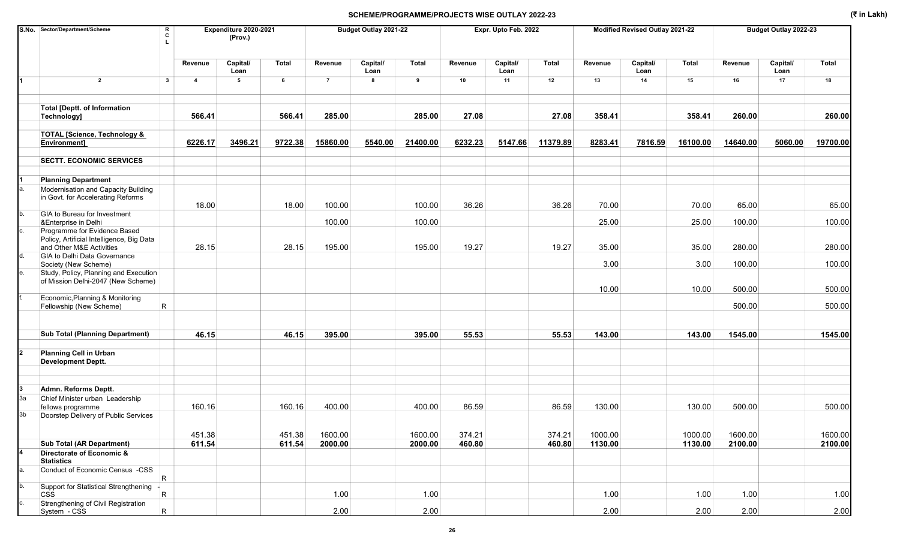## SCHEME/PROGRAMME/PROJECTS WISE OUTLAY 2022-23

(₹ in Lakh)

| S.No. | Sector/Department/Scheme | RCL | Expenditure 2020-2021 (Prov.) | | | Budget Outlay 2021-22 | | | Expr. Upto Feb. 2022 | | | Modified Revised Outlay 2021-22 | | | Budget Outlay 2022-23 | | |
|---|---|---|---|---|---|---|---|---|---|---|---|---|---|---|---|---|---|
| | | | Revenue | Capital/ Loan | Total | Revenue | Capital/ Loan | Total | Revenue | Capital/ Loan | Total | Revenue | Capital/ Loan | Total | Revenue | Capital/ Loan | Total |
| 1 | 2 | 3 | 4 | 5 | 6 | 7 | 8 | 9 | 10 | 11 | 12 | 13 | 14 | 15 | 16 | 17 | 18 |
| | **Total [Deptt. of Information Technology]** | | **566.41** | | **566.41** | **285.00** | | **285.00** | **27.08** | | **27.08** | **358.41** | | **358.41** | **260.00** | | **260.00** |
| | **TOTAL [Science, Technology & Environment]** | | **6226.17** | **3496.21** | **9722.38** | **15860.00** | **5540.00** | **21400.00** | **6232.23** | **5147.66** | **11379.89** | **8283.41** | **7816.59** | **16100.00** | **14640.00** | **5060.00** | **19700.00** |
| | **SECTT. ECONOMIC SERVICES** | | | | | | | | | | | | | | | | |
| 1 | **Planning Department** | | | | | | | | | | | | | | | | |
| a. | Modernisation and Capacity Building in Govt. for Accelerating Reforms | | 18.00 | | 18.00 | 100.00 | | 100.00 | 36.26 | | 36.26 | 70.00 | | 70.00 | 65.00 | | 65.00 |
| b. | GIA to Bureau for Investment &Enterprise in Delhi | | | | | 100.00 | | 100.00 | | | | 25.00 | | 25.00 | 100.00 | | 100.00 |
| c. | Programme for Evidence Based Policy, Artificial Intelligence, Big Data and Other M&E Activities | | 28.15 | | 28.15 | 195.00 | | 195.00 | 19.27 | | 19.27 | 35.00 | | 35.00 | 280.00 | | 280.00 |
| d. | GIA to Delhi Data Governance Society (New Scheme) | | | | | | | | | | | 3.00 | | 3.00 | 100.00 | | 100.00 |
| e. | Study, Policy, Planning and Execution of Mission Delhi-2047 (New Scheme) | | | | | | | | | | | 10.00 | | 10.00 | 500.00 | | 500.00 |
| f. | Economic,Planning & Monitoring Fellowship (New Scheme) | R | | | | | | | | | | | | | 500.00 | | 500.00 |
| | **Sub Total (Planning Department)** | | **46.15** | | **46.15** | **395.00** | | **395.00** | **55.53** | | **55.53** | **143.00** | | **143.00** | **1545.00** | | **1545.00** |
| 2 | **Planning Cell in Urban Development Deptt.** | | | | | | | | | | | | | | | | |
| 3 | **Admn. Reforms Deptt.** | | | | | | | | | | | | | | | | |
| 3a | Chief Minister urban Leadership fellows programme | | 160.16 | | 160.16 | 400.00 | | 400.00 | 86.59 | | 86.59 | 130.00 | | 130.00 | 500.00 | | 500.00 |
| 3b | Doorstep Delivery of Public Services | | 451.38 | | 451.38 | 1600.00 | | 1600.00 | 374.21 | | 374.21 | 1000.00 | | 1000.00 | 1600.00 | | 1600.00 |
| | **Sub Total (AR Department)** | | **611.54** | | **611.54** | **2000.00** | | **2000.00** | **460.80** | | **460.80** | **1130.00** | | **1130.00** | **2100.00** | | **2100.00** |
| 4 | **Directorate of Economic & Statistics** | | | | | | | | | | | | | | | | |
| a. | Conduct of Economic Census -CSS | R | | | | | | | | | | | | | | | |
| b. | Support for Statistical Strengthening - CSS | R | | | | 1.00 | | 1.00 | | | | 1.00 | | 1.00 | 1.00 | | 1.00 |
| c. | Strengthening of Civil Registration System - CSS | R | | | | 2.00 | | 2.00 | | | | 2.00 | | 2.00 | 2.00 | | 2.00 |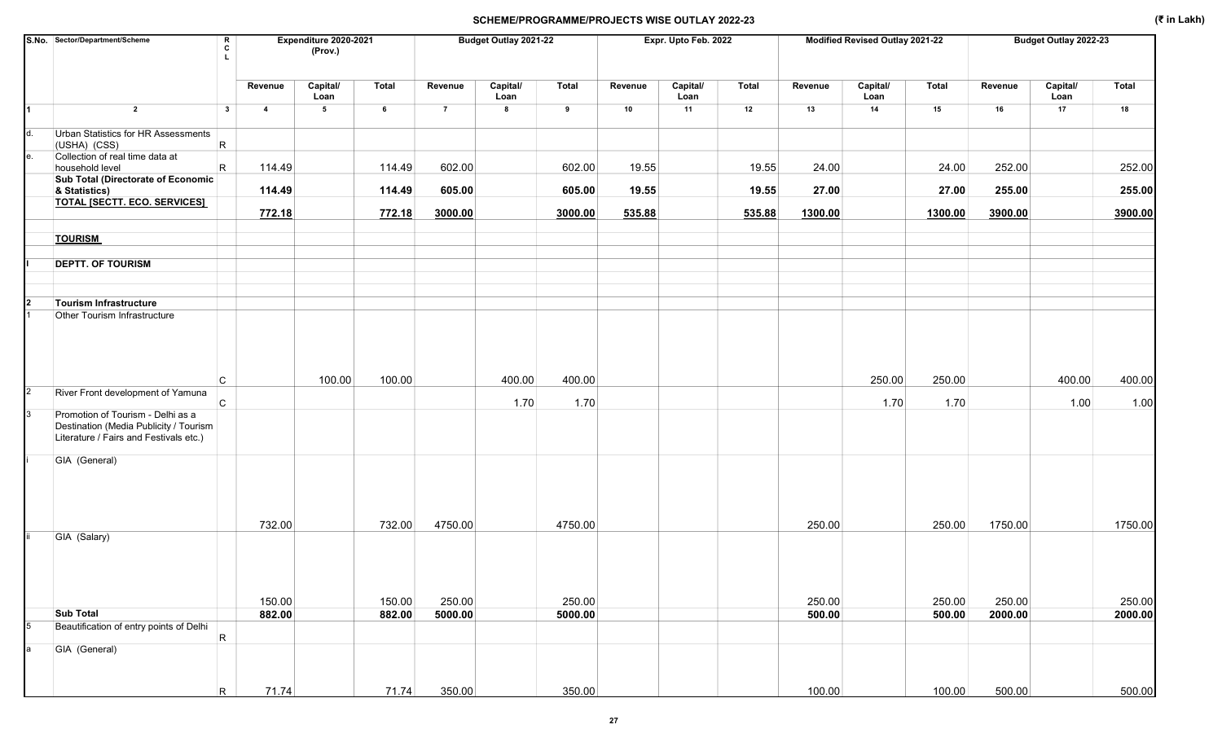# SCHEME/PROGRAMME/PROJECTS WISE OUTLAY 2022-23

(₹ in Lakh)

| S.No. | Sector/Department/Scheme | R C L | Expenditure 2020-2021 (Prov.) | | | Budget Outlay 2021-22 | | | Expr. Upto Feb. 2022 | | | Modified Revised Outlay 2021-22 | | | Budget Outlay 2022-23 | | |
|---|---|---|---|---|---|---|---|---|---|---|---|---|---|---|---|---|---|
| | | | Revenue | Capital/ Loan | Total | Revenue | Capital/ Loan | Total | Revenue | Capital/ Loan | Total | Revenue | Capital/ Loan | Total | Revenue | Capital/ Loan | Total |
| 1 | 2 | 3 | 4 | 5 | 6 | 7 | 8 | 9 | 10 | 11 | 12 | 13 | 14 | 15 | 16 | 17 | 18 |
| d. | Urban Statistics for HR Assessments (USHA) (CSS) | R | | | | | | | | | | | | | | | |
| e. | Collection of real time data at household level | R | 114.49 | | 114.49 | 602.00 | | 602.00 | 19.55 | | 19.55 | 24.00 | | 24.00 | 252.00 | | 252.00 |
| | **Sub Total (Directorate of Economic & Statistics)** | | **114.49** | | **114.49** | **605.00** | | **605.00** | **19.55** | | **19.55** | **27.00** | | **27.00** | **255.00** | | **255.00** |
| | **TOTAL [SECTT. ECO. SERVICES]** | | **772.18** | | **772.18** | **3000.00** | | **3000.00** | **535.88** | | **535.88** | **1300.00** | | **1300.00** | **3900.00** | | **3900.00** |
| | **TOURISM** | | | | | | | | | | | | | | | | |
| I | **DEPTT. OF TOURISM** | | | | | | | | | | | | | | | | |
| 2 | **Tourism Infrastructure** | | | | | | | | | | | | | | | | |
| 1 | Other Tourism Infrastructure | C | | 100.00 | 100.00 | | 400.00 | 400.00 | | | | | 250.00 | 250.00 | | 400.00 | 400.00 |
| 2 | River Front development of Yamuna | C | | | | | 1.70 | 1.70 | | | | | 1.70 | 1.70 | | 1.00 | 1.00 |
| 3 | Promotion of Tourism - Delhi as a Destination (Media Publicity / Tourism Literature / Fairs and Festivals etc.) | | | | | | | | | | | | | | | | |
| i | GIA (General) | | 732.00 | | 732.00 | 4750.00 | | 4750.00 | | | | 250.00 | | 250.00 | 1750.00 | | 1750.00 |
| ii | GIA (Salary) | | 150.00 | | 150.00 | 250.00 | | 250.00 | | | | 250.00 | | 250.00 | 250.00 | | 250.00 |
| | **Sub Total** | | **882.00** | | **882.00** | **5000.00** | | **5000.00** | | | | **500.00** | | **500.00** | **2000.00** | | **2000.00** |
| 5 | Beautification of entry points of Delhi | R | | | | | | | | | | | | | | | |
| a | GIA (General) | R | 71.74 | | 71.74 | 350.00 | | 350.00 | | | | 100.00 | | 100.00 | 500.00 | | 500.00 |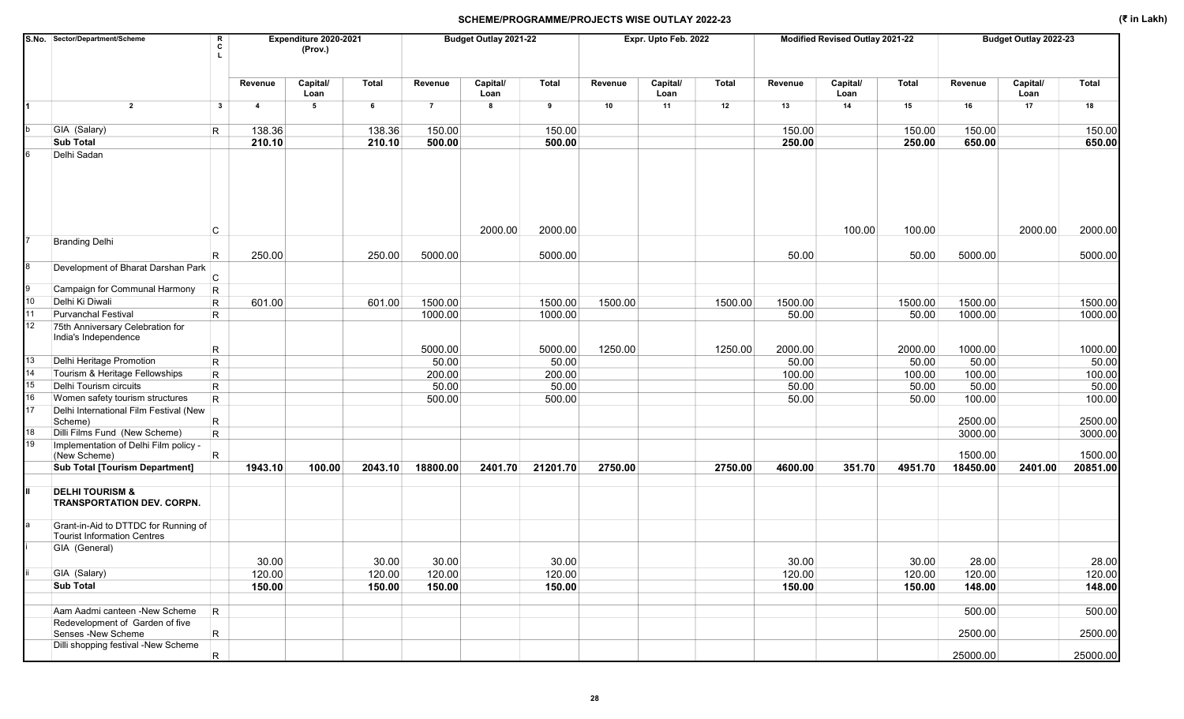# SCHEME/PROGRAMME/PROJECTS WISE OUTLAY 2022-23

(₹ in Lakh)

| S.No. | Sector/Department/Scheme | RCL | Expenditure 2020-2021 (Prov.) | | | Budget Outlay 2021-22 | | | Expr. Upto Feb. 2022 | | | Modified Revised Outlay 2021-22 | | | Budget Outlay 2022-23 | | |
|---|---|---|---|---|---|---|---|---|---|---|---|---|---|---|---|---|---|
| | | | Revenue | Capital/ Loan | Total | Revenue | Capital/ Loan | Total | Revenue | Capital/ Loan | Total | Revenue | Capital/ Loan | Total | Revenue | Capital/ Loan | Total |
| 1 | 2 | 3 | 4 | 5 | 6 | 7 | 8 | 9 | 10 | 11 | 12 | 13 | 14 | 15 | 16 | 17 | 18 |
| b | GIA (Salary) | R | 138.36 | | 138.36 | 150.00 | | 150.00 | | | | 150.00 | | 150.00 | 150.00 | | 150.00 |
| | **Sub Total** | | **210.10** | | **210.10** | **500.00** | | **500.00** | | | | **250.00** | | **250.00** | **650.00** | | **650.00** |
| 6 | Delhi Sadan | C | | | | | 2000.00 | 2000.00 | | | | | 100.00 | 100.00 | | 2000.00 | 2000.00 |
| 7 | Branding Delhi | R | 250.00 | | 250.00 | 5000.00 | | 5000.00 | | | | 50.00 | | 50.00 | 5000.00 | | 5000.00 |
| 8 | Development of Bharat Darshan Park | C | | | | | | | | | | | | | | | |
| 9 | Campaign for Communal Harmony | R | | | | | | | | | | | | | | | |
| 10 | Delhi Ki Diwali | R | 601.00 | | 601.00 | 1500.00 | | 1500.00 | 1500.00 | | 1500.00 | 1500.00 | | 1500.00 | 1500.00 | | 1500.00 |
| 11 | Purvanchal Festival | R | | | | 1000.00 | | 1000.00 | | | | 50.00 | | 50.00 | 1000.00 | | 1000.00 |
| 12 | 75th Anniversary Celebration for India's Independence | R | | | | 5000.00 | | 5000.00 | 1250.00 | | 1250.00 | 2000.00 | | 2000.00 | 1000.00 | | 1000.00 |
| 13 | Delhi Heritage Promotion | R | | | | 50.00 | | 50.00 | | | | 50.00 | | 50.00 | 50.00 | | 50.00 |
| 14 | Tourism & Heritage Fellowships | R | | | | 200.00 | | 200.00 | | | | 100.00 | | 100.00 | 100.00 | | 100.00 |
| 15 | Delhi Tourism circuits | R | | | | 50.00 | | 50.00 | | | | 50.00 | | 50.00 | 50.00 | | 50.00 |
| 16 | Women safety tourism structures | R | | | | 500.00 | | 500.00 | | | | 50.00 | | 50.00 | 100.00 | | 100.00 |
| 17 | Delhi International Film Festival (New Scheme) | R | | | | | | | | | | | | | 2500.00 | | 2500.00 |
| 18 | Dilli Films Fund (New Scheme) | R | | | | | | | | | | | | | 3000.00 | | 3000.00 |
| 19 | Implementation of Delhi Film policy - (New Scheme) | R | | | | | | | | | | | | | 1500.00 | | 1500.00 |
| | **Sub Total [Tourism Department]** | | **1943.10** | **100.00** | **2043.10** | **18800.00** | **2401.70** | **21201.70** | **2750.00** | | **2750.00** | **4600.00** | **351.70** | **4951.70** | **18450.00** | **2401.00** | **20851.00** |
| **II** | **DELHI TOURISM & TRANSPORTATION DEV. CORPN.** | | | | | | | | | | | | | | | | |
| a | Grant-in-Aid to DTTDC for Running of Tourist Information Centres | | | | | | | | | | | | | | | | |
| i | GIA (General) | | 30.00 | | 30.00 | 30.00 | | 30.00 | | | | 30.00 | | 30.00 | 28.00 | | 28.00 |
| ii | GIA (Salary) | | 120.00 | | 120.00 | 120.00 | | 120.00 | | | | 120.00 | | 120.00 | 120.00 | | 120.00 |
| | **Sub Total** | | **150.00** | | **150.00** | **150.00** | | **150.00** | | | | **150.00** | | **150.00** | **148.00** | | **148.00** |
| | Aam Aadmi canteen -New Scheme | R | | | | | | | | | | | | | 500.00 | | 500.00 |
| | Redevelopment of Garden of five Senses -New Scheme | R | | | | | | | | | | | | | 2500.00 | | 2500.00 |
| | Dilli shopping festival -New Scheme | R | | | | | | | | | | | | | 25000.00 | | 25000.00 |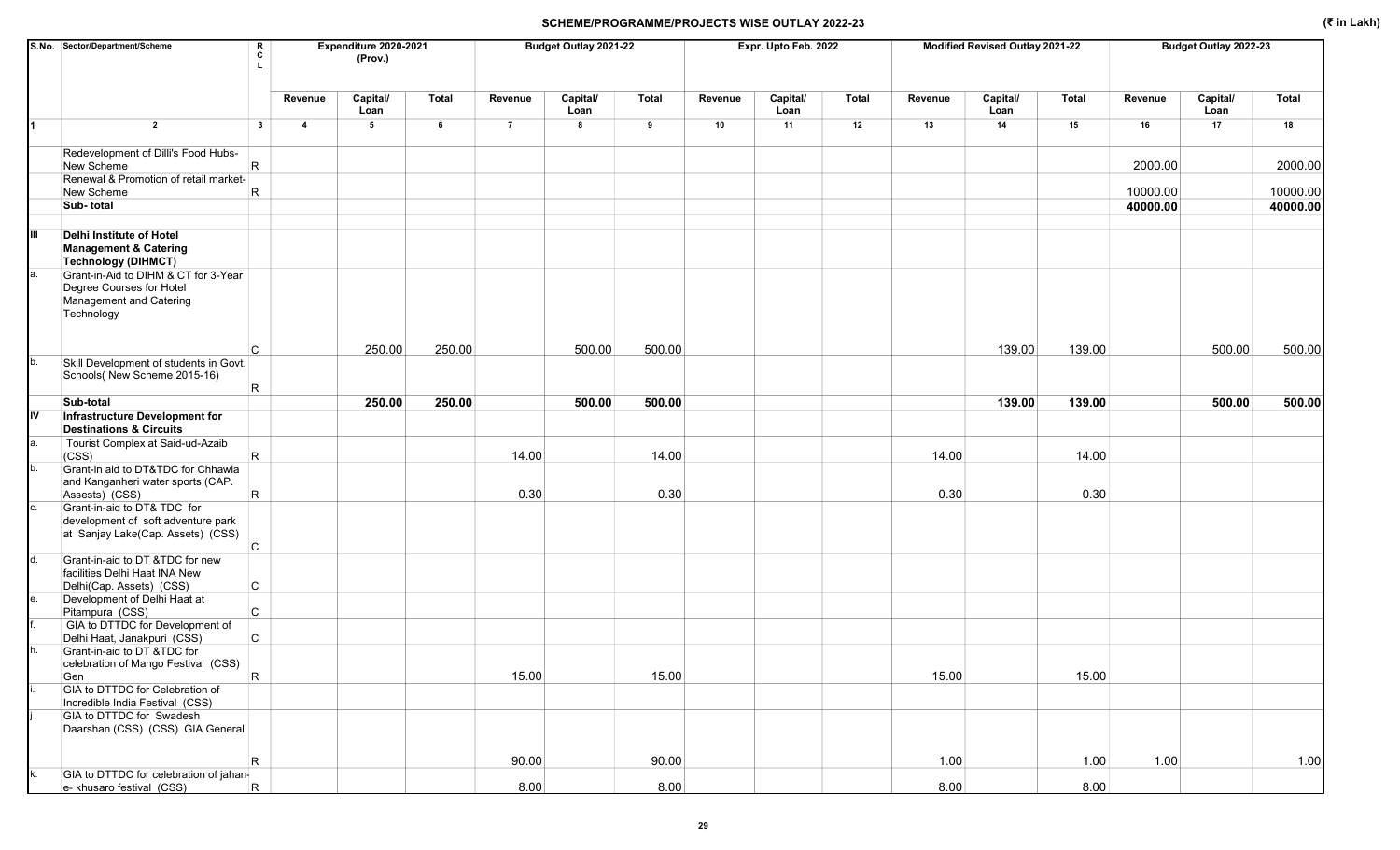## SCHEME/PROGRAMME/PROJECTS WISE OUTLAY 2022-23

(₹ in Lakh)

| S.No. | Sector/Department/Scheme | R C L | Expenditure 2020-2021 (Prov.) | | | Budget Outlay 2021-22 | | | Expr. Upto Feb. 2022 | | | Modified Revised Outlay 2021-22 | | | Budget Outlay 2022-23 | | |
|---|---|---|---|---|---|---|---|---|---|---|---|---|---|---|---|---|---|
| | | | Revenue | Capital/ Loan | Total | Revenue | Capital/ Loan | Total | Revenue | Capital/ Loan | Total | Revenue | Capital/ Loan | Total | Revenue | Capital/ Loan | Total |
| 1 | 2 | 3 | 4 | 5 | 6 | 7 | 8 | 9 | 10 | 11 | 12 | 13 | 14 | 15 | 16 | 17 | 18 |
| | Redevelopment of Dilli's Food Hubs- New Scheme | R | | | | | | | | | | | | | 2000.00 | | 2000.00 |
| | Renewal & Promotion of retail market- New Scheme | R | | | | | | | | | | | | | 10000.00 | | 10000.00 |
| | **Sub- total** | | | | | | | | | | | | | | **40000.00** | | **40000.00** |
| **III** | **Delhi Institute of Hotel Management & Catering Technology (DIHMCT)** | | | | | | | | | | | | | | | | |
| a. | Grant-in-Aid to DIHM & CT for 3-Year Degree Courses for Hotel Management and Catering Technology | C | | 250.00 | 250.00 | | 500.00 | 500.00 | | | | | 139.00 | 139.00 | | 500.00 | 500.00 |
| b. | Skill Development of students in Govt. Schools( New Scheme 2015-16) | R | | | | | | | | | | | | | | | |
| | **Sub-total** | | | **250.00** | **250.00** | | **500.00** | **500.00** | | | | | **139.00** | **139.00** | | **500.00** | **500.00** |
| **IV** | **Infrastructure Development for Destinations & Circuits** | | | | | | | | | | | | | | | | |
| a. | Tourist Complex at Said-ud-Azaib (CSS) | R | | | | 14.00 | | 14.00 | | | | 14.00 | | 14.00 | | | |
| b. | Grant-in aid to DT&TDC for Chhawla and Kanganheri water sports (CAP. Assests) (CSS) | R | | | | 0.30 | | 0.30 | | | | 0.30 | | 0.30 | | | |
| c. | Grant-in-aid to DT& TDC for development of soft adventure park at Sanjay Lake(Cap. Assets) (CSS) | C | | | | | | | | | | | | | | | |
| d. | Grant-in-aid to DT &TDC for new facilities Delhi Haat INA New Delhi(Cap. Assets) (CSS) | C | | | | | | | | | | | | | | | |
| e. | Development of Delhi Haat at Pitampura (CSS) | C | | | | | | | | | | | | | | | |
| f. | GIA to DTTDC for Development of Delhi Haat, Janakpuri (CSS) | C | | | | | | | | | | | | | | | |
| h. | Grant-in-aid to DT &TDC for celebration of Mango Festival (CSS) Gen | R | | | | 15.00 | | 15.00 | | | | 15.00 | | 15.00 | | | |
| i. | GIA to DTTDC for Celebration of Incredible India Festival (CSS) | | | | | | | | | | | | | | | | |
| j. | GIA to DTTDC for Swadesh Daarshan (CSS) (CSS) GIA General | R | | | | 90.00 | | 90.00 | | | | 1.00 | | 1.00 | 1.00 | | 1.00 |
| k. | GIA to DTTDC for celebration of jahan-e- khusaro festival (CSS) | R | | | | 8.00 | | 8.00 | | | | 8.00 | | 8.00 | | | |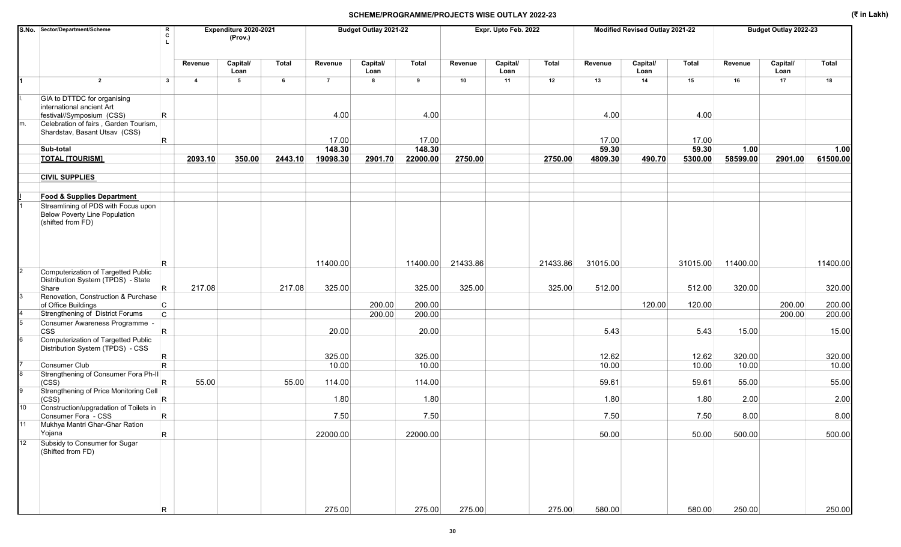## SCHEME/PROGRAMME/PROJECTS WISE OUTLAY 2022-23

(₹ in Lakh)

| S.No. | Sector/Department/Scheme | R C L | Expenditure 2020-2021 (Prov.) | | | Budget Outlay 2021-22 | | | Expr. Upto Feb. 2022 | | | Modified Revised Outlay 2021-22 | | | Budget Outlay 2022-23 | | |
|---|---|---|---|---|---|---|---|---|---|---|---|---|---|---|---|---|---|
| | | | Revenue | Capital/ Loan | Total | Revenue | Capital/ Loan | Total | Revenue | Capital/ Loan | Total | Revenue | Capital/ Loan | Total | Revenue | Capital/ Loan | Total |
| 1 | 2 | 3 | 4 | 5 | 6 | 7 | 8 | 9 | 10 | 11 | 12 | 13 | 14 | 15 | 16 | 17 | 18 |
| l. | GIA to DTTDC for organising international ancient Art festival//Symposium (CSS) | R | | | | 4.00 | | 4.00 | | | | 4.00 | | 4.00 | | | |
| m. | Celebration of fairs , Garden Tourism, Shardstav, Basant Utsav (CSS) | R | | | | 17.00 | | 17.00 | | | | 17.00 | | 17.00 | | | |
| | **Sub-total** | | | | | **148.30** | | **148.30** | | | | **59.30** | | **59.30** | **1.00** | | **1.00** |
| | **TOTAL [TOURISM]** | | **2093.10** | **350.00** | **2443.10** | **19098.30** | **2901.70** | **22000.00** | **2750.00** | | **2750.00** | **4809.30** | **490.70** | **5300.00** | **58599.00** | **2901.00** | **61500.00** |
| | **CIVIL SUPPLIES** | | | | | | | | | | | | | | | | |
| I | **Food & Supplies Department** | | | | | | | | | | | | | | | | |
| 1 | Streamlining of PDS with Focus upon Below Poverty Line Population (shifted from FD) | R | | | | 11400.00 | | 11400.00 | 21433.86 | | 21433.86 | 31015.00 | | 31015.00 | 11400.00 | | 11400.00 |
| 2 | Computerization of Targetted Public Distribution System (TPDS) - State Share | R | 217.08 | | 217.08 | 325.00 | | 325.00 | 325.00 | | 325.00 | 512.00 | | 512.00 | 320.00 | | 320.00 |
| 3 | Renovation, Construction & Purchase of Office Buildings | C | | | | | 200.00 | 200.00 | | | | | 120.00 | 120.00 | | 200.00 | 200.00 |
| 4 | Strengthening of District Forums | C | | | | | 200.00 | 200.00 | | | | | | | | 200.00 | 200.00 |
| 5 | Consumer Awareness Programme - CSS | R | | | | 20.00 | | 20.00 | | | | 5.43 | | 5.43 | 15.00 | | 15.00 |
| 6 | Computerization of Targetted Public Distribution System (TPDS) - CSS | R | | | | 325.00 | | 325.00 | | | | 12.62 | | 12.62 | 320.00 | | 320.00 |
| 7 | Consumer Club | R | | | | 10.00 | | 10.00 | | | | 10.00 | | 10.00 | 10.00 | | 10.00 |
| 8 | Strengthening of Consumer Fora Ph-II (CSS) | R | 55.00 | | 55.00 | 114.00 | | 114.00 | | | | 59.61 | | 59.61 | 55.00 | | 55.00 |
| 9 | Strengthening of Price Monitoring Cell (CSS) | R | | | | 1.80 | | 1.80 | | | | 1.80 | | 1.80 | 2.00 | | 2.00 |
| 10 | Construction/upgradation of Toilets in Consumer Fora - CSS | R | | | | 7.50 | | 7.50 | | | | 7.50 | | 7.50 | 8.00 | | 8.00 |
| 11 | Mukhya Mantri Ghar-Ghar Ration Yojana | R | | | | 22000.00 | | 22000.00 | | | | 50.00 | | 50.00 | 500.00 | | 500.00 |
| 12 | Subsidy to Consumer for Sugar (Shifted from FD) | R | | | | 275.00 | | 275.00 | 275.00 | | 275.00 | 580.00 | | 580.00 | 250.00 | | 250.00 |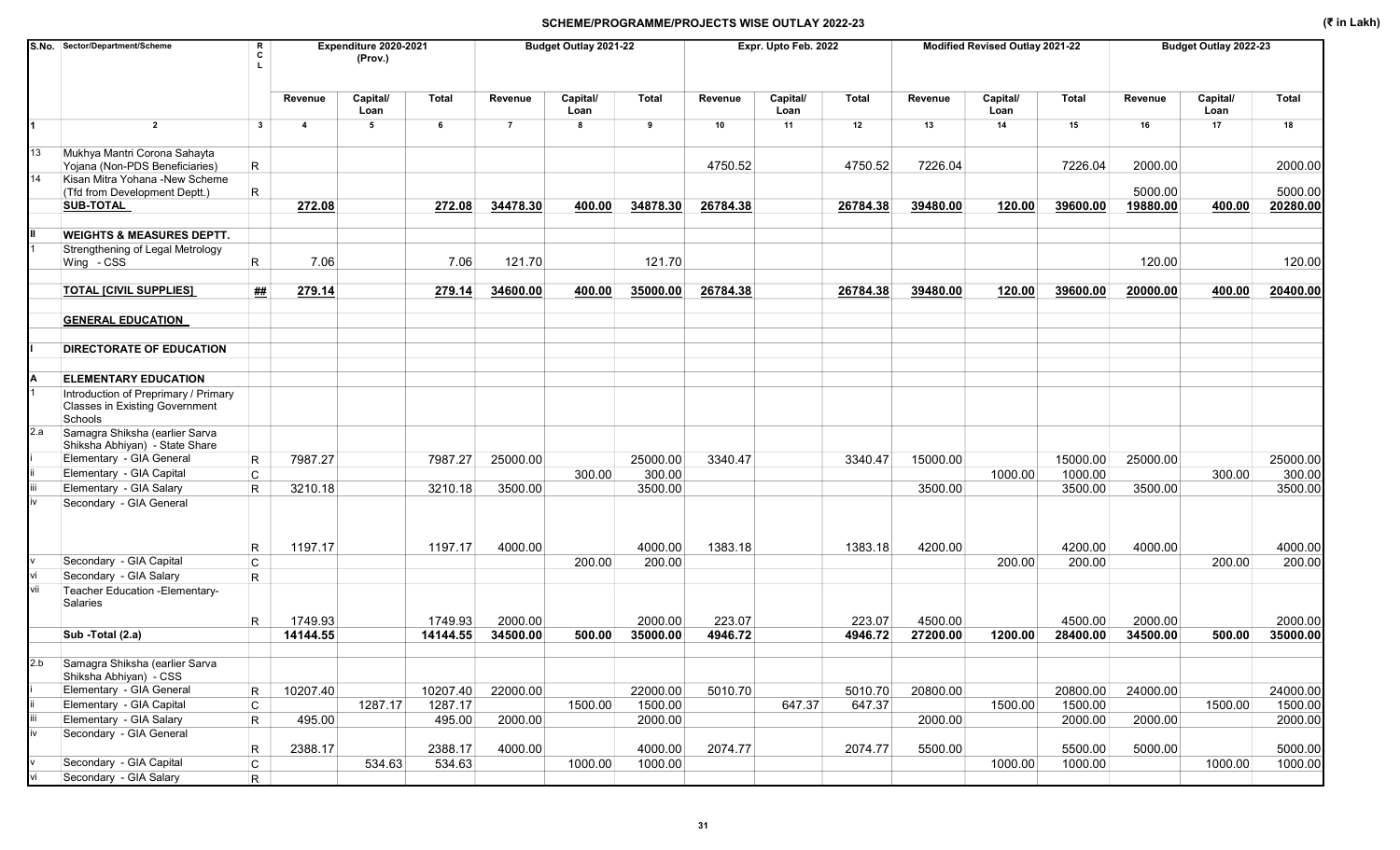# SCHEME/PROGRAMME/PROJECTS WISE OUTLAY 2022-23

(₹ in Lakh)

| S.No. | Sector/Department/Scheme | RCL | Expenditure 2020-2021 (Prov.) | | | Budget Outlay 2021-22 | | | Expr. Upto Feb. 2022 | | | Modified Revised Outlay 2021-22 | | | Budget Outlay 2022-23 | | |
|---|---|---|---|---|---|---|---|---|---|---|---|---|---|---|---|---|---|
| | | | Revenue | Capital/ Loan | Total | Revenue | Capital/ Loan | Total | Revenue | Capital/ Loan | Total | Revenue | Capital/ Loan | Total | Revenue | Capital/ Loan | Total |
| 1 | 2 | 3 | 4 | 5 | 6 | 7 | 8 | 9 | 10 | 11 | 12 | 13 | 14 | 15 | 16 | 17 | 18 |
| 13 | Mukhya Mantri Corona Sahayta Yojana (Non-PDS Beneficiaries) | R | | | | | | | 4750.52 | | 4750.52 | 7226.04 | | 7226.04 | 2000.00 | | 2000.00 |
| 14 | Kisan Mitra Yohana -New Scheme (Tfd from Development Deptt.) | R | | | | | | | | | | | | | 5000.00 | | 5000.00 |
| | **SUB-TOTAL** | | **272.08** | | **272.08** | **34478.30** | **400.00** | **34878.30** | **26784.38** | | **26784.38** | **39480.00** | **120.00** | **39600.00** | **19880.00** | **400.00** | **20280.00** |
| II | **WEIGHTS & MEASURES DEPTT.** | | | | | | | | | | | | | | | | |
| 1 | Strengthening of Legal Metrology Wing - CSS | R | 7.06 | | 7.06 | 121.70 | | 121.70 | | | | | | | 120.00 | | 120.00 |
| | **TOTAL [CIVIL SUPPLIES]** | **##** | **279.14** | | **279.14** | **34600.00** | **400.00** | **35000.00** | **26784.38** | | **26784.38** | **39480.00** | **120.00** | **39600.00** | **20000.00** | **400.00** | **20400.00** |
| | **GENERAL EDUCATION** | | | | | | | | | | | | | | | | |
| I | **DIRECTORATE OF EDUCATION** | | | | | | | | | | | | | | | | |
| A | **ELEMENTARY EDUCATION** | | | | | | | | | | | | | | | | |
| 1 | Introduction of Preprimary / Primary Classes in Existing Government Schools | | | | | | | | | | | | | | | | |
| 2.a | Samagra Shiksha (earlier Sarva Shiksha Abhiyan) - State Share | | | | | | | | | | | | | | | | |
| i | Elementary - GIA General | R | 7987.27 | | 7987.27 | 25000.00 | | 25000.00 | 3340.47 | | 3340.47 | 15000.00 | | 15000.00 | 25000.00 | | 25000.00 |
| ii | Elementary - GIA Capital | C | | | | | 300.00 | 300.00 | | | | | 1000.00 | 1000.00 | | 300.00 | 300.00 |
| iii | Elementary - GIA Salary | R | 3210.18 | | 3210.18 | 3500.00 | | 3500.00 | | | | 3500.00 | | 3500.00 | 3500.00 | | 3500.00 |
| iv | Secondary - GIA General | R | 1197.17 | | 1197.17 | 4000.00 | | 4000.00 | 1383.18 | | 1383.18 | 4200.00 | | 4200.00 | 4000.00 | | 4000.00 |
| v | Secondary - GIA Capital | C | | | | | 200.00 | 200.00 | | | | | 200.00 | 200.00 | | 200.00 | 200.00 |
| vi | Secondary - GIA Salary | R | | | | | | | | | | | | | | | |
| vii | Teacher Education -Elementary- Salaries | R | 1749.93 | | 1749.93 | 2000.00 | | 2000.00 | 223.07 | | 223.07 | 4500.00 | | 4500.00 | 2000.00 | | 2000.00 |
| | **Sub -Total (2.a)** | | **14144.55** | | **14144.55** | **34500.00** | **500.00** | **35000.00** | **4946.72** | | **4946.72** | **27200.00** | **1200.00** | **28400.00** | **34500.00** | **500.00** | **35000.00** |
| 2.b | Samagra Shiksha (earlier Sarva Shiksha Abhiyan) - CSS | | | | | | | | | | | | | | | | |
| i | Elementary - GIA General | R | 10207.40 | | 10207.40 | 22000.00 | | 22000.00 | 5010.70 | | 5010.70 | 20800.00 | | 20800.00 | 24000.00 | | 24000.00 |
| ii | Elementary - GIA Capital | C | | 1287.17 | 1287.17 | | 1500.00 | 1500.00 | | 647.37 | 647.37 | | 1500.00 | 1500.00 | | 1500.00 | 1500.00 |
| iii | Elementary - GIA Salary | R | 495.00 | | 495.00 | 2000.00 | | 2000.00 | | | | 2000.00 | | 2000.00 | 2000.00 | | 2000.00 |
| iv | Secondary - GIA General | R | 2388.17 | | 2388.17 | 4000.00 | | 4000.00 | 2074.77 | | 2074.77 | 5500.00 | | 5500.00 | 5000.00 | | 5000.00 |
| v | Secondary - GIA Capital | C | | 534.63 | 534.63 | | 1000.00 | 1000.00 | | | | | 1000.00 | 1000.00 | | 1000.00 | 1000.00 |
| vi | Secondary - GIA Salary | R | | | | | | | | | | | | | | | |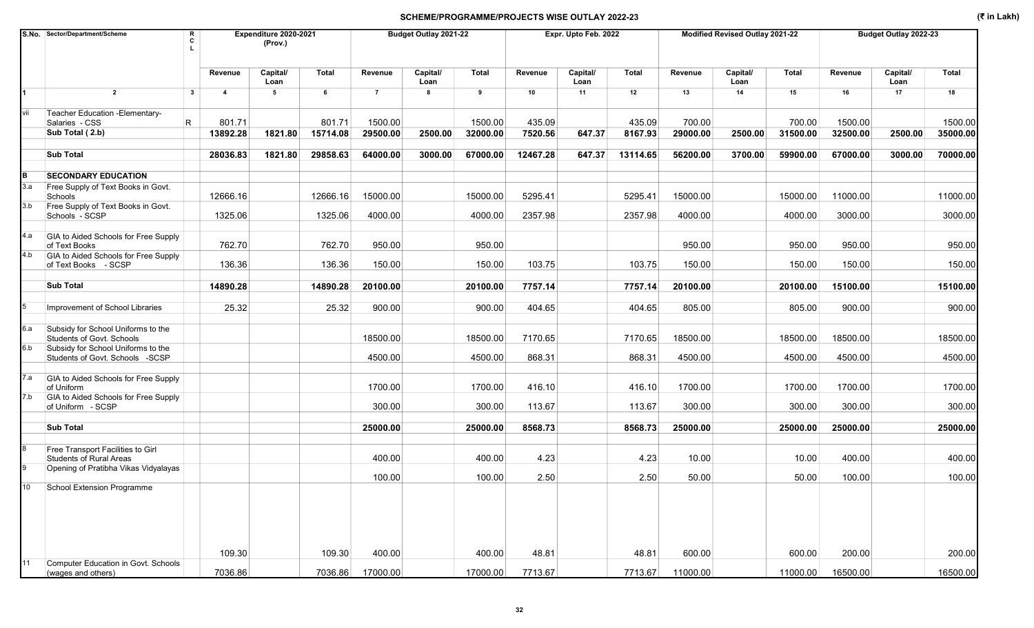## SCHEME/PROGRAMME/PROJECTS WISE OUTLAY 2022-23

(₹ in Lakh)

| S.No. | Sector/Department/Scheme | R C L | Expenditure 2020-2021 (Prov.) | | | Budget Outlay 2021-22 | | | Expr. Upto Feb. 2022 | | | Modified Revised Outlay 2021-22 | | | Budget Outlay 2022-23 | | |
|---|---|---|---|---|---|---|---|---|---|---|---|---|---|---|---|---|---|
| | | | Revenue | Capital/ Loan | Total | Revenue | Capital/ Loan | Total | Revenue | Capital/ Loan | Total | Revenue | Capital/ Loan | Total | Revenue | Capital/ Loan | Total |
| 1 | 2 | 3 | 4 | 5 | 6 | 7 | 8 | 9 | 10 | 11 | 12 | 13 | 14 | 15 | 16 | 17 | 18 |
| vii | Teacher Education -Elementary- Salaries - CSS | R | 801.71 | | 801.71 | 1500.00 | | 1500.00 | 435.09 | | 435.09 | 700.00 | | 700.00 | 1500.00 | | 1500.00 |
| | **Sub Total ( 2.b)** | | **13892.28** | **1821.80** | **15714.08** | **29500.00** | **2500.00** | **32000.00** | **7520.56** | **647.37** | **8167.93** | **29000.00** | **2500.00** | **31500.00** | **32500.00** | **2500.00** | **35000.00** |
| | **Sub Total** | | **28036.83** | **1821.80** | **29858.63** | **64000.00** | **3000.00** | **67000.00** | **12467.28** | **647.37** | **13114.65** | **56200.00** | **3700.00** | **59900.00** | **67000.00** | **3000.00** | **70000.00** |
| **B** | **SECONDARY EDUCATION** | | | | | | | | | | | | | | | | |
| 3.a | Free Supply of Text Books in Govt. Schools | | 12666.16 | | 12666.16 | 15000.00 | | 15000.00 | 5295.41 | | 5295.41 | 15000.00 | | 15000.00 | 11000.00 | | 11000.00 |
| 3.b | Free Supply of Text Books in Govt. Schools - SCSP | | 1325.06 | | 1325.06 | 4000.00 | | 4000.00 | 2357.98 | | 2357.98 | 4000.00 | | 4000.00 | 3000.00 | | 3000.00 |
| 4.a | GIA to Aided Schools for Free Supply of Text Books | | 762.70 | | 762.70 | 950.00 | | 950.00 | | | | 950.00 | | 950.00 | 950.00 | | 950.00 |
| 4.b | GIA to Aided Schools for Free Supply of Text Books - SCSP | | 136.36 | | 136.36 | 150.00 | | 150.00 | 103.75 | | 103.75 | 150.00 | | 150.00 | 150.00 | | 150.00 |
| | **Sub Total** | | **14890.28** | | **14890.28** | **20100.00** | | **20100.00** | **7757.14** | | **7757.14** | **20100.00** | | **20100.00** | **15100.00** | | **15100.00** |
| 5 | Improvement of School Libraries | | 25.32 | | 25.32 | 900.00 | | 900.00 | 404.65 | | 404.65 | 805.00 | | 805.00 | 900.00 | | 900.00 |
| 6.a | Subsidy for School Uniforms to the Students of Govt. Schools | | | | | 18500.00 | | 18500.00 | 7170.65 | | 7170.65 | 18500.00 | | 18500.00 | 18500.00 | | 18500.00 |
| 6.b | Subsidy for School Uniforms to the Students of Govt. Schools -SCSP | | | | | 4500.00 | | 4500.00 | 868.31 | | 868.31 | 4500.00 | | 4500.00 | 4500.00 | | 4500.00 |
| 7.a | GIA to Aided Schools for Free Supply of Uniform | | | | | 1700.00 | | 1700.00 | 416.10 | | 416.10 | 1700.00 | | 1700.00 | 1700.00 | | 1700.00 |
| 7.b | GIA to Aided Schools for Free Supply of Uniform - SCSP | | | | | 300.00 | | 300.00 | 113.67 | | 113.67 | 300.00 | | 300.00 | 300.00 | | 300.00 |
| | **Sub Total** | | | | | **25000.00** | | **25000.00** | **8568.73** | | **8568.73** | **25000.00** | | **25000.00** | **25000.00** | | **25000.00** |
| 8 | Free Transport Facilities to Girl Students of Rural Areas | | | | | 400.00 | | 400.00 | 4.23 | | 4.23 | 10.00 | | 10.00 | 400.00 | | 400.00 |
| 9 | Opening of Pratibha Vikas Vidyalayas | | | | | 100.00 | | 100.00 | 2.50 | | 2.50 | 50.00 | | 50.00 | 100.00 | | 100.00 |
| 10 | School Extension Programme | | 109.30 | | 109.30 | 400.00 | | 400.00 | 48.81 | | 48.81 | 600.00 | | 600.00 | 200.00 | | 200.00 |
| 11 | Computer Education in Govt. Schools (wages and others) | | 7036.86 | | 7036.86 | 17000.00 | | 17000.00 | 7713.67 | | 7713.67 | 11000.00 | | 11000.00 | 16500.00 | | 16500.00 |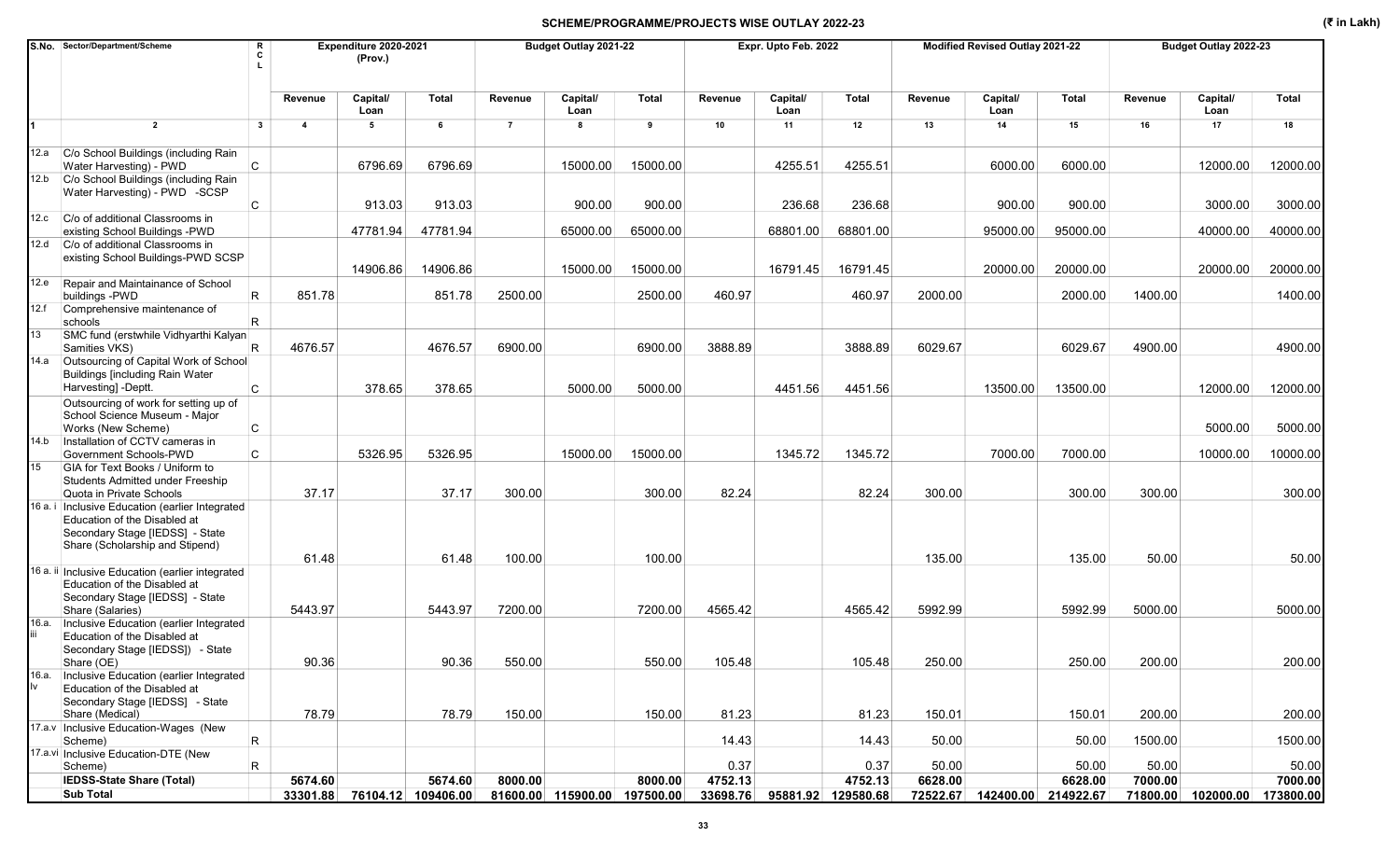## SCHEME/PROGRAMME/PROJECTS WISE OUTLAY 2022-23

(₹ in Lakh)

| S.No. | Sector/Department/Scheme | R C L | Expenditure 2020-2021 (Prov.) | | | Budget Outlay 2021-22 | | | Expr. Upto Feb. 2022 | | | Modified Revised Outlay 2021-22 | | | Budget Outlay 2022-23 | | |
|---|---|---|---|---|---|---|---|---|---|---|---|---|---|---|---|---|---|
| | | | Revenue | Capital/ Loan | Total | Revenue | Capital/ Loan | Total | Revenue | Capital/ Loan | Total | Revenue | Capital/ Loan | Total | Revenue | Capital/ Loan | Total |
| 1 | 2 | 3 | 4 | 5 | 6 | 7 | 8 | 9 | 10 | 11 | 12 | 13 | 14 | 15 | 16 | 17 | 18 |
| 12.a | C/o School Buildings (including Rain Water Harvesting) - PWD | C | | 6796.69 | 6796.69 | | 15000.00 | 15000.00 | | 4255.51 | 4255.51 | | 6000.00 | 6000.00 | | 12000.00 | 12000.00 |
| 12.b | C/o School Buildings (including Rain Water Harvesting) - PWD -SCSP | C | | 913.03 | 913.03 | | 900.00 | 900.00 | | 236.68 | 236.68 | | 900.00 | 900.00 | | 3000.00 | 3000.00 |
| 12.c | C/o of additional Classrooms in existing School Buildings -PWD | | | 47781.94 | 47781.94 | | 65000.00 | 65000.00 | | 68801.00 | 68801.00 | | 95000.00 | 95000.00 | | 40000.00 | 40000.00 |
| 12.d | C/o of additional Classrooms in existing School Buildings-PWD SCSP | | | 14906.86 | 14906.86 | | 15000.00 | 15000.00 | | 16791.45 | 16791.45 | | 20000.00 | 20000.00 | | 20000.00 | 20000.00 |
| 12.e | Repair and Maintainance of School buildings -PWD | R | 851.78 | | 851.78 | 2500.00 | | 2500.00 | 460.97 | | 460.97 | 2000.00 | | 2000.00 | 1400.00 | | 1400.00 |
| 12.f | Comprehensive maintenance of schools | R | | | | | | | | | | | | | | | |
| 13 | SMC fund (erstwhile Vidhyarthi Kalyan Samities VKS) | R | 4676.57 | | 4676.57 | 6900.00 | | 6900.00 | 3888.89 | | 3888.89 | 6029.67 | | 6029.67 | 4900.00 | | 4900.00 |
| 14.a | Outsourcing of Capital Work of School Buildings [including Rain Water Harvesting] -Deptt. | C | | 378.65 | 378.65 | | 5000.00 | 5000.00 | | 4451.56 | 4451.56 | | 13500.00 | 13500.00 | | 12000.00 | 12000.00 |
| | Outsourcing of work for setting up of School Science Museum - Major Works (New Scheme) | C | | | | | | | | | | | | | | 5000.00 | 5000.00 |
| 14.b | Installation of CCTV cameras in Government Schools-PWD | C | | 5326.95 | 5326.95 | | 15000.00 | 15000.00 | | 1345.72 | 1345.72 | | 7000.00 | 7000.00 | | 10000.00 | 10000.00 |
| 15 | GIA for Text Books / Uniform to Students Admitted under Freeship Quota in Private Schools | | 37.17 | | 37.17 | 300.00 | | 300.00 | 82.24 | | 82.24 | 300.00 | | 300.00 | 300.00 | | 300.00 |
| 16 a. i | Inclusive Education (earlier Integrated Education of the Disabled at Secondary Stage [IEDSS] - State Share (Scholarship and Stipend) | | 61.48 | | 61.48 | 100.00 | | 100.00 | | | | 135.00 | | 135.00 | 50.00 | | 50.00 |
| 16 a. ii | Inclusive Education (earlier integrated Education of the Disabled at Secondary Stage [IEDSS] - State Share (Salaries) | | 5443.97 | | 5443.97 | 7200.00 | | 7200.00 | 4565.42 | | 4565.42 | 5992.99 | | 5992.99 | 5000.00 | | 5000.00 |
| 16.a. iii | Inclusive Education (earlier Integrated Education of the Disabled at Secondary Stage [IEDSS]) - State Share (OE) | | 90.36 | | 90.36 | 550.00 | | 550.00 | 105.48 | | 105.48 | 250.00 | | 250.00 | 200.00 | | 200.00 |
| 16.a. Iv | Inclusive Education (earlier Integrated Education of the Disabled at Secondary Stage [IEDSS] - State Share (Medical) | | 78.79 | | 78.79 | 150.00 | | 150.00 | 81.23 | | 81.23 | 150.01 | | 150.01 | 200.00 | | 200.00 |
| 17.a.v | Inclusive Education-Wages (New Scheme) | R | | | | | | | 14.43 | | 14.43 | 50.00 | | 50.00 | 1500.00 | | 1500.00 |
| 17.a.vi | Inclusive Education-DTE (New Scheme) | R | | | | | | | 0.37 | | 0.37 | 50.00 | | 50.00 | 50.00 | | 50.00 |
| | **IEDSS-State Share (Total)** | | **5674.60** | | **5674.60** | **8000.00** | | **8000.00** | **4752.13** | | **4752.13** | **6628.00** | | **6628.00** | **7000.00** | | **7000.00** |
| | **Sub Total** | | **33301.88** | **76104.12** | **109406.00** | **81600.00** | **115900.00** | **197500.00** | **33698.76** | **95881.92** | **129580.68** | **72522.67** | **142400.00** | **214922.67** | **71800.00** | **102000.00** | **173800.00** |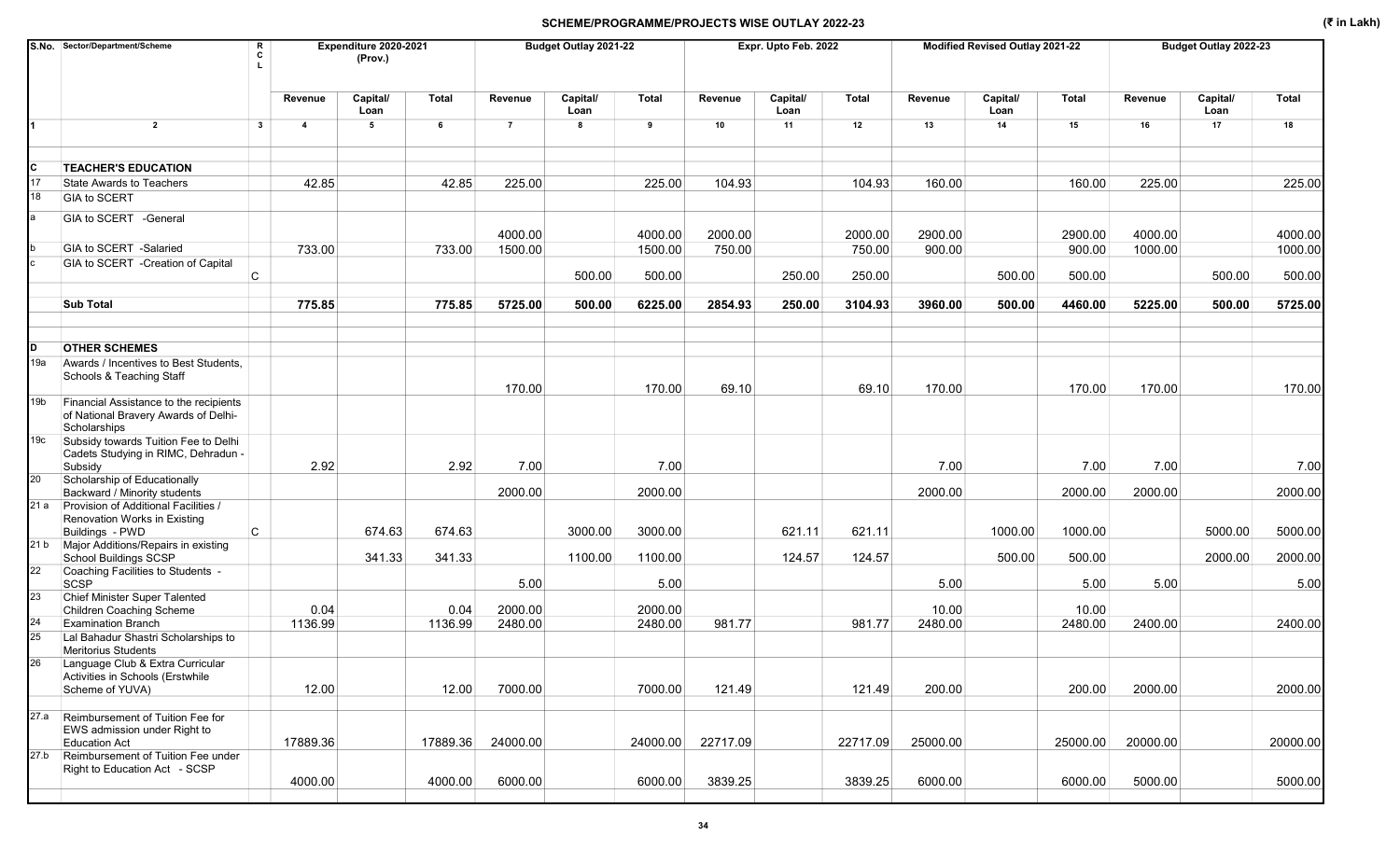## SCHEME/PROGRAMME/PROJECTS WISE OUTLAY 2022-23

(₹ in Lakh)

| S.No. | Sector/Department/Scheme | RCL | Expenditure 2020-2021 (Prov.) | | | Budget Outlay 2021-22 | | | Expr. Upto Feb. 2022 | | | Modified Revised Outlay 2021-22 | | | Budget Outlay 2022-23 | | |
|---|---|---|---|---|---|---|---|---|---|---|---|---|---|---|---|---|---|
| | | | Revenue | Capital/ Loan | Total | Revenue | Capital/ Loan | Total | Revenue | Capital/ Loan | Total | Revenue | Capital/ Loan | Total | Revenue | Capital/ Loan | Total |
| 1 | 2 | 3 | 4 | 5 | 6 | 7 | 8 | 9 | 10 | 11 | 12 | 13 | 14 | 15 | 16 | 17 | 18 |
| C | **TEACHER'S EDUCATION** | | | | | | | | | | | | | | | | |
| 17 | State Awards to Teachers | | 42.85 | | 42.85 | 225.00 | | 225.00 | 104.93 | | 104.93 | 160.00 | | 160.00 | 225.00 | | 225.00 |
| 18 | GIA to SCERT | | | | | | | | | | | | | | | | |
| a | GIA to SCERT -General | | | | | 4000.00 | | 4000.00 | 2000.00 | | 2000.00 | 2900.00 | | 2900.00 | 4000.00 | | 4000.00 |
| b | GIA to SCERT -Salaried | | 733.00 | | 733.00 | 1500.00 | | 1500.00 | 750.00 | | 750.00 | 900.00 | | 900.00 | 1000.00 | | 1000.00 |
| c | GIA to SCERT -Creation of Capital | C | | | | | 500.00 | 500.00 | | 250.00 | 250.00 | | 500.00 | 500.00 | | 500.00 | 500.00 |
| | **Sub Total** | | **775.85** | | **775.85** | **5725.00** | **500.00** | **6225.00** | **2854.93** | **250.00** | **3104.93** | **3960.00** | **500.00** | **4460.00** | **5225.00** | **500.00** | **5725.00** |
| D | **OTHER SCHEMES** | | | | | | | | | | | | | | | | |
| 19a | Awards / Incentives to Best Students, Schools & Teaching Staff | | | | | 170.00 | | 170.00 | 69.10 | | 69.10 | 170.00 | | 170.00 | 170.00 | | 170.00 |
| 19b | Financial Assistance to the recipients of National Bravery Awards of Delhi- Scholarships | | | | | | | | | | | | | | | | |
| 19c | Subsidy towards Tuition Fee to Delhi Cadets Studying in RIMC, Dehradun - Subsidy | | 2.92 | | 2.92 | 7.00 | | 7.00 | | | | 7.00 | | 7.00 | 7.00 | | 7.00 |
| 20 | Scholarship of Educationally Backward / Minority students | | | | | 2000.00 | | 2000.00 | | | | 2000.00 | | 2000.00 | 2000.00 | | 2000.00 |
| 21 a | Provision of Additional Facilities / Renovation Works in Existing Buildings - PWD | C | | 674.63 | 674.63 | | 3000.00 | 3000.00 | | 621.11 | 621.11 | | 1000.00 | 1000.00 | | 5000.00 | 5000.00 |
| 21 b | Major Additions/Repairs in existing School Buildings SCSP | | | 341.33 | 341.33 | | 1100.00 | 1100.00 | | 124.57 | 124.57 | | 500.00 | 500.00 | | 2000.00 | 2000.00 |
| 22 | Coaching Facilities to Students - SCSP | | | | | 5.00 | | 5.00 | | | | 5.00 | | 5.00 | 5.00 | | 5.00 |
| 23 | Chief Minister Super Talented Children Coaching Scheme | | 0.04 | | 0.04 | 2000.00 | | 2000.00 | | | | 10.00 | | 10.00 | | | |
| 24 | Examination Branch | | 1136.99 | | 1136.99 | 2480.00 | | 2480.00 | 981.77 | | 981.77 | 2480.00 | | 2480.00 | 2400.00 | | 2400.00 |
| 25 | Lal Bahadur Shastri Scholarships to Meritorius Students | | | | | | | | | | | | | | | | |
| 26 | Language Club & Extra Curricular Activities in Schools (Erstwhile Scheme of YUVA) | | 12.00 | | 12.00 | 7000.00 | | 7000.00 | 121.49 | | 121.49 | 200.00 | | 200.00 | 2000.00 | | 2000.00 |
| 27.a | Reimbursement of Tuition Fee for EWS admission under Right to Education Act | | 17889.36 | | 17889.36 | 24000.00 | | 24000.00 | 22717.09 | | 22717.09 | 25000.00 | | 25000.00 | 20000.00 | | 20000.00 |
| 27.b | Reimbursement of Tuition Fee under Right to Education Act - SCSP | | 4000.00 | | 4000.00 | 6000.00 | | 6000.00 | 3839.25 | | 3839.25 | 6000.00 | | 6000.00 | 5000.00 | | 5000.00 |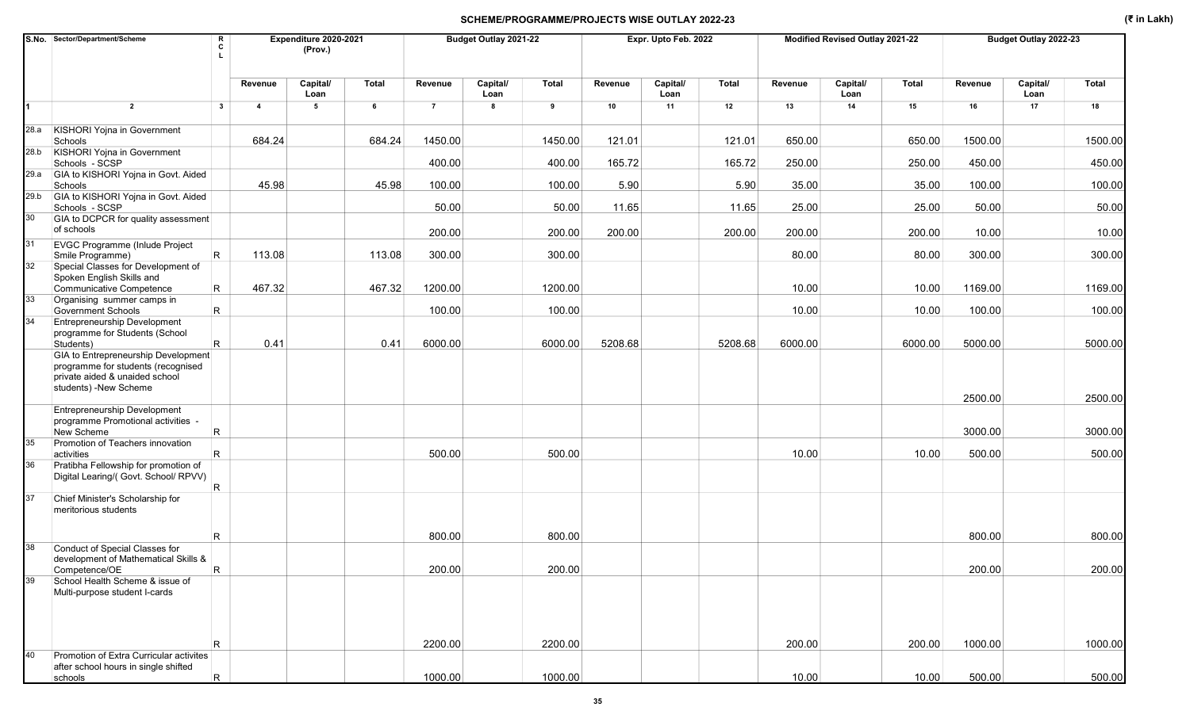## SCHEME/PROGRAMME/PROJECTS WISE OUTLAY 2022-23

(₹ in Lakh)

| S.No. | Sector/Department/Scheme | RCL | Expenditure 2020-2021 (Prov.) | | | Budget Outlay 2021-22 | | | Expr. Upto Feb. 2022 | | | Modified Revised Outlay 2021-22 | | | Budget Outlay 2022-23 | | |
|---|---|---|---|---|---|---|---|---|---|---|---|---|---|---|---|---|---|
| | | | Revenue | Capital/ Loan | Total | Revenue | Capital/ Loan | Total | Revenue | Capital/ Loan | Total | Revenue | Capital/ Loan | Total | Revenue | Capital/ Loan | Total |
| 1 | 2 | 3 | 4 | 5 | 6 | 7 | 8 | 9 | 10 | 11 | 12 | 13 | 14 | 15 | 16 | 17 | 18 |
| 28.a | KISHORI Yojna in Government Schools | | 684.24 | | 684.24 | 1450.00 | | 1450.00 | 121.01 | | 121.01 | 650.00 | | 650.00 | 1500.00 | | 1500.00 |
| 28.b | KISHORI Yojna in Government Schools - SCSP | | | | | 400.00 | | 400.00 | 165.72 | | 165.72 | 250.00 | | 250.00 | 450.00 | | 450.00 |
| 29.a | GIA to KISHORI Yojna in Govt. Aided Schools | | 45.98 | | 45.98 | 100.00 | | 100.00 | 5.90 | | 5.90 | 35.00 | | 35.00 | 100.00 | | 100.00 |
| 29.b | GIA to KISHORI Yojna in Govt. Aided Schools - SCSP | | | | | 50.00 | | 50.00 | 11.65 | | 11.65 | 25.00 | | 25.00 | 50.00 | | 50.00 |
| 30 | GIA to DCPCR for quality assessment of schools | | | | | 200.00 | | 200.00 | 200.00 | | 200.00 | 200.00 | | 200.00 | 10.00 | | 10.00 |
| 31 | EVGC Programme (Inlude Project Smile Programme) | R | 113.08 | | 113.08 | 300.00 | | 300.00 | | | | 80.00 | | 80.00 | 300.00 | | 300.00 |
| 32 | Special Classes for Development of Spoken English Skills and Communicative Competence | R | 467.32 | | 467.32 | 1200.00 | | 1200.00 | | | | 10.00 | | 10.00 | 1169.00 | | 1169.00 |
| 33 | Organising summer camps in Government Schools | R | | | | 100.00 | | 100.00 | | | | 10.00 | | 10.00 | 100.00 | | 100.00 |
| 34 | Entrepreneurship Development programme for Students (School Students) | R | 0.41 | | 0.41 | 6000.00 | | 6000.00 | 5208.68 | | 5208.68 | 6000.00 | | 6000.00 | 5000.00 | | 5000.00 |
| | GIA to Entrepreneurship Development programme for students (recognised private aided & unaided school students) -New Scheme | | | | | | | | | | | | | | 2500.00 | | 2500.00 |
| | Entrepreneurship Development programme Promotional activities - New Scheme | R | | | | | | | | | | | | | 3000.00 | | 3000.00 |
| 35 | Promotion of Teachers innovation activities | R | | | | 500.00 | | 500.00 | | | | 10.00 | | 10.00 | 500.00 | | 500.00 |
| 36 | Pratibha Fellowship for promotion of Digital Learing/( Govt. School/ RPVV) | R | | | | | | | | | | | | | | | |
| 37 | Chief Minister's Scholarship for meritorious students | R | | | | 800.00 | | 800.00 | | | | | | | 800.00 | | 800.00 |
| 38 | Conduct of Special Classes for development of Mathematical Skills & Competence/OE | R | | | | 200.00 | | 200.00 | | | | | | | 200.00 | | 200.00 |
| 39 | School Health Scheme & issue of Multi-purpose student I-cards | R | | | | 2200.00 | | 2200.00 | | | | 200.00 | | 200.00 | 1000.00 | | 1000.00 |
| 40 | Promotion of Extra Curricular activites after school hours in single shifted schools | R | | | | 1000.00 | | 1000.00 | | | | 10.00 | | 10.00 | 500.00 | | 500.00 |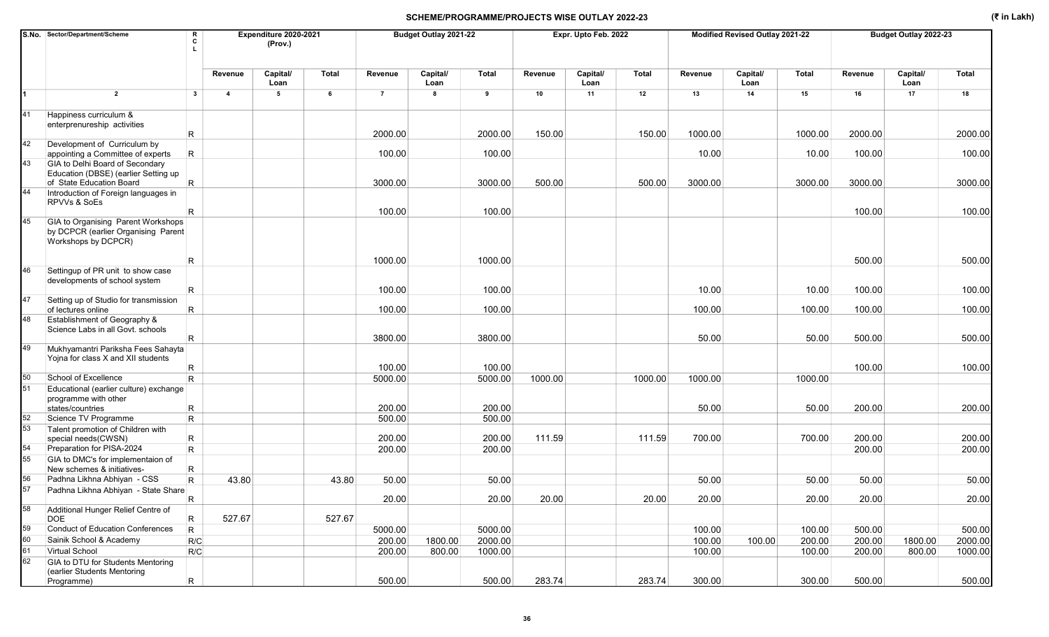## SCHEME/PROGRAMME/PROJECTS WISE OUTLAY 2022-23

(₹ in Lakh)

| S.No. | Sector/Department/Scheme | RCL | Expenditure 2020-2021 (Prov.) | | | Budget Outlay 2021-22 | | | Expr. Upto Feb. 2022 | | | Modified Revised Outlay 2021-22 | | | Budget Outlay 2022-23 | | |
|---|---|---|---|---|---|---|---|---|---|---|---|---|---|---|---|---|---|
| | | | Revenue | Capital/ Loan | Total | Revenue | Capital/ Loan | Total | Revenue | Capital/ Loan | Total | Revenue | Capital/ Loan | Total | Revenue | Capital/ Loan | Total |
| 1 | 2 | 3 | 4 | 5 | 6 | 7 | 8 | 9 | 10 | 11 | 12 | 13 | 14 | 15 | 16 | 17 | 18 |
| 41 | Happiness curriculum & enterprenureship activities | R | | | | 2000.00 | | 2000.00 | 150.00 | | 150.00 | 1000.00 | | 1000.00 | 2000.00 | | 2000.00 |
| 42 | Development of Curriculum by appointing a Committee of experts | R | | | | 100.00 | | 100.00 | | | | 10.00 | | 10.00 | 100.00 | | 100.00 |
| 43 | GIA to Delhi Board of Secondary Education (DBSE) (earlier Setting up of State Education Board | R | | | | 3000.00 | | 3000.00 | 500.00 | | 500.00 | 3000.00 | | 3000.00 | 3000.00 | | 3000.00 |
| 44 | Introduction of Foreign languages in RPVVs & SoEs | R | | | | 100.00 | | 100.00 | | | | | | | 100.00 | | 100.00 |
| 45 | GIA to Organising Parent Workshops by DCPCR (earlier Organising Parent Workshops by DCPCR) | R | | | | 1000.00 | | 1000.00 | | | | | | | 500.00 | | 500.00 |
| 46 | Settingup of PR unit to show case developments of school system | R | | | | 100.00 | | 100.00 | | | | 10.00 | | 10.00 | 100.00 | | 100.00 |
| 47 | Setting up of Studio for transmission of lectures online | R | | | | 100.00 | | 100.00 | | | | 100.00 | | 100.00 | 100.00 | | 100.00 |
| 48 | Establishment of Geography & Science Labs in all Govt. schools | R | | | | 3800.00 | | 3800.00 | | | | 50.00 | | 50.00 | 500.00 | | 500.00 |
| 49 | Mukhyamantri Pariksha Fees Sahayta Yojna for class X and XII students | R | | | | 100.00 | | 100.00 | | | | | | | 100.00 | | 100.00 |
| 50 | School of Excellence | R | | | | 5000.00 | | 5000.00 | 1000.00 | | 1000.00 | 1000.00 | | 1000.00 | | | |
| 51 | Educational (earlier culture) exchange programme with other states/countries | R | | | | 200.00 | | 200.00 | | | | 50.00 | | 50.00 | 200.00 | | 200.00 |
| 52 | Science TV Programme | R | | | | 500.00 | | 500.00 | | | | | | | | | |
| 53 | Talent promotion of Children with special needs(CWSN) | R | | | | 200.00 | | 200.00 | 111.59 | | 111.59 | 700.00 | | 700.00 | 200.00 | | 200.00 |
| 54 | Preparation for PISA-2024 | R | | | | 200.00 | | 200.00 | | | | | | | 200.00 | | 200.00 |
| 55 | GIA to DMC's for implementaion of New schemes & initiatives- | R | | | | | | | | | | | | | | | |
| 56 | Padhna Likhna Abhiyan - CSS | R | 43.80 | | 43.80 | 50.00 | | 50.00 | | | | 50.00 | | 50.00 | 50.00 | | 50.00 |
| 57 | Padhna Likhna Abhiyan - State Share | R | | | | 20.00 | | 20.00 | 20.00 | | 20.00 | 20.00 | | 20.00 | 20.00 | | 20.00 |
| 58 | Additional Hunger Relief Centre of DOE | R | 527.67 | | 527.67 | | | | | | | | | | | | |
| 59 | Conduct of Education Conferences | R | | | | 5000.00 | | 5000.00 | | | | 100.00 | | 100.00 | 500.00 | | 500.00 |
| 60 | Sainik School & Academy | R/C | | | | 200.00 | 1800.00 | 2000.00 | | | | 100.00 | 100.00 | 200.00 | 200.00 | 1800.00 | 2000.00 |
| 61 | Virtual School | R/C | | | | 200.00 | 800.00 | 1000.00 | | | | 100.00 | | 100.00 | 200.00 | 800.00 | 1000.00 |
| 62 | GIA to DTU for Students Mentoring (earlier Students Mentoring Programme) | R | | | | 500.00 | | 500.00 | 283.74 | | 283.74 | 300.00 | | 300.00 | 500.00 | | 500.00 |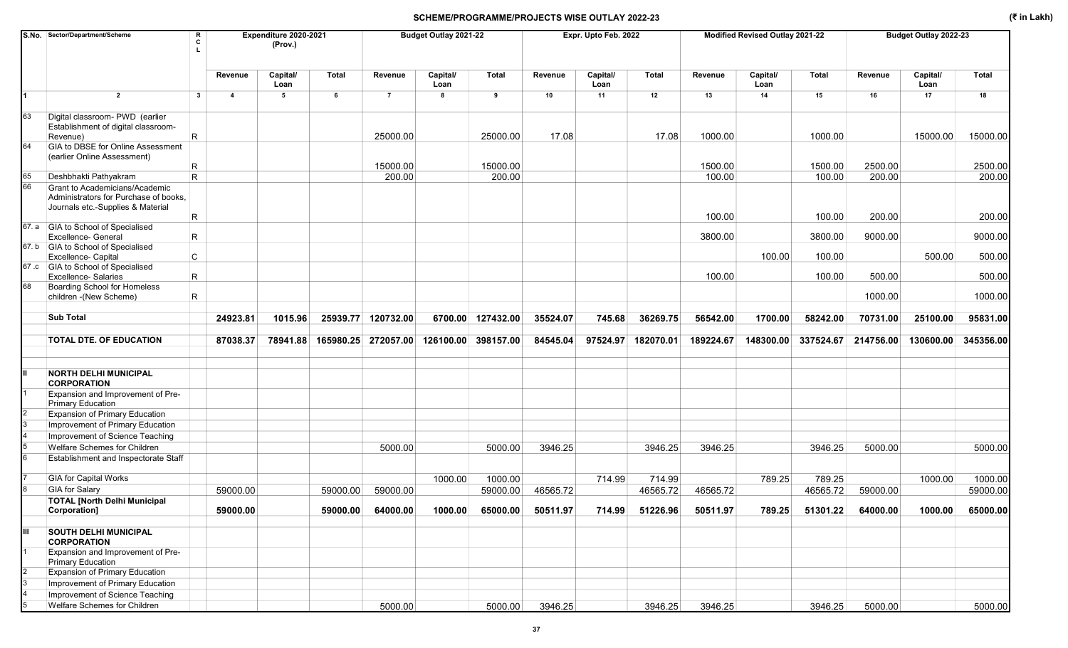# SCHEME/PROGRAMME/PROJECTS WISE OUTLAY 2022-23

(₹ in Lakh)

| S.No. | Sector/Department/Scheme | RCL | Expenditure 2020-2021 (Prov.) | | | Budget Outlay 2021-22 | | | Expr. Upto Feb. 2022 | | | Modified Revised Outlay 2021-22 | | | Budget Outlay 2022-23 | | |
|---|---|---|---|---|---|---|---|---|---|---|---|---|---|---|---|---|---|
| | | | Revenue | Capital/ Loan | Total | Revenue | Capital/ Loan | Total | Revenue | Capital/ Loan | Total | Revenue | Capital/ Loan | Total | Revenue | Capital/ Loan | Total |
| 1 | 2 | 3 | 4 | 5 | 6 | 7 | 8 | 9 | 10 | 11 | 12 | 13 | 14 | 15 | 16 | 17 | 18 |
| 63 | Digital classroom- PWD (earlier Establishment of digital classroom-Revenue) | R | | | | 25000.00 | | 25000.00 | 17.08 | | 17.08 | 1000.00 | | 1000.00 | | 15000.00 | 15000.00 |
| 64 | GIA to DBSE for Online Assessment (earlier Online Assessment) | R | | | | 15000.00 | | 15000.00 | | | | 1500.00 | | 1500.00 | 2500.00 | | 2500.00 |
| 65 | Deshbhakti Pathyakram | R | | | | 200.00 | | 200.00 | | | | 100.00 | | 100.00 | 200.00 | | 200.00 |
| 66 | Grant to Academicians/Academic Administrators for Purchase of books, Journals etc.-Supplies & Material | R | | | | | | | | | | 100.00 | | 100.00 | 200.00 | | 200.00 |
| 67. a | GIA to School of Specialised Excellence- General | R | | | | | | | | | | 3800.00 | | 3800.00 | 9000.00 | | 9000.00 |
| 67. b | GIA to School of Specialised Excellence- Capital | C | | | | | | | | | | | 100.00 | 100.00 | | 500.00 | 500.00 |
| 67 .c | GIA to School of Specialised Excellence- Salaries | R | | | | | | | | | | 100.00 | | 100.00 | 500.00 | | 500.00 |
| 68 | Boarding School for Homeless children -(New Scheme) | R | | | | | | | | | | | | | 1000.00 | | 1000.00 |
| | **Sub Total** | | **24923.81** | **1015.96** | **25939.77** | **120732.00** | **6700.00** | **127432.00** | **35524.07** | **745.68** | **36269.75** | **56542.00** | **1700.00** | **58242.00** | **70731.00** | **25100.00** | **95831.00** |
| | **TOTAL DTE. OF EDUCATION** | | **87038.37** | **78941.88** | **165980.25** | **272057.00** | **126100.00** | **398157.00** | **84545.04** | **97524.97** | **182070.01** | **189224.67** | **148300.00** | **337524.67** | **214756.00** | **130600.00** | **345356.00** |
| **II** | **NORTH DELHI MUNICIPAL CORPORATION** | | | | | | | | | | | | | | | | |
| 1 | Expansion and Improvement of Pre-Primary Education | | | | | | | | | | | | | | | | |
| 2 | Expansion of Primary Education | | | | | | | | | | | | | | | | |
| 3 | Improvement of Primary Education | | | | | | | | | | | | | | | | |
| 4 | Improvement of Science Teaching | | | | | | | | | | | | | | | | |
| 5 | Welfare Schemes for Children | | | | | 5000.00 | | 5000.00 | 3946.25 | | 3946.25 | 3946.25 | | 3946.25 | 5000.00 | | 5000.00 |
| 6 | Establishment and Inspectorate Staff | | | | | | | | | | | | | | | | |
| 7 | GIA for Capital Works | | | | | | 1000.00 | 1000.00 | | 714.99 | 714.99 | | 789.25 | 789.25 | | 1000.00 | 1000.00 |
| 8 | GIA for Salary | | 59000.00 | | 59000.00 | 59000.00 | | 59000.00 | 46565.72 | | 46565.72 | 46565.72 | | 46565.72 | 59000.00 | | 59000.00 |
| | **TOTAL [North Delhi Municipal Corporation]** | | **59000.00** | | **59000.00** | **64000.00** | **1000.00** | **65000.00** | **50511.97** | **714.99** | **51226.96** | **50511.97** | **789.25** | **51301.22** | **64000.00** | **1000.00** | **65000.00** |
| **III** | **SOUTH DELHI MUNICIPAL CORPORATION** | | | | | | | | | | | | | | | | |
| 1 | Expansion and Improvement of Pre-Primary Education | | | | | | | | | | | | | | | | |
| 2 | Expansion of Primary Education | | | | | | | | | | | | | | | | |
| 3 | Improvement of Primary Education | | | | | | | | | | | | | | | | |
| 4 | Improvement of Science Teaching | | | | | | | | | | | | | | | | |
| 5 | Welfare Schemes for Children | | | | | 5000.00 | | 5000.00 | 3946.25 | | 3946.25 | 3946.25 | | 3946.25 | 5000.00 | | 5000.00 |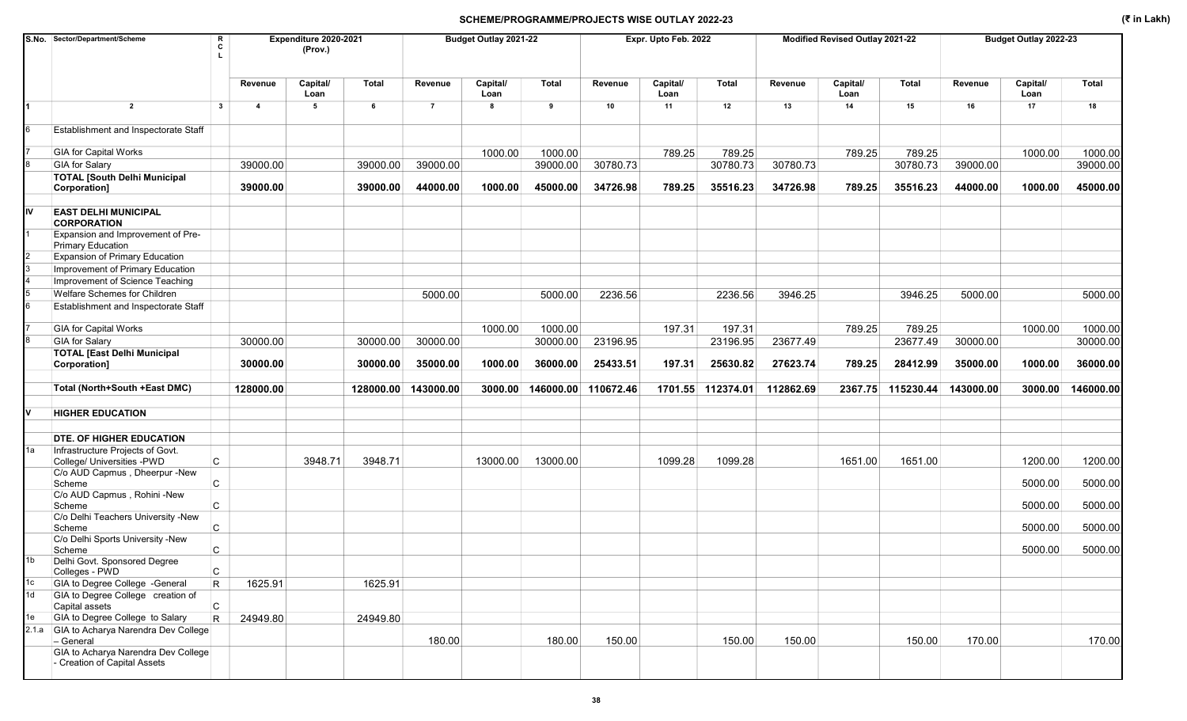## SCHEME/PROGRAMME/PROJECTS WISE OUTLAY 2022-23

(₹ in Lakh)

| S.No. | Sector/Department/Scheme | RCL | Expenditure 2020-2021 (Prov.) | | | Budget Outlay 2021-22 | | | Expr. Upto Feb. 2022 | | | Modified Revised Outlay 2021-22 | | | Budget Outlay 2022-23 | | |
|---|---|---|---|---|---|---|---|---|---|---|---|---|---|---|---|---|---|
| | | | Revenue | Capital/ Loan | Total | Revenue | Capital/ Loan | Total | Revenue | Capital/ Loan | Total | Revenue | Capital/ Loan | Total | Revenue | Capital/ Loan | Total |
| 1 | 2 | 3 | 4 | 5 | 6 | 7 | 8 | 9 | 10 | 11 | 12 | 13 | 14 | 15 | 16 | 17 | 18 |
| 6 | Establishment and Inspectorate Staff | | | | | | | | | | | | | | | | |
| 7 | GIA for Capital Works | | | | | | 1000.00 | 1000.00 | | 789.25 | 789.25 | | 789.25 | 789.25 | | 1000.00 | 1000.00 |
| 8 | GIA for Salary | | 39000.00 | | 39000.00 | 39000.00 | | 39000.00 | 30780.73 | | 30780.73 | 30780.73 | | 30780.73 | 39000.00 | | 39000.00 |
| | **TOTAL [South Delhi Municipal Corporation]** | | **39000.00** | | **39000.00** | **44000.00** | **1000.00** | **45000.00** | **34726.98** | **789.25** | **35516.23** | **34726.98** | **789.25** | **35516.23** | **44000.00** | **1000.00** | **45000.00** |
| **IV** | **EAST DELHI MUNICIPAL CORPORATION** | | | | | | | | | | | | | | | | |
| 1 | Expansion and Improvement of Pre-Primary Education | | | | | | | | | | | | | | | | |
| 2 | Expansion of Primary Education | | | | | | | | | | | | | | | | |
| 3 | Improvement of Primary Education | | | | | | | | | | | | | | | | |
| 4 | Improvement of Science Teaching | | | | | | | | | | | | | | | | |
| 5 | Welfare Schemes for Children | | | | | 5000.00 | | 5000.00 | 2236.56 | | 2236.56 | 3946.25 | | 3946.25 | 5000.00 | | 5000.00 |
| 6 | Establishment and Inspectorate Staff | | | | | | | | | | | | | | | | |
| 7 | GIA for Capital Works | | | | | | 1000.00 | 1000.00 | | 197.31 | 197.31 | | 789.25 | 789.25 | | 1000.00 | 1000.00 |
| 8 | GIA for Salary | | 30000.00 | | 30000.00 | 30000.00 | | 30000.00 | 23196.95 | | 23196.95 | 23677.49 | | 23677.49 | 30000.00 | | 30000.00 |
| | **TOTAL [East Delhi Municipal Corporation]** | | **30000.00** | | **30000.00** | **35000.00** | **1000.00** | **36000.00** | **25433.51** | **197.31** | **25630.82** | **27623.74** | **789.25** | **28412.99** | **35000.00** | **1000.00** | **36000.00** |
| | **Total (North+South +East DMC)** | | **128000.00** | | **128000.00** | **143000.00** | **3000.00** | **146000.00** | **110672.46** | **1701.55** | **112374.01** | **112862.69** | **2367.75** | **115230.44** | **143000.00** | **3000.00** | **146000.00** |
| **V** | **HIGHER EDUCATION** | | | | | | | | | | | | | | | | |
| | **DTE. OF HIGHER EDUCATION** | | | | | | | | | | | | | | | | |
| 1a | Infrastructure Projects of Govt. College/ Universities -PWD | C | | 3948.71 | 3948.71 | | 13000.00 | 13000.00 | | 1099.28 | 1099.28 | | 1651.00 | 1651.00 | | 1200.00 | 1200.00 |
| | C/o AUD Capmus , Dheerpur -New Scheme | C | | | | | | | | | | | | | | 5000.00 | 5000.00 |
| | C/o AUD Capmus , Rohini -New Scheme | C | | | | | | | | | | | | | | 5000.00 | 5000.00 |
| | C/o Delhi Teachers University -New Scheme | C | | | | | | | | | | | | | | 5000.00 | 5000.00 |
| | C/o Delhi Sports University -New Scheme | C | | | | | | | | | | | | | | 5000.00 | 5000.00 |
| 1b | Delhi Govt. Sponsored Degree Colleges - PWD | C | | | | | | | | | | | | | | | |
| 1c | GIA to Degree College -General | R | 1625.91 | | 1625.91 | | | | | | | | | | | | |
| 1d | GIA to Degree College creation of Capital assets | C | | | | | | | | | | | | | | | |
| 1e | GIA to Degree College to Salary | R | 24949.80 | | 24949.80 | | | | | | | | | | | | |
| 2.1.a | GIA to Acharya Narendra Dev College – General | | | | | 180.00 | | 180.00 | 150.00 | | 150.00 | 150.00 | | 150.00 | 170.00 | | 170.00 |
| | GIA to Acharya Narendra Dev College - Creation of Capital Assets | | | | | | | | | | | | | | | | |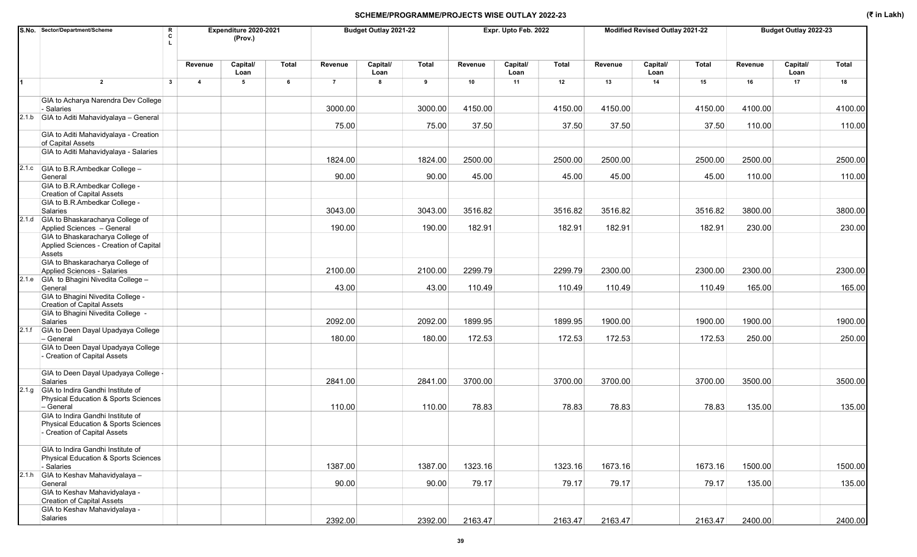## SCHEME/PROGRAMME/PROJECTS WISE OUTLAY 2022-23

(₹ in Lakh)

| S.No. | Sector/Department/Scheme | RCL | Expenditure 2020-2021 (Prov.) | | | Budget Outlay 2021-22 | | | Expr. Upto Feb. 2022 | | | Modified Revised Outlay 2021-22 | | | Budget Outlay 2022-23 | | |
|---|---|---|---|---|---|---|---|---|---|---|---|---|---|---|---|---|---|
| | | | Revenue | Capital/ Loan | Total | Revenue | Capital/ Loan | Total | Revenue | Capital/ Loan | Total | Revenue | Capital/ Loan | Total | Revenue | Capital/ Loan | Total |
| 1 | 2 | 3 | 4 | 5 | 6 | 7 | 8 | 9 | 10 | 11 | 12 | 13 | 14 | 15 | 16 | 17 | 18 |
| | GIA to Acharya Narendra Dev College - Salaries | | | | | 3000.00 | | 3000.00 | 4150.00 | | 4150.00 | 4150.00 | | 4150.00 | 4100.00 | | 4100.00 |
| 2.1.b | GIA to Aditi Mahavidyalaya – General | | | | | 75.00 | | 75.00 | 37.50 | | 37.50 | 37.50 | | 37.50 | 110.00 | | 110.00 |
| | GIA to Aditi Mahavidyalaya - Creation of Capital Assets | | | | | | | | | | | | | | | | |
| | GIA to Aditi Mahavidyalaya - Salaries | | | | | 1824.00 | | 1824.00 | 2500.00 | | 2500.00 | 2500.00 | | 2500.00 | 2500.00 | | 2500.00 |
| 2.1.c | GIA to B.R.Ambedkar College – General | | | | | 90.00 | | 90.00 | 45.00 | | 45.00 | 45.00 | | 45.00 | 110.00 | | 110.00 |
| | GIA to B.R.Ambedkar College - Creation of Capital Assets | | | | | | | | | | | | | | | | |
| | GIA to B.R.Ambedkar College - Salaries | | | | | 3043.00 | | 3043.00 | 3516.82 | | 3516.82 | 3516.82 | | 3516.82 | 3800.00 | | 3800.00 |
| 2.1.d | GIA to Bhaskaracharya College of Applied Sciences – General | | | | | 190.00 | | 190.00 | 182.91 | | 182.91 | 182.91 | | 182.91 | 230.00 | | 230.00 |
| | GIA to Bhaskaracharya College of Applied Sciences - Creation of Capital Assets | | | | | | | | | | | | | | | | |
| | GIA to Bhaskaracharya College of Applied Sciences - Salaries | | | | | 2100.00 | | 2100.00 | 2299.79 | | 2299.79 | 2300.00 | | 2300.00 | 2300.00 | | 2300.00 |
| 2.1.e | GIA to Bhagini Nivedita College – General | | | | | 43.00 | | 43.00 | 110.49 | | 110.49 | 110.49 | | 110.49 | 165.00 | | 165.00 |
| | GIA to Bhagini Nivedita College - Creation of Capital Assets | | | | | | | | | | | | | | | | |
| | GIA to Bhagini Nivedita College - Salaries | | | | | 2092.00 | | 2092.00 | 1899.95 | | 1899.95 | 1900.00 | | 1900.00 | 1900.00 | | 1900.00 |
| 2.1.f | GIA to Deen Dayal Upadyaya College – General | | | | | 180.00 | | 180.00 | 172.53 | | 172.53 | 172.53 | | 172.53 | 250.00 | | 250.00 |
| | GIA to Deen Dayal Upadyaya College - Creation of Capital Assets | | | | | | | | | | | | | | | | |
| | GIA to Deen Dayal Upadyaya College - Salaries | | | | | 2841.00 | | 2841.00 | 3700.00 | | 3700.00 | 3700.00 | | 3700.00 | 3500.00 | | 3500.00 |
| 2.1.g | GIA to Indira Gandhi Institute of Physical Education & Sports Sciences – General | | | | | 110.00 | | 110.00 | 78.83 | | 78.83 | 78.83 | | 78.83 | 135.00 | | 135.00 |
| | GIA to Indira Gandhi Institute of Physical Education & Sports Sciences - Creation of Capital Assets | | | | | | | | | | | | | | | | |
| | GIA to Indira Gandhi Institute of Physical Education & Sports Sciences - Salaries | | | | | 1387.00 | | 1387.00 | 1323.16 | | 1323.16 | 1673.16 | | 1673.16 | 1500.00 | | 1500.00 |
| 2.1.h | GIA to Keshav Mahavidyalaya – General | | | | | 90.00 | | 90.00 | 79.17 | | 79.17 | 79.17 | | 79.17 | 135.00 | | 135.00 |
| | GIA to Keshav Mahavidyalaya - Creation of Capital Assets | | | | | | | | | | | | | | | | |
| | GIA to Keshav Mahavidyalaya - Salaries | | | | | 2392.00 | | 2392.00 | 2163.47 | | 2163.47 | 2163.47 | | 2163.47 | 2400.00 | | 2400.00 |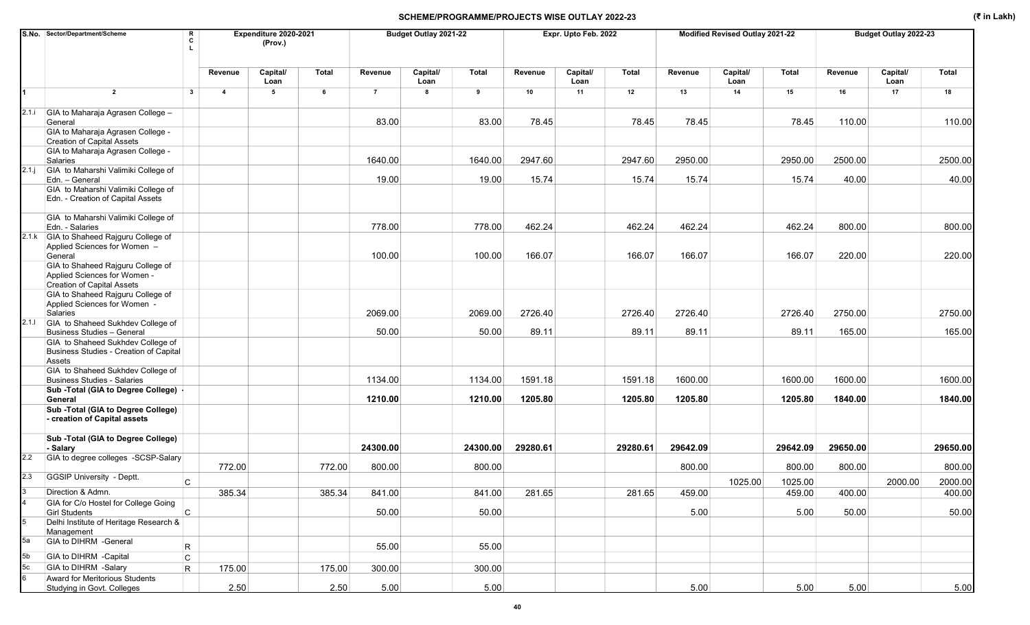## SCHEME/PROGRAMME/PROJECTS WISE OUTLAY 2022-23

(₹ in Lakh)

| S.No. | Sector/Department/Scheme | R C L | Expenditure 2020-2021 (Prov.) | | | Budget Outlay 2021-22 | | | Expr. Upto Feb. 2022 | | | Modified Revised Outlay 2021-22 | | | Budget Outlay 2022-23 | | |
|---|---|---|---|---|---|---|---|---|---|---|---|---|---|---|---|---|---|
| | | | Revenue | Capital/ Loan | Total | Revenue | Capital/ Loan | Total | Revenue | Capital/ Loan | Total | Revenue | Capital/ Loan | Total | Revenue | Capital/ Loan | Total |
| 1 | 2 | 3 | 4 | 5 | 6 | 7 | 8 | 9 | 10 | 11 | 12 | 13 | 14 | 15 | 16 | 17 | 18 |
| 2.1.i | GIA to Maharaja Agrasen College – General | | | | | 83.00 | | 83.00 | 78.45 | | 78.45 | 78.45 | | 78.45 | 110.00 | | 110.00 |
| | GIA to Maharaja Agrasen College - Creation of Capital Assets | | | | | | | | | | | | | | | | |
| | GIA to Maharaja Agrasen College - Salaries | | | | | 1640.00 | | 1640.00 | 2947.60 | | 2947.60 | 2950.00 | | 2950.00 | 2500.00 | | 2500.00 |
| 2.1.j | GIA to Maharshi Valimiki College of Edn. – General | | | | | 19.00 | | 19.00 | 15.74 | | 15.74 | 15.74 | | 15.74 | 40.00 | | 40.00 |
| | GIA to Maharshi Valimiki College of Edn. - Creation of Capital Assets | | | | | | | | | | | | | | | | |
| | GIA to Maharshi Valimiki College of Edn. - Salaries | | | | | 778.00 | | 778.00 | 462.24 | | 462.24 | 462.24 | | 462.24 | 800.00 | | 800.00 |
| 2.1.k | GIA to Shaheed Rajguru College of Applied Sciences for Women – General | | | | | 100.00 | | 100.00 | 166.07 | | 166.07 | 166.07 | | 166.07 | 220.00 | | 220.00 |
| | GIA to Shaheed Rajguru College of Applied Sciences for Women - Creation of Capital Assets | | | | | | | | | | | | | | | | |
| | GIA to Shaheed Rajguru College of Applied Sciences for Women - Salaries | | | | | 2069.00 | | 2069.00 | 2726.40 | | 2726.40 | 2726.40 | | 2726.40 | 2750.00 | | 2750.00 |
| 2.1.l | GIA to Shaheed Sukhdev College of Business Studies – General | | | | | 50.00 | | 50.00 | 89.11 | | 89.11 | 89.11 | | 89.11 | 165.00 | | 165.00 |
| | GIA to Shaheed Sukhdev College of Business Studies - Creation of Capital Assets | | | | | | | | | | | | | | | | |
| | GIA to Shaheed Sukhdev College of Business Studies - Salaries | | | | | 1134.00 | | 1134.00 | 1591.18 | | 1591.18 | 1600.00 | | 1600.00 | 1600.00 | | 1600.00 |
| | **Sub -Total (GIA to Degree College) - General** | | | | | **1210.00** | | **1210.00** | **1205.80** | | **1205.80** | **1205.80** | | **1205.80** | **1840.00** | | **1840.00** |
| | **Sub -Total (GIA to Degree College) - creation of Capital assets** | | | | | | | | | | | | | | | | |
| | **Sub -Total (GIA to Degree College) - Salary** | | | | | **24300.00** | | **24300.00** | **29280.61** | | **29280.61** | **29642.09** | | **29642.09** | **29650.00** | | **29650.00** |
| 2.2 | GIA to degree colleges -SCSP-Salary | | 772.00 | | 772.00 | 800.00 | | 800.00 | | | | 800.00 | | 800.00 | 800.00 | | 800.00 |
| 2.3 | GGSIP University - Deptt. | C | | | | | | | | | | | 1025.00 | 1025.00 | | 2000.00 | 2000.00 |
| 3 | Direction & Admn. | | 385.34 | | 385.34 | 841.00 | | 841.00 | 281.65 | | 281.65 | 459.00 | | 459.00 | 400.00 | | 400.00 |
| 4 | GIA for C/o Hostel for College Going Girl Students | C | | | | 50.00 | | 50.00 | | | | 5.00 | | 5.00 | 50.00 | | 50.00 |
| 5 | Delhi Institute of Heritage Research & Management | | | | | | | | | | | | | | | | |
| 5a | GIA to DIHRM -General | R | | | | 55.00 | | 55.00 | | | | | | | | | |
| 5b | GIA to DIHRM -Capital | C | | | | | | | | | | | | | | | |
| 5c | GIA to DIHRM -Salary | R | 175.00 | | 175.00 | 300.00 | | 300.00 | | | | | | | | | |
| 6 | Award for Meritorious Students Studying in Govt. Colleges | | 2.50 | | 2.50 | 5.00 | | 5.00 | | | | 5.00 | | 5.00 | 5.00 | | 5.00 |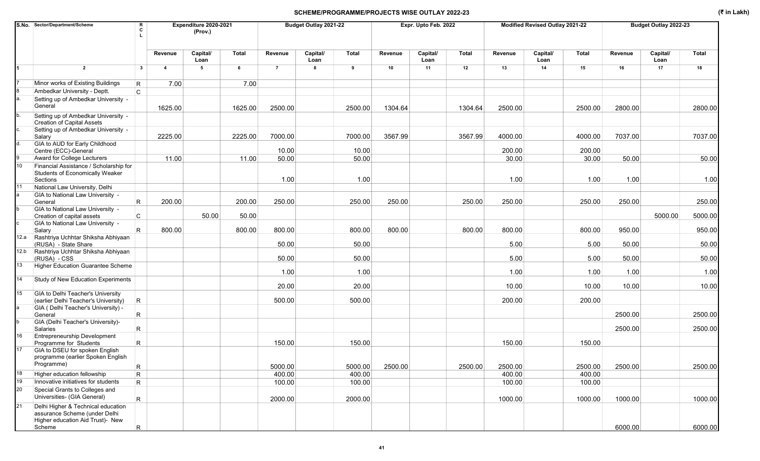# SCHEME/PROGRAMME/PROJECTS WISE OUTLAY 2022-23

(₹ in Lakh)

| S.No. | Sector/Department/Scheme | R C L | Expenditure 2020-2021 (Prov.) | | | Budget Outlay 2021-22 | | | Expr. Upto Feb. 2022 | | | Modified Revised Outlay 2021-22 | | | Budget Outlay 2022-23 | | |
|---|---|---|---|---|---|---|---|---|---|---|---|---|---|---|---|---|---|
| | | | Revenue | Capital/ Loan | Total | Revenue | Capital/ Loan | Total | Revenue | Capital/ Loan | Total | Revenue | Capital/ Loan | Total | Revenue | Capital/ Loan | Total |
| 1 | 2 | 3 | 4 | 5 | 6 | 7 | 8 | 9 | 10 | 11 | 12 | 13 | 14 | 15 | 16 | 17 | 18 |
| 7 | Minor works of Existing Buildings | R | 7.00 | | 7.00 | | | | | | | | | | | | |
| 8 | Ambedkar University - Deptt. | C | | | | | | | | | | | | | | | |
| a. | Setting up of Ambedkar University - General | | 1625.00 | | 1625.00 | 2500.00 | | 2500.00 | 1304.64 | | 1304.64 | 2500.00 | | 2500.00 | 2800.00 | | 2800.00 |
| b. | Setting up of Ambedkar University - Creation of Capital Assets | | | | | | | | | | | | | | | | |
| c. | Setting up of Ambedkar University - Salary | | 2225.00 | | 2225.00 | 7000.00 | | 7000.00 | 3567.99 | | 3567.99 | 4000.00 | | 4000.00 | 7037.00 | | 7037.00 |
| d. | GIA to AUD for Early Childhood Centre (ECC)-General | | | | | 10.00 | | 10.00 | | | | 200.00 | | 200.00 | | | |
| 9 | Award for College Lecturers | | 11.00 | | 11.00 | 50.00 | | 50.00 | | | | 30.00 | | 30.00 | 50.00 | | 50.00 |
| 10 | Financial Assistance / Scholarship for Students of Economically Weaker Sections | | | | | 1.00 | | 1.00 | | | | 1.00 | | 1.00 | 1.00 | | 1.00 |
| 11 | National Law University, Delhi | | | | | | | | | | | | | | | | |
| a | GIA to National Law University - General | R | 200.00 | | 200.00 | 250.00 | | 250.00 | 250.00 | | 250.00 | 250.00 | | 250.00 | 250.00 | | 250.00 |
| b | GIA to National Law University - Creation of capital assets | C | | 50.00 | 50.00 | | | | | | | | | | | 5000.00 | 5000.00 |
| c | GIA to National Law University - Salary | R | 800.00 | | 800.00 | 800.00 | | 800.00 | 800.00 | | 800.00 | 800.00 | | 800.00 | 950.00 | | 950.00 |
| 12.a | Rashtriya Uchhtar Shiksha Abhiyaan (RUSA) - State Share | | | | | 50.00 | | 50.00 | | | | 5.00 | | 5.00 | 50.00 | | 50.00 |
| 12.b | Rashtriya Uchhtar Shiksha Abhiyaan (RUSA) - CSS | | | | | 50.00 | | 50.00 | | | | 5.00 | | 5.00 | 50.00 | | 50.00 |
| 13 | Higher Education Guarantee Scheme | | | | | 1.00 | | 1.00 | | | | 1.00 | | 1.00 | 1.00 | | 1.00 |
| 14 | Study of New Education Experiments | | | | | 20.00 | | 20.00 | | | | 10.00 | | 10.00 | 10.00 | | 10.00 |
| 15 | GIA to Delhi Teacher's University (earlier Delhi Teacher's University) | R | | | | 500.00 | | 500.00 | | | | 200.00 | | 200.00 | | | |
| a | GIA ( Delhi Teacher's University) - General | R | | | | | | | | | | | | | 2500.00 | | 2500.00 |
| b | GIA (Delhi Teacher's University)- Salaries | R | | | | | | | | | | | | | 2500.00 | | 2500.00 |
| 16 | Entrepreneurship Development Programme for Students | R | | | | 150.00 | | 150.00 | | | | 150.00 | | 150.00 | | | |
| 17 | GIA to DSEU for spoken English programme (earlier Spoken English Programme) | R | | | | 5000.00 | | 5000.00 | 2500.00 | | 2500.00 | 2500.00 | | 2500.00 | 2500.00 | | 2500.00 |
| 18 | Higher education fellowship | R | | | | 400.00 | | 400.00 | | | | 400.00 | | 400.00 | | | |
| 19 | Innovative initiatives for students | R | | | | 100.00 | | 100.00 | | | | 100.00 | | 100.00 | | | |
| 20 | Special Grants to Colleges and Universities- (GIA General) | R | | | | 2000.00 | | 2000.00 | | | | 1000.00 | | 1000.00 | 1000.00 | | 1000.00 |
| 21 | Delhi Higher & Technical education assurance Scheme (under Delhi Higher education Aid Trust)- New Scheme | R | | | | | | | | | | | | | 6000.00 | | 6000.00 |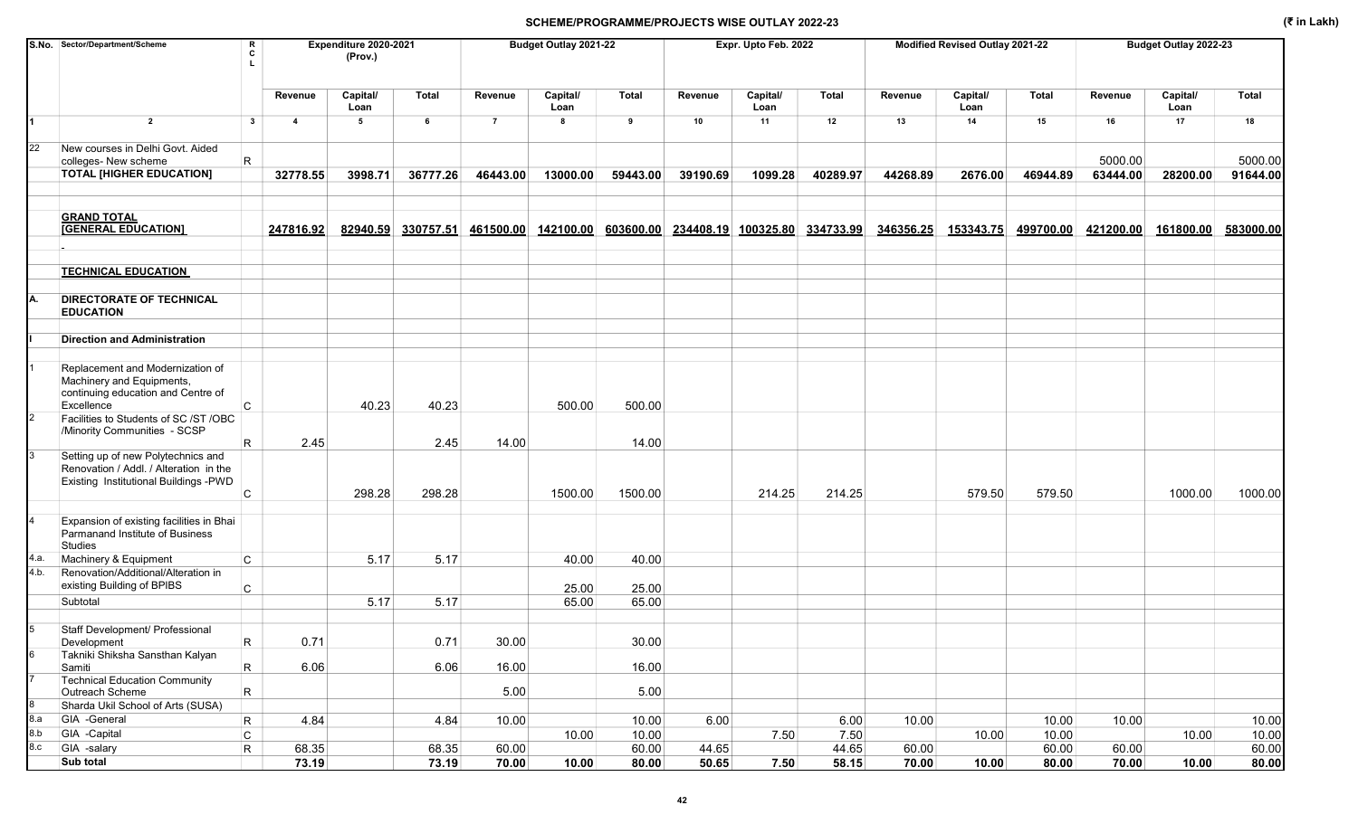## SCHEME/PROGRAMME/PROJECTS WISE OUTLAY 2022-23

(₹ in Lakh)

| S.No. | Sector/Department/Scheme | RCL | Expenditure 2020-2021 (Prov.) | | | Budget Outlay 2021-22 | | | Expr. Upto Feb. 2022 | | | Modified Revised Outlay 2021-22 | | | Budget Outlay 2022-23 | | |
|---|---|---|---|---|---|---|---|---|---|---|---|---|---|---|---|---|---|
| | | | Revenue | Capital/ Loan | Total | Revenue | Capital/ Loan | Total | Revenue | Capital/ Loan | Total | Revenue | Capital/ Loan | Total | Revenue | Capital/ Loan | Total |
| 1 | 2 | 3 | 4 | 5 | 6 | 7 | 8 | 9 | 10 | 11 | 12 | 13 | 14 | 15 | 16 | 17 | 18 |
| 22 | New courses in Delhi Govt. Aided colleges- New scheme | R | | | | | | | | | | | | | 5000.00 | | 5000.00 |
| | **TOTAL [HIGHER EDUCATION]** | | **32778.55** | **3998.71** | **36777.26** | **46443.00** | **13000.00** | **59443.00** | **39190.69** | **1099.28** | **40289.97** | **44268.89** | **2676.00** | **46944.89** | **63444.00** | **28200.00** | **91644.00** |
| | **GRAND TOTAL [GENERAL EDUCATION]** | | **247816.92** | **82940.59** | **330757.51** | **461500.00** | **142100.00** | **603600.00** | **234408.19** | **100325.80** | **334733.99** | **346356.25** | **153343.75** | **499700.00** | **421200.00** | **161800.00** | **583000.00** |
| | - | | | | | | | | | | | | | | | | |
| | **TECHNICAL EDUCATION** | | | | | | | | | | | | | | | | |
| A. | **DIRECTORATE OF TECHNICAL EDUCATION** | | | | | | | | | | | | | | | | |
| I | **Direction and Administration** | | | | | | | | | | | | | | | | |
| 1 | Replacement and Modernization of Machinery and Equipments, continuing education and Centre of Excellence | C | | 40.23 | 40.23 | | 500.00 | 500.00 | | | | | | | | | |
| 2 | Facilities to Students of SC /ST /OBC /Minority Communities - SCSP | R | 2.45 | | 2.45 | 14.00 | | 14.00 | | | | | | | | | |
| 3 | Setting up of new Polytechnics and Renovation / Addl. / Alteration in the Existing Institutional Buildings -PWD | C | | 298.28 | 298.28 | | 1500.00 | 1500.00 | | 214.25 | 214.25 | | 579.50 | 579.50 | | 1000.00 | 1000.00 |
| 4 | Expansion of existing facilities in Bhai Parmanand Institute of Business Studies | | | | | | | | | | | | | | | | |
| 4.a. | Machinery & Equipment | C | | 5.17 | 5.17 | | 40.00 | 40.00 | | | | | | | | | |
| 4.b. | Renovation/Additional/Alteration in existing Building of BPIBS | C | | | | | 25.00 | 25.00 | | | | | | | | | |
| | Subtotal | | | 5.17 | 5.17 | | 65.00 | 65.00 | | | | | | | | | |
| 5 | Staff Development/ Professional Development | R | 0.71 | | 0.71 | 30.00 | | 30.00 | | | | | | | | | |
| 6 | Takniki Shiksha Sansthan Kalyan Samiti | R | 6.06 | | 6.06 | 16.00 | | 16.00 | | | | | | | | | |
| 7 | Technical Education Community Outreach Scheme | R | | | | 5.00 | | 5.00 | | | | | | | | | |
| 8 | Sharda Ukil School of Arts (SUSA) | | | | | | | | | | | | | | | | |
| 8.a | GIA -General | R | 4.84 | | 4.84 | 10.00 | | 10.00 | 6.00 | | 6.00 | 10.00 | | 10.00 | 10.00 | | 10.00 |
| 8.b | GIA -Capital | C | | | | | 10.00 | 10.00 | | 7.50 | 7.50 | | 10.00 | 10.00 | | 10.00 | 10.00 |
| 8.c | GIA -salary | R | 68.35 | | 68.35 | 60.00 | | 60.00 | 44.65 | | 44.65 | 60.00 | | 60.00 | 60.00 | | 60.00 |
| | **Sub total** | | **73.19** | | **73.19** | **70.00** | **10.00** | **80.00** | **50.65** | **7.50** | **58.15** | **70.00** | **10.00** | **80.00** | **70.00** | **10.00** | **80.00** |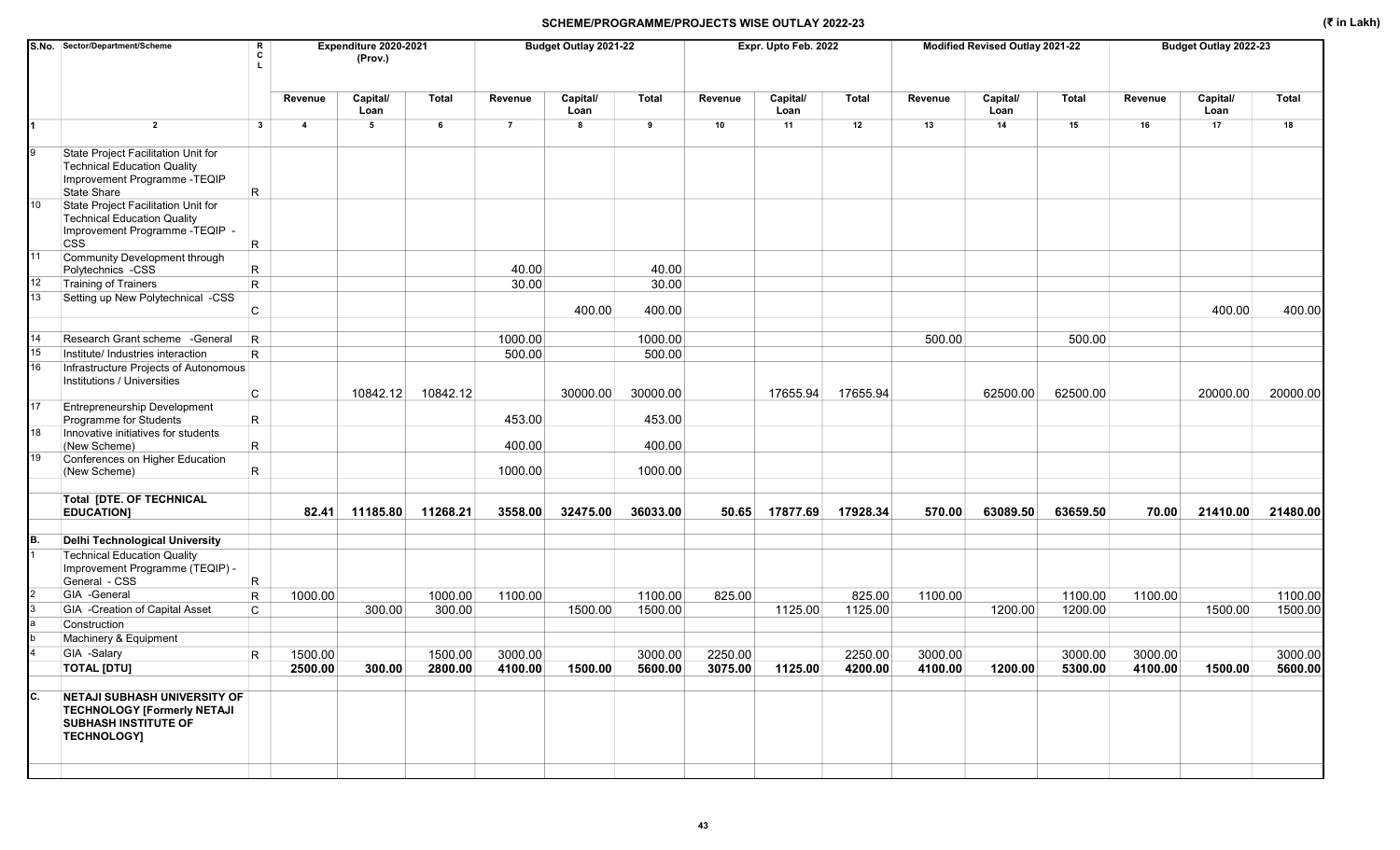# SCHEME/PROGRAMME/PROJECTS WISE OUTLAY 2022-23

(₹ in Lakh)

| S.No. | Sector/Department/Scheme | RCL | Expenditure 2020-2021 (Prov.) | | | Budget Outlay 2021-22 | | | Expr. Upto Feb. 2022 | | | Modified Revised Outlay 2021-22 | | | Budget Outlay 2022-23 | | |
|---|---|---|---|---|---|---|---|---|---|---|---|---|---|---|---|---|---|
| | | | Revenue | Capital/ Loan | Total | Revenue | Capital/ Loan | Total | Revenue | Capital/ Loan | Total | Revenue | Capital/ Loan | Total | Revenue | Capital/ Loan | Total |
| 1 | 2 | 3 | 4 | 5 | 6 | 7 | 8 | 9 | 10 | 11 | 12 | 13 | 14 | 15 | 16 | 17 | 18 |
| 9 | State Project Facilitation Unit for Technical Education Quality Improvement Programme -TEQIP State Share | R | | | | | | | | | | | | | | | |
| 10 | State Project Facilitation Unit for Technical Education Quality Improvement Programme -TEQIP - CSS | R | | | | | | | | | | | | | | | |
| 11 | Community Development through Polytechnics -CSS | R | | | | 40.00 | | 40.00 | | | | | | | | | |
| 12 | Training of Trainers | R | | | | 30.00 | | 30.00 | | | | | | | | | |
| 13 | Setting up New Polytechnical -CSS | C | | | | | 400.00 | 400.00 | | | | | | | | 400.00 | 400.00 |
| 14 | Research Grant scheme -General | R | | | | 1000.00 | | 1000.00 | | | | 500.00 | | 500.00 | | | |
| 15 | Institute/ Industries interaction | R | | | | 500.00 | | 500.00 | | | | | | | | | |
| 16 | Infrastructure Projects of Autonomous Institutions / Universities | C | | 10842.12 | 10842.12 | | 30000.00 | 30000.00 | | 17655.94 | 17655.94 | | 62500.00 | 62500.00 | | 20000.00 | 20000.00 |
| 17 | Entrepreneurship Development Programme for Students | R | | | | 453.00 | | 453.00 | | | | | | | | | |
| 18 | Innovative initiatives for students (New Scheme) | R | | | | 400.00 | | 400.00 | | | | | | | | | |
| 19 | Conferences on Higher Education (New Scheme) | R | | | | 1000.00 | | 1000.00 | | | | | | | | | |
| | **Total [DTE. OF TECHNICAL EDUCATION]** | | **82.41** | **11185.80** | **11268.21** | **3558.00** | **32475.00** | **36033.00** | **50.65** | **17877.69** | **17928.34** | **570.00** | **63089.50** | **63659.50** | **70.00** | **21410.00** | **21480.00** |
| **B.** | **Delhi Technological University** | | | | | | | | | | | | | | | | |
| 1 | Technical Education Quality Improvement Programme (TEQIP) - General - CSS | R | | | | | | | | | | | | | | | |
| 2 | GIA -General | R | 1000.00 | | 1000.00 | 1100.00 | | 1100.00 | 825.00 | | 825.00 | 1100.00 | | 1100.00 | 1100.00 | | 1100.00 |
| 3 | GIA -Creation of Capital Asset | C | | 300.00 | 300.00 | | 1500.00 | 1500.00 | | 1125.00 | 1125.00 | | 1200.00 | 1200.00 | | 1500.00 | 1500.00 |
| a | Construction | | | | | | | | | | | | | | | | |
| b | Machinery & Equipment | | | | | | | | | | | | | | | | |
| 4 | GIA -Salary | R | 1500.00 | | 1500.00 | 3000.00 | | 3000.00 | 2250.00 | | 2250.00 | 3000.00 | | 3000.00 | 3000.00 | | 3000.00 |
| | **TOTAL [DTU]** | | **2500.00** | **300.00** | **2800.00** | **4100.00** | **1500.00** | **5600.00** | **3075.00** | **1125.00** | **4200.00** | **4100.00** | **1200.00** | **5300.00** | **4100.00** | **1500.00** | **5600.00** |
| **C.** | **NETAJI SUBHASH UNIVERSITY OF TECHNOLOGY [Formerly NETAJI SUBHASH INSTITUTE OF TECHNOLOGY]** | | | | | | | | | | | | | | | | |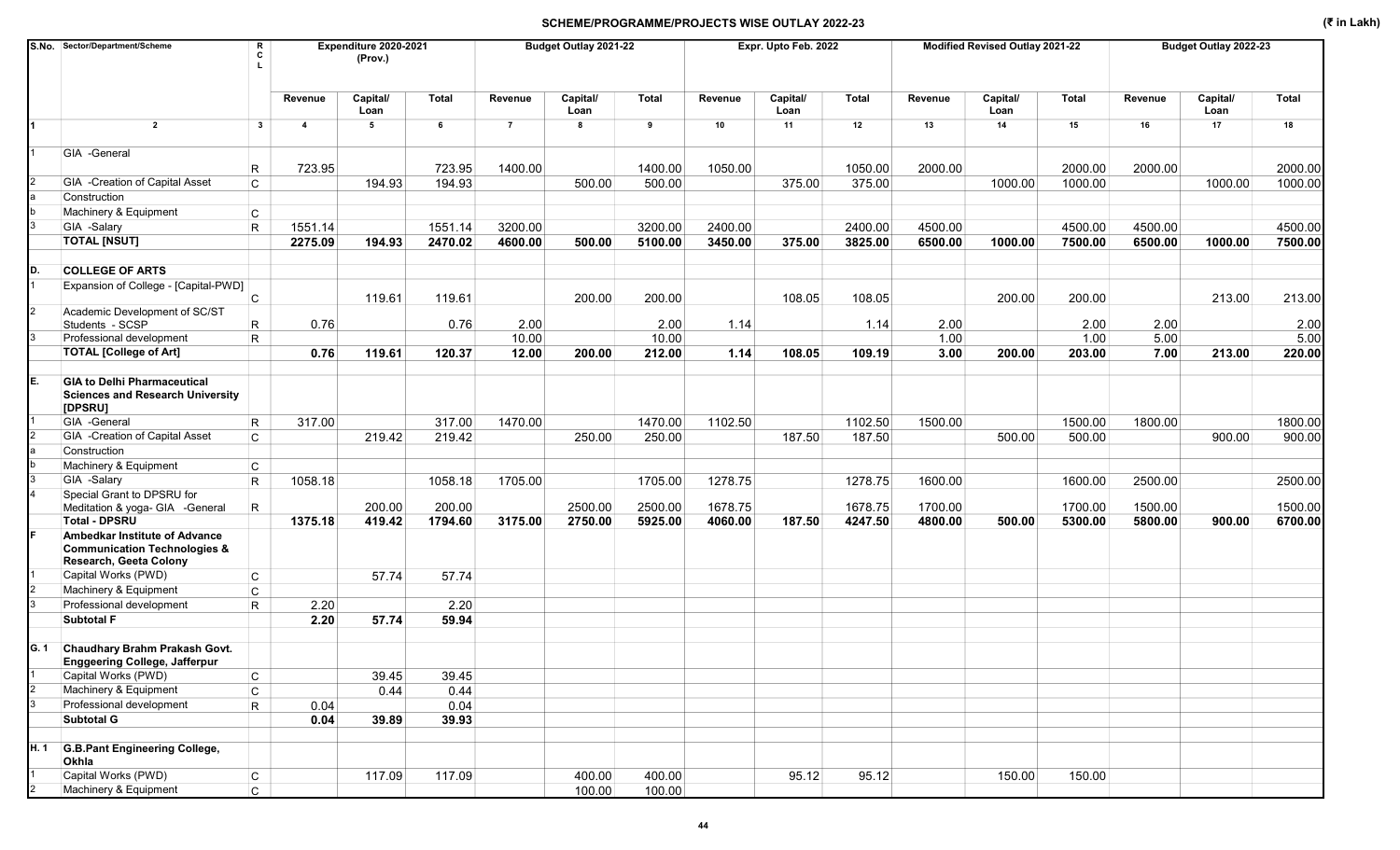## SCHEME/PROGRAMME/PROJECTS WISE OUTLAY 2022-23

(₹ in Lakh)

| S.No. | Sector/Department/Scheme | RCL | Expenditure 2020-2021 (Prov.) | | | Budget Outlay 2021-22 | | | Expr. Upto Feb. 2022 | | | Modified Revised Outlay 2021-22 | | | Budget Outlay 2022-23 | | |
|---|---|---|---|---|---|---|---|---|---|---|---|---|---|---|---|---|---|
| | | | Revenue | Capital/ Loan | Total | Revenue | Capital/ Loan | Total | Revenue | Capital/ Loan | Total | Revenue | Capital/ Loan | Total | Revenue | Capital/ Loan | Total |
| 1 | 2 | 3 | 4 | 5 | 6 | 7 | 8 | 9 | 10 | 11 | 12 | 13 | 14 | 15 | 16 | 17 | 18 |
| 1 | GIA -General | R | 723.95 | | 723.95 | 1400.00 | | 1400.00 | 1050.00 | | 1050.00 | 2000.00 | | 2000.00 | 2000.00 | | 2000.00 |
| 2 | GIA -Creation of Capital Asset | C | | 194.93 | 194.93 | | 500.00 | 500.00 | | 375.00 | 375.00 | | 1000.00 | 1000.00 | | 1000.00 | 1000.00 |
| a | Construction | | | | | | | | | | | | | | | | |
| b | Machinery & Equipment | C | | | | | | | | | | | | | | | |
| 3 | GIA -Salary | R | 1551.14 | | 1551.14 | 3200.00 | | 3200.00 | 2400.00 | | 2400.00 | 4500.00 | | 4500.00 | 4500.00 | | 4500.00 |
| | **TOTAL [NSUT]** | | **2275.09** | **194.93** | **2470.02** | **4600.00** | **500.00** | **5100.00** | **3450.00** | **375.00** | **3825.00** | **6500.00** | **1000.00** | **7500.00** | **6500.00** | **1000.00** | **7500.00** |
| D. | **COLLEGE OF ARTS** | | | | | | | | | | | | | | | | |
| 1 | Expansion of College - [Capital-PWD] | C | | 119.61 | 119.61 | | 200.00 | 200.00 | | 108.05 | 108.05 | | 200.00 | 200.00 | | 213.00 | 213.00 |
| 2 | Academic Development of SC/ST Students - SCSP | R | 0.76 | | 0.76 | 2.00 | | 2.00 | 1.14 | | 1.14 | 2.00 | | 2.00 | 2.00 | | 2.00 |
| 3 | Professional development | R | | | | 10.00 | | 10.00 | | | | 1.00 | | 1.00 | 5.00 | | 5.00 |
| | **TOTAL [College of Art]** | | **0.76** | **119.61** | **120.37** | **12.00** | **200.00** | **212.00** | **1.14** | **108.05** | **109.19** | **3.00** | **200.00** | **203.00** | **7.00** | **213.00** | **220.00** |
| E. | **GIA to Delhi Pharmaceutical Sciences and Research University [DPSRU]** | | | | | | | | | | | | | | | | |
| 1 | GIA -General | R | 317.00 | | 317.00 | 1470.00 | | 1470.00 | 1102.50 | | 1102.50 | 1500.00 | | 1500.00 | 1800.00 | | 1800.00 |
| 2 | GIA -Creation of Capital Asset | C | | 219.42 | 219.42 | | 250.00 | 250.00 | | 187.50 | 187.50 | | 500.00 | 500.00 | | 900.00 | 900.00 |
| a | Construction | | | | | | | | | | | | | | | | |
| b | Machinery & Equipment | C | | | | | | | | | | | | | | | |
| 3 | GIA -Salary | R | 1058.18 | | 1058.18 | 1705.00 | | 1705.00 | 1278.75 | | 1278.75 | 1600.00 | | 1600.00 | 2500.00 | | 2500.00 |
| 4 | Special Grant to DPSRU for Meditation & yoga- GIA -General | R | | 200.00 | 200.00 | | 2500.00 | 2500.00 | 1678.75 | | 1678.75 | 1700.00 | | 1700.00 | 1500.00 | | 1500.00 |
| | **Total - DPSRU** | | **1375.18** | **419.42** | **1794.60** | **3175.00** | **2750.00** | **5925.00** | **4060.00** | **187.50** | **4247.50** | **4800.00** | **500.00** | **5300.00** | **5800.00** | **900.00** | **6700.00** |
| F | **Ambedkar Institute of Advance Communication Technologies & Research, Geeta Colony** | | | | | | | | | | | | | | | | |
| 1 | Capital Works (PWD) | C | | 57.74 | 57.74 | | | | | | | | | | | | |
| 2 | Machinery & Equipment | C | | | | | | | | | | | | | | | |
| 3 | Professional development | R | 2.20 | | 2.20 | | | | | | | | | | | | |
| | **Subtotal F** | | **2.20** | **57.74** | **59.94** | | | | | | | | | | | | |
| G. 1 | **Chaudhary Brahm Prakash Govt. Enggeering College, Jafferpur** | | | | | | | | | | | | | | | | |
| 1 | Capital Works (PWD) | C | | 39.45 | 39.45 | | | | | | | | | | | | |
| 2 | Machinery & Equipment | C | | 0.44 | 0.44 | | | | | | | | | | | | |
| 3 | Professional development | R | 0.04 | | 0.04 | | | | | | | | | | | | |
| | **Subtotal G** | | **0.04** | **39.89** | **39.93** | | | | | | | | | | | | |
| H. 1 | **G.B.Pant Engineering College, Okhla** | | | | | | | | | | | | | | | | |
| 1 | Capital Works (PWD) | C | | 117.09 | 117.09 | | 400.00 | 400.00 | | 95.12 | 95.12 | | 150.00 | 150.00 | | | |
| 2 | Machinery & Equipment | C | | | | | 100.00 | 100.00 | | | | | | | | | |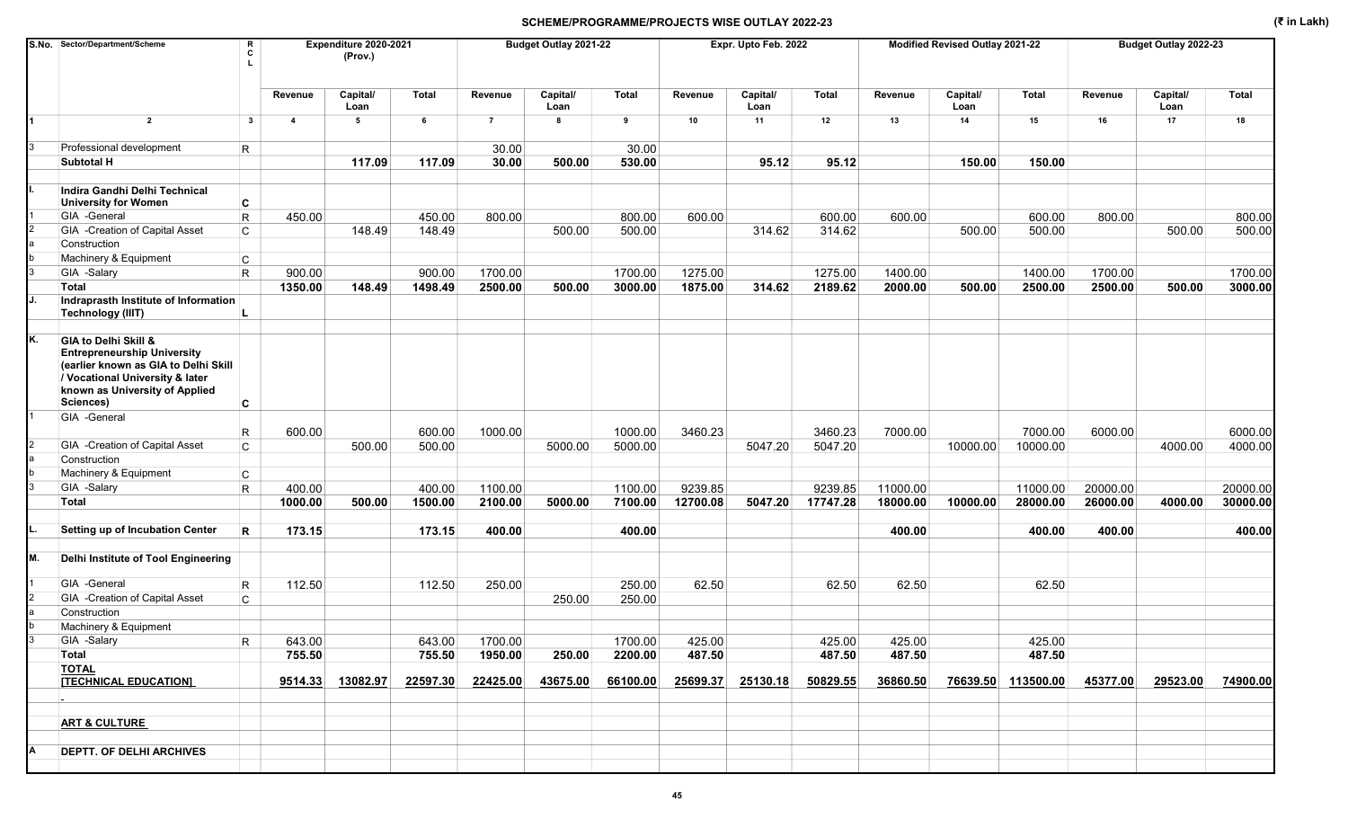## SCHEME/PROGRAMME/PROJECTS WISE OUTLAY 2022-23

(₹ in Lakh)

| S.No. | Sector/Department/Scheme | RCL | Expenditure 2020-2021 (Prov.) | | | Budget Outlay 2021-22 | | | Expr. Upto Feb. 2022 | | | Modified Revised Outlay 2021-22 | | | Budget Outlay 2022-23 | | |
|---|---|---|---|---|---|---|---|---|---|---|---|---|---|---|---|---|---|
| | | | Revenue | Capital/ Loan | Total | Revenue | Capital/ Loan | Total | Revenue | Capital/ Loan | Total | Revenue | Capital/ Loan | Total | Revenue | Capital/ Loan | Total |
| 1 | 2 | 3 | 4 | 5 | 6 | 7 | 8 | 9 | 10 | 11 | 12 | 13 | 14 | 15 | 16 | 17 | 18 |
| 3 | Professional development | R | | | | 30.00 | | 30.00 | | | | | | | | | |
| | **Subtotal H** | | | **117.09** | **117.09** | **30.00** | **500.00** | **530.00** | | **95.12** | **95.12** | | **150.00** | **150.00** | | | |
| I. | **Indira Gandhi Delhi Technical University for Women** | **C** | | | | | | | | | | | | | | | |
| 1 | GIA -General | R | 450.00 | | 450.00 | 800.00 | | 800.00 | 600.00 | | 600.00 | 600.00 | | 600.00 | 800.00 | | 800.00 |
| 2 | GIA -Creation of Capital Asset | C | | 148.49 | 148.49 | | 500.00 | 500.00 | | 314.62 | 314.62 | | 500.00 | 500.00 | | 500.00 | 500.00 |
| a | Construction | | | | | | | | | | | | | | | | |
| b | Machinery & Equipment | C | | | | | | | | | | | | | | | |
| 3 | GIA -Salary | R | 900.00 | | 900.00 | 1700.00 | | 1700.00 | 1275.00 | | 1275.00 | 1400.00 | | 1400.00 | 1700.00 | | 1700.00 |
| | **Total** | | **1350.00** | **148.49** | **1498.49** | **2500.00** | **500.00** | **3000.00** | **1875.00** | **314.62** | **2189.62** | **2000.00** | **500.00** | **2500.00** | **2500.00** | **500.00** | **3000.00** |
| J. | **Indraprasth Institute of Information Technology (IIIT)** | **L** | | | | | | | | | | | | | | | |
| K. | **GIA to Delhi Skill & Entrepreneurship University (earlier known as GIA to Delhi Skill / Vocational University & later known as University of Applied Sciences)** | **C** | | | | | | | | | | | | | | | |
| 1 | GIA -General | R | 600.00 | | 600.00 | 1000.00 | | 1000.00 | 3460.23 | | 3460.23 | 7000.00 | | 7000.00 | 6000.00 | | 6000.00 |
| 2 | GIA -Creation of Capital Asset | C | | 500.00 | 500.00 | | 5000.00 | 5000.00 | | 5047.20 | 5047.20 | | 10000.00 | 10000.00 | | 4000.00 | 4000.00 |
| a | Construction | | | | | | | | | | | | | | | | |
| b | Machinery & Equipment | C | | | | | | | | | | | | | | | |
| 3 | GIA -Salary | R | 400.00 | | 400.00 | 1100.00 | | 1100.00 | 9239.85 | | 9239.85 | 11000.00 | | 11000.00 | 20000.00 | | 20000.00 |
| | **Total** | | **1000.00** | **500.00** | **1500.00** | **2100.00** | **5000.00** | **7100.00** | **12700.08** | **5047.20** | **17747.28** | **18000.00** | **10000.00** | **28000.00** | **26000.00** | **4000.00** | **30000.00** |
| L. | **Setting up of Incubation Center** | **R** | **173.15** | | **173.15** | **400.00** | | **400.00** | | | | **400.00** | | **400.00** | **400.00** | | **400.00** |
| M. | **Delhi Institute of Tool Engineering** | | | | | | | | | | | | | | | | |
| 1 | GIA -General | R | 112.50 | | 112.50 | 250.00 | | 250.00 | 62.50 | | 62.50 | 62.50 | | 62.50 | | | |
| 2 | GIA -Creation of Capital Asset | C | | | | | 250.00 | 250.00 | | | | | | | | | |
| a | Construction | | | | | | | | | | | | | | | | |
| b | Machinery & Equipment | | | | | | | | | | | | | | | | |
| 3 | GIA -Salary | R | 643.00 | | 643.00 | 1700.00 | | 1700.00 | 425.00 | | 425.00 | 425.00 | | 425.00 | | | |
| | **Total** | | **755.50** | | **755.50** | **1950.00** | **250.00** | **2200.00** | **487.50** | | **487.50** | **487.50** | | **487.50** | | | |
| | **TOTAL [TECHNICAL EDUCATION]** | | **9514.33** | **13082.97** | **22597.30** | **22425.00** | **43675.00** | **66100.00** | **25699.37** | **25130.18** | **50829.55** | **36860.50** | **76639.50** | **113500.00** | **45377.00** | **29523.00** | **74900.00** |
| | - | | | | | | | | | | | | | | | | |
| | **ART & CULTURE** | | | | | | | | | | | | | | | | |
| A | **DEPTT. OF DELHI ARCHIVES** | | | | | | | | | | | | | | | | |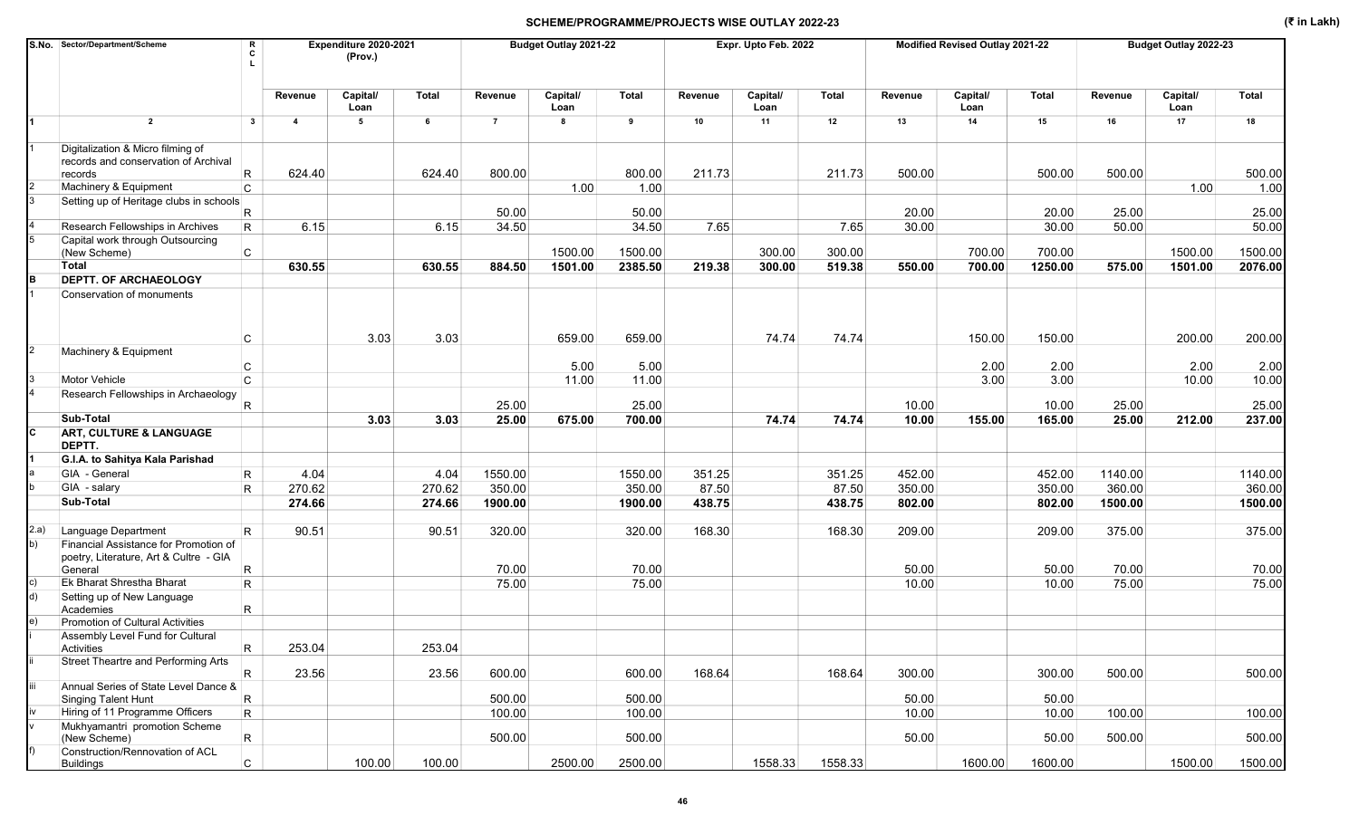## SCHEME/PROGRAMME/PROJECTS WISE OUTLAY 2022-23

(₹ in Lakh)

| S.No. | Sector/Department/Scheme | R C L | Expenditure 2020-2021 (Prov.) | | | Budget Outlay 2021-22 | | | Expr. Upto Feb. 2022 | | | Modified Revised Outlay 2021-22 | | | Budget Outlay 2022-23 | | |
|---|---|---|---|---|---|---|---|---|---|---|---|---|---|---|---|---|---|
| | | | Revenue | Capital/ Loan | Total | Revenue | Capital/ Loan | Total | Revenue | Capital/ Loan | Total | Revenue | Capital/ Loan | Total | Revenue | Capital/ Loan | Total |
| 1 | 2 | 3 | 4 | 5 | 6 | 7 | 8 | 9 | 10 | 11 | 12 | 13 | 14 | 15 | 16 | 17 | 18 |
| 1 | Digitalization & Micro filming of records and conservation of Archival records | R | 624.40 | | 624.40 | 800.00 | | 800.00 | 211.73 | | 211.73 | 500.00 | | 500.00 | 500.00 | | 500.00 |
| 2 | Machinery & Equipment | C | | | | | 1.00 | 1.00 | | | | | | | | 1.00 | 1.00 |
| 3 | Setting up of Heritage clubs in schools | R | | | | 50.00 | | 50.00 | | | | 20.00 | | 20.00 | 25.00 | | 25.00 |
| 4 | Research Fellowships in Archives | R | 6.15 | | 6.15 | 34.50 | | 34.50 | 7.65 | | 7.65 | 30.00 | | 30.00 | 50.00 | | 50.00 |
| 5 | Capital work through Outsourcing (New Scheme) | C | | | | | 1500.00 | 1500.00 | | 300.00 | 300.00 | | 700.00 | 700.00 | | 1500.00 | 1500.00 |
| | **Total** | | **630.55** | | **630.55** | **884.50** | **1501.00** | **2385.50** | **219.38** | **300.00** | **519.38** | **550.00** | **700.00** | **1250.00** | **575.00** | **1501.00** | **2076.00** |
| **B** | **DEPTT. OF ARCHAEOLOGY** | | | | | | | | | | | | | | | | |
| 1 | Conservation of monuments | C | | 3.03 | 3.03 | | 659.00 | 659.00 | | 74.74 | 74.74 | | 150.00 | 150.00 | | 200.00 | 200.00 |
| 2 | Machinery & Equipment | C | | | | | 5.00 | 5.00 | | | | | 2.00 | 2.00 | | 2.00 | 2.00 |
| 3 | Motor Vehicle | C | | | | | 11.00 | 11.00 | | | | | 3.00 | 3.00 | | 10.00 | 10.00 |
| 4 | Research Fellowships in Archaeology | R | | | | 25.00 | | 25.00 | | | | 10.00 | | 10.00 | 25.00 | | 25.00 |
| | **Sub-Total** | | | **3.03** | **3.03** | **25.00** | **675.00** | **700.00** | | **74.74** | **74.74** | **10.00** | **155.00** | **165.00** | **25.00** | **212.00** | **237.00** |
| **C** | **ART, CULTURE & LANGUAGE DEPTT.** | | | | | | | | | | | | | | | | |
| 1 | **G.I.A. to Sahitya Kala Parishad** | | | | | | | | | | | | | | | | |
| a | GIA - General | R | 4.04 | | 4.04 | 1550.00 | | 1550.00 | 351.25 | | 351.25 | 452.00 | | 452.00 | 1140.00 | | 1140.00 |
| b | GIA - salary | R | 270.62 | | 270.62 | 350.00 | | 350.00 | 87.50 | | 87.50 | 350.00 | | 350.00 | 360.00 | | 360.00 |
| | **Sub-Total** | | **274.66** | | **274.66** | **1900.00** | | **1900.00** | **438.75** | | **438.75** | **802.00** | | **802.00** | **1500.00** | | **1500.00** |
| 2.a) | Language Department | R | 90.51 | | 90.51 | 320.00 | | 320.00 | 168.30 | | 168.30 | 209.00 | | 209.00 | 375.00 | | 375.00 |
| b) | Financial Assistance for Promotion of poetry, Literature, Art & Cultre - GIA General | R | | | | 70.00 | | 70.00 | | | | 50.00 | | 50.00 | 70.00 | | 70.00 |
| c) | Ek Bharat Shrestha Bharat | R | | | | 75.00 | | 75.00 | | | | 10.00 | | 10.00 | 75.00 | | 75.00 |
| d) | Setting up of New Language Academies | R | | | | | | | | | | | | | | | |
| e) | Promotion of Cultural Activities | | | | | | | | | | | | | | | | |
| i | Assembly Level Fund for Cultural Activities | R | 253.04 | | 253.04 | | | | | | | | | | | | |
| ii | Street Theartre and Performing Arts | R | 23.56 | | 23.56 | 600.00 | | 600.00 | 168.64 | | 168.64 | 300.00 | | 300.00 | 500.00 | | 500.00 |
| iii | Annual Series of State Level Dance & Singing Talent Hunt | R | | | | 500.00 | | 500.00 | | | | 50.00 | | 50.00 | | | |
| iv | Hiring of 11 Programme Officers | R | | | | 100.00 | | 100.00 | | | | 10.00 | | 10.00 | 100.00 | | 100.00 |
| v | Mukhyamantri promotion Scheme (New Scheme) | R | | | | 500.00 | | 500.00 | | | | 50.00 | | 50.00 | 500.00 | | 500.00 |
| f) | Construction/Rennovation of ACL Buildings | C | | 100.00 | 100.00 | | 2500.00 | 2500.00 | | 1558.33 | 1558.33 | | 1600.00 | 1600.00 | | 1500.00 | 1500.00 |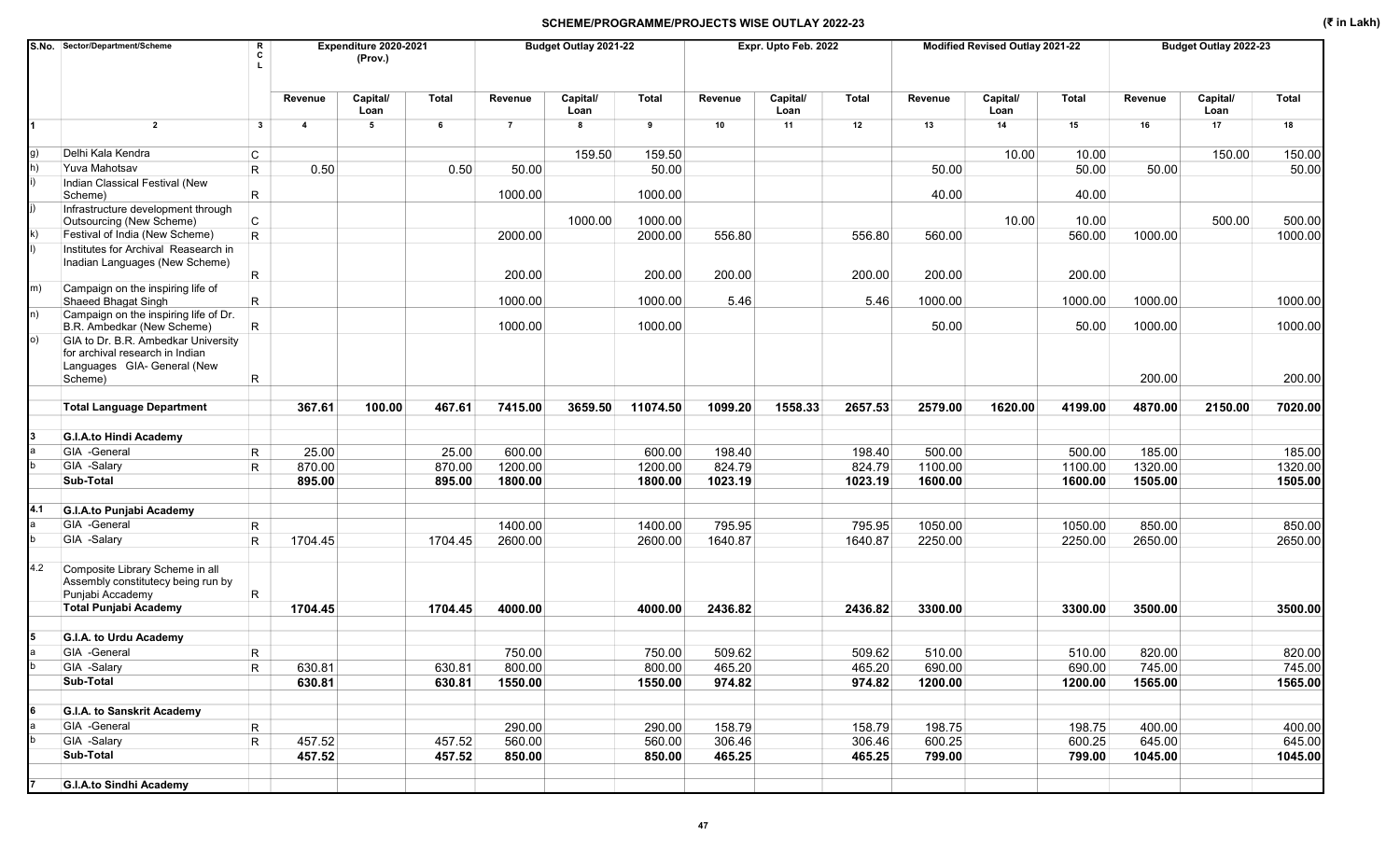## SCHEME/PROGRAMME/PROJECTS WISE OUTLAY 2022-23

(₹ in Lakh)

| S.No. | Sector/Department/Scheme | RCL | Expenditure 2020-2021 (Prov.) | | | Budget Outlay 2021-22 | | | Expr. Upto Feb. 2022 | | | Modified Revised Outlay 2021-22 | | | Budget Outlay 2022-23 | | |
|---|---|---|---|---|---|---|---|---|---|---|---|---|---|---|---|---|---|
| | | | Revenue | Capital/ Loan | Total | Revenue | Capital/ Loan | Total | Revenue | Capital/ Loan | Total | Revenue | Capital/ Loan | Total | Revenue | Capital/ Loan | Total |
| 1 | 2 | 3 | 4 | 5 | 6 | 7 | 8 | 9 | 10 | 11 | 12 | 13 | 14 | 15 | 16 | 17 | 18 |
| g) | Delhi Kala Kendra | C | | | | | 159.50 | 159.50 | | | | | 10.00 | 10.00 | | 150.00 | 150.00 |
| h) | Yuva Mahotsav | R | 0.50 | | 0.50 | 50.00 | | 50.00 | | | | 50.00 | | 50.00 | 50.00 | | 50.00 |
| i) | Indian Classical Festival (New Scheme) | R | | | | 1000.00 | | 1000.00 | | | | 40.00 | | 40.00 | | | |
| j) | Infrastructure development through Outsourcing (New Scheme) | C | | | | | 1000.00 | 1000.00 | | | | | 10.00 | 10.00 | | 500.00 | 500.00 |
| k) | Festival of India (New Scheme) | R | | | | 2000.00 | | 2000.00 | 556.80 | | 556.80 | 560.00 | | 560.00 | 1000.00 | | 1000.00 |
| l) | Institutes for Archival Reasearch in Inadian Languages (New Scheme) | R | | | | 200.00 | | 200.00 | 200.00 | | 200.00 | 200.00 | | 200.00 | | | |
| m) | Campaign on the inspiring life of Shaeed Bhagat Singh | R | | | | 1000.00 | | 1000.00 | 5.46 | | 5.46 | 1000.00 | | 1000.00 | 1000.00 | | 1000.00 |
| n) | Campaign on the inspiring life of Dr. B.R. Ambedkar (New Scheme) | R | | | | 1000.00 | | 1000.00 | | | | 50.00 | | 50.00 | 1000.00 | | 1000.00 |
| o) | GIA to Dr. B.R. Ambedkar University for archival research in Indian Languages GIA- General (New Scheme) | R | | | | | | | | | | | | | 200.00 | | 200.00 |
| | **Total Language Department** | | **367.61** | **100.00** | **467.61** | **7415.00** | **3659.50** | **11074.50** | **1099.20** | **1558.33** | **2657.53** | **2579.00** | **1620.00** | **4199.00** | **4870.00** | **2150.00** | **7020.00** |
| 3 | **G.I.A.to Hindi Academy** | | | | | | | | | | | | | | | | |
| a | GIA -General | R | 25.00 | | 25.00 | 600.00 | | 600.00 | 198.40 | | 198.40 | 500.00 | | 500.00 | 185.00 | | 185.00 |
| b | GIA -Salary | R | 870.00 | | 870.00 | 1200.00 | | 1200.00 | 824.79 | | 824.79 | 1100.00 | | 1100.00 | 1320.00 | | 1320.00 |
| | **Sub-Total** | | **895.00** | | **895.00** | **1800.00** | | **1800.00** | **1023.19** | | **1023.19** | **1600.00** | | **1600.00** | **1505.00** | | **1505.00** |
| 4.1 | **G.I.A.to Punjabi Academy** | | | | | | | | | | | | | | | | |
| a | GIA -General | R | | | | 1400.00 | | 1400.00 | 795.95 | | 795.95 | 1050.00 | | 1050.00 | 850.00 | | 850.00 |
| b | GIA -Salary | R | 1704.45 | | 1704.45 | 2600.00 | | 2600.00 | 1640.87 | | 1640.87 | 2250.00 | | 2250.00 | 2650.00 | | 2650.00 |
| 4.2 | Composite Library Scheme in all Assembly constitutecy being run by Punjabi Accademy | R | | | | | | | | | | | | | | | |
| | **Total Punjabi Academy** | | **1704.45** | | **1704.45** | **4000.00** | | **4000.00** | **2436.82** | | **2436.82** | **3300.00** | | **3300.00** | **3500.00** | | **3500.00** |
| 5 | **G.I.A. to Urdu Academy** | | | | | | | | | | | | | | | | |
| a | GIA -General | R | | | | 750.00 | | 750.00 | 509.62 | | 509.62 | 510.00 | | 510.00 | 820.00 | | 820.00 |
| b | GIA -Salary | R | 630.81 | | 630.81 | 800.00 | | 800.00 | 465.20 | | 465.20 | 690.00 | | 690.00 | 745.00 | | 745.00 |
| | **Sub-Total** | | **630.81** | | **630.81** | **1550.00** | | **1550.00** | **974.82** | | **974.82** | **1200.00** | | **1200.00** | **1565.00** | | **1565.00** |
| 6 | **G.I.A. to Sanskrit Academy** | | | | | | | | | | | | | | | | |
| a | GIA -General | R | | | | 290.00 | | 290.00 | 158.79 | | 158.79 | 198.75 | | 198.75 | 400.00 | | 400.00 |
| b | GIA -Salary | R | 457.52 | | 457.52 | 560.00 | | 560.00 | 306.46 | | 306.46 | 600.25 | | 600.25 | 645.00 | | 645.00 |
| | **Sub-Total** | | **457.52** | | **457.52** | **850.00** | | **850.00** | **465.25** | | **465.25** | **799.00** | | **799.00** | **1045.00** | | **1045.00** |
| 7 | **G.I.A.to Sindhi Academy** | | | | | | | | | | | | | | | | |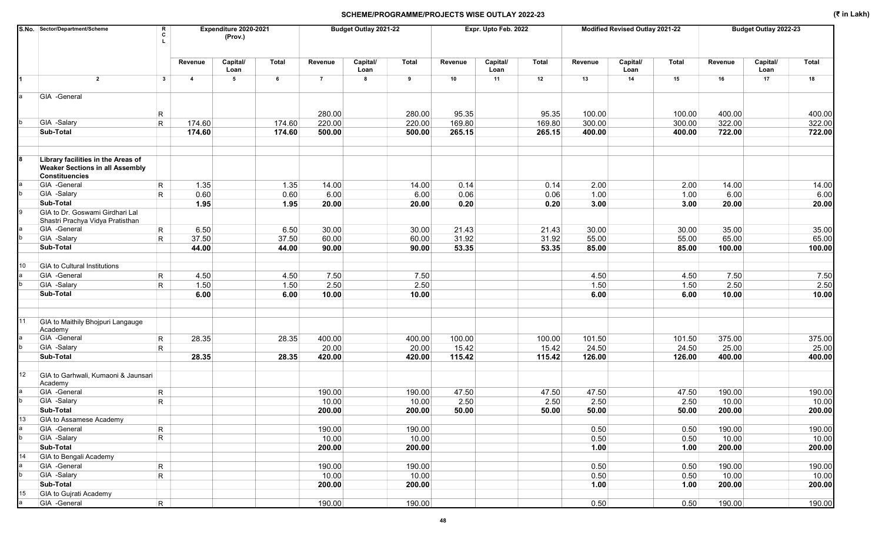## SCHEME/PROGRAMME/PROJECTS WISE OUTLAY 2022-23

(₹ in Lakh)

| S.No. | Sector/Department/Scheme | R C L | Expenditure 2020-2021 (Prov.) | | | Budget Outlay 2021-22 | | | Expr. Upto Feb. 2022 | | | Modified Revised Outlay 2021-22 | | | Budget Outlay 2022-23 | | |
|---|---|---|---|---|---|---|---|---|---|---|---|---|---|---|---|---|---|
| | | | Revenue | Capital/ Loan | Total | Revenue | Capital/ Loan | Total | Revenue | Capital/ Loan | Total | Revenue | Capital/ Loan | Total | Revenue | Capital/ Loan | Total |
| 1 | 2 | 3 | 4 | 5 | 6 | 7 | 8 | 9 | 10 | 11 | 12 | 13 | 14 | 15 | 16 | 17 | 18 |
| a | GIA -General | R | | | | 280.00 | | 280.00 | 95.35 | | 95.35 | 100.00 | | 100.00 | 400.00 | | 400.00 |
| b | GIA -Salary | R | 174.60 | | 174.60 | 220.00 | | 220.00 | 169.80 | | 169.80 | 300.00 | | 300.00 | 322.00 | | 322.00 |
| | **Sub-Total** | | **174.60** | | **174.60** | **500.00** | | **500.00** | **265.15** | | **265.15** | **400.00** | | **400.00** | **722.00** | | **722.00** |
| 8 | **Library facilities in the Areas of Weaker Sections in all Assembly Constituencies** | | | | | | | | | | | | | | | | |
| a | GIA -General | R | 1.35 | | 1.35 | 14.00 | | 14.00 | 0.14 | | 0.14 | 2.00 | | 2.00 | 14.00 | | 14.00 |
| b | GIA -Salary | R | 0.60 | | 0.60 | 6.00 | | 6.00 | 0.06 | | 0.06 | 1.00 | | 1.00 | 6.00 | | 6.00 |
| | **Sub-Total** | | **1.95** | | **1.95** | **20.00** | | **20.00** | **0.20** | | **0.20** | **3.00** | | **3.00** | **20.00** | | **20.00** |
| 9 | GIA to Dr. Goswami Girdhari Lal Shastri Prachya Vidya Pratisthan | | | | | | | | | | | | | | | | |
| a | GIA -General | R | 6.50 | | 6.50 | 30.00 | | 30.00 | 21.43 | | 21.43 | 30.00 | | 30.00 | 35.00 | | 35.00 |
| b | GIA -Salary | R | 37.50 | | 37.50 | 60.00 | | 60.00 | 31.92 | | 31.92 | 55.00 | | 55.00 | 65.00 | | 65.00 |
| | **Sub-Total** | | **44.00** | | **44.00** | **90.00** | | **90.00** | **53.35** | | **53.35** | **85.00** | | **85.00** | **100.00** | | **100.00** |
| 10 | GIA to Cultural Institutions | | | | | | | | | | | | | | | | |
| a | GIA -General | R | 4.50 | | 4.50 | 7.50 | | 7.50 | | | | 4.50 | | 4.50 | 7.50 | | 7.50 |
| b | GIA -Salary | R | 1.50 | | 1.50 | 2.50 | | 2.50 | | | | 1.50 | | 1.50 | 2.50 | | 2.50 |
| | **Sub-Total** | | **6.00** | | **6.00** | **10.00** | | **10.00** | | | | **6.00** | | **6.00** | **10.00** | | **10.00** |
| 11 | GIA to Maithily Bhojpuri Langauge Academy | | | | | | | | | | | | | | | | |
| a | GIA -General | R | 28.35 | | 28.35 | 400.00 | | 400.00 | 100.00 | | 100.00 | 101.50 | | 101.50 | 375.00 | | 375.00 |
| b | GIA -Salary | R | | | | 20.00 | | 20.00 | 15.42 | | 15.42 | 24.50 | | 24.50 | 25.00 | | 25.00 |
| | **Sub-Total** | | **28.35** | | **28.35** | **420.00** | | **420.00** | **115.42** | | **115.42** | **126.00** | | **126.00** | **400.00** | | **400.00** |
| 12 | GIA to Garhwali, Kumaoni & Jaunsari Academy | | | | | | | | | | | | | | | | |
| a | GIA -General | R | | | | 190.00 | | 190.00 | 47.50 | | 47.50 | 47.50 | | 47.50 | 190.00 | | 190.00 |
| b | GIA -Salary | R | | | | 10.00 | | 10.00 | 2.50 | | 2.50 | 2.50 | | 2.50 | 10.00 | | 10.00 |
| | **Sub-Total** | | | | | **200.00** | | **200.00** | **50.00** | | **50.00** | **50.00** | | **50.00** | **200.00** | | **200.00** |
| 13 | GIA to Assamese Academy | | | | | | | | | | | | | | | | |
| a | GIA -General | R | | | | 190.00 | | 190.00 | | | | 0.50 | | 0.50 | 190.00 | | 190.00 |
| b | GIA -Salary | R | | | | 10.00 | | 10.00 | | | | 0.50 | | 0.50 | 10.00 | | 10.00 |
| | **Sub-Total** | | | | | **200.00** | | **200.00** | | | | **1.00** | | **1.00** | **200.00** | | **200.00** |
| 14 | GIA to Bengali Academy | | | | | | | | | | | | | | | | |
| a | GIA -General | R | | | | 190.00 | | 190.00 | | | | 0.50 | | 0.50 | 190.00 | | 190.00 |
| b | GIA -Salary | R | | | | 10.00 | | 10.00 | | | | 0.50 | | 0.50 | 10.00 | | 10.00 |
| | **Sub-Total** | | | | | **200.00** | | **200.00** | | | | **1.00** | | **1.00** | **200.00** | | **200.00** |
| 15 | GIA to Gujrati Academy | | | | | | | | | | | | | | | | |
| a | GIA -General | R | | | | 190.00 | | 190.00 | | | | 0.50 | | 0.50 | 190.00 | | 190.00 |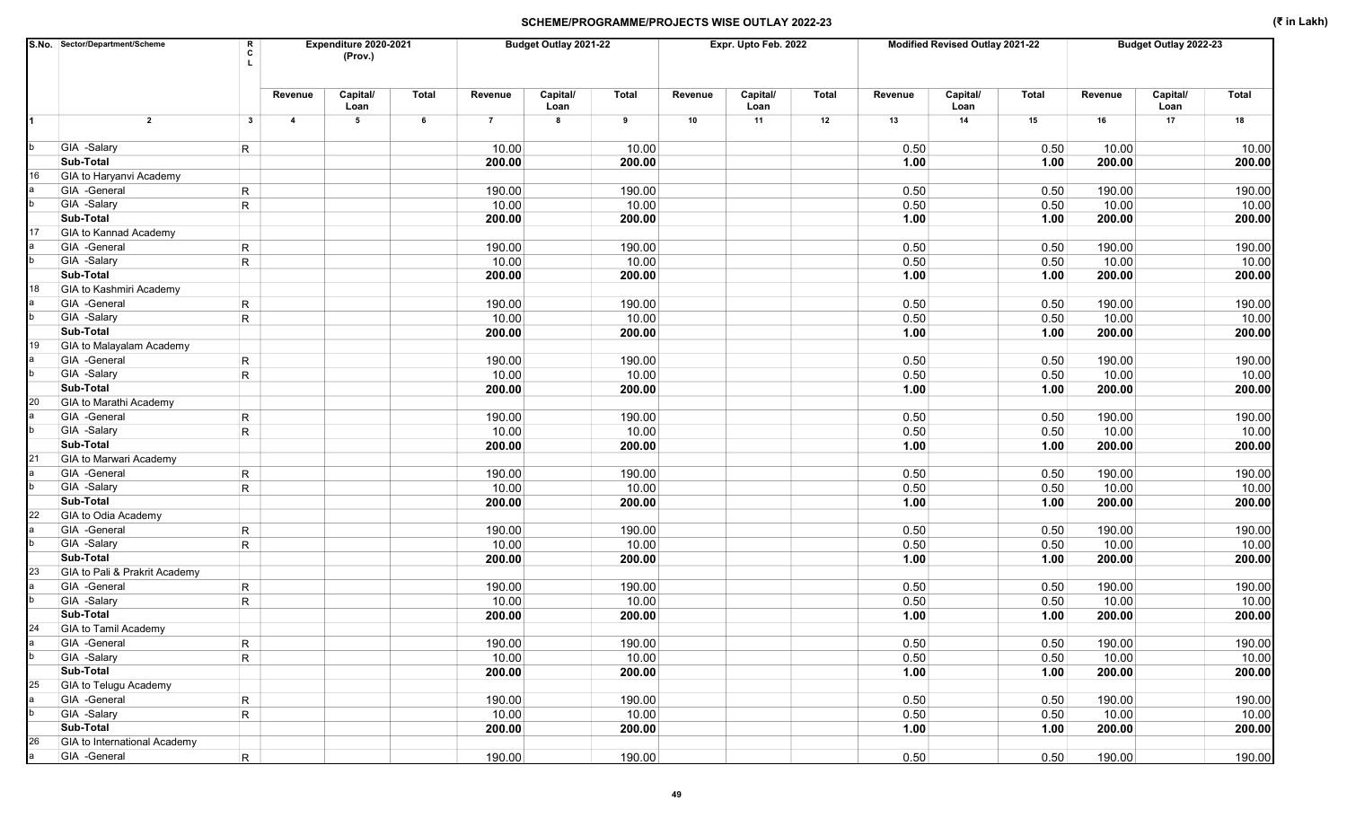## SCHEME/PROGRAMME/PROJECTS WISE OUTLAY 2022-23

(₹ in Lakh)

| S.No. | Sector/Department/Scheme | RCL | Expenditure 2020-2021 (Prov.) | | | Budget Outlay 2021-22 | | | Expr. Upto Feb. 2022 | | | Modified Revised Outlay 2021-22 | | | Budget Outlay 2022-23 | | |
|---|---|---|---|---|---|---|---|---|---|---|---|---|---|---|---|---|---|
| | | | Revenue | Capital/ Loan | Total | Revenue | Capital/ Loan | Total | Revenue | Capital/ Loan | Total | Revenue | Capital/ Loan | Total | Revenue | Capital/ Loan | Total |
| 1 | 2 | 3 | 4 | 5 | 6 | 7 | 8 | 9 | 10 | 11 | 12 | 13 | 14 | 15 | 16 | 17 | 18 |
| b | GIA -Salary | R | | | | 10.00 | | 10.00 | | | | 0.50 | | 0.50 | 10.00 | | 10.00 |
| | **Sub-Total** | | | | | **200.00** | | **200.00** | | | | **1.00** | | **1.00** | **200.00** | | **200.00** |
| 16 | GIA to Haryanvi Academy | | | | | | | | | | | | | | | | |
| a | GIA -General | R | | | | 190.00 | | 190.00 | | | | 0.50 | | 0.50 | 190.00 | | 190.00 |
| b | GIA -Salary | R | | | | 10.00 | | 10.00 | | | | 0.50 | | 0.50 | 10.00 | | 10.00 |
| | **Sub-Total** | | | | | **200.00** | | **200.00** | | | | **1.00** | | **1.00** | **200.00** | | **200.00** |
| 17 | GIA to Kannad Academy | | | | | | | | | | | | | | | | |
| a | GIA -General | R | | | | 190.00 | | 190.00 | | | | 0.50 | | 0.50 | 190.00 | | 190.00 |
| b | GIA -Salary | R | | | | 10.00 | | 10.00 | | | | 0.50 | | 0.50 | 10.00 | | 10.00 |
| | **Sub-Total** | | | | | **200.00** | | **200.00** | | | | **1.00** | | **1.00** | **200.00** | | **200.00** |
| 18 | GIA to Kashmiri Academy | | | | | | | | | | | | | | | | |
| a | GIA -General | R | | | | 190.00 | | 190.00 | | | | 0.50 | | 0.50 | 190.00 | | 190.00 |
| b | GIA -Salary | R | | | | 10.00 | | 10.00 | | | | 0.50 | | 0.50 | 10.00 | | 10.00 |
| | **Sub-Total** | | | | | **200.00** | | **200.00** | | | | **1.00** | | **1.00** | **200.00** | | **200.00** |
| 19 | GIA to Malayalam Academy | | | | | | | | | | | | | | | | |
| a | GIA -General | R | | | | 190.00 | | 190.00 | | | | 0.50 | | 0.50 | 190.00 | | 190.00 |
| b | GIA -Salary | R | | | | 10.00 | | 10.00 | | | | 0.50 | | 0.50 | 10.00 | | 10.00 |
| | **Sub-Total** | | | | | **200.00** | | **200.00** | | | | **1.00** | | **1.00** | **200.00** | | **200.00** |
| 20 | GIA to Marathi Academy | | | | | | | | | | | | | | | | |
| a | GIA -General | R | | | | 190.00 | | 190.00 | | | | 0.50 | | 0.50 | 190.00 | | 190.00 |
| b | GIA -Salary | R | | | | 10.00 | | 10.00 | | | | 0.50 | | 0.50 | 10.00 | | 10.00 |
| | **Sub-Total** | | | | | **200.00** | | **200.00** | | | | **1.00** | | **1.00** | **200.00** | | **200.00** |
| 21 | GIA to Marwari Academy | | | | | | | | | | | | | | | | |
| a | GIA -General | R | | | | 190.00 | | 190.00 | | | | 0.50 | | 0.50 | 190.00 | | 190.00 |
| b | GIA -Salary | R | | | | 10.00 | | 10.00 | | | | 0.50 | | 0.50 | 10.00 | | 10.00 |
| | **Sub-Total** | | | | | **200.00** | | **200.00** | | | | **1.00** | | **1.00** | **200.00** | | **200.00** |
| 22 | GIA to Odia Academy | | | | | | | | | | | | | | | | |
| a | GIA -General | R | | | | 190.00 | | 190.00 | | | | 0.50 | | 0.50 | 190.00 | | 190.00 |
| b | GIA -Salary | R | | | | 10.00 | | 10.00 | | | | 0.50 | | 0.50 | 10.00 | | 10.00 |
| | **Sub-Total** | | | | | **200.00** | | **200.00** | | | | **1.00** | | **1.00** | **200.00** | | **200.00** |
| 23 | GIA to Pali & Prakrit Academy | | | | | | | | | | | | | | | | |
| a | GIA -General | R | | | | 190.00 | | 190.00 | | | | 0.50 | | 0.50 | 190.00 | | 190.00 |
| b | GIA -Salary | R | | | | 10.00 | | 10.00 | | | | 0.50 | | 0.50 | 10.00 | | 10.00 |
| | **Sub-Total** | | | | | **200.00** | | **200.00** | | | | **1.00** | | **1.00** | **200.00** | | **200.00** |
| 24 | GIA to Tamil Academy | | | | | | | | | | | | | | | | |
| a | GIA -General | R | | | | 190.00 | | 190.00 | | | | 0.50 | | 0.50 | 190.00 | | 190.00 |
| b | GIA -Salary | R | | | | 10.00 | | 10.00 | | | | 0.50 | | 0.50 | 10.00 | | 10.00 |
| | **Sub-Total** | | | | | **200.00** | | **200.00** | | | | **1.00** | | **1.00** | **200.00** | | **200.00** |
| 25 | GIA to Telugu Academy | | | | | | | | | | | | | | | | |
| a | GIA -General | R | | | | 190.00 | | 190.00 | | | | 0.50 | | 0.50 | 190.00 | | 190.00 |
| b | GIA -Salary | R | | | | 10.00 | | 10.00 | | | | 0.50 | | 0.50 | 10.00 | | 10.00 |
| | **Sub-Total** | | | | | **200.00** | | **200.00** | | | | **1.00** | | **1.00** | **200.00** | | **200.00** |
| 26 | GIA to International Academy | | | | | | | | | | | | | | | | |
| a | GIA -General | R | | | | 190.00 | | 190.00 | | | | 0.50 | | 0.50 | 190.00 | | 190.00 |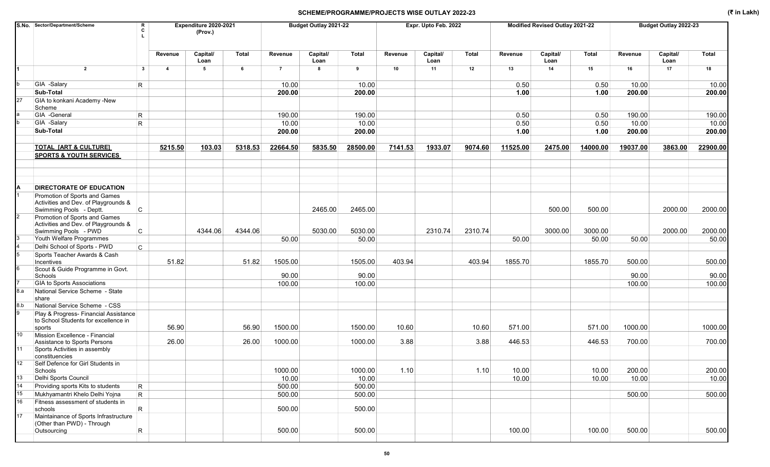## SCHEME/PROGRAMME/PROJECTS WISE OUTLAY 2022-23

(₹ in Lakh)

| S.No. | Sector/Department/Scheme | R C L | Expenditure 2020-2021 (Prov.) | | | Budget Outlay 2021-22 | | | Expr. Upto Feb. 2022 | | | Modified Revised Outlay 2021-22 | | | Budget Outlay 2022-23 | | |
|---|---|---|---|---|---|---|---|---|---|---|---|---|---|---|---|---|---|
| | | | Revenue | Capital/ Loan | Total | Revenue | Capital/ Loan | Total | Revenue | Capital/ Loan | Total | Revenue | Capital/ Loan | Total | Revenue | Capital/ Loan | Total |
| 1 | 2 | 3 | 4 | 5 | 6 | 7 | 8 | 9 | 10 | 11 | 12 | 13 | 14 | 15 | 16 | 17 | 18 |
| b | GIA -Salary | R | | | | 10.00 | | 10.00 | | | | 0.50 | | 0.50 | 10.00 | | 10.00 |
| | **Sub-Total** | | | | | **200.00** | | **200.00** | | | | **1.00** | | **1.00** | **200.00** | | **200.00** |
| 27 | GIA to konkani Academy -New Scheme | | | | | | | | | | | | | | | | |
| a | GIA -General | R | | | | 190.00 | | 190.00 | | | | 0.50 | | 0.50 | 190.00 | | 190.00 |
| b | GIA -Salary | R | | | | 10.00 | | 10.00 | | | | 0.50 | | 0.50 | 10.00 | | 10.00 |
| | **Sub-Total** | | | | | **200.00** | | **200.00** | | | | **1.00** | | **1.00** | **200.00** | | **200.00** |
| | **TOTAL [ART & CULTURE]** | | **5215.50** | **103.03** | **5318.53** | **22664.50** | **5835.50** | **28500.00** | **7141.53** | **1933.07** | **9074.60** | **11525.00** | **2475.00** | **14000.00** | **19037.00** | **3863.00** | **22900.00** |
| | **SPORTS & YOUTH SERVICES** | | | | | | | | | | | | | | | | |
| **A** | **DIRECTORATE OF EDUCATION** | | | | | | | | | | | | | | | | |
| 1 | Promotion of Sports and Games Activities and Dev. of Playgrounds & Swimming Pools - Deptt. | C | | | | | 2465.00 | 2465.00 | | | | | 500.00 | 500.00 | | 2000.00 | 2000.00 |
| 2 | Promotion of Sports and Games Activities and Dev. of Playgrounds & Swimming Pools - PWD | C | | 4344.06 | 4344.06 | | 5030.00 | 5030.00 | | 2310.74 | 2310.74 | | 3000.00 | 3000.00 | | 2000.00 | 2000.00 |
| 3 | Youth Welfare Programmes | | | | | 50.00 | | 50.00 | | | | 50.00 | | 50.00 | 50.00 | | 50.00 |
| 4 | Delhi School of Sports - PWD | C | | | | | | | | | | | | | | | |
| 5 | Sports Teacher Awards & Cash Incentives | | 51.82 | | 51.82 | 1505.00 | | 1505.00 | 403.94 | | 403.94 | 1855.70 | | 1855.70 | 500.00 | | 500.00 |
| 6 | Scout & Guide Programme in Govt. Schools | | | | | 90.00 | | 90.00 | | | | | | | 90.00 | | 90.00 |
| 7 | GIA to Sports Associations | | | | | 100.00 | | 100.00 | | | | | | | 100.00 | | 100.00 |
| 8.a | National Service Scheme - State share | | | | | | | | | | | | | | | | |
| 8.b | National Service Scheme - CSS | | | | | | | | | | | | | | | | |
| 9 | Play & Progress- Financial Assistance to School Students for excellence in sports | | 56.90 | | 56.90 | 1500.00 | | 1500.00 | 10.60 | | 10.60 | 571.00 | | 571.00 | 1000.00 | | 1000.00 |
| 10 | Mission Excellence - Financial Assistance to Sports Persons | | 26.00 | | 26.00 | 1000.00 | | 1000.00 | 3.88 | | 3.88 | 446.53 | | 446.53 | 700.00 | | 700.00 |
| 11 | Sports Activities in assembly constituencies | | | | | | | | | | | | | | | | |
| 12 | Self Defence for Girl Students in Schools | | | | | 1000.00 | | 1000.00 | 1.10 | | 1.10 | 10.00 | | 10.00 | 200.00 | | 200.00 |
| 13 | Delhi Sports Council | | | | | 10.00 | | 10.00 | | | | 10.00 | | 10.00 | 10.00 | | 10.00 |
| 14 | Providing sports Kits to students | R | | | | 500.00 | | 500.00 | | | | | | | | | |
| 15 | Mukhyamantri Khelo Delhi Yojna | R | | | | 500.00 | | 500.00 | | | | | | | 500.00 | | 500.00 |
| 16 | Fitness assessment of students in schools | R | | | | 500.00 | | 500.00 | | | | | | | | | |
| 17 | Maintainance of Sports Infrastructure (Other than PWD) - Through Outsourcing | R | | | | 500.00 | | 500.00 | | | | 100.00 | | 100.00 | 500.00 | | 500.00 |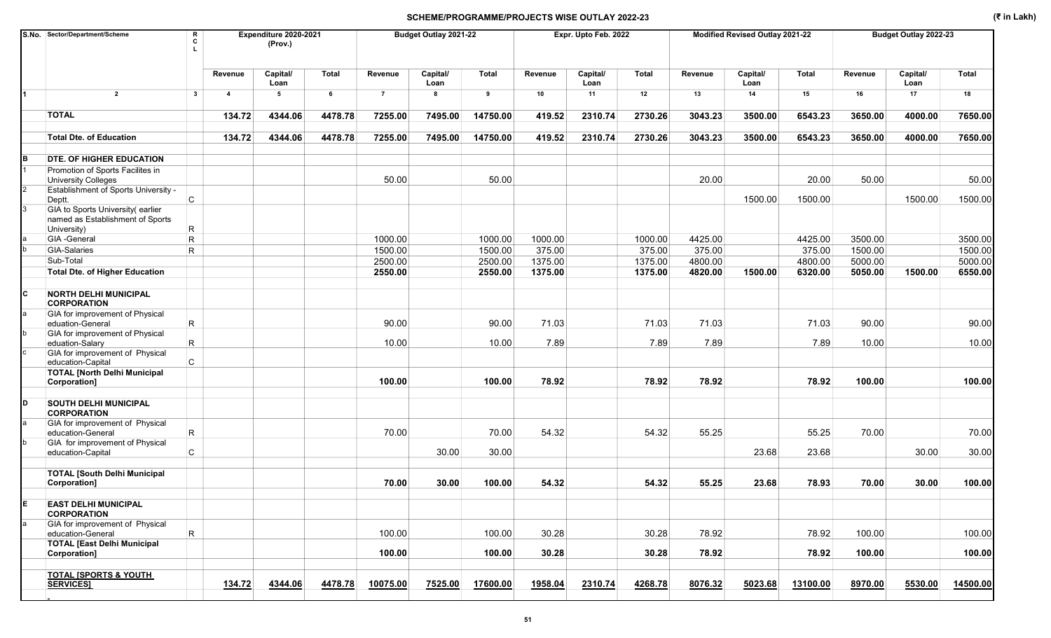## SCHEME/PROGRAMME/PROJECTS WISE OUTLAY 2022-23

(₹ in Lakh)

| S.No. | Sector/Department/Scheme | RCL | Expenditure 2020-2021 (Prov.) | | | Budget Outlay 2021-22 | | | Expr. Upto Feb. 2022 | | | Modified Revised Outlay 2021-22 | | | Budget Outlay 2022-23 | | |
|---|---|---|---|---|---|---|---|---|---|---|---|---|---|---|---|---|---|
| | | | Revenue | Capital/ Loan | Total | Revenue | Capital/ Loan | Total | Revenue | Capital/ Loan | Total | Revenue | Capital/ Loan | Total | Revenue | Capital/ Loan | Total |
| 1 | 2 | 3 | 4 | 5 | 6 | 7 | 8 | 9 | 10 | 11 | 12 | 13 | 14 | 15 | 16 | 17 | 18 |
| | **TOTAL** | | **134.72** | **4344.06** | **4478.78** | **7255.00** | **7495.00** | **14750.00** | **419.52** | **2310.74** | **2730.26** | **3043.23** | **3500.00** | **6543.23** | **3650.00** | **4000.00** | **7650.00** |
| | **Total Dte. of Education** | | **134.72** | **4344.06** | **4478.78** | **7255.00** | **7495.00** | **14750.00** | **419.52** | **2310.74** | **2730.26** | **3043.23** | **3500.00** | **6543.23** | **3650.00** | **4000.00** | **7650.00** |
| **B** | **DTE. OF HIGHER EDUCATION** | | | | | | | | | | | | | | | | |
| 1 | Promotion of Sports Facilites in University Colleges | | | | | 50.00 | | 50.00 | | | | 20.00 | | 20.00 | 50.00 | | 50.00 |
| 2 | Establishment of Sports University - Deptt. | C | | | | | | | | | | | 1500.00 | 1500.00 | | 1500.00 | 1500.00 |
| 3 | GIA to Sports University( earlier named as Establishment of Sports University) | R | | | | | | | | | | | | | | | |
| a | GIA -General | R | | | | 1000.00 | | 1000.00 | 1000.00 | | 1000.00 | 4425.00 | | 4425.00 | 3500.00 | | 3500.00 |
| b | GIA-Salaries | R | | | | 1500.00 | | 1500.00 | 375.00 | | 375.00 | 375.00 | | 375.00 | 1500.00 | | 1500.00 |
| | Sub-Total | | | | | 2500.00 | | 2500.00 | 1375.00 | | 1375.00 | 4800.00 | | 4800.00 | 5000.00 | | 5000.00 |
| | **Total Dte. of Higher Education** | | | | | **2550.00** | | **2550.00** | **1375.00** | | **1375.00** | **4820.00** | **1500.00** | **6320.00** | **5050.00** | **1500.00** | **6550.00** |
| **C** | **NORTH DELHI MUNICIPAL CORPORATION** | | | | | | | | | | | | | | | | |
| a | GIA for improvement of Physical eduation-General | R | | | | 90.00 | | 90.00 | 71.03 | | 71.03 | 71.03 | | 71.03 | 90.00 | | 90.00 |
| b | GIA for improvement of Physical eduation-Salary | R | | | | 10.00 | | 10.00 | 7.89 | | 7.89 | 7.89 | | 7.89 | 10.00 | | 10.00 |
| c | GIA for improvement of Physical education-Capital | C | | | | | | | | | | | | | | | |
| | **TOTAL [North Delhi Municipal Corporation]** | | | | | **100.00** | | **100.00** | **78.92** | | **78.92** | **78.92** | | **78.92** | **100.00** | | **100.00** |
| **D** | **SOUTH DELHI MUNICIPAL CORPORATION** | | | | | | | | | | | | | | | | |
| a | GIA for improvement of Physical education-General | R | | | | 70.00 | | 70.00 | 54.32 | | 54.32 | 55.25 | | 55.25 | 70.00 | | 70.00 |
| b | GIA for improvement of Physical education-Capital | C | | | | | 30.00 | 30.00 | | | | | 23.68 | 23.68 | | 30.00 | 30.00 |
| | **TOTAL [South Delhi Municipal Corporation]** | | | | | **70.00** | **30.00** | **100.00** | **54.32** | | **54.32** | **55.25** | **23.68** | **78.93** | **70.00** | **30.00** | **100.00** |
| **E** | **EAST DELHI MUNICIPAL CORPORATION** | | | | | | | | | | | | | | | | |
| a | GIA for improvement of Physical education-General | R | | | | 100.00 | | 100.00 | 30.28 | | 30.28 | 78.92 | | 78.92 | 100.00 | | 100.00 |
| | **TOTAL [East Delhi Municipal Corporation]** | | | | | **100.00** | | **100.00** | **30.28** | | **30.28** | **78.92** | | **78.92** | **100.00** | | **100.00** |
| | **TOTAL [SPORTS & YOUTH SERVICES]** | | **134.72** | **4344.06** | **4478.78** | **10075.00** | **7525.00** | **17600.00** | **1958.04** | **2310.74** | **4268.78** | **8076.32** | **5023.68** | **13100.00** | **8970.00** | **5530.00** | **14500.00** |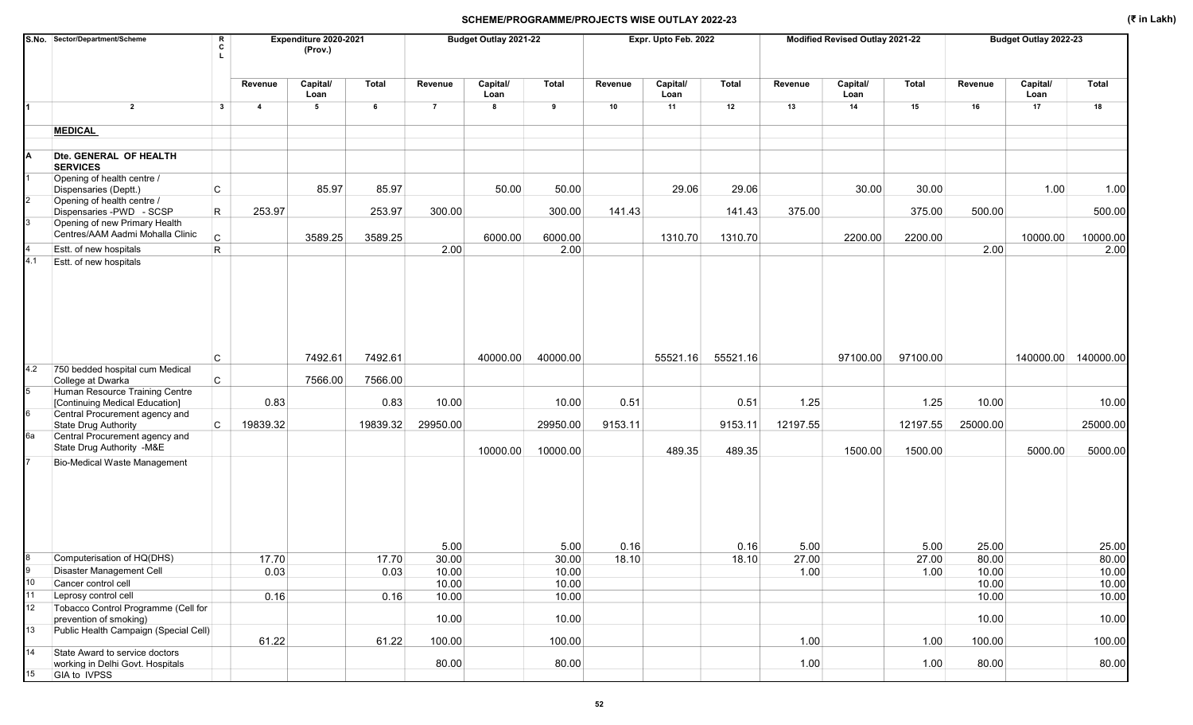## SCHEME/PROGRAMME/PROJECTS WISE OUTLAY 2022-23

(₹ in Lakh)

| S.No. | Sector/Department/Scheme | R C L | Expenditure 2020-2021 (Prov.) | | | Budget Outlay 2021-22 | | | Expr. Upto Feb. 2022 | | | Modified Revised Outlay 2021-22 | | | Budget Outlay 2022-23 | | |
|---|---|---|---|---|---|---|---|---|---|---|---|---|---|---|---|---|---|
| | | | Revenue | Capital/ Loan | Total | Revenue | Capital/ Loan | Total | Revenue | Capital/ Loan | Total | Revenue | Capital/ Loan | Total | Revenue | Capital/ Loan | Total |
| 1 | 2 | 3 | 4 | 5 | 6 | 7 | 8 | 9 | 10 | 11 | 12 | 13 | 14 | 15 | 16 | 17 | 18 |
| | **MEDICAL** | | | | | | | | | | | | | | | | |
| A | **Dte. GENERAL OF HEALTH SERVICES** | | | | | | | | | | | | | | | | |
| 1 | Opening of health centre / Dispensaries (Deptt.) | C | | 85.97 | 85.97 | | 50.00 | 50.00 | | 29.06 | 29.06 | | 30.00 | 30.00 | | 1.00 | 1.00 |
| 2 | Opening of health centre / Dispensaries -PWD - SCSP | R | 253.97 | | 253.97 | 300.00 | | 300.00 | 141.43 | | 141.43 | 375.00 | | 375.00 | 500.00 | | 500.00 |
| 3 | Opening of new Primary Health Centres/AAM Aadmi Mohalla Clinic | C | | 3589.25 | 3589.25 | | 6000.00 | 6000.00 | | 1310.70 | 1310.70 | | 2200.00 | 2200.00 | | 10000.00 | 10000.00 |
| 4 | Estt. of new hospitals | R | | | | 2.00 | | 2.00 | | | | | | | 2.00 | | 2.00 |
| 4.1 | Estt. of new hospitals | C | | 7492.61 | 7492.61 | | 40000.00 | 40000.00 | | 55521.16 | 55521.16 | | 97100.00 | 97100.00 | | 140000.00 | 140000.00 |
| 4.2 | 750 bedded hospital cum Medical College at Dwarka | C | | 7566.00 | 7566.00 | | | | | | | | | | | | |
| 5 | Human Resource Training Centre [Continuing Medical Education] | | 0.83 | | 0.83 | 10.00 | | 10.00 | 0.51 | | 0.51 | 1.25 | | 1.25 | 10.00 | | 10.00 |
| 6 | Central Procurement agency and State Drug Authority | C | 19839.32 | | 19839.32 | 29950.00 | | 29950.00 | 9153.11 | | 9153.11 | 12197.55 | | 12197.55 | 25000.00 | | 25000.00 |
| 6a | Central Procurement agency and State Drug Authority -M&E | | | | | | 10000.00 | 10000.00 | | 489.35 | 489.35 | | 1500.00 | 1500.00 | | 5000.00 | 5000.00 |
| 7 | Bio-Medical Waste Management | | | | | 5.00 | | 5.00 | 0.16 | | 0.16 | 5.00 | | 5.00 | 25.00 | | 25.00 |
| 8 | Computerisation of HQ(DHS) | | 17.70 | | 17.70 | 30.00 | | 30.00 | 18.10 | | 18.10 | 27.00 | | 27.00 | 80.00 | | 80.00 |
| 9 | Disaster Management Cell | | 0.03 | | 0.03 | 10.00 | | 10.00 | | | | 1.00 | | 1.00 | 10.00 | | 10.00 |
| 10 | Cancer control cell | | | | | 10.00 | | 10.00 | | | | | | | 10.00 | | 10.00 |
| 11 | Leprosy control cell | | 0.16 | | 0.16 | 10.00 | | 10.00 | | | | | | | 10.00 | | 10.00 |
| 12 | Tobacco Control Programme (Cell for prevention of smoking) | | | | | 10.00 | | 10.00 | | | | | | | 10.00 | | 10.00 |
| 13 | Public Health Campaign (Special Cell) | | 61.22 | | 61.22 | 100.00 | | 100.00 | | | | 1.00 | | 1.00 | 100.00 | | 100.00 |
| 14 | State Award to service doctors working in Delhi Govt. Hospitals | | | | | 80.00 | | 80.00 | | | | 1.00 | | 1.00 | 80.00 | | 80.00 |
| 15 | GIA to IVPSS | | | | | | | | | | | | | | | | |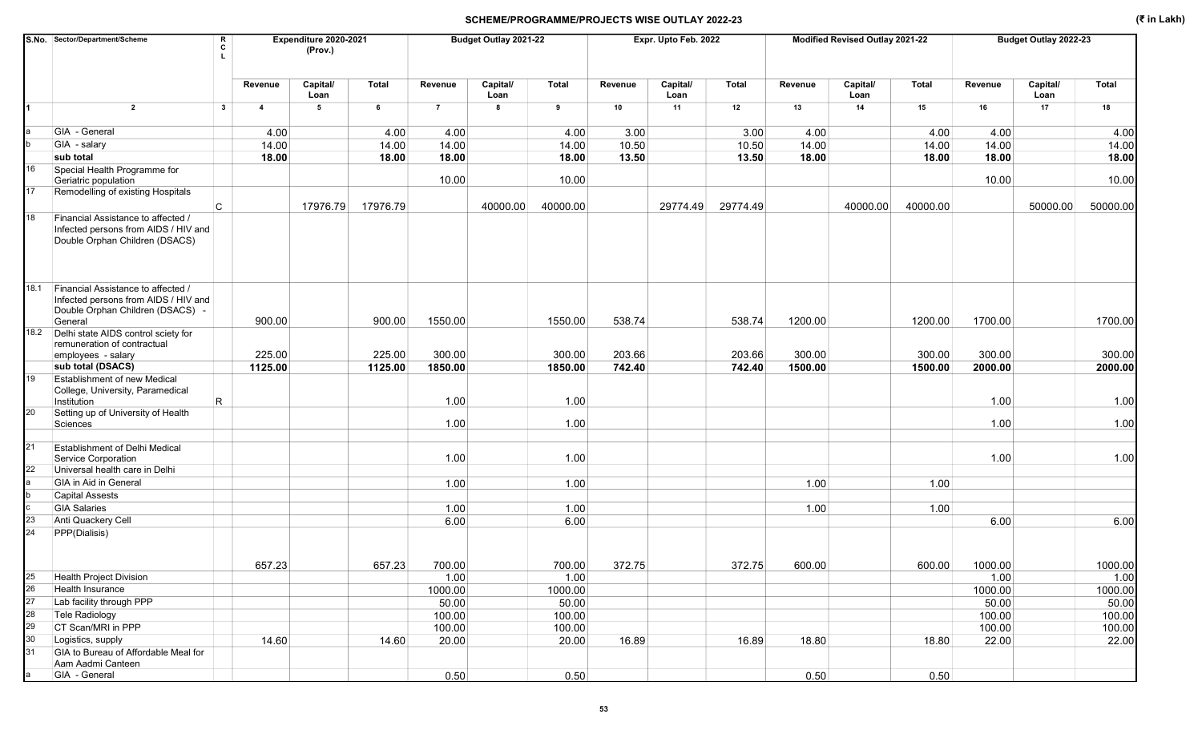## SCHEME/PROGRAMME/PROJECTS WISE OUTLAY 2022-23

(₹ in Lakh)

| S.No. | Sector/Department/Scheme | RCL | Expenditure 2020-2021 (Prov.) | | | Budget Outlay 2021-22 | | | Expr. Upto Feb. 2022 | | | Modified Revised Outlay 2021-22 | | | Budget Outlay 2022-23 | | |
|---|---|---|---|---|---|---|---|---|---|---|---|---|---|---|---|---|---|
| | | | Revenue | Capital/ Loan | Total | Revenue | Capital/ Loan | Total | Revenue | Capital/ Loan | Total | Revenue | Capital/ Loan | Total | Revenue | Capital/ Loan | Total |
| 1 | 2 | 3 | 4 | 5 | 6 | 7 | 8 | 9 | 10 | 11 | 12 | 13 | 14 | 15 | 16 | 17 | 18 |
| a | GIA - General | | 4.00 | | 4.00 | 4.00 | | 4.00 | 3.00 | | 3.00 | 4.00 | | 4.00 | 4.00 | | 4.00 |
| b | GIA - salary | | 14.00 | | 14.00 | 14.00 | | 14.00 | 10.50 | | 10.50 | 14.00 | | 14.00 | 14.00 | | 14.00 |
| | **sub total** | | **18.00** | | **18.00** | **18.00** | | **18.00** | **13.50** | | **13.50** | **18.00** | | **18.00** | **18.00** | | **18.00** |
| 16 | Special Health Programme for Geriatric population | | | | | 10.00 | | 10.00 | | | | | | | 10.00 | | 10.00 |
| 17 | Remodelling of existing Hospitals | C | | 17976.79 | 17976.79 | | 40000.00 | 40000.00 | | 29774.49 | 29774.49 | | 40000.00 | 40000.00 | | 50000.00 | 50000.00 |
| 18 | Financial Assistance to affected / Infected persons from AIDS / HIV and Double Orphan Children (DSACS) | | | | | | | | | | | | | | | | |
| 18.1 | Financial Assistance to affected / Infected persons from AIDS / HIV and Double Orphan Children (DSACS) - General | | 900.00 | | 900.00 | 1550.00 | | 1550.00 | 538.74 | | 538.74 | 1200.00 | | 1200.00 | 1700.00 | | 1700.00 |
| 18.2 | Delhi state AIDS control sciety for remuneration of contractual employees - salary | | 225.00 | | 225.00 | 300.00 | | 300.00 | 203.66 | | 203.66 | 300.00 | | 300.00 | 300.00 | | 300.00 |
| | **sub total (DSACS)** | | **1125.00** | | **1125.00** | **1850.00** | | **1850.00** | **742.40** | | **742.40** | **1500.00** | | **1500.00** | **2000.00** | | **2000.00** |
| 19 | Establishment of new Medical College, University, Paramedical Institution | R | | | | 1.00 | | 1.00 | | | | | | | 1.00 | | 1.00 |
| 20 | Setting up of University of Health Sciences | | | | | 1.00 | | 1.00 | | | | | | | 1.00 | | 1.00 |
| 21 | Establishment of Delhi Medical Service Corporation | | | | | 1.00 | | 1.00 | | | | | | | 1.00 | | 1.00 |
| 22 | Universal health care in Delhi | | | | | | | | | | | | | | | | |
| a | GIA in Aid in General | | | | | 1.00 | | 1.00 | | | | 1.00 | | 1.00 | | | |
| b | Capital Assests | | | | | | | | | | | | | | | | |
| c | GIA Salaries | | | | | 1.00 | | 1.00 | | | | 1.00 | | 1.00 | | | |
| 23 | Anti Quackery Cell | | | | | 6.00 | | 6.00 | | | | | | | 6.00 | | 6.00 |
| 24 | PPP(Dialisis) | | 657.23 | | 657.23 | 700.00 | | 700.00 | 372.75 | | 372.75 | 600.00 | | 600.00 | 1000.00 | | 1000.00 |
| 25 | Health Project Division | | | | | 1.00 | | 1.00 | | | | | | | 1.00 | | 1.00 |
| 26 | Health Insurance | | | | | 1000.00 | | 1000.00 | | | | | | | 1000.00 | | 1000.00 |
| 27 | Lab facility through PPP | | | | | 50.00 | | 50.00 | | | | | | | 50.00 | | 50.00 |
| 28 | Tele Radiology | | | | | 100.00 | | 100.00 | | | | | | | 100.00 | | 100.00 |
| 29 | CT Scan/MRI in PPP | | | | | 100.00 | | 100.00 | | | | | | | 100.00 | | 100.00 |
| 30 | Logistics, supply | | 14.60 | | 14.60 | 20.00 | | 20.00 | 16.89 | | 16.89 | 18.80 | | 18.80 | 22.00 | | 22.00 |
| 31 | GIA to Bureau of Affordable Meal for Aam Aadmi Canteen | | | | | | | | | | | | | | | | |
| a | GIA - General | | | | | 0.50 | | 0.50 | | | | 0.50 | | 0.50 | | | |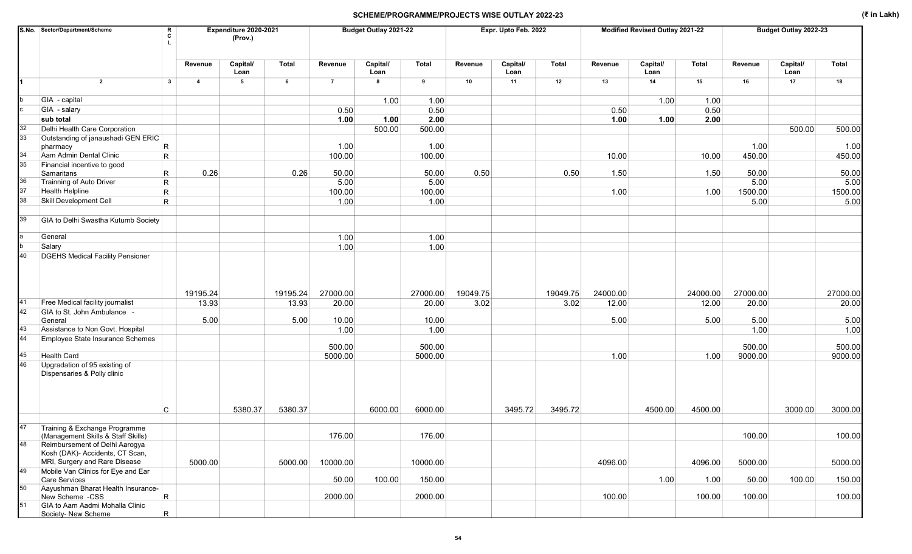# SCHEME/PROGRAMME/PROJECTS WISE OUTLAY 2022-23

(₹ in Lakh)

| S.No. | Sector/Department/Scheme | RCL | Expenditure 2020-2021 (Prov.) | | | Budget Outlay 2021-22 | | | Expr. Upto Feb. 2022 | | | Modified Revised Outlay 2021-22 | | | Budget Outlay 2022-23 | | |
|---|---|---|---|---|---|---|---|---|---|---|---|---|---|---|---|---|---|
| | | | Revenue | Capital/ Loan | Total | Revenue | Capital/ Loan | Total | Revenue | Capital/ Loan | Total | Revenue | Capital/ Loan | Total | Revenue | Capital/ Loan | Total |
| 1 | 2 | 3 | 4 | 5 | 6 | 7 | 8 | 9 | 10 | 11 | 12 | 13 | 14 | 15 | 16 | 17 | 18 |
| b | GIA - capital | | | | | | 1.00 | 1.00 | | | | | 1.00 | 1.00 | | | |
| c | GIA - salary | | | | | 0.50 | | 0.50 | | | | 0.50 | | 0.50 | | | |
| | **sub total** | | | | | **1.00** | **1.00** | **2.00** | | | | **1.00** | **1.00** | **2.00** | | | |
| 32 | Delhi Health Care Corporation | | | | | | 500.00 | 500.00 | | | | | | | | 500.00 | 500.00 |
| 33 | Outstanding of janaushadi GEN ERIC pharmacy | R | | | | 1.00 | | 1.00 | | | | | | | 1.00 | | 1.00 |
| 34 | Aam Admin Dental Clinic | R | | | | 100.00 | | 100.00 | | | | 10.00 | | 10.00 | 450.00 | | 450.00 |
| 35 | Financial incentive to good Samaritans | R | 0.26 | | 0.26 | 50.00 | | 50.00 | 0.50 | | 0.50 | 1.50 | | 1.50 | 50.00 | | 50.00 |
| 36 | Trainning of Auto Driver | R | | | | 5.00 | | 5.00 | | | | | | | 5.00 | | 5.00 |
| 37 | Health Helpline | R | | | | 100.00 | | 100.00 | | | | 1.00 | | 1.00 | 1500.00 | | 1500.00 |
| 38 | Skill Development Cell | R | | | | 1.00 | | 1.00 | | | | | | | 5.00 | | 5.00 |
| 39 | GIA to Delhi Swastha Kutumb Society | | | | | | | | | | | | | | | | |
| a | General | | | | | 1.00 | | 1.00 | | | | | | | | | |
| b | Salary | | | | | 1.00 | | 1.00 | | | | | | | | | |
| 40 | DGEHS Medical Facility Pensioner | | 19195.24 | | 19195.24 | 27000.00 | | 27000.00 | 19049.75 | | 19049.75 | 24000.00 | | 24000.00 | 27000.00 | | 27000.00 |
| 41 | Free Medical facility journalist | | 13.93 | | 13.93 | 20.00 | | 20.00 | 3.02 | | 3.02 | 12.00 | | 12.00 | 20.00 | | 20.00 |
| 42 | GIA to St. John Ambulance - General | | 5.00 | | 5.00 | 10.00 | | 10.00 | | | | 5.00 | | 5.00 | 5.00 | | 5.00 |
| 43 | Assistance to Non Govt. Hospital | | | | | 1.00 | | 1.00 | | | | | | | 1.00 | | 1.00 |
| 44 | Employee State Insurance Schemes | | | | | 500.00 | | 500.00 | | | | | | | 500.00 | | 500.00 |
| 45 | Health Card | | | | | 5000.00 | | 5000.00 | | | | 1.00 | | 1.00 | 9000.00 | | 9000.00 |
| 46 | Upgradation of 95 existing of Dispensaries & Polly clinic | C | | 5380.37 | 5380.37 | | 6000.00 | 6000.00 | | 3495.72 | 3495.72 | | 4500.00 | 4500.00 | | 3000.00 | 3000.00 |
| 47 | Training & Exchange Programme (Management Skills & Staff Skills) | | | | | 176.00 | | 176.00 | | | | | | | 100.00 | | 100.00 |
| 48 | Reimbursement of Delhi Aarogya Kosh (DAK)- Accidents, CT Scan, MRI, Surgery and Rare Disease | | 5000.00 | | 5000.00 | 10000.00 | | 10000.00 | | | | 4096.00 | | 4096.00 | 5000.00 | | 5000.00 |
| 49 | Mobile Van Clinics for Eye and Ear Care Services | | | | | 50.00 | 100.00 | 150.00 | | | | | 1.00 | 1.00 | 50.00 | 100.00 | 150.00 |
| 50 | Aayushman Bharat Health Insurance-New Scheme -CSS | R | | | | 2000.00 | | 2000.00 | | | | 100.00 | | 100.00 | 100.00 | | 100.00 |
| 51 | GIA to Aam Aadmi Mohalla Clinic Society- New Scheme | R | | | | | | | | | | | | | | | |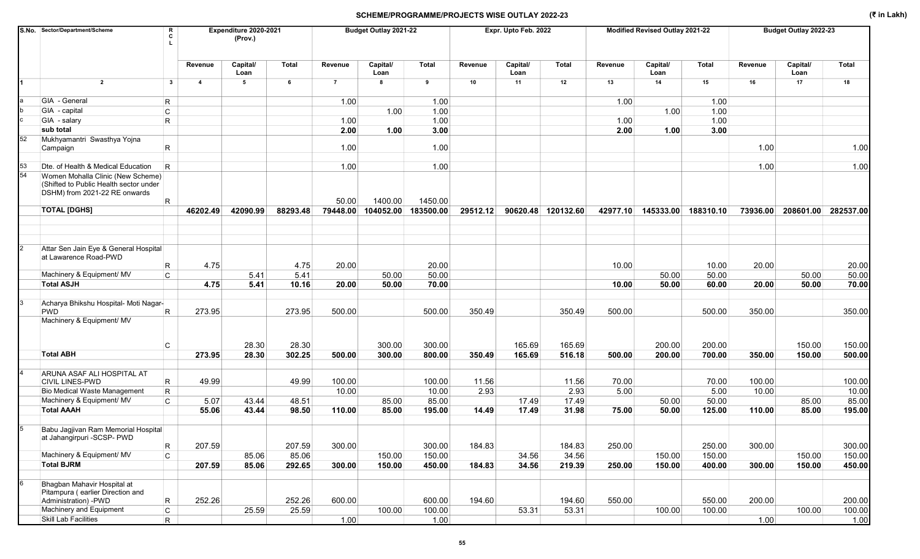# SCHEME/PROGRAMME/PROJECTS WISE OUTLAY 2022-23

(₹ in Lakh)

| S.No. | Sector/Department/Scheme | R C L | Expenditure 2020-2021 (Prov.) | | | Budget Outlay 2021-22 | | | Expr. Upto Feb. 2022 | | | Modified Revised Outlay 2021-22 | | | Budget Outlay 2022-23 | | |
|---|---|---|---|---|---|---|---|---|---|---|---|---|---|---|---|---|---|
| | | | Revenue | Capital/ Loan | Total | Revenue | Capital/ Loan | Total | Revenue | Capital/ Loan | Total | Revenue | Capital/ Loan | Total | Revenue | Capital/ Loan | Total |
| 1 | 2 | 3 | 4 | 5 | 6 | 7 | 8 | 9 | 10 | 11 | 12 | 13 | 14 | 15 | 16 | 17 | 18 |
| a | GIA - General | R | | | | 1.00 | | 1.00 | | | | 1.00 | | 1.00 | | | |
| b | GIA - capital | C | | | | | 1.00 | 1.00 | | | | | 1.00 | 1.00 | | | |
| c | GIA - salary | R | | | | 1.00 | | 1.00 | | | | 1.00 | | 1.00 | | | |
| | **sub total** | | | | | **2.00** | **1.00** | **3.00** | | | | **2.00** | **1.00** | **3.00** | | | |
| 52 | Mukhyamantri Swasthya Yojna Campaign | R | | | | 1.00 | | 1.00 | | | | | | | 1.00 | | 1.00 |
| 53 | Dte. of Health & Medical Education | R | | | | 1.00 | | 1.00 | | | | | | | 1.00 | | 1.00 |
| 54 | Women Mohalla Clinic (New Scheme) (Shifted to Public Health sector under DSHM) from 2021-22 RE onwards | R | | | | 50.00 | 1400.00 | 1450.00 | | | | | | | | | |
| | **TOTAL [DGHS]** | | **46202.49** | **42090.99** | **88293.48** | **79448.00** | **104052.00** | **183500.00** | **29512.12** | **90620.48** | **120132.60** | **42977.10** | **145333.00** | **188310.10** | **73936.00** | **208601.00** | **282537.00** |
| 2 | Attar Sen Jain Eye & General Hospital at Lawarence Road-PWD | R | 4.75 | | 4.75 | 20.00 | | 20.00 | | | | 10.00 | | 10.00 | 20.00 | | 20.00 |
| | Machinery & Equipment/ MV | C | | 5.41 | 5.41 | | 50.00 | 50.00 | | | | | 50.00 | 50.00 | | 50.00 | 50.00 |
| | **Total ASJH** | | **4.75** | **5.41** | **10.16** | **20.00** | **50.00** | **70.00** | | | | **10.00** | **50.00** | **60.00** | **20.00** | **50.00** | **70.00** |
| 3 | Acharya Bhikshu Hospital- Moti Nagar-PWD | R | 273.95 | | 273.95 | 500.00 | | 500.00 | 350.49 | | 350.49 | 500.00 | | 500.00 | 350.00 | | 350.00 |
| | Machinery & Equipment/ MV | C | | 28.30 | 28.30 | | 300.00 | 300.00 | | 165.69 | 165.69 | | 200.00 | 200.00 | | 150.00 | 150.00 |
| | **Total ABH** | | **273.95** | **28.30** | **302.25** | **500.00** | **300.00** | **800.00** | **350.49** | **165.69** | **516.18** | **500.00** | **200.00** | **700.00** | **350.00** | **150.00** | **500.00** |
| 4 | ARUNA ASAF ALI HOSPITAL AT CIVIL LINES-PWD | R | 49.99 | | 49.99 | 100.00 | | 100.00 | 11.56 | | 11.56 | 70.00 | | 70.00 | 100.00 | | 100.00 |
| | Bio Medical Waste Management | R | | | | 10.00 | | 10.00 | 2.93 | | 2.93 | 5.00 | | 5.00 | 10.00 | | 10.00 |
| | Machinery & Equipment/ MV | C | 5.07 | 43.44 | 48.51 | | 85.00 | 85.00 | | 17.49 | 17.49 | | 50.00 | 50.00 | | 85.00 | 85.00 |
| | **Total AAAH** | | **55.06** | **43.44** | **98.50** | **110.00** | **85.00** | **195.00** | **14.49** | **17.49** | **31.98** | **75.00** | **50.00** | **125.00** | **110.00** | **85.00** | **195.00** |
| 5 | Babu Jagjivan Ram Memorial Hospital at Jahangirpuri -SCSP- PWD | R | 207.59 | | 207.59 | 300.00 | | 300.00 | 184.83 | | 184.83 | 250.00 | | 250.00 | 300.00 | | 300.00 |
| | Machinery & Equipment/ MV | C | | 85.06 | 85.06 | | 150.00 | 150.00 | | 34.56 | 34.56 | | 150.00 | 150.00 | | 150.00 | 150.00 |
| | **Total BJRM** | | **207.59** | **85.06** | **292.65** | **300.00** | **150.00** | **450.00** | **184.83** | **34.56** | **219.39** | **250.00** | **150.00** | **400.00** | **300.00** | **150.00** | **450.00** |
| 6 | Bhagban Mahavir Hospital at Pitampura ( earlier Direction and Administration) -PWD | R | 252.26 | | 252.26 | 600.00 | | 600.00 | 194.60 | | 194.60 | 550.00 | | 550.00 | 200.00 | | 200.00 |
| | Machinery and Equipment | C | | 25.59 | 25.59 | | 100.00 | 100.00 | | 53.31 | 53.31 | | 100.00 | 100.00 | | 100.00 | 100.00 |
| | Skill Lab Facilities | R | | | | 1.00 | | 1.00 | | | | | | | 1.00 | | 1.00 |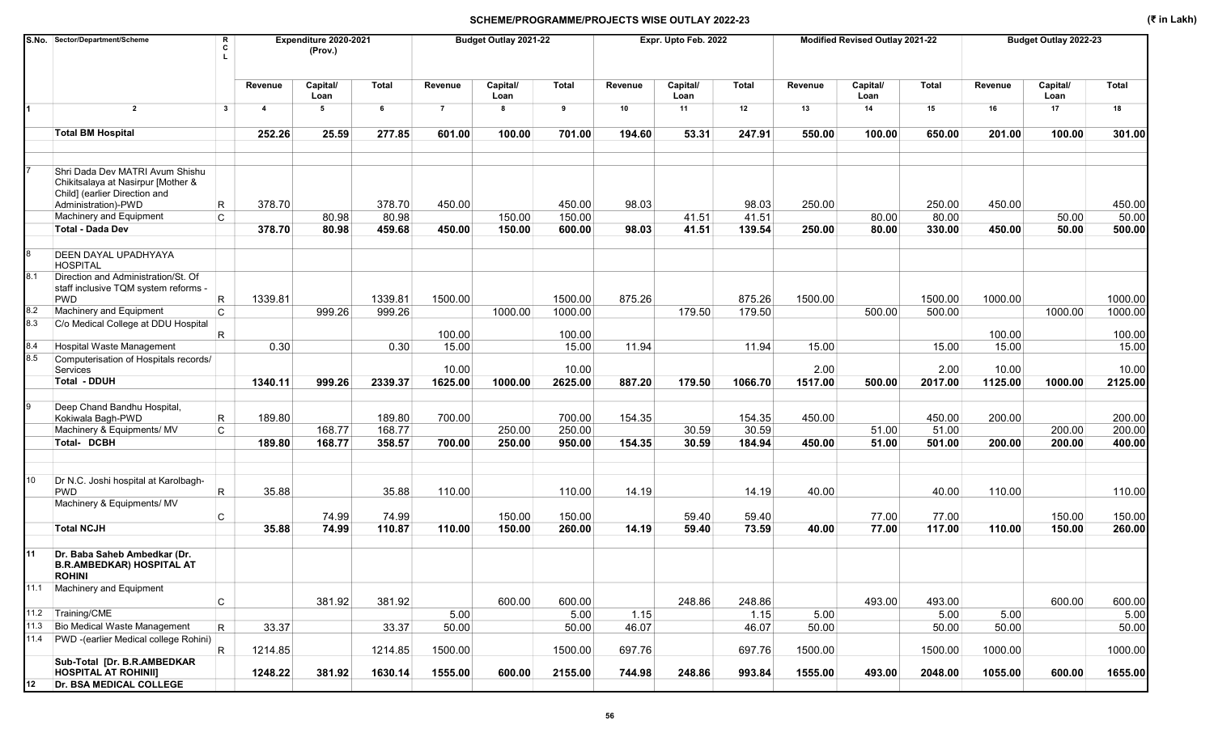## SCHEME/PROGRAMME/PROJECTS WISE OUTLAY 2022-23

(₹ in Lakh)

| S.No. | Sector/Department/Scheme | R C L | Expenditure 2020-2021 (Prov.) | | | Budget Outlay 2021-22 | | | Expr. Upto Feb. 2022 | | | Modified Revised Outlay 2021-22 | | | Budget Outlay 2022-23 | | |
|---|---|---|---|---|---|---|---|---|---|---|---|---|---|---|---|---|---|
| | | | Revenue | Capital/ Loan | Total | Revenue | Capital/ Loan | Total | Revenue | Capital/ Loan | Total | Revenue | Capital/ Loan | Total | Revenue | Capital/ Loan | Total |
| 1 | 2 | 3 | 4 | 5 | 6 | 7 | 8 | 9 | 10 | 11 | 12 | 13 | 14 | 15 | 16 | 17 | 18 |
| | **Total BM Hospital** | | **252.26** | **25.59** | **277.85** | **601.00** | **100.00** | **701.00** | **194.60** | **53.31** | **247.91** | **550.00** | **100.00** | **650.00** | **201.00** | **100.00** | **301.00** |
| 7 | Shri Dada Dev MATRI Avum Shishu Chikitsalaya at Nasirpur [Mother & Child] (earlier Direction and Administration)-PWD | R | 378.70 | | 378.70 | 450.00 | | 450.00 | 98.03 | | 98.03 | 250.00 | | 250.00 | 450.00 | | 450.00 |
| | Machinery and Equipment | C | | 80.98 | 80.98 | | 150.00 | 150.00 | | 41.51 | 41.51 | | 80.00 | 80.00 | | 50.00 | 50.00 |
| | **Total - Dada Dev** | | **378.70** | **80.98** | **459.68** | **450.00** | **150.00** | **600.00** | **98.03** | **41.51** | **139.54** | **250.00** | **80.00** | **330.00** | **450.00** | **50.00** | **500.00** |
| 8 | DEEN DAYAL UPADHYAYA HOSPITAL | | | | | | | | | | | | | | | | |
| 8.1 | Direction and Administration/St. Of staff inclusive TQM system reforms - PWD | R | 1339.81 | | 1339.81 | 1500.00 | | 1500.00 | 875.26 | | 875.26 | 1500.00 | | 1500.00 | 1000.00 | | 1000.00 |
| 8.2 | Machinery and Equipment | C | | 999.26 | 999.26 | | 1000.00 | 1000.00 | | 179.50 | 179.50 | | 500.00 | 500.00 | | 1000.00 | 1000.00 |
| 8.3 | C/o Medical College at DDU Hospital | R | | | | 100.00 | | 100.00 | | | | | | | 100.00 | | 100.00 |
| 8.4 | Hospital Waste Management | | 0.30 | | 0.30 | 15.00 | | 15.00 | 11.94 | | 11.94 | 15.00 | | 15.00 | 15.00 | | 15.00 |
| 8.5 | Computerisation of Hospitals records/ Services | | | | | 10.00 | | 10.00 | | | | 2.00 | | 2.00 | 10.00 | | 10.00 |
| | **Total - DDUH** | | **1340.11** | **999.26** | **2339.37** | **1625.00** | **1000.00** | **2625.00** | **887.20** | **179.50** | **1066.70** | **1517.00** | **500.00** | **2017.00** | **1125.00** | **1000.00** | **2125.00** |
| 9 | Deep Chand Bandhu Hospital, Kokiwala Bagh-PWD | R | 189.80 | | 189.80 | 700.00 | | 700.00 | 154.35 | | 154.35 | 450.00 | | 450.00 | 200.00 | | 200.00 |
| | Machinery & Equipments/ MV | C | | 168.77 | 168.77 | | 250.00 | 250.00 | | 30.59 | 30.59 | | 51.00 | 51.00 | | 200.00 | 200.00 |
| | **Total- DCBH** | | **189.80** | **168.77** | **358.57** | **700.00** | **250.00** | **950.00** | **154.35** | **30.59** | **184.94** | **450.00** | **51.00** | **501.00** | **200.00** | **200.00** | **400.00** |
| 10 | Dr N.C. Joshi hospital at Karolbagh-PWD | R | 35.88 | | 35.88 | 110.00 | | 110.00 | 14.19 | | 14.19 | 40.00 | | 40.00 | 110.00 | | 110.00 |
| | Machinery & Equipments/ MV | C | | 74.99 | 74.99 | | 150.00 | 150.00 | | 59.40 | 59.40 | | 77.00 | 77.00 | | 150.00 | 150.00 |
| | **Total NCJH** | | **35.88** | **74.99** | **110.87** | **110.00** | **150.00** | **260.00** | **14.19** | **59.40** | **73.59** | **40.00** | **77.00** | **117.00** | **110.00** | **150.00** | **260.00** |
| **11** | **Dr. Baba Saheb Ambedkar (Dr. B.R.AMBEDKAR) HOSPITAL AT ROHINI** | | | | | | | | | | | | | | | | |
| 11.1 | Machinery and Equipment | C | | 381.92 | 381.92 | | 600.00 | 600.00 | | 248.86 | 248.86 | | 493.00 | 493.00 | | 600.00 | 600.00 |
| 11.2 | Training/CME | | | | | 5.00 | | 5.00 | 1.15 | | 1.15 | 5.00 | | 5.00 | 5.00 | | 5.00 |
| 11.3 | Bio Medical Waste Management | R | 33.37 | | 33.37 | 50.00 | | 50.00 | 46.07 | | 46.07 | 50.00 | | 50.00 | 50.00 | | 50.00 |
| 11.4 | PWD -(earlier Medical college Rohini) | R | 1214.85 | | 1214.85 | 1500.00 | | 1500.00 | 697.76 | | 697.76 | 1500.00 | | 1500.00 | 1000.00 | | 1000.00 |
| | **Sub-Total [Dr. B.R.AMBEDKAR HOSPITAL AT ROHINI]** | | **1248.22** | **381.92** | **1630.14** | **1555.00** | **600.00** | **2155.00** | **744.98** | **248.86** | **993.84** | **1555.00** | **493.00** | **2048.00** | **1055.00** | **600.00** | **1655.00** |
| **12** | **Dr. BSA MEDICAL COLLEGE** | | | | | | | | | | | | | | | | |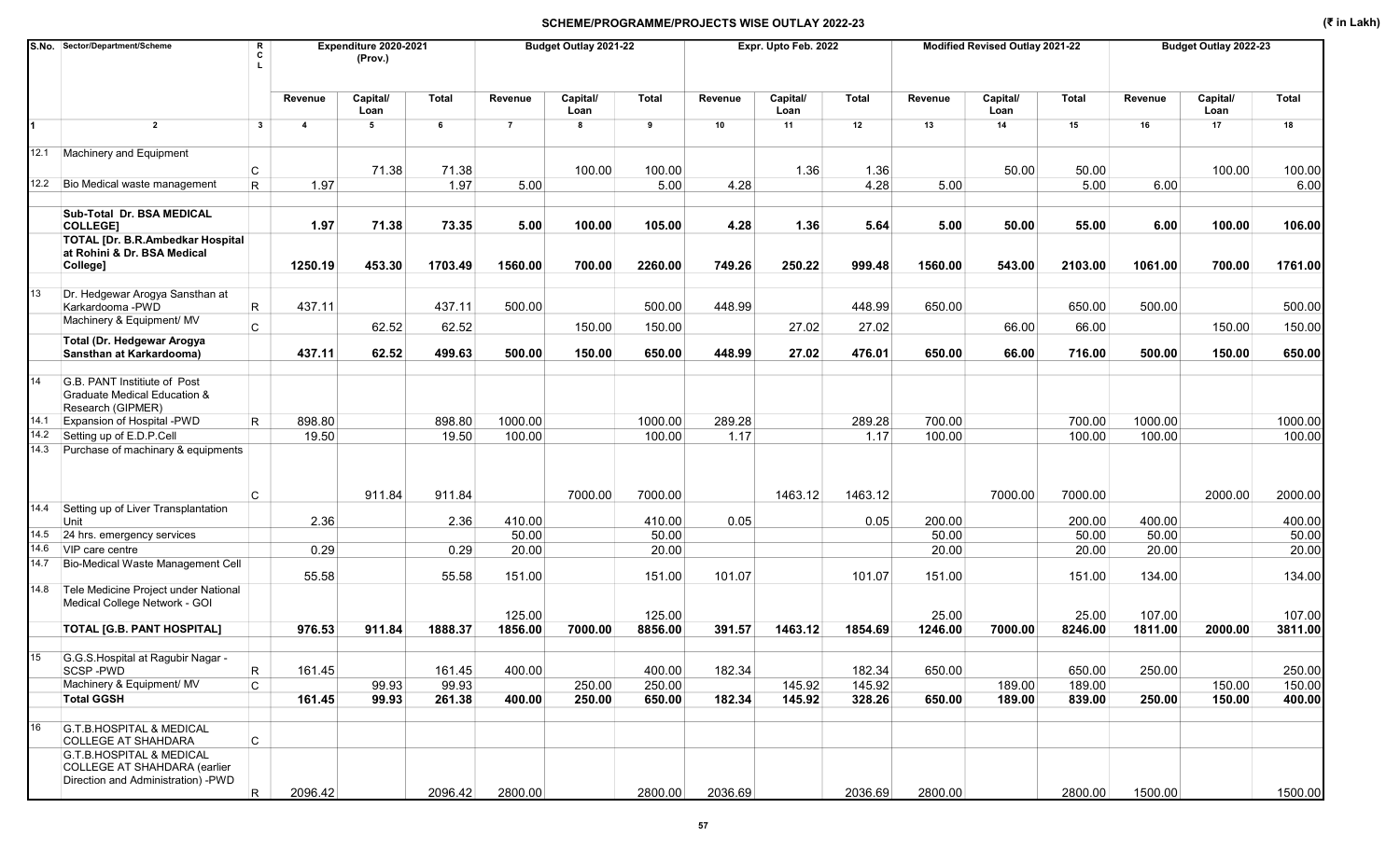## SCHEME/PROGRAMME/PROJECTS WISE OUTLAY 2022-23

(₹ in Lakh)

| S.No. | Sector/Department/Scheme | RCL | Expenditure 2020-2021 (Prov.) | | | Budget Outlay 2021-22 | | | Expr. Upto Feb. 2022 | | | Modified Revised Outlay 2021-22 | | | Budget Outlay 2022-23 | | |
|---|---|---|---|---|---|---|---|---|---|---|---|---|---|---|---|---|---|
| | | | Revenue | Capital/ Loan | Total | Revenue | Capital/ Loan | Total | Revenue | Capital/ Loan | Total | Revenue | Capital/ Loan | Total | Revenue | Capital/ Loan | Total |
| 1 | 2 | 3 | 4 | 5 | 6 | 7 | 8 | 9 | 10 | 11 | 12 | 13 | 14 | 15 | 16 | 17 | 18 |
| 12.1 | Machinery and Equipment | C | | 71.38 | 71.38 | | 100.00 | 100.00 | | 1.36 | 1.36 | | 50.00 | 50.00 | | 100.00 | 100.00 |
| 12.2 | Bio Medical waste management | R | 1.97 | | 1.97 | 5.00 | | 5.00 | 4.28 | | 4.28 | 5.00 | | 5.00 | 6.00 | | 6.00 |
| | **Sub-Total Dr. BSA MEDICAL COLLEGE]** | | **1.97** | **71.38** | **73.35** | **5.00** | **100.00** | **105.00** | **4.28** | **1.36** | **5.64** | **5.00** | **50.00** | **55.00** | **6.00** | **100.00** | **106.00** |
| | **TOTAL [Dr. B.R.Ambedkar Hospital at Rohini & Dr. BSA Medical College]** | | **1250.19** | **453.30** | **1703.49** | **1560.00** | **700.00** | **2260.00** | **749.26** | **250.22** | **999.48** | **1560.00** | **543.00** | **2103.00** | **1061.00** | **700.00** | **1761.00** |
| 13 | Dr. Hedgewar Arogya Sansthan at Karkardooma -PWD | R | 437.11 | | 437.11 | 500.00 | | 500.00 | 448.99 | | 448.99 | 650.00 | | 650.00 | 500.00 | | 500.00 |
| | Machinery & Equipment/ MV | C | | 62.52 | 62.52 | | 150.00 | 150.00 | | 27.02 | 27.02 | | 66.00 | 66.00 | | 150.00 | 150.00 |
| | **Total (Dr. Hedgewar Arogya Sansthan at Karkardooma)** | | **437.11** | **62.52** | **499.63** | **500.00** | **150.00** | **650.00** | **448.99** | **27.02** | **476.01** | **650.00** | **66.00** | **716.00** | **500.00** | **150.00** | **650.00** |
| 14 | G.B. PANT Instiiute of Post Graduate Medical Education & Research (GIPMER) | | | | | | | | | | | | | | | | |
| 14.1 | Expansion of Hospital -PWD | R | 898.80 | | 898.80 | 1000.00 | | 1000.00 | 289.28 | | 289.28 | 700.00 | | 700.00 | 1000.00 | | 1000.00 |
| 14.2 | Setting up of E.D.P.Cell | | 19.50 | | 19.50 | 100.00 | | 100.00 | 1.17 | | 1.17 | 100.00 | | 100.00 | 100.00 | | 100.00 |
| 14.3 | Purchase of machinary & equipments | C | | 911.84 | 911.84 | | 7000.00 | 7000.00 | | 1463.12 | 1463.12 | | 7000.00 | 7000.00 | | 2000.00 | 2000.00 |
| 14.4 | Setting up of Liver Transplantation Unit | | 2.36 | | 2.36 | 410.00 | | 410.00 | 0.05 | | 0.05 | 200.00 | | 200.00 | 400.00 | | 400.00 |
| 14.5 | 24 hrs. emergency services | | | | | 50.00 | | 50.00 | | | | 50.00 | | 50.00 | 50.00 | | 50.00 |
| 14.6 | VIP care centre | | 0.29 | | 0.29 | 20.00 | | 20.00 | | | | 20.00 | | 20.00 | 20.00 | | 20.00 |
| 14.7 | Bio-Medical Waste Management Cell | | 55.58 | | 55.58 | 151.00 | | 151.00 | 101.07 | | 101.07 | 151.00 | | 151.00 | 134.00 | | 134.00 |
| 14.8 | Tele Medicine Project under National Medical College Network - GOI | | | | | 125.00 | | 125.00 | | | | 25.00 | | 25.00 | 107.00 | | 107.00 |
| | **TOTAL [G.B. PANT HOSPITAL]** | | **976.53** | **911.84** | **1888.37** | **1856.00** | **7000.00** | **8856.00** | **391.57** | **1463.12** | **1854.69** | **1246.00** | **7000.00** | **8246.00** | **1811.00** | **2000.00** | **3811.00** |
| 15 | G.G.S.Hospital at Ragubir Nagar - SCSP -PWD | R | 161.45 | | 161.45 | 400.00 | | 400.00 | 182.34 | | 182.34 | 650.00 | | 650.00 | 250.00 | | 250.00 |
| | Machinery & Equipment/ MV | C | | 99.93 | 99.93 | | 250.00 | 250.00 | | 145.92 | 145.92 | | 189.00 | 189.00 | | 150.00 | 150.00 |
| | **Total GGSH** | | **161.45** | **99.93** | **261.38** | **400.00** | **250.00** | **650.00** | **182.34** | **145.92** | **328.26** | **650.00** | **189.00** | **839.00** | **250.00** | **150.00** | **400.00** |
| 16 | G.T.B.HOSPITAL & MEDICAL COLLEGE AT SHAHDARA | C | | | | | | | | | | | | | | | |
| | G.T.B.HOSPITAL & MEDICAL COLLEGE AT SHAHDARA (earlier Direction and Administration) -PWD | R | 2096.42 | | 2096.42 | 2800.00 | | 2800.00 | 2036.69 | | 2036.69 | 2800.00 | | 2800.00 | 1500.00 | | 1500.00 |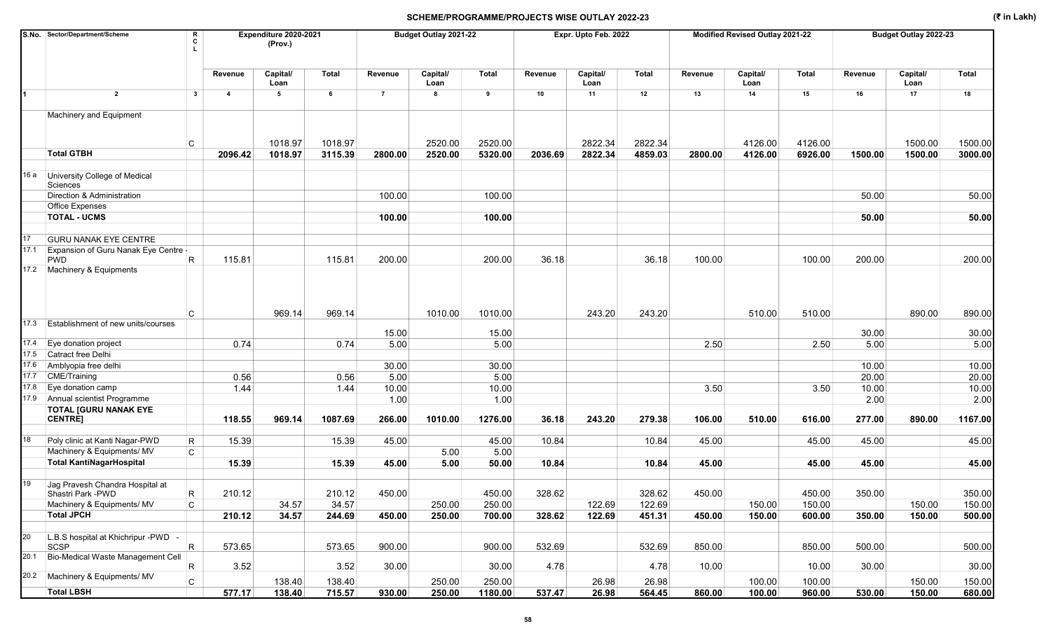## SCHEME/PROGRAMME/PROJECTS WISE OUTLAY 2022-23

(₹ in Lakh)

| S.No. | Sector/Department/Scheme | RCL | Expenditure 2020-2021 (Prov.) | | | Budget Outlay 2021-22 | | | Expr. Upto Feb. 2022 | | | Modified Revised Outlay 2021-22 | | | Budget Outlay 2022-23 | | |
|---|---|---|---|---|---|---|---|---|---|---|---|---|---|---|---|---|---|
| | | | Revenue | Capital/ Loan | Total | Revenue | Capital/ Loan | Total | Revenue | Capital/ Loan | Total | Revenue | Capital/ Loan | Total | Revenue | Capital/ Loan | Total |
| 1 | 2 | 3 | 4 | 5 | 6 | 7 | 8 | 9 | 10 | 11 | 12 | 13 | 14 | 15 | 16 | 17 | 18 |
| | Machinery and Equipment | C | | 1018.97 | 1018.97 | | 2520.00 | 2520.00 | | 2822.34 | 2822.34 | | 4126.00 | 4126.00 | | 1500.00 | 1500.00 |
| | **Total GTBH** | | **2096.42** | **1018.97** | **3115.39** | **2800.00** | **2520.00** | **5320.00** | **2036.69** | **2822.34** | **4859.03** | **2800.00** | **4126.00** | **6926.00** | **1500.00** | **1500.00** | **3000.00** |
| 16 a | University College of Medical Sciences | | | | | | | | | | | | | | | | |
| | Direction & Administration | | | | | 100.00 | | 100.00 | | | | | | | 50.00 | | 50.00 |
| | Office Expenses | | | | | | | | | | | | | | | | |
| | **TOTAL - UCMS** | | | | | **100.00** | | **100.00** | | | | | | | **50.00** | | **50.00** |
| 17 | GURU NANAK EYE CENTRE | | | | | | | | | | | | | | | | |
| 17.1 | Expansion of Guru Nanak Eye Centre - PWD | R | 115.81 | | 115.81 | 200.00 | | 200.00 | 36.18 | | 36.18 | 100.00 | | 100.00 | 200.00 | | 200.00 |
| 17.2 | Machinery & Equipments | C | | 969.14 | 969.14 | | 1010.00 | 1010.00 | | 243.20 | 243.20 | | 510.00 | 510.00 | | 890.00 | 890.00 |
| 17.3 | Establishment of new units/courses | | | | | 15.00 | | 15.00 | | | | | | | 30.00 | | 30.00 |
| 17.4 | Eye donation project | | 0.74 | | 0.74 | 5.00 | | 5.00 | | | | 2.50 | | 2.50 | 5.00 | | 5.00 |
| 17.5 | Catract free Delhi | | | | | | | | | | | | | | | | |
| 17.6 | Amblyopia free delhi | | | | | 30.00 | | 30.00 | | | | | | | 10.00 | | 10.00 |
| 17.7 | CME/Training | | 0.56 | | 0.56 | 5.00 | | 5.00 | | | | | | | 20.00 | | 20.00 |
| 17.8 | Eye donation camp | | 1.44 | | 1.44 | 10.00 | | 10.00 | | | | 3.50 | | 3.50 | 10.00 | | 10.00 |
| 17.9 | Annual scientist Programme | | | | | 1.00 | | 1.00 | | | | | | | 2.00 | | 2.00 |
| | **TOTAL [GURU NANAK EYE CENTRE]** | | **118.55** | **969.14** | **1087.69** | **266.00** | **1010.00** | **1276.00** | **36.18** | **243.20** | **279.38** | **106.00** | **510.00** | **616.00** | **277.00** | **890.00** | **1167.00** |
| 18 | Poly clinic at Kanti Nagar-PWD | R | 15.39 | | 15.39 | 45.00 | | 45.00 | 10.84 | | 10.84 | 45.00 | | 45.00 | 45.00 | | 45.00 |
| | Machinery & Equipments/ MV | C | | | | | 5.00 | 5.00 | | | | | | | | | |
| | **Total KantiNagarHospital** | | **15.39** | | **15.39** | **45.00** | **5.00** | **50.00** | **10.84** | | **10.84** | **45.00** | | **45.00** | **45.00** | | **45.00** |
| 19 | Jag Pravesh Chandra Hospital at Shastri Park -PWD | R | 210.12 | | 210.12 | 450.00 | | 450.00 | 328.62 | | 328.62 | 450.00 | | 450.00 | 350.00 | | 350.00 |
| | Machinery & Equipments/ MV | C | | 34.57 | 34.57 | | 250.00 | 250.00 | | 122.69 | 122.69 | | 150.00 | 150.00 | | 150.00 | 150.00 |
| | **Total JPCH** | | **210.12** | **34.57** | **244.69** | **450.00** | **250.00** | **700.00** | **328.62** | **122.69** | **451.31** | **450.00** | **150.00** | **600.00** | **350.00** | **150.00** | **500.00** |
| 20 | L.B.S hospital at Khichripur -PWD - SCSP | R | 573.65 | | 573.65 | 900.00 | | 900.00 | 532.69 | | 532.69 | 850.00 | | 850.00 | 500.00 | | 500.00 |
| 20.1 | Bio-Medical Waste Management Cell | R | 3.52 | | 3.52 | 30.00 | | 30.00 | 4.78 | | 4.78 | 10.00 | | 10.00 | 30.00 | | 30.00 |
| 20.2 | Machinery & Equipments/ MV | C | | 138.40 | 138.40 | | 250.00 | 250.00 | | 26.98 | 26.98 | | 100.00 | 100.00 | | 150.00 | 150.00 |
| | **Total LBSH** | | **577.17** | **138.40** | **715.57** | **930.00** | **250.00** | **1180.00** | **537.47** | **26.98** | **564.45** | **860.00** | **100.00** | **960.00** | **530.00** | **150.00** | **680.00** |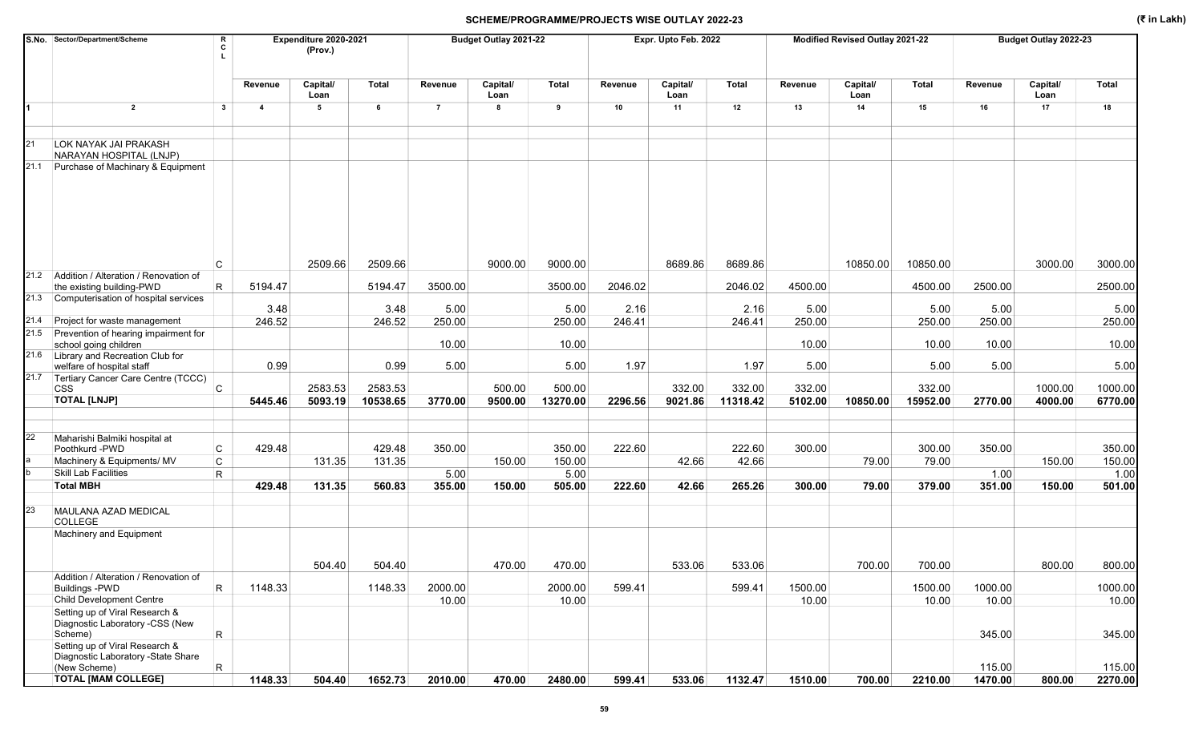## SCHEME/PROGRAMME/PROJECTS WISE OUTLAY 2022-23

(₹ in Lakh)

| S.No. | Sector/Department/Scheme | R C L | Expenditure 2020-2021 (Prov.) | | | Budget Outlay 2021-22 | | | Expr. Upto Feb. 2022 | | | Modified Revised Outlay 2021-22 | | | Budget Outlay 2022-23 | | |
|---|---|---|---|---|---|---|---|---|---|---|---|---|---|---|---|---|---|
| | | | Revenue | Capital/ Loan | Total | Revenue | Capital/ Loan | Total | Revenue | Capital/ Loan | Total | Revenue | Capital/ Loan | Total | Revenue | Capital/ Loan | Total |
| 1 | 2 | 3 | 4 | 5 | 6 | 7 | 8 | 9 | 10 | 11 | 12 | 13 | 14 | 15 | 16 | 17 | 18 |
| 21 | LOK NAYAK JAI PRAKASH NARAYAN HOSPITAL (LNJP) | | | | | | | | | | | | | | | | |
| 21.1 | Purchase of Machinary & Equipment | C | | 2509.66 | 2509.66 | | 9000.00 | 9000.00 | | 8689.86 | 8689.86 | | 10850.00 | 10850.00 | | 3000.00 | 3000.00 |
| 21.2 | Addition / Alteration / Renovation of the existing building-PWD | R | 5194.47 | | 5194.47 | 3500.00 | | 3500.00 | 2046.02 | | 2046.02 | 4500.00 | | 4500.00 | 2500.00 | | 2500.00 |
| 21.3 | Computerisation of hospital services | | 3.48 | | 3.48 | 5.00 | | 5.00 | 2.16 | | 2.16 | 5.00 | | 5.00 | 5.00 | | 5.00 |
| 21.4 | Project for waste management | | 246.52 | | 246.52 | 250.00 | | 250.00 | 246.41 | | 246.41 | 250.00 | | 250.00 | 250.00 | | 250.00 |
| 21.5 | Prevention of hearing impairment for school going children | | | | | 10.00 | | 10.00 | | | | 10.00 | | 10.00 | 10.00 | | 10.00 |
| 21.6 | Library and Recreation Club for welfare of hospital staff | | 0.99 | | 0.99 | 5.00 | | 5.00 | 1.97 | | 1.97 | 5.00 | | 5.00 | 5.00 | | 5.00 |
| 21.7 | Tertiary Cancer Care Centre (TCCC) CSS | C | | 2583.53 | 2583.53 | | 500.00 | 500.00 | | 332.00 | 332.00 | 332.00 | | 332.00 | | 1000.00 | 1000.00 |
| | **TOTAL [LNJP]** | | **5445.46** | **5093.19** | **10538.65** | **3770.00** | **9500.00** | **13270.00** | **2296.56** | **9021.86** | **11318.42** | **5102.00** | **10850.00** | **15952.00** | **2770.00** | **4000.00** | **6770.00** |
| 22 | Maharishi Balmiki hospital at Poothkurd -PWD | C | 429.48 | | 429.48 | 350.00 | | 350.00 | 222.60 | | 222.60 | 300.00 | | 300.00 | 350.00 | | 350.00 |
| a | Machinery & Equipments/ MV | C | | 131.35 | 131.35 | | 150.00 | 150.00 | | 42.66 | 42.66 | | 79.00 | 79.00 | | 150.00 | 150.00 |
| b | Skill Lab Facilities | R | | | | 5.00 | | 5.00 | | | | | | | 1.00 | | 1.00 |
| | **Total MBH** | | **429.48** | **131.35** | **560.83** | **355.00** | **150.00** | **505.00** | **222.60** | **42.66** | **265.26** | **300.00** | **79.00** | **379.00** | **351.00** | **150.00** | **501.00** |
| 23 | MAULANA AZAD MEDICAL COLLEGE | | | | | | | | | | | | | | | | |
| | Machinery and Equipment | | | 504.40 | 504.40 | | 470.00 | 470.00 | | 533.06 | 533.06 | | 700.00 | 700.00 | | 800.00 | 800.00 |
| | Addition / Alteration / Renovation of Buildings -PWD | R | 1148.33 | | 1148.33 | 2000.00 | | 2000.00 | 599.41 | | 599.41 | 1500.00 | | 1500.00 | 1000.00 | | 1000.00 |
| | Child Development Centre | | | | | 10.00 | | 10.00 | | | | 10.00 | | 10.00 | 10.00 | | 10.00 |
| | Setting up of Viral Research & Diagnostic Laboratory -CSS (New Scheme) | R | | | | | | | | | | | | | 345.00 | | 345.00 |
| | Setting up of Viral Research & Diagnostic Laboratory -State Share (New Scheme) | R | | | | | | | | | | | | | 115.00 | | 115.00 |
| | **TOTAL [MAM COLLEGE]** | | **1148.33** | **504.40** | **1652.73** | **2010.00** | **470.00** | **2480.00** | **599.41** | **533.06** | **1132.47** | **1510.00** | **700.00** | **2210.00** | **1470.00** | **800.00** | **2270.00** |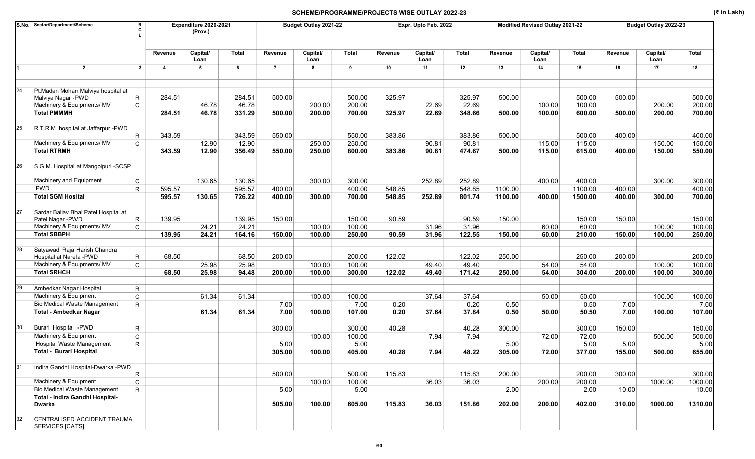## SCHEME/PROGRAMME/PROJECTS WISE OUTLAY 2022-23

(₹ in Lakh)

| S.No. | Sector/Department/Scheme | RCL | Expenditure 2020-2021 (Prov.) | | | Budget Outlay 2021-22 | | | Expr. Upto Feb. 2022 | | | Modified Revised Outlay 2021-22 | | | Budget Outlay 2022-23 | | |
|---|---|---|---|---|---|---|---|---|---|---|---|---|---|---|---|---|---|
| | | | Revenue | Capital/ Loan | Total | Revenue | Capital/ Loan | Total | Revenue | Capital/ Loan | Total | Revenue | Capital/ Loan | Total | Revenue | Capital/ Loan | Total |
| 1 | 2 | 3 | 4 | 5 | 6 | 7 | 8 | 9 | 10 | 11 | 12 | 13 | 14 | 15 | 16 | 17 | 18 |
| 24 | Pt.Madan Mohan Malviya hospital at Malviya Nagar -PWD | R | 284.51 | | 284.51 | 500.00 | | 500.00 | 325.97 | | 325.97 | 500.00 | | 500.00 | 500.00 | | 500.00 |
| | Machinery & Equipments/ MV | C | | 46.78 | 46.78 | | 200.00 | 200.00 | | 22.69 | 22.69 | | 100.00 | 100.00 | | 200.00 | 200.00 |
| | **Total PMMMH** | | **284.51** | **46.78** | **331.29** | **500.00** | **200.00** | **700.00** | **325.97** | **22.69** | **348.66** | **500.00** | **100.00** | **600.00** | **500.00** | **200.00** | **700.00** |
| 25 | R.T.R.M hospital at Jaffarpur -PWD | R | 343.59 | | 343.59 | 550.00 | | 550.00 | 383.86 | | 383.86 | 500.00 | | 500.00 | 400.00 | | 400.00 |
| | Machinery & Equipments/ MV | C | | 12.90 | 12.90 | | 250.00 | 250.00 | | 90.81 | 90.81 | | 115.00 | 115.00 | | 150.00 | 150.00 |
| | **Total RTRMH** | | **343.59** | **12.90** | **356.49** | **550.00** | **250.00** | **800.00** | **383.86** | **90.81** | **474.67** | **500.00** | **115.00** | **615.00** | **400.00** | **150.00** | **550.00** |
| 26 | S.G.M. Hospital at Mangolpuri -SCSP | | | | | | | | | | | | | | | | |
| | Machinery and Equipment | C | | 130.65 | 130.65 | | 300.00 | 300.00 | | 252.89 | 252.89 | | 400.00 | 400.00 | | 300.00 | 300.00 |
| | PWD | R | 595.57 | | 595.57 | 400.00 | | 400.00 | 548.85 | | 548.85 | 1100.00 | | 1100.00 | 400.00 | | 400.00 |
| | **Total SGM Hosital** | | **595.57** | **130.65** | **726.22** | **400.00** | **300.00** | **700.00** | **548.85** | **252.89** | **801.74** | **1100.00** | **400.00** | **1500.00** | **400.00** | **300.00** | **700.00** |
| 27 | Sardar Ballav Bhai Patel Hospital at Patel Nagar -PWD | R | 139.95 | | 139.95 | 150.00 | | 150.00 | 90.59 | | 90.59 | 150.00 | | 150.00 | 150.00 | | 150.00 |
| | Machinery & Equipments/ MV | C | | 24.21 | 24.21 | | 100.00 | 100.00 | | 31.96 | 31.96 | | 60.00 | 60.00 | | 100.00 | 100.00 |
| | **Total SBBPH** | | **139.95** | **24.21** | **164.16** | **150.00** | **100.00** | **250.00** | **90.59** | **31.96** | **122.55** | **150.00** | **60.00** | **210.00** | **150.00** | **100.00** | **250.00** |
| 28 | Satyawadi Raja Harish Chandra Hospital at Narela -PWD | R | 68.50 | | 68.50 | 200.00 | | 200.00 | 122.02 | | 122.02 | 250.00 | | 250.00 | 200.00 | | 200.00 |
| | Machinery & Equipments/ MV | C | | 25.98 | 25.98 | | 100.00 | 100.00 | | 49.40 | 49.40 | | 54.00 | 54.00 | | 100.00 | 100.00 |
| | **Total SRHCH** | | **68.50** | **25.98** | **94.48** | **200.00** | **100.00** | **300.00** | **122.02** | **49.40** | **171.42** | **250.00** | **54.00** | **304.00** | **200.00** | **100.00** | **300.00** |
| 29 | Ambedkar Nagar Hospital | R | | | | | | | | | | | | | | | |
| | Machinery & Equipment | C | | 61.34 | 61.34 | | 100.00 | 100.00 | | 37.64 | 37.64 | | 50.00 | 50.00 | | 100.00 | 100.00 |
| | Bio Medical Waste Management | R | | | | 7.00 | | 7.00 | 0.20 | | 0.20 | 0.50 | | 0.50 | 7.00 | | 7.00 |
| | **Total - Ambedkar Nagar** | | | **61.34** | **61.34** | **7.00** | **100.00** | **107.00** | **0.20** | **37.64** | **37.84** | **0.50** | **50.00** | **50.50** | **7.00** | **100.00** | **107.00** |
| 30 | Burari Hospital -PWD | R | | | | 300.00 | | 300.00 | 40.28 | | 40.28 | 300.00 | | 300.00 | 150.00 | | 150.00 |
| | Machinery & Equipment | C | | | | | 100.00 | 100.00 | | 7.94 | 7.94 | | 72.00 | 72.00 | | 500.00 | 500.00 |
| | Hospital Waste Management | R | | | | 5.00 | | 5.00 | | | | 5.00 | | 5.00 | 5.00 | | 5.00 |
| | **Total - Burari Hospital** | | | | | **305.00** | **100.00** | **405.00** | **40.28** | **7.94** | **48.22** | **305.00** | **72.00** | **377.00** | **155.00** | **500.00** | **655.00** |
| 31 | Indira Gandhi Hospital-Dwarka -PWD | R | | | | 500.00 | | 500.00 | 115.83 | | 115.83 | 200.00 | | 200.00 | 300.00 | | 300.00 |
| | Machinery & Equipment | C | | | | | 100.00 | 100.00 | | 36.03 | 36.03 | | 200.00 | 200.00 | | 1000.00 | 1000.00 |
| | Bio Medical Waste Management | R | | | | 5.00 | | 5.00 | | | | 2.00 | | 2.00 | 10.00 | | 10.00 |
| | **Total - Indira Gandhi Hospital-Dwarka** | | | | | **505.00** | **100.00** | **605.00** | **115.83** | **36.03** | **151.86** | **202.00** | **200.00** | **402.00** | **310.00** | **1000.00** | **1310.00** |
| 32 | CENTRALISED ACCIDENT TRAUMA SERVICES [CATS] | | | | | | | | | | | | | | | | |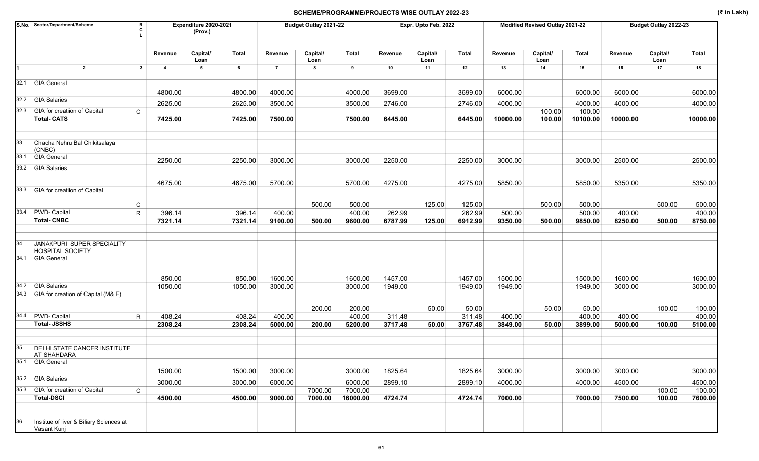# SCHEME/PROGRAMME/PROJECTS WISE OUTLAY 2022-23

(₹ in Lakh)

| S.No. | Sector/Department/Scheme | R C L | Expenditure 2020-2021 (Prov.) | | | Budget Outlay 2021-22 | | | Expr. Upto Feb. 2022 | | | Modified Revised Outlay 2021-22 | | | Budget Outlay 2022-23 | | |
|---|---|---|---|---|---|---|---|---|---|---|---|---|---|---|---|---|---|
| | | | Revenue | Capital/ Loan | Total | Revenue | Capital/ Loan | Total | Revenue | Capital/ Loan | Total | Revenue | Capital/ Loan | Total | Revenue | Capital/ Loan | Total |
| 1 | 2 | 3 | 4 | 5 | 6 | 7 | 8 | 9 | 10 | 11 | 12 | 13 | 14 | 15 | 16 | 17 | 18 |
| 32.1 | GIA General | | 4800.00 | | 4800.00 | 4000.00 | | 4000.00 | 3699.00 | | 3699.00 | 6000.00 | | 6000.00 | 6000.00 | | 6000.00 |
| 32.2 | GIA Salaries | | 2625.00 | | 2625.00 | 3500.00 | | 3500.00 | 2746.00 | | 2746.00 | 4000.00 | | 4000.00 | 4000.00 | | 4000.00 |
| 32.3 | GIA for creatiion of Capital | C | | | | | | | | | | | 100.00 | 100.00 | | | |
| | **Total- CATS** | | **7425.00** | | **7425.00** | **7500.00** | | **7500.00** | **6445.00** | | **6445.00** | **10000.00** | **100.00** | **10100.00** | **10000.00** | | **10000.00** |
| 33 | Chacha Nehru Bal Chikitsalaya (CNBC) | | | | | | | | | | | | | | | | |
| 33.1 | GIA General | | 2250.00 | | 2250.00 | 3000.00 | | 3000.00 | 2250.00 | | 2250.00 | 3000.00 | | 3000.00 | 2500.00 | | 2500.00 |
| 33.2 | GIA Salaries | | 4675.00 | | 4675.00 | 5700.00 | | 5700.00 | 4275.00 | | 4275.00 | 5850.00 | | 5850.00 | 5350.00 | | 5350.00 |
| 33.3 | GIA for creatiion of Capital | C | | | | | 500.00 | 500.00 | | 125.00 | 125.00 | | 500.00 | 500.00 | | 500.00 | 500.00 |
| 33.4 | PWD- Capital | R | 396.14 | | 396.14 | 400.00 | | 400.00 | 262.99 | | 262.99 | 500.00 | | 500.00 | 400.00 | | 400.00 |
| | **Total- CNBC** | | **7321.14** | | **7321.14** | **9100.00** | **500.00** | **9600.00** | **6787.99** | **125.00** | **6912.99** | **9350.00** | **500.00** | **9850.00** | **8250.00** | **500.00** | **8750.00** |
| 34 | JANAKPURI SUPER SPECIALITY HOSPITAL SOCIETY | | | | | | | | | | | | | | | | |
| 34.1 | GIA General | | 850.00 | | 850.00 | 1600.00 | | 1600.00 | 1457.00 | | 1457.00 | 1500.00 | | 1500.00 | 1600.00 | | 1600.00 |
| 34.2 | GIA Salaries | | 1050.00 | | 1050.00 | 3000.00 | | 3000.00 | 1949.00 | | 1949.00 | 1949.00 | | 1949.00 | 3000.00 | | 3000.00 |
| 34.3 | GIA for creation of Capital (M& E) | | | | | | 200.00 | 200.00 | | 50.00 | 50.00 | | 50.00 | 50.00 | | 100.00 | 100.00 |
| 34.4 | PWD- Capital | R | 408.24 | | 408.24 | 400.00 | | 400.00 | 311.48 | | 311.48 | 400.00 | | 400.00 | 400.00 | | 400.00 |
| | **Total- JSSHS** | | **2308.24** | | **2308.24** | **5000.00** | **200.00** | **5200.00** | **3717.48** | **50.00** | **3767.48** | **3849.00** | **50.00** | **3899.00** | **5000.00** | **100.00** | **5100.00** |
| 35 | DELHI STATE CANCER INSTITUTE AT SHAHDARA | | | | | | | | | | | | | | | | |
| 35.1 | GIA General | | 1500.00 | | 1500.00 | 3000.00 | | 3000.00 | 1825.64 | | 1825.64 | 3000.00 | | 3000.00 | 3000.00 | | 3000.00 |
| 35.2 | GIA Salaries | | 3000.00 | | 3000.00 | 6000.00 | | 6000.00 | 2899.10 | | 2899.10 | 4000.00 | | 4000.00 | 4500.00 | | 4500.00 |
| 35.3 | GIA for creatiion of Capital | C | | | | | 7000.00 | 7000.00 | | | | | | | | 100.00 | 100.00 |
| | **Total-DSCI** | | **4500.00** | | **4500.00** | **9000.00** | **7000.00** | **16000.00** | **4724.74** | | **4724.74** | **7000.00** | | **7000.00** | **7500.00** | **100.00** | **7600.00** |
| 36 | Institue of liver & Biliary Sciences at Vasant Kunj | | | | | | | | | | | | | | | | |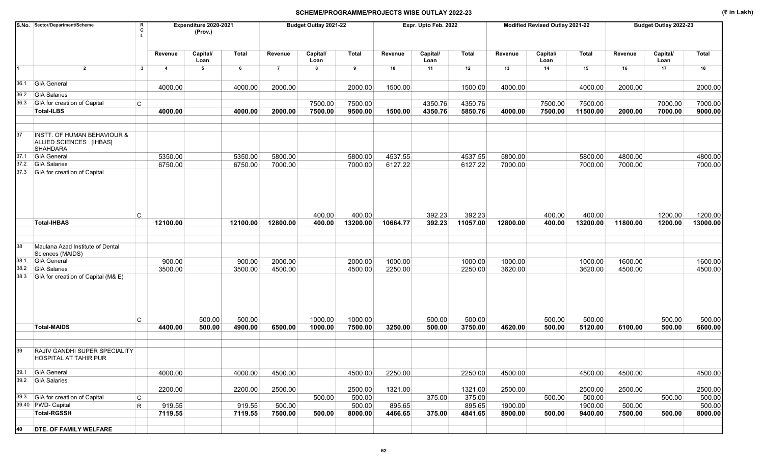## SCHEME/PROGRAMME/PROJECTS WISE OUTLAY 2022-23

(₹ in Lakh)

| S.No. | Sector/Department/Scheme | RCL | Expenditure 2020-2021 (Prov.) | | | Budget Outlay 2021-22 | | | Expr. Upto Feb. 2022 | | | Modified Revised Outlay 2021-22 | | | Budget Outlay 2022-23 | | |
|---|---|---|---|---|---|---|---|---|---|---|---|---|---|---|---|---|---|
| | | | Revenue | Capital/ Loan | Total | Revenue | Capital/ Loan | Total | Revenue | Capital/ Loan | Total | Revenue | Capital/ Loan | Total | Revenue | Capital/ Loan | Total |
| 1 | 2 | 3 | 4 | 5 | 6 | 7 | 8 | 9 | 10 | 11 | 12 | 13 | 14 | 15 | 16 | 17 | 18 |
| 36.1 | GIA General | | 4000.00 | | 4000.00 | 2000.00 | | 2000.00 | 1500.00 | | 1500.00 | 4000.00 | | 4000.00 | 2000.00 | | 2000.00 |
| 36.2 | GIA Salaries | | | | | | | | | | | | | | | | |
| 36.3 | GIA for creatiion of Capital | C | | | | | 7500.00 | 7500.00 | | 4350.76 | 4350.76 | | 7500.00 | 7500.00 | | 7000.00 | 7000.00 |
| | **Total-ILBS** | | **4000.00** | | **4000.00** | **2000.00** | **7500.00** | **9500.00** | **1500.00** | **4350.76** | **5850.76** | **4000.00** | **7500.00** | **11500.00** | **2000.00** | **7000.00** | **9000.00** |
| 37 | INSTT. OF HUMAN BEHAVIOUR & ALLIED SCIENCES [IHBAS] SHAHDARA | | | | | | | | | | | | | | | | |
| 37.1 | GIA General | | 5350.00 | | 5350.00 | 5800.00 | | 5800.00 | 4537.55 | | 4537.55 | 5800.00 | | 5800.00 | 4800.00 | | 4800.00 |
| 37.2 | GIA Salaries | | 6750.00 | | 6750.00 | 7000.00 | | 7000.00 | 6127.22 | | 6127.22 | 7000.00 | | 7000.00 | 7000.00 | | 7000.00 |
| 37.3 | GIA for creatiion of Capital | C | | | | | 400.00 | 400.00 | | 392.23 | 392.23 | | 400.00 | 400.00 | | 1200.00 | 1200.00 |
| | **Total-IHBAS** | | **12100.00** | | **12100.00** | **12800.00** | **400.00** | **13200.00** | **10664.77** | **392.23** | **11057.00** | **12800.00** | **400.00** | **13200.00** | **11800.00** | **1200.00** | **13000.00** |
| 38 | Maulana Azad Institute of Dental Sciences (MAIDS) | | | | | | | | | | | | | | | | |
| 38.1 | GIA General | | 900.00 | | 900.00 | 2000.00 | | 2000.00 | 1000.00 | | 1000.00 | 1000.00 | | 1000.00 | 1600.00 | | 1600.00 |
| 38.2 | GIA Salaries | | 3500.00 | | 3500.00 | 4500.00 | | 4500.00 | 2250.00 | | 2250.00 | 3620.00 | | 3620.00 | 4500.00 | | 4500.00 |
| 38.3 | GIA for creatiion of Capital (M& E) | C | | 500.00 | 500.00 | | 1000.00 | 1000.00 | | 500.00 | 500.00 | | 500.00 | 500.00 | | 500.00 | 500.00 |
| | **Total-MAIDS** | | **4400.00** | **500.00** | **4900.00** | **6500.00** | **1000.00** | **7500.00** | **3250.00** | **500.00** | **3750.00** | **4620.00** | **500.00** | **5120.00** | **6100.00** | **500.00** | **6600.00** |
| 39 | RAJIV GANDHI SUPER SPECIALITY HOSPITAL AT TAHIR PUR | | | | | | | | | | | | | | | | |
| 39.1 | GIA General | | 4000.00 | | 4000.00 | 4500.00 | | 4500.00 | 2250.00 | | 2250.00 | 4500.00 | | 4500.00 | 4500.00 | | 4500.00 |
| 39.2 | GIA Salaries | | 2200.00 | | 2200.00 | 2500.00 | | 2500.00 | 1321.00 | | 1321.00 | 2500.00 | | 2500.00 | 2500.00 | | 2500.00 |
| 39.3 | GIA for creatiion of Capital | C | | | | | 500.00 | 500.00 | | 375.00 | 375.00 | | 500.00 | 500.00 | | 500.00 | 500.00 |
| 39.40 | PWD- Capital | R | 919.55 | | 919.55 | 500.00 | | 500.00 | 895.65 | | 895.65 | 1900.00 | | 1900.00 | 500.00 | | 500.00 |
| | **Total-RGSSH** | | **7119.55** | | **7119.55** | **7500.00** | **500.00** | **8000.00** | **4466.65** | **375.00** | **4841.65** | **8900.00** | **500.00** | **9400.00** | **7500.00** | **500.00** | **8000.00** |
| 40 | **DTE. OF FAMILY WELFARE** | | | | | | | | | | | | | | | | |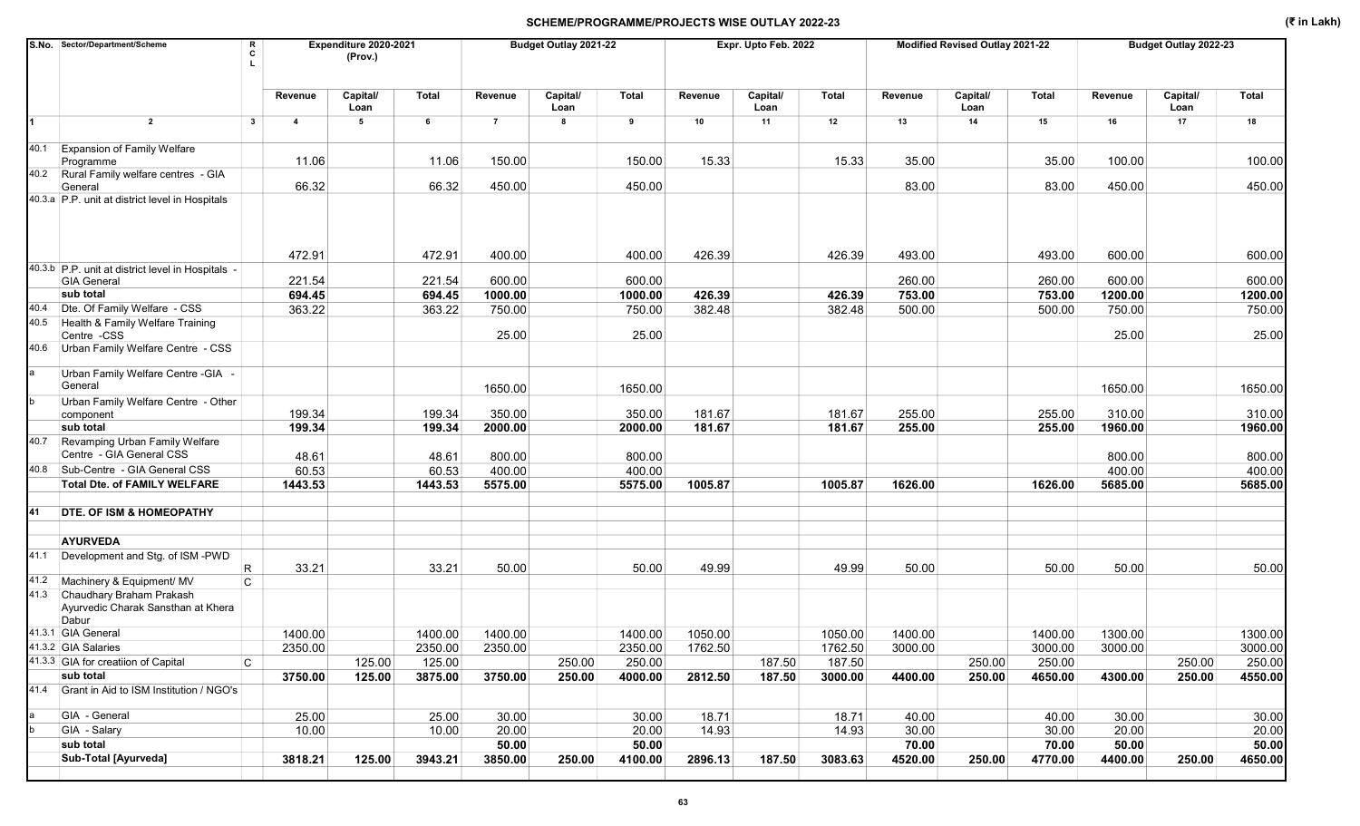## SCHEME/PROGRAMME/PROJECTS WISE OUTLAY 2022-23

(₹ in Lakh)

| S.No. | Sector/Department/Scheme | R C L | Expenditure 2020-2021 (Prov.) | | | Budget Outlay 2021-22 | | | Expr. Upto Feb. 2022 | | | Modified Revised Outlay 2021-22 | | | Budget Outlay 2022-23 | | |
|---|---|---|---|---|---|---|---|---|---|---|---|---|---|---|---|---|---|
| | | | Revenue | Capital/ Loan | Total | Revenue | Capital/ Loan | Total | Revenue | Capital/ Loan | Total | Revenue | Capital/ Loan | Total | Revenue | Capital/ Loan | Total |
| 1 | 2 | 3 | 4 | 5 | 6 | 7 | 8 | 9 | 10 | 11 | 12 | 13 | 14 | 15 | 16 | 17 | 18 |
| 40.1 | Expansion of Family Welfare Programme | | 11.06 | | 11.06 | 150.00 | | 150.00 | 15.33 | | 15.33 | 35.00 | | 35.00 | 100.00 | | 100.00 |
| 40.2 | Rural Family welfare centres - GIA General | | 66.32 | | 66.32 | 450.00 | | 450.00 | | | | 83.00 | | 83.00 | 450.00 | | 450.00 |
| 40.3.a | P.P. unit at district level in Hospitals | | 472.91 | | 472.91 | 400.00 | | 400.00 | 426.39 | | 426.39 | 493.00 | | 493.00 | 600.00 | | 600.00 |
| 40.3.b | P.P. unit at district level in Hospitals - GIA General | | 221.54 | | 221.54 | 600.00 | | 600.00 | | | | 260.00 | | 260.00 | 600.00 | | 600.00 |
| | **sub total** | | **694.45** | | **694.45** | **1000.00** | | **1000.00** | **426.39** | | **426.39** | **753.00** | | **753.00** | **1200.00** | | **1200.00** |
| 40.4 | Dte. Of Family Welfare - CSS | | 363.22 | | 363.22 | 750.00 | | 750.00 | 382.48 | | 382.48 | 500.00 | | 500.00 | 750.00 | | 750.00 |
| 40.5 | Health & Family Welfare Training Centre -CSS | | | | | 25.00 | | 25.00 | | | | | | | 25.00 | | 25.00 |
| 40.6 | Urban Family Welfare Centre - CSS | | | | | | | | | | | | | | | | |
| a | Urban Family Welfare Centre -GIA - General | | | | | 1650.00 | | 1650.00 | | | | | | | 1650.00 | | 1650.00 |
| b | Urban Family Welfare Centre - Other component | | 199.34 | | 199.34 | 350.00 | | 350.00 | 181.67 | | 181.67 | 255.00 | | 255.00 | 310.00 | | 310.00 |
| | **sub total** | | **199.34** | | **199.34** | **2000.00** | | **2000.00** | **181.67** | | **181.67** | **255.00** | | **255.00** | **1960.00** | | **1960.00** |
| 40.7 | Revamping Urban Family Welfare Centre - GIA General CSS | | 48.61 | | 48.61 | 800.00 | | 800.00 | | | | | | | 800.00 | | 800.00 |
| 40.8 | Sub-Centre - GIA General CSS | | 60.53 | | 60.53 | 400.00 | | 400.00 | | | | | | | 400.00 | | 400.00 |
| | **Total Dte. of FAMILY WELFARE** | | **1443.53** | | **1443.53** | **5575.00** | | **5575.00** | **1005.87** | | **1005.87** | **1626.00** | | **1626.00** | **5685.00** | | **5685.00** |
| **41** | **DTE. OF ISM & HOMEOPATHY** | | | | | | | | | | | | | | | | |
| | **AYURVEDA** | | | | | | | | | | | | | | | | |
| 41.1 | Development and Stg. of ISM -PWD | R | 33.21 | | 33.21 | 50.00 | | 50.00 | 49.99 | | 49.99 | 50.00 | | 50.00 | 50.00 | | 50.00 |
| 41.2 | Machinery & Equipment/ MV | C | | | | | | | | | | | | | | | |
| 41.3 | Chaudhary Braham Prakash Ayurvedic Charak Sansthan at Khera Dabur | | | | | | | | | | | | | | | | |
| 41.3.1 | GIA General | | 1400.00 | | 1400.00 | 1400.00 | | 1400.00 | 1050.00 | | 1050.00 | 1400.00 | | 1400.00 | 1300.00 | | 1300.00 |
| 41.3.2 | GIA Salaries | | 2350.00 | | 2350.00 | 2350.00 | | 2350.00 | 1762.50 | | 1762.50 | 3000.00 | | 3000.00 | 3000.00 | | 3000.00 |
| 41.3.3 | GIA for creatiion of Capital | C | | 125.00 | 125.00 | | 250.00 | 250.00 | | 187.50 | 187.50 | | 250.00 | 250.00 | | 250.00 | 250.00 |
| | **sub total** | | **3750.00** | **125.00** | **3875.00** | **3750.00** | **250.00** | **4000.00** | **2812.50** | **187.50** | **3000.00** | **4400.00** | **250.00** | **4650.00** | **4300.00** | **250.00** | **4550.00** |
| 41.4 | Grant in Aid to ISM Institution / NGO's | | | | | | | | | | | | | | | | |
| a | GIA - General | | 25.00 | | 25.00 | 30.00 | | 30.00 | 18.71 | | 18.71 | 40.00 | | 40.00 | 30.00 | | 30.00 |
| b | GIA - Salary | | 10.00 | | 10.00 | 20.00 | | 20.00 | 14.93 | | 14.93 | 30.00 | | 30.00 | 20.00 | | 20.00 |
| | **sub total** | | | | | **50.00** | | **50.00** | | | | **70.00** | | **70.00** | **50.00** | | **50.00** |
| | **Sub-Total [Ayurveda]** | | **3818.21** | **125.00** | **3943.21** | **3850.00** | **250.00** | **4100.00** | **2896.13** | **187.50** | **3083.63** | **4520.00** | **250.00** | **4770.00** | **4400.00** | **250.00** | **4650.00** |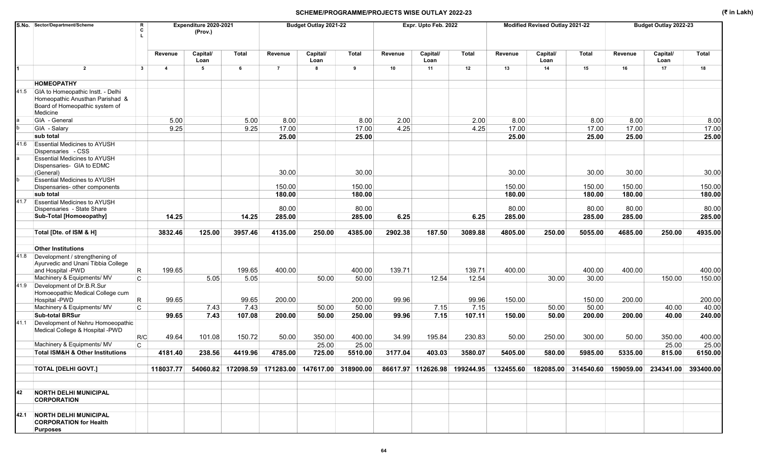## SCHEME/PROGRAMME/PROJECTS WISE OUTLAY 2022-23

(₹ in Lakh)

| S.No. | Sector/Department/Scheme | R C L | Expenditure 2020-2021 (Prov.) | | | Budget Outlay 2021-22 | | | Expr. Upto Feb. 2022 | | | Modified Revised Outlay 2021-22 | | | Budget Outlay 2022-23 | | |
|---|---|---|---|---|---|---|---|---|---|---|---|---|---|---|---|---|---|
| | | | Revenue | Capital/ Loan | Total | Revenue | Capital/ Loan | Total | Revenue | Capital/ Loan | Total | Revenue | Capital/ Loan | Total | Revenue | Capital/ Loan | Total |
| 1 | 2 | 3 | 4 | 5 | 6 | 7 | 8 | 9 | 10 | 11 | 12 | 13 | 14 | 15 | 16 | 17 | 18 |
| | **HOMEOPATHY** | | | | | | | | | | | | | | | | |
| 41.5 | GIA to Homeopathic Instt. - Delhi Homeopathic Anusthan Parishad & Board of Homeopathic system of Medicine | | | | | | | | | | | | | | | | |
| a | GIA - General | | 5.00 | | 5.00 | 8.00 | | 8.00 | 2.00 | | 2.00 | 8.00 | | 8.00 | 8.00 | | 8.00 |
| b | GIA - Salary | | 9.25 | | 9.25 | 17.00 | | 17.00 | 4.25 | | 4.25 | 17.00 | | 17.00 | 17.00 | | 17.00 |
| | **sub total** | | | | | **25.00** | | **25.00** | | | | **25.00** | | **25.00** | **25.00** | | **25.00** |
| 41.6 | Essential Medicines to AYUSH Dispensaries - CSS | | | | | | | | | | | | | | | | |
| a | Essential Medicines to AYUSH Dispensaries- GIA to EDMC (General) | | | | | 30.00 | | 30.00 | | | | 30.00 | | 30.00 | 30.00 | | 30.00 |
| b | Essential Medicines to AYUSH Dispensaries- other components | | | | | 150.00 | | 150.00 | | | | 150.00 | | 150.00 | 150.00 | | 150.00 |
| | **sub total** | | | | | **180.00** | | **180.00** | | | | **180.00** | | **180.00** | **180.00** | | **180.00** |
| 41.7 | Essential Medicines to AYUSH Dispensaries - State Share | | | | | 80.00 | | 80.00 | | | | 80.00 | | 80.00 | 80.00 | | 80.00 |
| | **Sub-Total [Homoeopathy]** | | **14.25** | | **14.25** | **285.00** | | **285.00** | **6.25** | | **6.25** | **285.00** | | **285.00** | **285.00** | | **285.00** |
| | **Total [Dte. of ISM & H]** | | **3832.46** | **125.00** | **3957.46** | **4135.00** | **250.00** | **4385.00** | **2902.38** | **187.50** | **3089.88** | **4805.00** | **250.00** | **5055.00** | **4685.00** | **250.00** | **4935.00** |
| | **Other Institutions** | | | | | | | | | | | | | | | | |
| 41.8 | Development / strengthening of Ayurvedic and Unani Tibbia College and Hospital -PWD | R | 199.65 | | 199.65 | 400.00 | | 400.00 | 139.71 | | 139.71 | 400.00 | | 400.00 | 400.00 | | 400.00 |
| | Machinery & Equipments/ MV | C | | 5.05 | 5.05 | | 50.00 | 50.00 | | 12.54 | 12.54 | | 30.00 | 30.00 | | 150.00 | 150.00 |
| 41.9 | Development of Dr.B.R.Sur Homoeopathic Medical College cum Hospital -PWD | R | 99.65 | | 99.65 | 200.00 | | 200.00 | 99.96 | | 99.96 | 150.00 | | 150.00 | 200.00 | | 200.00 |
| | Machinery & Equipments/ MV | C | | 7.43 | 7.43 | | 50.00 | 50.00 | | 7.15 | 7.15 | | 50.00 | 50.00 | | 40.00 | 40.00 |
| | **Sub-total BRSur** | | **99.65** | **7.43** | **107.08** | **200.00** | **50.00** | **250.00** | **99.96** | **7.15** | **107.11** | **150.00** | **50.00** | **200.00** | **200.00** | **40.00** | **240.00** |
| 41.1 | Development of Nehru Homoeopathic Medical College & Hospital -PWD | R/C | 49.64 | 101.08 | 150.72 | 50.00 | 350.00 | 400.00 | 34.99 | 195.84 | 230.83 | 50.00 | 250.00 | 300.00 | 50.00 | 350.00 | 400.00 |
| | Machinery & Equipments/ MV | C | | | | | 25.00 | 25.00 | | | | | | | | 25.00 | 25.00 |
| | **Total ISM&H & Other Institutions** | | **4181.40** | **238.56** | **4419.96** | **4785.00** | **725.00** | **5510.00** | **3177.04** | **403.03** | **3580.07** | **5405.00** | **580.00** | **5985.00** | **5335.00** | **815.00** | **6150.00** |
| | **TOTAL [DELHI GOVT.]** | | **118037.77** | **54060.82** | **172098.59** | **171283.00** | **147617.00** | **318900.00** | **86617.97** | **112626.98** | **199244.95** | **132455.60** | **182085.00** | **314540.60** | **159059.00** | **234341.00** | **393400.00** |
| **42** | **NORTH DELHI MUNICIPAL CORPORATION** | | | | | | | | | | | | | | | | |
| **42.1** | **NORTH DELHI MUNICIPAL CORPORATION for Health Purposes** | | | | | | | | | | | | | | | | |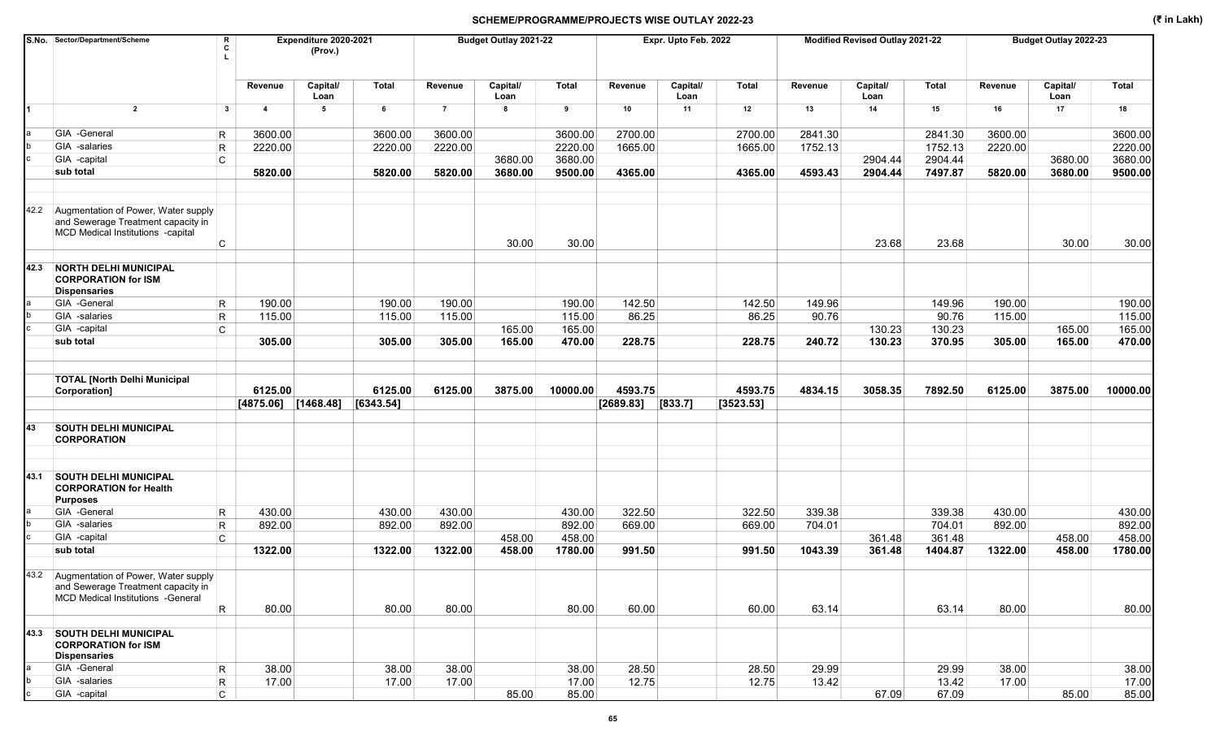## SCHEME/PROGRAMME/PROJECTS WISE OUTLAY 2022-23

(₹ in Lakh)

| S.No. | Sector/Department/Scheme | RCL | Expenditure 2020-2021 (Prov.) | | | Budget Outlay 2021-22 | | | Expr. Upto Feb. 2022 | | | Modified Revised Outlay 2021-22 | | | Budget Outlay 2022-23 | | |
|---|---|---|---|---|---|---|---|---|---|---|---|---|---|---|---|---|---|
| | | | Revenue | Capital/ Loan | Total | Revenue | Capital/ Loan | Total | Revenue | Capital/ Loan | Total | Revenue | Capital/ Loan | Total | Revenue | Capital/ Loan | Total |
| 1 | 2 | 3 | 4 | 5 | 6 | 7 | 8 | 9 | 10 | 11 | 12 | 13 | 14 | 15 | 16 | 17 | 18 |
| a | GIA -General | R | 3600.00 | | 3600.00 | 3600.00 | | 3600.00 | 2700.00 | | 2700.00 | 2841.30 | | 2841.30 | 3600.00 | | 3600.00 |
| b | GIA -salaries | R | 2220.00 | | 2220.00 | 2220.00 | | 2220.00 | 1665.00 | | 1665.00 | 1752.13 | | 1752.13 | 2220.00 | | 2220.00 |
| c | GIA -capital | C | | | | | 3680.00 | 3680.00 | | | | | 2904.44 | 2904.44 | | 3680.00 | 3680.00 |
| | **sub total** | | **5820.00** | | **5820.00** | **5820.00** | **3680.00** | **9500.00** | **4365.00** | | **4365.00** | **4593.43** | **2904.44** | **7497.87** | **5820.00** | **3680.00** | **9500.00** |
| 42.2 | Augmentation of Power, Water supply and Sewerage Treatment capacity in MCD Medical Institutions -capital | C | | | | | 30.00 | 30.00 | | | | | 23.68 | 23.68 | | 30.00 | 30.00 |
| **42.3** | **NORTH DELHI MUNICIPAL CORPORATION for ISM Dispensaries** | | | | | | | | | | | | | | | | |
| a | GIA -General | R | 190.00 | | 190.00 | 190.00 | | 190.00 | 142.50 | | 142.50 | 149.96 | | 149.96 | 190.00 | | 190.00 |
| b | GIA -salaries | R | 115.00 | | 115.00 | 115.00 | | 115.00 | 86.25 | | 86.25 | 90.76 | | 90.76 | 115.00 | | 115.00 |
| c | GIA -capital | C | | | | | 165.00 | 165.00 | | | | | 130.23 | 130.23 | | 165.00 | 165.00 |
| | **sub total** | | **305.00** | | **305.00** | **305.00** | **165.00** | **470.00** | **228.75** | | **228.75** | **240.72** | **130.23** | **370.95** | **305.00** | **165.00** | **470.00** |
| | **TOTAL [North Delhi Municipal Corporation]** | | **6125.00** | | **6125.00** | **6125.00** | **3875.00** | **10000.00** | **4593.75** | | **4593.75** | **4834.15** | **3058.35** | **7892.50** | **6125.00** | **3875.00** | **10000.00** |
| | | | **[4875.06]** | **[1468.48]** | **[6343.54]** | | | | **[2689.83]** | **[833.7]** | **[3523.53]** | | | | | | |
| **43** | **SOUTH DELHI MUNICIPAL CORPORATION** | | | | | | | | | | | | | | | | |
| **43.1** | **SOUTH DELHI MUNICIPAL CORPORATION for Health Purposes** | | | | | | | | | | | | | | | | |
| a | GIA -General | R | 430.00 | | 430.00 | 430.00 | | 430.00 | 322.50 | | 322.50 | 339.38 | | 339.38 | 430.00 | | 430.00 |
| b | GIA -salaries | R | 892.00 | | 892.00 | 892.00 | | 892.00 | 669.00 | | 669.00 | 704.01 | | 704.01 | 892.00 | | 892.00 |
| c | GIA -capital | C | | | | | 458.00 | 458.00 | | | | | 361.48 | 361.48 | | 458.00 | 458.00 |
| | **sub total** | | **1322.00** | | **1322.00** | **1322.00** | **458.00** | **1780.00** | **991.50** | | **991.50** | **1043.39** | **361.48** | **1404.87** | **1322.00** | **458.00** | **1780.00** |
| 43.2 | Augmentation of Power, Water supply and Sewerage Treatment capacity in MCD Medical Institutions -General | R | 80.00 | | 80.00 | 80.00 | | 80.00 | 60.00 | | 60.00 | 63.14 | | 63.14 | 80.00 | | 80.00 |
| **43.3** | **SOUTH DELHI MUNICIPAL CORPORATION for ISM Dispensaries** | | | | | | | | | | | | | | | | |
| a | GIA -General | R | 38.00 | | 38.00 | 38.00 | | 38.00 | 28.50 | | 28.50 | 29.99 | | 29.99 | 38.00 | | 38.00 |
| b | GIA -salaries | R | 17.00 | | 17.00 | 17.00 | | 17.00 | 12.75 | | 12.75 | 13.42 | | 13.42 | 17.00 | | 17.00 |
| c | GIA -capital | C | | | | | 85.00 | 85.00 | | | | | 67.09 | 67.09 | | 85.00 | 85.00 |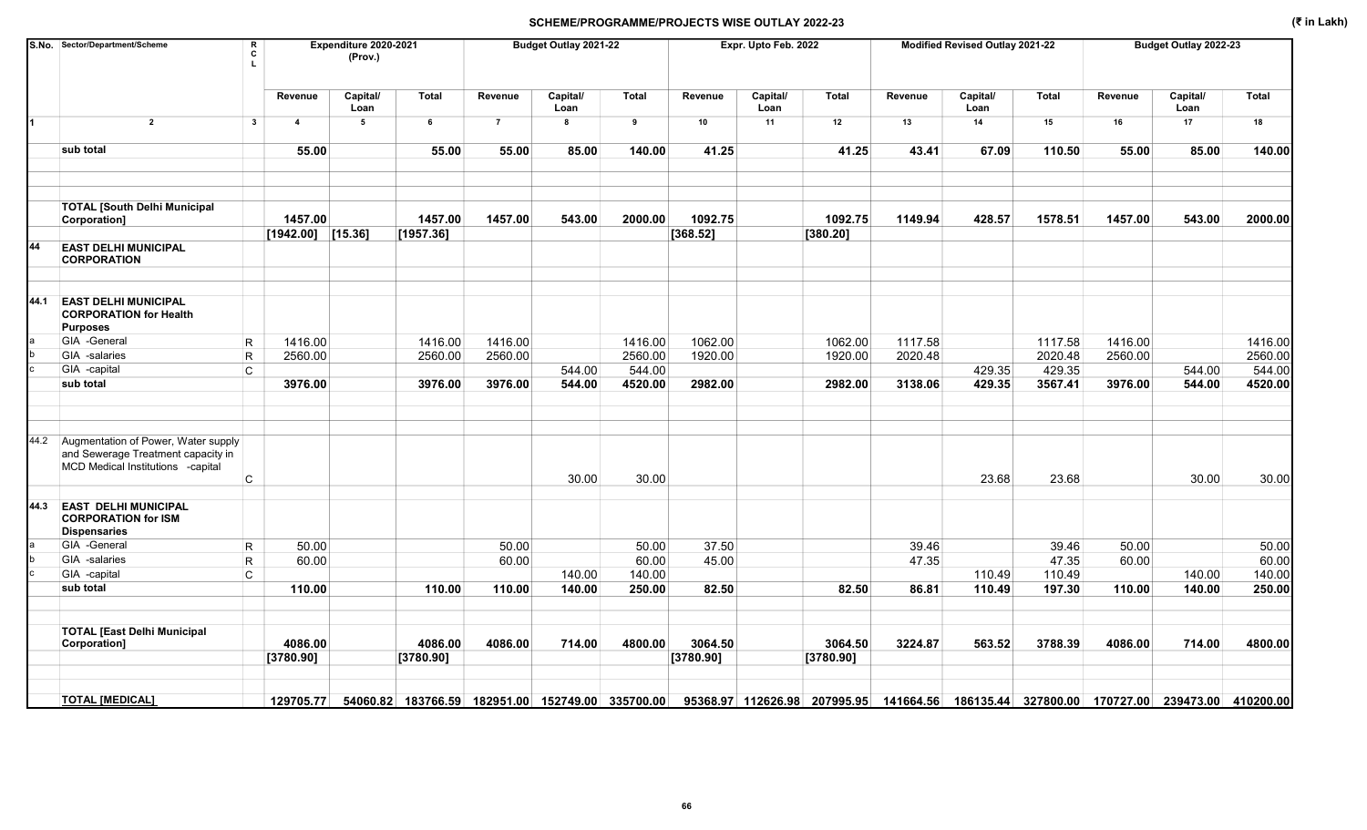## SCHEME/PROGRAMME/PROJECTS WISE OUTLAY 2022-23

(₹ in Lakh)

| S.No. | Sector/Department/Scheme | R C L | Expenditure 2020-2021 (Prov.) | | | Budget Outlay 2021-22 | | | Expr. Upto Feb. 2022 | | | Modified Revised Outlay 2021-22 | | | Budget Outlay 2022-23 | | |
|---|---|---|---|---|---|---|---|---|---|---|---|---|---|---|---|---|---|
| | | | Revenue | Capital/ Loan | Total | Revenue | Capital/ Loan | Total | Revenue | Capital/ Loan | Total | Revenue | Capital/ Loan | Total | Revenue | Capital/ Loan | Total |
| 1 | 2 | 3 | 4 | 5 | 6 | 7 | 8 | 9 | 10 | 11 | 12 | 13 | 14 | 15 | 16 | 17 | 18 |
| | **sub total** | | **55.00** | | **55.00** | **55.00** | **85.00** | **140.00** | **41.25** | | **41.25** | **43.41** | **67.09** | **110.50** | **55.00** | **85.00** | **140.00** |
| | **TOTAL [South Delhi Municipal Corporation]** | | **1457.00** | | **1457.00** | **1457.00** | **543.00** | **2000.00** | **1092.75** | | **1092.75** | **1149.94** | **428.57** | **1578.51** | **1457.00** | **543.00** | **2000.00** |
| | | | **[1942.00]** | **[15.36]** | **[1957.36]** | | | | **[368.52]** | | **[380.20]** | | | | | | |
| 44 | **EAST DELHI MUNICIPAL CORPORATION** | | | | | | | | | | | | | | | | |
| 44.1 | **EAST DELHI MUNICIPAL CORPORATION for Health Purposes** | | | | | | | | | | | | | | | | |
| a | GIA -General | R | 1416.00 | | 1416.00 | 1416.00 | | 1416.00 | 1062.00 | | 1062.00 | 1117.58 | | 1117.58 | 1416.00 | | 1416.00 |
| b | GIA -salaries | R | 2560.00 | | 2560.00 | 2560.00 | | 2560.00 | 1920.00 | | 1920.00 | 2020.48 | | 2020.48 | 2560.00 | | 2560.00 |
| c | GIA -capital | C | | | | | 544.00 | 544.00 | | | | | 429.35 | 429.35 | | 544.00 | 544.00 |
| | **sub total** | | **3976.00** | | **3976.00** | **3976.00** | **544.00** | **4520.00** | **2982.00** | | **2982.00** | **3138.06** | **429.35** | **3567.41** | **3976.00** | **544.00** | **4520.00** |
| 44.2 | Augmentation of Power, Water supply and Sewerage Treatment capacity in MCD Medical Institutions -capital | C | | | | | 30.00 | 30.00 | | | | | 23.68 | 23.68 | | 30.00 | 30.00 |
| 44.3 | **EAST DELHI MUNICIPAL CORPORATION for ISM Dispensaries** | | | | | | | | | | | | | | | | |
| a | GIA -General | R | 50.00 | | | 50.00 | | 50.00 | 37.50 | | | 39.46 | | 39.46 | 50.00 | | 50.00 |
| b | GIA -salaries | R | 60.00 | | | 60.00 | | 60.00 | 45.00 | | | 47.35 | | 47.35 | 60.00 | | 60.00 |
| c | GIA -capital | C | | | | | 140.00 | 140.00 | | | | | 110.49 | 110.49 | | 140.00 | 140.00 |
| | **sub total** | | **110.00** | | **110.00** | **110.00** | **140.00** | **250.00** | **82.50** | | **82.50** | **86.81** | **110.49** | **197.30** | **110.00** | **140.00** | **250.00** |
| | **TOTAL [East Delhi Municipal Corporation]** | | **4086.00** | | **4086.00** | **4086.00** | **714.00** | **4800.00** | **3064.50** | | **3064.50** | **3224.87** | **563.52** | **3788.39** | **4086.00** | **714.00** | **4800.00** |
| | | | **[3780.90]** | | **[3780.90]** | | | | **[3780.90]** | | **[3780.90]** | | | | | | |
| | **TOTAL [MEDICAL]** | | **129705.77** | **54060.82** | **183766.59** | **182951.00** | **152749.00** | **335700.00** | **95368.97** | **112626.98** | **207995.95** | **141664.56** | **186135.44** | **327800.00** | **170727.00** | **239473.00** | **410200.00** |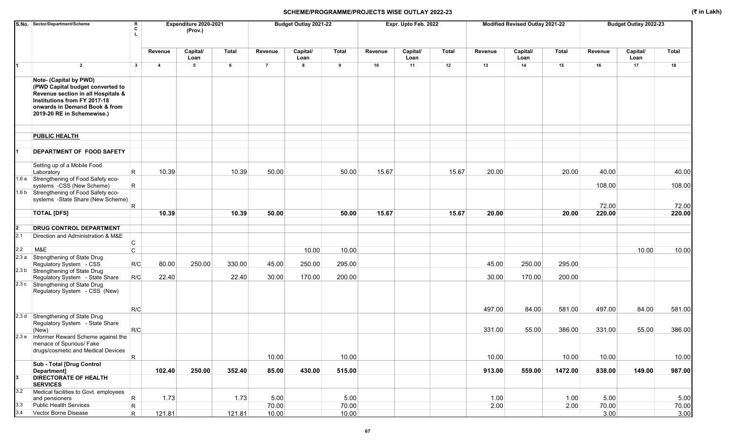# SCHEME/PROGRAMME/PROJECTS WISE OUTLAY 2022-23

(₹ in Lakh)

| S.No. | Sector/Department/Scheme | RCL | Expenditure 2020-2021 (Prov.) | | | Budget Outlay 2021-22 | | | Expr. Upto Feb. 2022 | | | Modified Revised Outlay 2021-22 | | | Budget Outlay 2022-23 | | |
|---|---|---|---|---|---|---|---|---|---|---|---|---|---|---|---|---|---|
| | | | Revenue | Capital/ Loan | Total | Revenue | Capital/ Loan | Total | Revenue | Capital/ Loan | Total | Revenue | Capital/ Loan | Total | Revenue | Capital/ Loan | Total |
| 1 | 2 | 3 | 4 | 5 | 6 | 7 | 8 | 9 | 10 | 11 | 12 | 13 | 14 | 15 | 16 | 17 | 18 |
| | **Note- (Capital by PWD) (PWD Capital budget converted to Revenue section in all Hospitals & Institutions from FY 2017-18 onwards in Demand Book & from 2019-20 RE in Schemewise.)** | | | | | | | | | | | | | | | | |
| | **PUBLIC HEALTH** | | | | | | | | | | | | | | | | |
| 1 | **DEPARTMENT OF FOOD SAFETY** | | | | | | | | | | | | | | | | |
| | Setting up of a Mobile Food Laboratory | R | 10.39 | | 10.39 | 50.00 | | 50.00 | 15.67 | | 15.67 | 20.00 | | 20.00 | 40.00 | | 40.00 |
| 1.6 a | Strengthening of Food Safety eco-systems -CSS (New Scheme) | R | | | | | | | | | | | | | 108.00 | | 108.00 |
| 1.6 b | Strengthening of Food Safety eco-systems -State Share (New Scheme) | R | | | | | | | | | | | | | 72.00 | | 72.00 |
| | **TOTAL [DFS]** | | **10.39** | | **10.39** | **50.00** | | **50.00** | **15.67** | | **15.67** | **20.00** | | **20.00** | **220.00** | | **220.00** |
| 2 | **DRUG CONTROL DEPARTMENT** | | | | | | | | | | | | | | | | |
| 2.1 | Direction and Administration & M&E | C | | | | | | | | | | | | | | | |
| 2.2 | M&E | C | | | | | 10.00 | 10.00 | | | | | | | | 10.00 | 10.00 |
| 2.3 a | Strengthening of State Drug Regulatory System - CSS | R/C | 80.00 | 250.00 | 330.00 | 45.00 | 250.00 | 295.00 | | | | 45.00 | 250.00 | 295.00 | | | |
| 2.3 b | Strengthening of State Drug Regulatory System - State Share | R/C | 22.40 | | 22.40 | 30.00 | 170.00 | 200.00 | | | | 30.00 | 170.00 | 200.00 | | | |
| 2.3 c | Strengthening of State Drug Regulatory System - CSS (New) | R/C | | | | | | | | | | 497.00 | 84.00 | 581.00 | 497.00 | 84.00 | 581.00 |
| 2.3 d | Strengthening of State Drug Regulatory System - State Share (New) | R/C | | | | | | | | | | 331.00 | 55.00 | 386.00 | 331.00 | 55.00 | 386.00 |
| 2.3 e | Informer Reward Scheme against the menace of Spurious/ Fake drugs/cosmetic and Medical Devices | R | | | | 10.00 | | 10.00 | | | | 10.00 | | 10.00 | 10.00 | | 10.00 |
| | **Sub - Total [Drug Control Department]** | | **102.40** | **250.00** | **352.40** | **85.00** | **430.00** | **515.00** | | | | **913.00** | **559.00** | **1472.00** | **838.00** | **149.00** | **987.00** |
| 3 | **DIRECTORATE OF HEALTH SERVICES** | | | | | | | | | | | | | | | | |
| 3.2 | Medical facilities to Govt. employees and pensioners | R | 1.73 | | 1.73 | 5.00 | | 5.00 | | | | 1.00 | | 1.00 | 5.00 | | 5.00 |
| 3.3 | Public Health Services | R | | | | 70.00 | | 70.00 | | | | 2.00 | | 2.00 | 70.00 | | 70.00 |
| 3.4 | Vector Borne Disease | R | 121.81 | | 121.81 | 10.00 | | 10.00 | | | | | | | 3.00 | | 3.00 |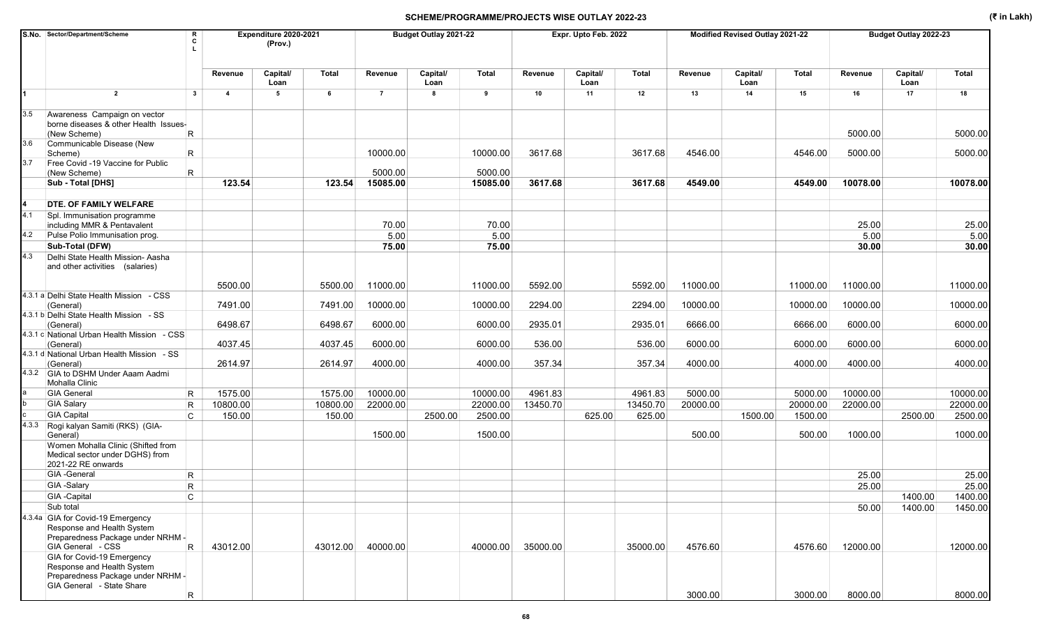## SCHEME/PROGRAMME/PROJECTS WISE OUTLAY 2022-23

(₹ in Lakh)

| S.No. | Sector/Department/Scheme | RCL | Expenditure 2020-2021 (Prov.) | | | Budget Outlay 2021-22 | | | Expr. Upto Feb. 2022 | | | Modified Revised Outlay 2021-22 | | | Budget Outlay 2022-23 | | |
|---|---|---|---|---|---|---|---|---|---|---|---|---|---|---|---|---|---|
| | | | Revenue | Capital/ Loan | Total | Revenue | Capital/ Loan | Total | Revenue | Capital/ Loan | Total | Revenue | Capital/ Loan | Total | Revenue | Capital/ Loan | Total |
| 1 | 2 | 3 | 4 | 5 | 6 | 7 | 8 | 9 | 10 | 11 | 12 | 13 | 14 | 15 | 16 | 17 | 18 |
| 3.5 | Awareness Campaign on vector borne diseases & other Health Issues-(New Scheme) | R | | | | | | | | | | | | | 5000.00 | | 5000.00 |
| 3.6 | Communicable Disease (New Scheme) | R | | | | 10000.00 | | 10000.00 | 3617.68 | | 3617.68 | 4546.00 | | 4546.00 | 5000.00 | | 5000.00 |
| 3.7 | Free Covid -19 Vaccine for Public (New Scheme) | R | | | | 5000.00 | | 5000.00 | | | | | | | | | |
| | **Sub - Total [DHS]** | | **123.54** | | **123.54** | **15085.00** | | **15085.00** | **3617.68** | | **3617.68** | **4549.00** | | **4549.00** | **10078.00** | | **10078.00** |
| **4** | **DTE. OF FAMILY WELFARE** | | | | | | | | | | | | | | | | |
| 4.1 | Spl. Immunisation programme including MMR & Pentavalent | | | | | 70.00 | | 70.00 | | | | | | | 25.00 | | 25.00 |
| 4.2 | Pulse Polio Immunisation prog. | | | | | 5.00 | | 5.00 | | | | | | | 5.00 | | 5.00 |
| | **Sub-Total (DFW)** | | | | | **75.00** | | **75.00** | | | | | | | **30.00** | | **30.00** |
| 4.3 | Delhi State Health Mission- Aasha and other activities (salaries) | | 5500.00 | | 5500.00 | 11000.00 | | 11000.00 | 5592.00 | | 5592.00 | 11000.00 | | 11000.00 | 11000.00 | | 11000.00 |
| 4.3.1 a | Delhi State Health Mission - CSS (General) | | 7491.00 | | 7491.00 | 10000.00 | | 10000.00 | 2294.00 | | 2294.00 | 10000.00 | | 10000.00 | 10000.00 | | 10000.00 |
| 4.3.1 b | Delhi State Health Mission - SS (General) | | 6498.67 | | 6498.67 | 6000.00 | | 6000.00 | 2935.01 | | 2935.01 | 6666.00 | | 6666.00 | 6000.00 | | 6000.00 |
| 4.3.1 c | National Urban Health Mission - CSS (General) | | 4037.45 | | 4037.45 | 6000.00 | | 6000.00 | 536.00 | | 536.00 | 6000.00 | | 6000.00 | 6000.00 | | 6000.00 |
| 4.3.1 d | National Urban Health Mission - SS (General) | | 2614.97 | | 2614.97 | 4000.00 | | 4000.00 | 357.34 | | 357.34 | 4000.00 | | 4000.00 | 4000.00 | | 4000.00 |
| 4.3.2 | GIA to DSHM Under Aaam Aadmi Mohalla Clinic | | | | | | | | | | | | | | | | |
| a | GIA General | R | 1575.00 | | 1575.00 | 10000.00 | | 10000.00 | 4961.83 | | 4961.83 | 5000.00 | | 5000.00 | 10000.00 | | 10000.00 |
| b | GIA Salary | R | 10800.00 | | 10800.00 | 22000.00 | | 22000.00 | 13450.70 | | 13450.70 | 20000.00 | | 20000.00 | 22000.00 | | 22000.00 |
| c | GIA Capital | C | 150.00 | | 150.00 | | 2500.00 | 2500.00 | | 625.00 | 625.00 | | 1500.00 | 1500.00 | | 2500.00 | 2500.00 |
| 4.3.3 | Rogi kalyan Samiti (RKS) (GIA-General) | | | | | 1500.00 | | 1500.00 | | | | 500.00 | | 500.00 | 1000.00 | | 1000.00 |
| | Women Mohalla Clinic (Shifted from Medical sector under DGHS) from 2021-22 RE onwards | | | | | | | | | | | | | | | | |
| | GIA -General | R | | | | | | | | | | | | | 25.00 | | 25.00 |
| | GIA -Salary | R | | | | | | | | | | | | | 25.00 | | 25.00 |
| | GIA -Capital | C | | | | | | | | | | | | | | 1400.00 | 1400.00 |
| | Sub total | | | | | | | | | | | | | | 50.00 | 1400.00 | 1450.00 |
| 4.3.4a | GIA for Covid-19 Emergency Response and Health System Preparedness Package under NRHM - GIA General - CSS | R | 43012.00 | | 43012.00 | 40000.00 | | 40000.00 | 35000.00 | | 35000.00 | 4576.60 | | 4576.60 | 12000.00 | | 12000.00 |
| | GIA for Covid-19 Emergency Response and Health System Preparedness Package under NRHM - GIA General - State Share | R | | | | | | | | | | 3000.00 | | 3000.00 | 8000.00 | | 8000.00 |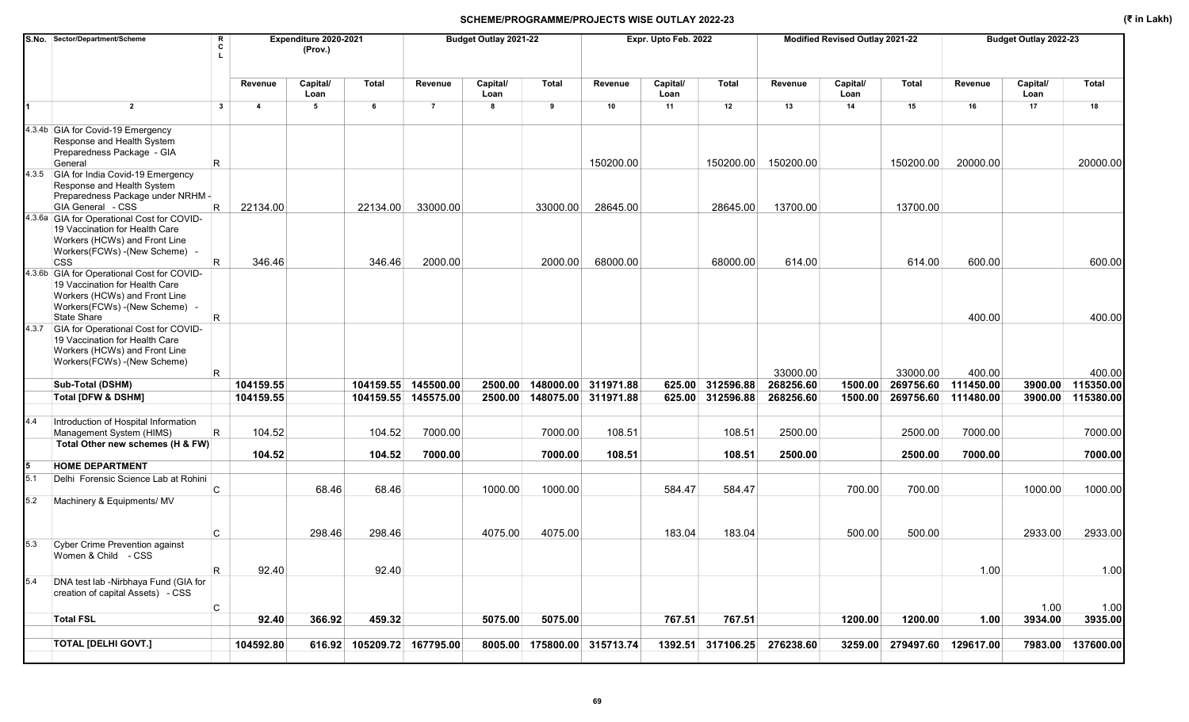## SCHEME/PROGRAMME/PROJECTS WISE OUTLAY 2022-23

(₹ in Lakh)

| S.No. | Sector/Department/Scheme | RCL | Expenditure 2020-2021 (Prov.) | | | Budget Outlay 2021-22 | | | Expr. Upto Feb. 2022 | | | Modified Revised Outlay 2021-22 | | | Budget Outlay 2022-23 | | |
|---|---|---|---|---|---|---|---|---|---|---|---|---|---|---|---|---|---|
| | | | Revenue | Capital/ Loan | Total | Revenue | Capital/ Loan | Total | Revenue | Capital/ Loan | Total | Revenue | Capital/ Loan | Total | Revenue | Capital/ Loan | Total |
| 1 | 2 | 3 | 4 | 5 | 6 | 7 | 8 | 9 | 10 | 11 | 12 | 13 | 14 | 15 | 16 | 17 | 18 |
| 4.3.4b | GIA for Covid-19 Emergency Response and Health System Preparedness Package - GIA General | R | | | | | | | 150200.00 | | 150200.00 | 150200.00 | | 150200.00 | 20000.00 | | 20000.00 |
| 4.3.5 | GIA for India Covid-19 Emergency Response and Health System Preparedness Package under NRHM - GIA General - CSS | R | 22134.00 | | 22134.00 | 33000.00 | | 33000.00 | 28645.00 | | 28645.00 | 13700.00 | | 13700.00 | | | |
| 4.3.6a | GIA for Operational Cost for COVID-19 Vaccination for Health Care Workers (HCWs) and Front Line Workers(FCWs) -(New Scheme) - CSS | R | 346.46 | | 346.46 | 2000.00 | | 2000.00 | 68000.00 | | 68000.00 | 614.00 | | 614.00 | 600.00 | | 600.00 |
| 4.3.6b | GIA for Operational Cost for COVID-19 Vaccination for Health Care Workers (HCWs) and Front Line Workers(FCWs) -(New Scheme) - State Share | R | | | | | | | | | | | | | 400.00 | | 400.00 |
| 4.3.7 | GIA for Operational Cost for COVID-19 Vaccination for Health Care Workers (HCWs) and Front Line Workers(FCWs) -(New Scheme) | R | | | | | | | | | | 33000.00 | | 33000.00 | 400.00 | | 400.00 |
| | **Sub-Total (DSHM)** | | **104159.55** | | **104159.55** | **145500.00** | **2500.00** | **148000.00** | **311971.88** | **625.00** | **312596.88** | **268256.60** | **1500.00** | **269756.60** | **111450.00** | **3900.00** | **115350.00** |
| | **Total [DFW & DSHM]** | | **104159.55** | | **104159.55** | **145575.00** | **2500.00** | **148075.00** | **311971.88** | **625.00** | **312596.88** | **268256.60** | **1500.00** | **269756.60** | **111480.00** | **3900.00** | **115380.00** |
| 4.4 | Introduction of Hospital Information Management System (HIMS) | R | 104.52 | | 104.52 | 7000.00 | | 7000.00 | 108.51 | | 108.51 | 2500.00 | | 2500.00 | 7000.00 | | 7000.00 |
| | **Total Other new schemes (H & FW)** | | **104.52** | | **104.52** | **7000.00** | | **7000.00** | **108.51** | | **108.51** | **2500.00** | | **2500.00** | **7000.00** | | **7000.00** |
| 5 | **HOME DEPARTMENT** | | | | | | | | | | | | | | | | |
| 5.1 | Delhi Forensic Science Lab at Rohini | C | | 68.46 | 68.46 | | 1000.00 | 1000.00 | | 584.47 | 584.47 | | 700.00 | 700.00 | | 1000.00 | 1000.00 |
| 5.2 | Machinery & Equipments/ MV | C | | 298.46 | 298.46 | | 4075.00 | 4075.00 | | 183.04 | 183.04 | | 500.00 | 500.00 | | 2933.00 | 2933.00 |
| 5.3 | Cyber Crime Prevention against Women & Child - CSS | R | 92.40 | | 92.40 | | | | | | | | | | 1.00 | | 1.00 |
| 5.4 | DNA test lab -Nirbhaya Fund (GIA for creation of capital Assets) - CSS | C | | | | | | | | | | | | | | 1.00 | 1.00 |
| | **Total FSL** | | **92.40** | **366.92** | **459.32** | | **5075.00** | **5075.00** | | **767.51** | **767.51** | | **1200.00** | **1200.00** | **1.00** | **3934.00** | **3935.00** |
| | **TOTAL [DELHI GOVT.]** | | **104592.80** | **616.92** | **105209.72** | **167795.00** | **8005.00** | **175800.00** | **315713.74** | **1392.51** | **317106.25** | **276238.60** | **3259.00** | **279497.60** | **129617.00** | **7983.00** | **137600.00** |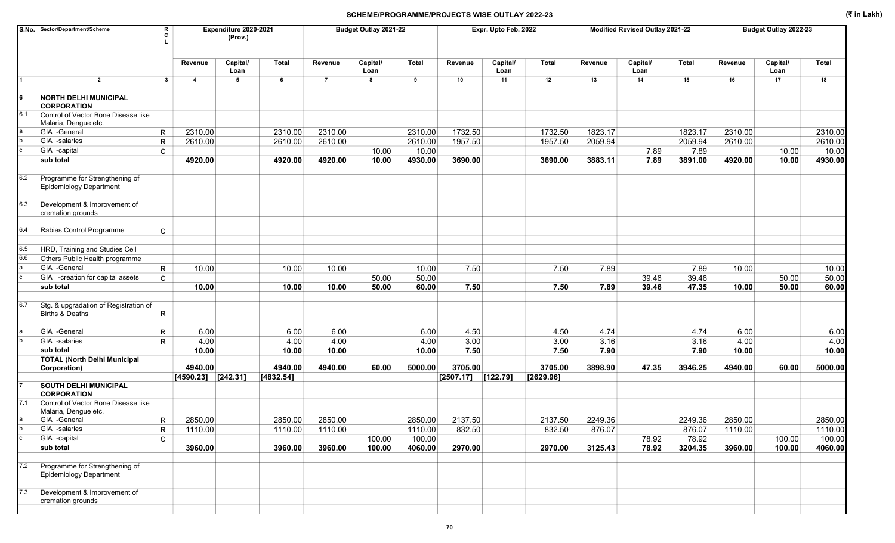## SCHEME/PROGRAMME/PROJECTS WISE OUTLAY 2022-23

(₹ in Lakh)

| S.No. | Sector/Department/Scheme | RCL | Expenditure 2020-2021 (Prov.) | | | Budget Outlay 2021-22 | | | Expr. Upto Feb. 2022 | | | Modified Revised Outlay 2021-22 | | | Budget Outlay 2022-23 | | |
|---|---|---|---|---|---|---|---|---|---|---|---|---|---|---|---|---|---|
| | | | Revenue | Capital/ Loan | Total | Revenue | Capital/ Loan | Total | Revenue | Capital/ Loan | Total | Revenue | Capital/ Loan | Total | Revenue | Capital/ Loan | Total |
| 1 | 2 | 3 | 4 | 5 | 6 | 7 | 8 | 9 | 10 | 11 | 12 | 13 | 14 | 15 | 16 | 17 | 18 |
| 6 | **NORTH DELHI MUNICIPAL CORPORATION** | | | | | | | | | | | | | | | | |
| 6.1 | Control of Vector Bone Disease like Malaria, Dengue etc. | | | | | | | | | | | | | | | | |
| a | GIA -General | R | 2310.00 | | 2310.00 | 2310.00 | | 2310.00 | 1732.50 | | 1732.50 | 1823.17 | | 1823.17 | 2310.00 | | 2310.00 |
| b | GIA -salaries | R | 2610.00 | | 2610.00 | 2610.00 | | 2610.00 | 1957.50 | | 1957.50 | 2059.94 | | 2059.94 | 2610.00 | | 2610.00 |
| c | GIA -capital | C | | | | | 10.00 | 10.00 | | | | | 7.89 | 7.89 | | 10.00 | 10.00 |
| | **sub total** | | **4920.00** | | **4920.00** | **4920.00** | **10.00** | **4930.00** | **3690.00** | | **3690.00** | **3883.11** | **7.89** | **3891.00** | **4920.00** | **10.00** | **4930.00** |
| 6.2 | Programme for Strengthening of Epidemiology Department | | | | | | | | | | | | | | | | |
| 6.3 | Development & Improvement of cremation grounds | | | | | | | | | | | | | | | | |
| 6.4 | Rabies Control Programme | C | | | | | | | | | | | | | | | |
| 6.5 | HRD, Training and Studies Cell | | | | | | | | | | | | | | | | |
| 6.6 | Others Public Health programme | | | | | | | | | | | | | | | | |
| a | GIA -General | R | 10.00 | | 10.00 | 10.00 | | 10.00 | 7.50 | | 7.50 | 7.89 | | 7.89 | 10.00 | | 10.00 |
| c | GIA -creation for capital assets | C | | | | | 50.00 | 50.00 | | | | | 39.46 | 39.46 | | 50.00 | 50.00 |
| | **sub total** | | **10.00** | | **10.00** | **10.00** | **50.00** | **60.00** | **7.50** | | **7.50** | **7.89** | **39.46** | **47.35** | **10.00** | **50.00** | **60.00** |
| 6.7 | Stg. & upgradation of Registration of Births & Deaths | R | | | | | | | | | | | | | | | |
| a | GIA -General | R | 6.00 | | 6.00 | 6.00 | | 6.00 | 4.50 | | 4.50 | 4.74 | | 4.74 | 6.00 | | 6.00 |
| b | GIA -salaries | R | 4.00 | | 4.00 | 4.00 | | 4.00 | 3.00 | | 3.00 | 3.16 | | 3.16 | 4.00 | | 4.00 |
| | **sub total** | | **10.00** | | **10.00** | **10.00** | | **10.00** | **7.50** | | **7.50** | **7.90** | | **7.90** | **10.00** | | **10.00** |
| | **TOTAL (North Delhi Municipal Corporation)** | | **4940.00** | | **4940.00** | **4940.00** | **60.00** | **5000.00** | **3705.00** | | **3705.00** | **3898.90** | **47.35** | **3946.25** | **4940.00** | **60.00** | **5000.00** |
| | | | **[4590.23]** | **[242.31]** | **[4832.54]** | | | | **[2507.17]** | **[122.79]** | **[2629.96]** | | | | | | |
| 7 | **SOUTH DELHI MUNICIPAL CORPORATION** | | | | | | | | | | | | | | | | |
| 7.1 | Control of Vector Bone Disease like Malaria, Dengue etc. | | | | | | | | | | | | | | | | |
| a | GIA -General | R | 2850.00 | | 2850.00 | 2850.00 | | 2850.00 | 2137.50 | | 2137.50 | 2249.36 | | 2249.36 | 2850.00 | | 2850.00 |
| b | GIA -salaries | R | 1110.00 | | 1110.00 | 1110.00 | | 1110.00 | 832.50 | | 832.50 | 876.07 | | 876.07 | 1110.00 | | 1110.00 |
| c | GIA -capital | C | | | | | 100.00 | 100.00 | | | | | 78.92 | 78.92 | | 100.00 | 100.00 |
| | **sub total** | | **3960.00** | | **3960.00** | **3960.00** | **100.00** | **4060.00** | **2970.00** | | **2970.00** | **3125.43** | **78.92** | **3204.35** | **3960.00** | **100.00** | **4060.00** |
| 7.2 | Programme for Strengthening of Epidemiology Department | | | | | | | | | | | | | | | | |
| 7.3 | Development & Improvement of cremation grounds | | | | | | | | | | | | | | | | |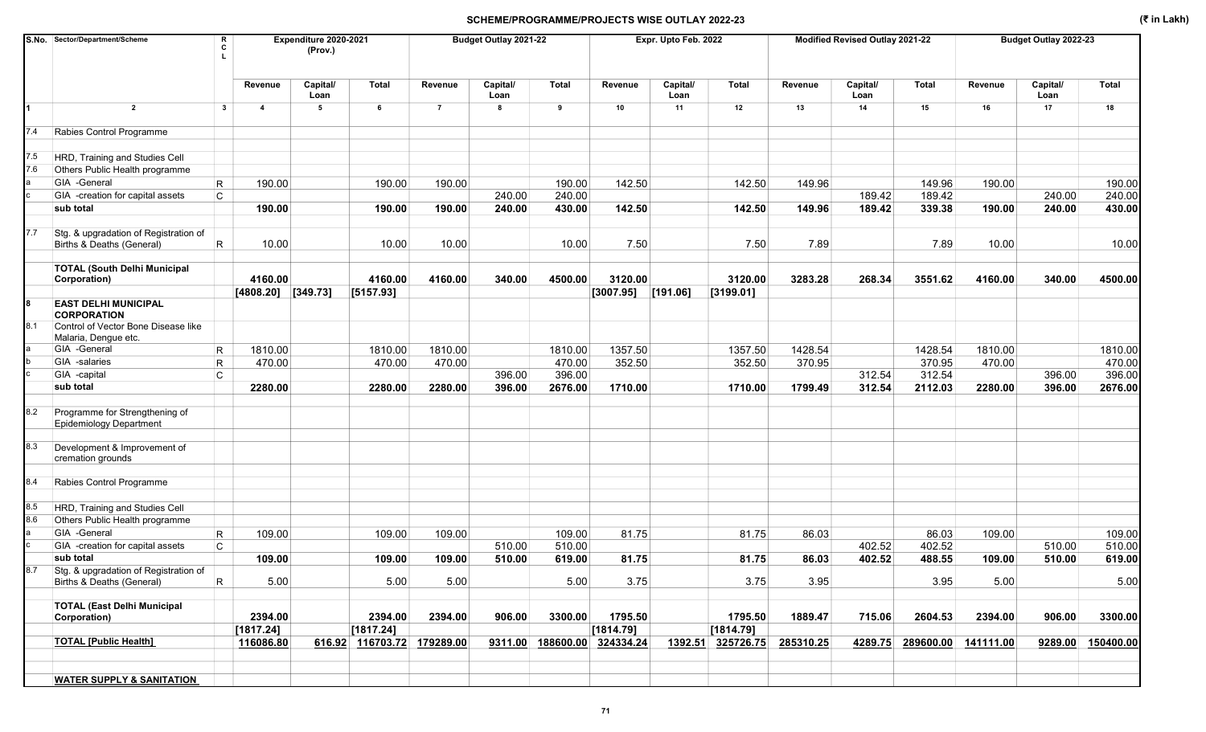## SCHEME/PROGRAMME/PROJECTS WISE OUTLAY 2022-23

(₹ in Lakh)

| S.No. | Sector/Department/Scheme | RCL | Expenditure 2020-2021 (Prov.) | | | Budget Outlay 2021-22 | | | Expr. Upto Feb. 2022 | | | Modified Revised Outlay 2021-22 | | | Budget Outlay 2022-23 | | |
|---|---|---|---|---|---|---|---|---|---|---|---|---|---|---|---|---|---|
| | | | Revenue | Capital/ Loan | Total | Revenue | Capital/ Loan | Total | Revenue | Capital/ Loan | Total | Revenue | Capital/ Loan | Total | Revenue | Capital/ Loan | Total |
| 1 | 2 | 3 | 4 | 5 | 6 | 7 | 8 | 9 | 10 | 11 | 12 | 13 | 14 | 15 | 16 | 17 | 18 |
| 7.4 | Rabies Control Programme | | | | | | | | | | | | | | | | |
| 7.5 | HRD, Training and Studies Cell | | | | | | | | | | | | | | | | |
| 7.6 | Others Public Health programme | | | | | | | | | | | | | | | | |
| a | GIA -General | R | 190.00 | | 190.00 | 190.00 | | 190.00 | 142.50 | | 142.50 | 149.96 | | 149.96 | 190.00 | | 190.00 |
| c | GIA -creation for capital assets | C | | | | | 240.00 | 240.00 | | | | | 189.42 | 189.42 | | 240.00 | 240.00 |
| | **sub total** | | **190.00** | | **190.00** | **190.00** | **240.00** | **430.00** | **142.50** | | **142.50** | **149.96** | **189.42** | **339.38** | **190.00** | **240.00** | **430.00** |
| 7.7 | Stg. & upgradation of Registration of Births & Deaths (General) | R | 10.00 | | 10.00 | 10.00 | | 10.00 | 7.50 | | 7.50 | 7.89 | | 7.89 | 10.00 | | 10.00 |
| | **TOTAL (South Delhi Municipal Corporation)** | | **4160.00** | | **4160.00** | **4160.00** | **340.00** | **4500.00** | **3120.00** | | **3120.00** | **3283.28** | **268.34** | **3551.62** | **4160.00** | **340.00** | **4500.00** |
| | | | **[4808.20]** | **[349.73]** | **[5157.93]** | | | | **[3007.95]** | **[191.06]** | **[3199.01]** | | | | | | |
| 8 | **EAST DELHI MUNICIPAL CORPORATION** | | | | | | | | | | | | | | | | |
| 8.1 | Control of Vector Bone Disease like Malaria, Dengue etc. | | | | | | | | | | | | | | | | |
| a | GIA -General | R | 1810.00 | | 1810.00 | 1810.00 | | 1810.00 | 1357.50 | | 1357.50 | 1428.54 | | 1428.54 | 1810.00 | | 1810.00 |
| b | GIA -salaries | R | 470.00 | | 470.00 | 470.00 | | 470.00 | 352.50 | | 352.50 | 370.95 | | 370.95 | 470.00 | | 470.00 |
| c | GIA -capital | C | | | | | 396.00 | 396.00 | | | | | 312.54 | 312.54 | | 396.00 | 396.00 |
| | **sub total** | | **2280.00** | | **2280.00** | **2280.00** | **396.00** | **2676.00** | **1710.00** | | **1710.00** | **1799.49** | **312.54** | **2112.03** | **2280.00** | **396.00** | **2676.00** |
| 8.2 | Programme for Strengthening of Epidemiology Department | | | | | | | | | | | | | | | | |
| 8.3 | Development & Improvement of cremation grounds | | | | | | | | | | | | | | | | |
| 8.4 | Rabies Control Programme | | | | | | | | | | | | | | | | |
| 8.5 | HRD, Training and Studies Cell | | | | | | | | | | | | | | | | |
| 8.6 | Others Public Health programme | | | | | | | | | | | | | | | | |
| a | GIA -General | R | 109.00 | | 109.00 | 109.00 | | 109.00 | 81.75 | | 81.75 | 86.03 | | 86.03 | 109.00 | | 109.00 |
| c | GIA -creation for capital assets | C | | | | | 510.00 | 510.00 | | | | | 402.52 | 402.52 | | 510.00 | 510.00 |
| | **sub total** | | **109.00** | | **109.00** | **109.00** | **510.00** | **619.00** | **81.75** | | **81.75** | **86.03** | **402.52** | **488.55** | **109.00** | **510.00** | **619.00** |
| 8.7 | Stg. & upgradation of Registration of Births & Deaths (General) | R | 5.00 | | 5.00 | 5.00 | | 5.00 | 3.75 | | 3.75 | 3.95 | | 3.95 | 5.00 | | 5.00 |
| | **TOTAL (East Delhi Municipal Corporation)** | | **2394.00** | | **2394.00** | **2394.00** | **906.00** | **3300.00** | **1795.50** | | **1795.50** | **1889.47** | **715.06** | **2604.53** | **2394.00** | **906.00** | **3300.00** |
| | | | **[1817.24]** | | **[1817.24]** | | | | **[1814.79]** | | **[1814.79]** | | | | | | |
| | **TOTAL [Public Health]** | | **116086.80** | **616.92** | **116703.72** | **179289.00** | **9311.00** | **188600.00** | **324334.24** | **1392.51** | **325726.75** | **285310.25** | **4289.75** | **289600.00** | **141111.00** | **9289.00** | **150400.00** |
| | **WATER SUPPLY & SANITATION** | | | | | | | | | | | | | | | | |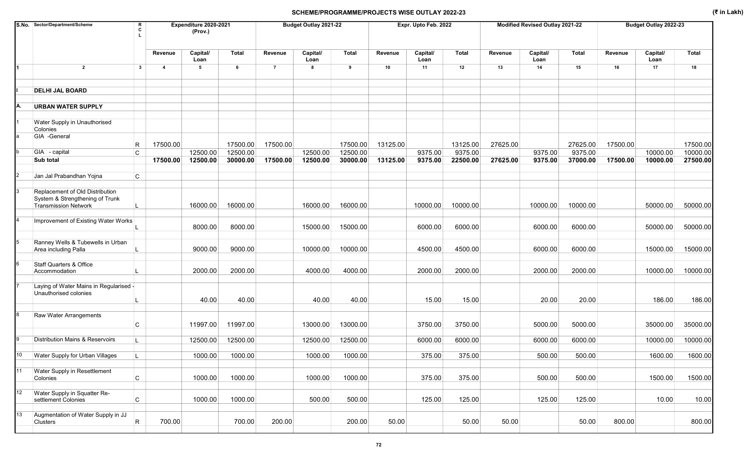# SCHEME/PROGRAMME/PROJECTS WISE OUTLAY 2022-23

(₹ in Lakh)

| S.No. | Sector/Department/Scheme | RCL | Expenditure 2020-2021 (Prov.) | | | Budget Outlay 2021-22 | | | Expr. Upto Feb. 2022 | | | Modified Revised Outlay 2021-22 | | | Budget Outlay 2022-23 | | |
|---|---|---|---|---|---|---|---|---|---|---|---|---|---|---|---|---|---|
| | | | Revenue | Capital/ Loan | Total | Revenue | Capital/ Loan | Total | Revenue | Capital/ Loan | Total | Revenue | Capital/ Loan | Total | Revenue | Capital/ Loan | Total |
| 1 | 2 | 3 | 4 | 5 | 6 | 7 | 8 | 9 | 10 | 11 | 12 | 13 | 14 | 15 | 16 | 17 | 18 |
| I | **DELHI JAL BOARD** | | | | | | | | | | | | | | | | |
| A. | **URBAN WATER SUPPLY** | | | | | | | | | | | | | | | | |
| 1 | Water Supply in Unauthorised Colonies | | | | | | | | | | | | | | | | |
| a | GIA -General | R | 17500.00 | | 17500.00 | 17500.00 | | 17500.00 | 13125.00 | | 13125.00 | 27625.00 | | 27625.00 | 17500.00 | | 17500.00 |
| b | GIA - capital | C | | 12500.00 | 12500.00 | | 12500.00 | 12500.00 | | 9375.00 | 9375.00 | | 9375.00 | 9375.00 | | 10000.00 | 10000.00 |
| | **Sub total** | | **17500.00** | **12500.00** | **30000.00** | **17500.00** | **12500.00** | **30000.00** | **13125.00** | **9375.00** | **22500.00** | **27625.00** | **9375.00** | **37000.00** | **17500.00** | **10000.00** | **27500.00** |
| 2 | Jan Jal Prabandhan Yojna | C | | | | | | | | | | | | | | | |
| 3 | Replacement of Old Distribution System & Strengthening of Trunk Transmission Network | L | | 16000.00 | 16000.00 | | 16000.00 | 16000.00 | | 10000.00 | 10000.00 | | 10000.00 | 10000.00 | | 50000.00 | 50000.00 |
| 4 | Improvement of Existing Water Works | L | | 8000.00 | 8000.00 | | 15000.00 | 15000.00 | | 6000.00 | 6000.00 | | 6000.00 | 6000.00 | | 50000.00 | 50000.00 |
| 5 | Ranney Wells & Tubewells in Urban Area including Palla | L | | 9000.00 | 9000.00 | | 10000.00 | 10000.00 | | 4500.00 | 4500.00 | | 6000.00 | 6000.00 | | 15000.00 | 15000.00 |
| 6 | Staff Quarters & Office Accommodation | L | | 2000.00 | 2000.00 | | 4000.00 | 4000.00 | | 2000.00 | 2000.00 | | 2000.00 | 2000.00 | | 10000.00 | 10000.00 |
| 7 | Laying of Water Mains in Regularised - Unauthorised colonies | L | | 40.00 | 40.00 | | 40.00 | 40.00 | | 15.00 | 15.00 | | 20.00 | 20.00 | | 186.00 | 186.00 |
| 8 | Raw Water Arrangements | C | | 11997.00 | 11997.00 | | 13000.00 | 13000.00 | | 3750.00 | 3750.00 | | 5000.00 | 5000.00 | | 35000.00 | 35000.00 |
| 9 | Distribution Mains & Reservoirs | L | | 12500.00 | 12500.00 | | 12500.00 | 12500.00 | | 6000.00 | 6000.00 | | 6000.00 | 6000.00 | | 10000.00 | 10000.00 |
| 10 | Water Supply for Urban Villages | L | | 1000.00 | 1000.00 | | 1000.00 | 1000.00 | | 375.00 | 375.00 | | 500.00 | 500.00 | | 1600.00 | 1600.00 |
| 11 | Water Supply in Resettlement Colonies | C | | 1000.00 | 1000.00 | | 1000.00 | 1000.00 | | 375.00 | 375.00 | | 500.00 | 500.00 | | 1500.00 | 1500.00 |
| 12 | Water Supply in Squatter Re-settlement Colonies | C | | 1000.00 | 1000.00 | | 500.00 | 500.00 | | 125.00 | 125.00 | | 125.00 | 125.00 | | 10.00 | 10.00 |
| 13 | Augmentation of Water Supply in JJ Clusters | R | 700.00 | | 700.00 | 200.00 | | 200.00 | 50.00 | | 50.00 | 50.00 | | 50.00 | 800.00 | | 800.00 |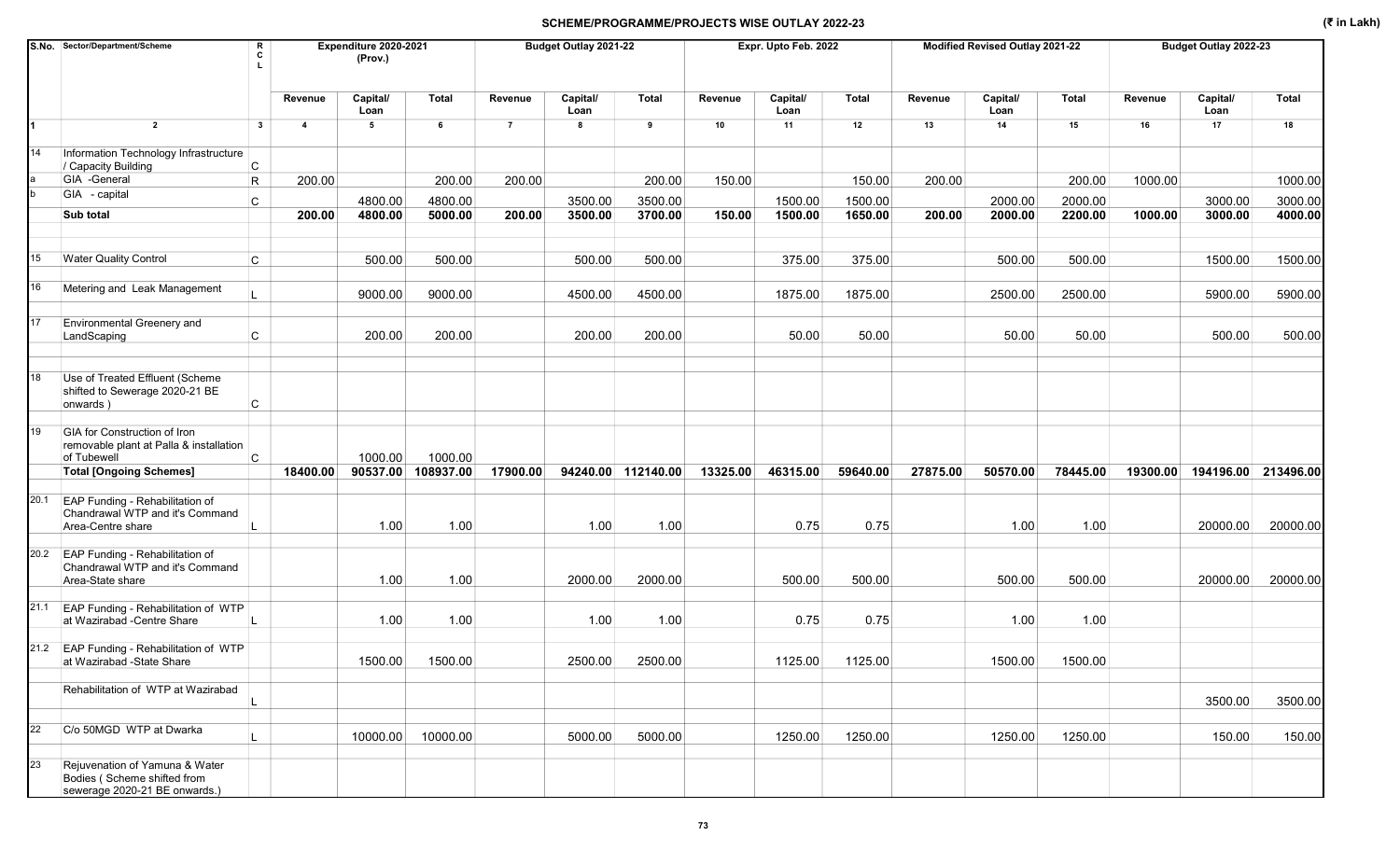# SCHEME/PROGRAMME/PROJECTS WISE OUTLAY 2022-23

(₹ in Lakh)

| S.No. | Sector/Department/Scheme | R C L | Expenditure 2020-2021 (Prov.) | | | Budget Outlay 2021-22 | | | Expr. Upto Feb. 2022 | | | Modified Revised Outlay 2021-22 | | | Budget Outlay 2022-23 | | |
|---|---|---|---|---|---|---|---|---|---|---|---|---|---|---|---|---|---|
| | | | Revenue | Capital/ Loan | Total | Revenue | Capital/ Loan | Total | Revenue | Capital/ Loan | Total | Revenue | Capital/ Loan | Total | Revenue | Capital/ Loan | Total |
| 1 | 2 | 3 | 4 | 5 | 6 | 7 | 8 | 9 | 10 | 11 | 12 | 13 | 14 | 15 | 16 | 17 | 18 |
| 14 | Information Technology Infrastructure / Capacity Building | C | | | | | | | | | | | | | | | |
| a | GIA -General | R | 200.00 | | 200.00 | 200.00 | | 200.00 | 150.00 | | 150.00 | 200.00 | | 200.00 | 1000.00 | | 1000.00 |
| b | GIA - capital | C | | 4800.00 | 4800.00 | | 3500.00 | 3500.00 | | 1500.00 | 1500.00 | | 2000.00 | 2000.00 | | 3000.00 | 3000.00 |
| | **Sub total** | | **200.00** | **4800.00** | **5000.00** | **200.00** | **3500.00** | **3700.00** | **150.00** | **1500.00** | **1650.00** | **200.00** | **2000.00** | **2200.00** | **1000.00** | **3000.00** | **4000.00** |
| 15 | Water Quality Control | C | | 500.00 | 500.00 | | 500.00 | 500.00 | | 375.00 | 375.00 | | 500.00 | 500.00 | | 1500.00 | 1500.00 |
| 16 | Metering and Leak Management | L | | 9000.00 | 9000.00 | | 4500.00 | 4500.00 | | 1875.00 | 1875.00 | | 2500.00 | 2500.00 | | 5900.00 | 5900.00 |
| 17 | Environmental Greenery and LandScaping | C | | 200.00 | 200.00 | | 200.00 | 200.00 | | 50.00 | 50.00 | | 50.00 | 50.00 | | 500.00 | 500.00 |
| 18 | Use of Treated Effluent (Scheme shifted to Sewerage 2020-21 BE onwards ) | C | | | | | | | | | | | | | | | |
| 19 | GIA for Construction of Iron removable plant at Palla & installation of Tubewell | C | | 1000.00 | 1000.00 | | | | | | | | | | | | |
| | **Total [Ongoing Schemes]** | | **18400.00** | **90537.00** | **108937.00** | **17900.00** | **94240.00** | **112140.00** | **13325.00** | **46315.00** | **59640.00** | **27875.00** | **50570.00** | **78445.00** | **19300.00** | **194196.00** | **213496.00** |
| 20.1 | EAP Funding - Rehabilitation of Chandrawal WTP and it's Command Area-Centre share | L | | 1.00 | 1.00 | | 1.00 | 1.00 | | 0.75 | 0.75 | | 1.00 | 1.00 | | 20000.00 | 20000.00 |
| 20.2 | EAP Funding - Rehabilitation of Chandrawal WTP and it's Command Area-State share | | | 1.00 | 1.00 | | 2000.00 | 2000.00 | | 500.00 | 500.00 | | 500.00 | 500.00 | | 20000.00 | 20000.00 |
| 21.1 | EAP Funding - Rehabilitation of WTP at Wazirabad -Centre Share | L | | 1.00 | 1.00 | | 1.00 | 1.00 | | 0.75 | 0.75 | | 1.00 | 1.00 | | | |
| 21.2 | EAP Funding - Rehabilitation of WTP at Wazirabad -State Share | | | 1500.00 | 1500.00 | | 2500.00 | 2500.00 | | 1125.00 | 1125.00 | | 1500.00 | 1500.00 | | | |
| | Rehabilitation of WTP at Wazirabad | L | | | | | | | | | | | | | | 3500.00 | 3500.00 |
| 22 | C/o 50MGD WTP at Dwarka | L | | 10000.00 | 10000.00 | | 5000.00 | 5000.00 | | 1250.00 | 1250.00 | | 1250.00 | 1250.00 | | 150.00 | 150.00 |
| 23 | Rejuvenation of Yamuna & Water Bodies ( Scheme shifted from sewerage 2020-21 BE onwards.) | | | | | | | | | | | | | | | | |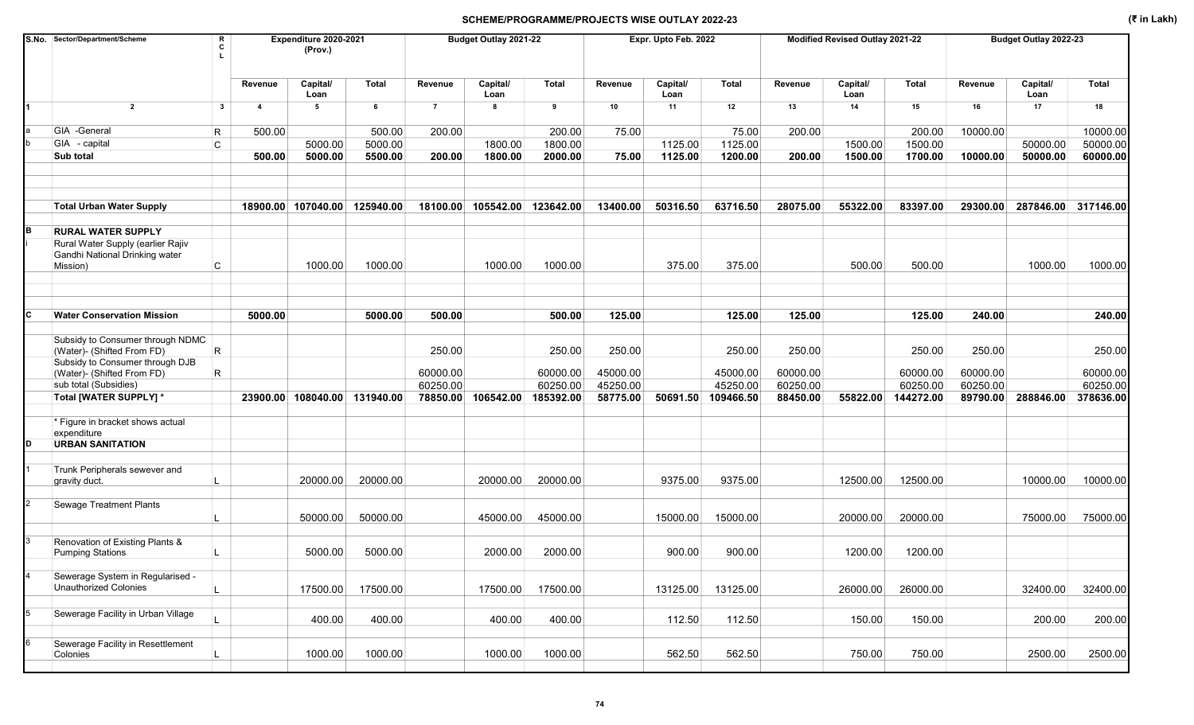## SCHEME/PROGRAMME/PROJECTS WISE OUTLAY 2022-23

(₹ in Lakh)

| S.No. | Sector/Department/Scheme | R C L | Expenditure 2020-2021 (Prov.) | | | Budget Outlay 2021-22 | | | Expr. Upto Feb. 2022 | | | Modified Revised Outlay 2021-22 | | | Budget Outlay 2022-23 | | |
|---|---|---|---|---|---|---|---|---|---|---|---|---|---|---|---|---|---|
| | | | Revenue | Capital/ Loan | Total | Revenue | Capital/ Loan | Total | Revenue | Capital/ Loan | Total | Revenue | Capital/ Loan | Total | Revenue | Capital/ Loan | Total |
| 1 | 2 | 3 | 4 | 5 | 6 | 7 | 8 | 9 | 10 | 11 | 12 | 13 | 14 | 15 | 16 | 17 | 18 |
| a | GIA -General | R | 500.00 | | 500.00 | 200.00 | | 200.00 | 75.00 | | 75.00 | 200.00 | | 200.00 | 10000.00 | | 10000.00 |
| b | GIA - capital | C | | 5000.00 | 5000.00 | | 1800.00 | 1800.00 | | 1125.00 | 1125.00 | | 1500.00 | 1500.00 | | 50000.00 | 50000.00 |
| | **Sub total** | | **500.00** | **5000.00** | **5500.00** | **200.00** | **1800.00** | **2000.00** | **75.00** | **1125.00** | **1200.00** | **200.00** | **1500.00** | **1700.00** | **10000.00** | **50000.00** | **60000.00** |
| | **Total Urban Water Supply** | | **18900.00** | **107040.00** | **125940.00** | **18100.00** | **105542.00** | **123642.00** | **13400.00** | **50316.50** | **63716.50** | **28075.00** | **55322.00** | **83397.00** | **29300.00** | **287846.00** | **317146.00** |
| B | **RURAL WATER SUPPLY** | | | | | | | | | | | | | | | | |
| i | Rural Water Supply (earlier Rajiv Gandhi National Drinking water Mission) | C | | 1000.00 | 1000.00 | | 1000.00 | 1000.00 | | 375.00 | 375.00 | | 500.00 | 500.00 | | 1000.00 | 1000.00 |
| C | **Water Conservation Mission** | | **5000.00** | | **5000.00** | **500.00** | | **500.00** | **125.00** | | **125.00** | **125.00** | | **125.00** | **240.00** | | **240.00** |
| | Subsidy to Consumer through NDMC (Water)- (Shifted From FD) | R | | | | 250.00 | | 250.00 | 250.00 | | 250.00 | 250.00 | | 250.00 | 250.00 | | 250.00 |
| | Subsidy to Consumer through DJB (Water)- (Shifted From FD) | R | | | | 60000.00 | | 60000.00 | 45000.00 | | 45000.00 | 60000.00 | | 60000.00 | 60000.00 | | 60000.00 |
| | sub total (Subsidies) | | | | | 60250.00 | | 60250.00 | 45250.00 | | 45250.00 | 60250.00 | | 60250.00 | 60250.00 | | 60250.00 |
| | **Total [WATER SUPPLY] *** | | **23900.00** | **108040.00** | **131940.00** | **78850.00** | **106542.00** | **185392.00** | **58775.00** | **50691.50** | **109466.50** | **88450.00** | **55822.00** | **144272.00** | **89790.00** | **288846.00** | **378636.00** |
| | * Figure in bracket shows actual expenditure | | | | | | | | | | | | | | | | |
| D | **URBAN SANITATION** | | | | | | | | | | | | | | | | |
| 1 | Trunk Peripherals sewever and gravity duct. | L | | 20000.00 | 20000.00 | | 20000.00 | 20000.00 | | 9375.00 | 9375.00 | | 12500.00 | 12500.00 | | 10000.00 | 10000.00 |
| 2 | Sewage Treatment Plants | L | | 50000.00 | 50000.00 | | 45000.00 | 45000.00 | | 15000.00 | 15000.00 | | 20000.00 | 20000.00 | | 75000.00 | 75000.00 |
| 3 | Renovation of Existing Plants & Pumping Stations | L | | 5000.00 | 5000.00 | | 2000.00 | 2000.00 | | 900.00 | 900.00 | | 1200.00 | 1200.00 | | | |
| 4 | Sewerage System in Regularised - Unauthorized Colonies | L | | 17500.00 | 17500.00 | | 17500.00 | 17500.00 | | 13125.00 | 13125.00 | | 26000.00 | 26000.00 | | 32400.00 | 32400.00 |
| 5 | Sewerage Facility in Urban Village | L | | 400.00 | 400.00 | | 400.00 | 400.00 | | 112.50 | 112.50 | | 150.00 | 150.00 | | 200.00 | 200.00 |
| 6 | Sewerage Facility in Resettlement Colonies | L | | 1000.00 | 1000.00 | | 1000.00 | 1000.00 | | 562.50 | 562.50 | | 750.00 | 750.00 | | 2500.00 | 2500.00 |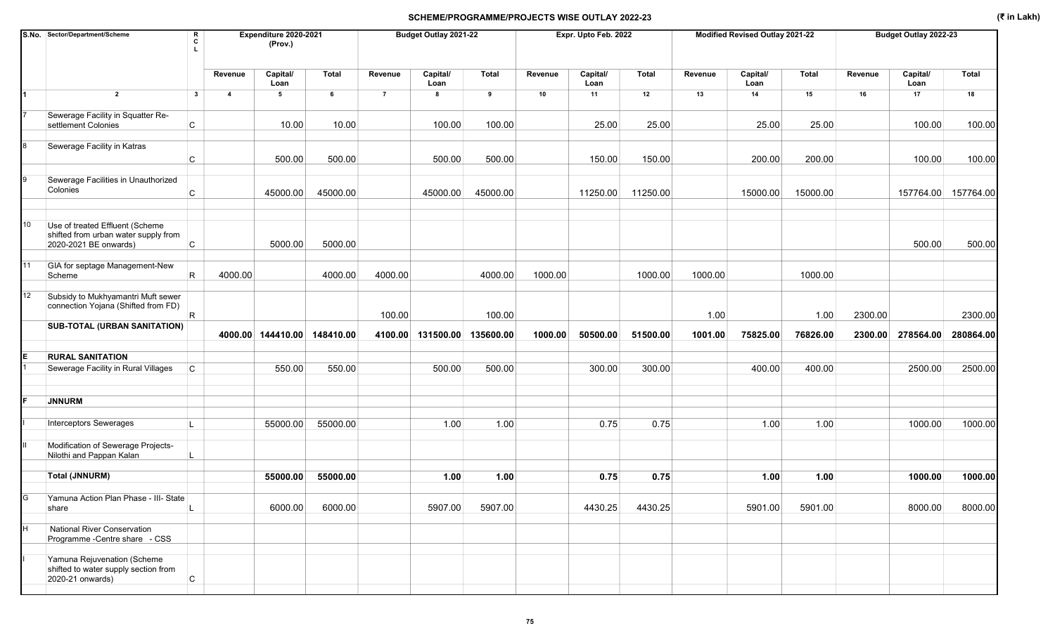## SCHEME/PROGRAMME/PROJECTS WISE OUTLAY 2022-23

(₹ in Lakh)

| S.No. | Sector/Department/Scheme | RCL | Expenditure 2020-2021 (Prov.) | | | Budget Outlay 2021-22 | | | Expr. Upto Feb. 2022 | | | Modified Revised Outlay 2021-22 | | | Budget Outlay 2022-23 | | |
|---|---|---|---|---|---|---|---|---|---|---|---|---|---|---|---|---|---|
| | | | Revenue | Capital/ Loan | Total | Revenue | Capital/ Loan | Total | Revenue | Capital/ Loan | Total | Revenue | Capital/ Loan | Total | Revenue | Capital/ Loan | Total |
| 1 | 2 | 3 | 4 | 5 | 6 | 7 | 8 | 9 | 10 | 11 | 12 | 13 | 14 | 15 | 16 | 17 | 18 |
| 7 | Sewerage Facility in Squatter Re-settlement Colonies | C | | 10.00 | 10.00 | | 100.00 | 100.00 | | 25.00 | 25.00 | | 25.00 | 25.00 | | 100.00 | 100.00 |
| 8 | Sewerage Facility in Katras | C | | 500.00 | 500.00 | | 500.00 | 500.00 | | 150.00 | 150.00 | | 200.00 | 200.00 | | 100.00 | 100.00 |
| 9 | Sewerage Facilities in Unauthorized Colonies | C | | 45000.00 | 45000.00 | | 45000.00 | 45000.00 | | 11250.00 | 11250.00 | | 15000.00 | 15000.00 | | 157764.00 | 157764.00 |
| 10 | Use of treated Effluent (Scheme shifted from urban water supply from 2020-2021 BE onwards) | C | | 5000.00 | 5000.00 | | | | | | | | | | | 500.00 | 500.00 |
| 11 | GIA for septage Management-New Scheme | R | 4000.00 | | 4000.00 | 4000.00 | | 4000.00 | 1000.00 | | 1000.00 | 1000.00 | | 1000.00 | | | |
| 12 | Subsidy to Mukhyamantri Muft sewer connection Yojana (Shifted from FD) | R | | | | 100.00 | | 100.00 | | | | 1.00 | | 1.00 | 2300.00 | | 2300.00 |
| | **SUB-TOTAL (URBAN SANITATION)** | | **4000.00** | **144410.00** | **148410.00** | **4100.00** | **131500.00** | **135600.00** | **1000.00** | **50500.00** | **51500.00** | **1001.00** | **75825.00** | **76826.00** | **2300.00** | **278564.00** | **280864.00** |
| E | **RURAL SANITATION** | | | | | | | | | | | | | | | | |
| 1 | Sewerage Facility in Rural Villages | C | | 550.00 | 550.00 | | 500.00 | 500.00 | | 300.00 | 300.00 | | 400.00 | 400.00 | | 2500.00 | 2500.00 |
| F | **JNNURM** | | | | | | | | | | | | | | | | |
| I | Interceptors Sewerages | L | | 55000.00 | 55000.00 | | 1.00 | 1.00 | | 0.75 | 0.75 | | 1.00 | 1.00 | | 1000.00 | 1000.00 |
| II | Modification of Sewerage Projects- Nilothi and Pappan Kalan | L | | | | | | | | | | | | | | | |
| | **Total (JNNURM)** | | | **55000.00** | **55000.00** | | **1.00** | **1.00** | | **0.75** | **0.75** | | **1.00** | **1.00** | | **1000.00** | **1000.00** |
| G | Yamuna Action Plan Phase - III- State share | L | | 6000.00 | 6000.00 | | 5907.00 | 5907.00 | | 4430.25 | 4430.25 | | 5901.00 | 5901.00 | | 8000.00 | 8000.00 |
| H | National River Conservation Programme -Centre share - CSS | | | | | | | | | | | | | | | | |
| I | Yamuna Rejuvenation (Scheme shifted to water supply section from 2020-21 onwards) | C | | | | | | | | | | | | | | | |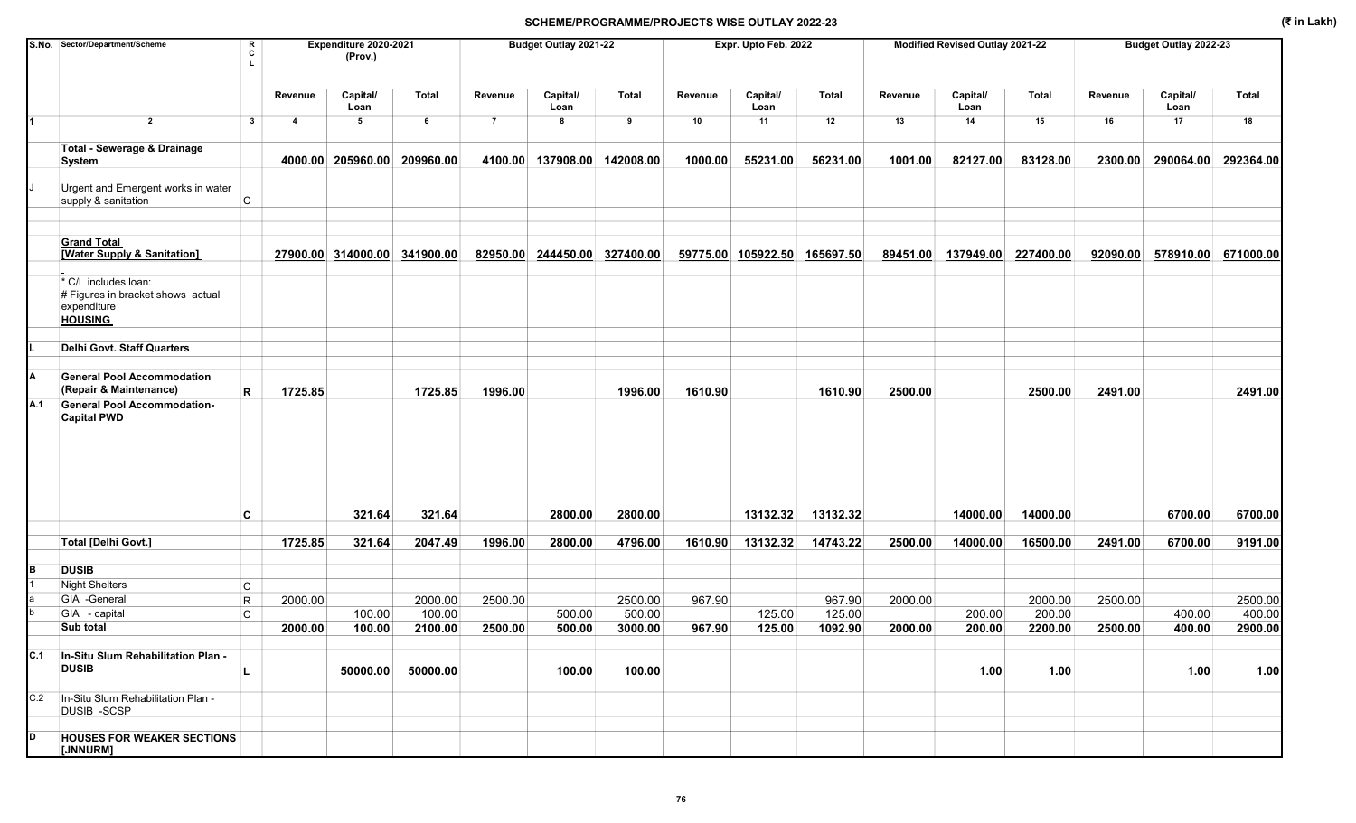## SCHEME/PROGRAMME/PROJECTS WISE OUTLAY 2022-23

(₹ in Lakh)

| S.No. | Sector/Department/Scheme | R C L | Expenditure 2020-2021 (Prov.) | | | Budget Outlay 2021-22 | | | Expr. Upto Feb. 2022 | | | Modified Revised Outlay 2021-22 | | | Budget Outlay 2022-23 | | |
|---|---|---|---|---|---|---|---|---|---|---|---|---|---|---|---|---|---|
| | | | Revenue | Capital/ Loan | Total | Revenue | Capital/ Loan | Total | Revenue | Capital/ Loan | Total | Revenue | Capital/ Loan | Total | Revenue | Capital/ Loan | Total |
| 1 | 2 | 3 | 4 | 5 | 6 | 7 | 8 | 9 | 10 | 11 | 12 | 13 | 14 | 15 | 16 | 17 | 18 |
| | **Total - Sewerage & Drainage System** | | **4000.00** | **205960.00** | **209960.00** | **4100.00** | **137908.00** | **142008.00** | **1000.00** | **55231.00** | **56231.00** | **1001.00** | **82127.00** | **83128.00** | **2300.00** | **290064.00** | **292364.00** |
| J | Urgent and Emergent works in water supply & sanitation | C | | | | | | | | | | | | | | | |
| | **Grand Total [Water Supply & Sanitation]** | | **27900.00** | **314000.00** | **341900.00** | **82950.00** | **244450.00** | **327400.00** | **59775.00** | **105922.50** | **165697.50** | **89451.00** | **137949.00** | **227400.00** | **92090.00** | **578910.00** | **671000.00** |
| | - * C/L includes loan: # Figures in bracket shows actual expenditure | | | | | | | | | | | | | | | | |
| | **HOUSING** | | | | | | | | | | | | | | | | |
| I. | **Delhi Govt. Staff Quarters** | | | | | | | | | | | | | | | | |
| A | **General Pool Accommodation (Repair & Maintenance)** | R | 1725.85 | | 1725.85 | 1996.00 | | 1996.00 | 1610.90 | | 1610.90 | 2500.00 | | 2500.00 | 2491.00 | | 2491.00 |
| A.1 | **General Pool Accommodation-Capital PWD** | C | | 321.64 | 321.64 | | 2800.00 | 2800.00 | | 13132.32 | 13132.32 | | 14000.00 | 14000.00 | | 6700.00 | 6700.00 |
| | **Total [Delhi Govt.]** | | 1725.85 | 321.64 | 2047.49 | 1996.00 | 2800.00 | 4796.00 | 1610.90 | 13132.32 | 14743.22 | 2500.00 | 14000.00 | 16500.00 | 2491.00 | 6700.00 | 9191.00 |
| B | **DUSIB** | | | | | | | | | | | | | | | | |
| 1 | Night Shelters | C | | | | | | | | | | | | | | | |
| a | GIA -General | R | 2000.00 | | 2000.00 | 2500.00 | | 2500.00 | 967.90 | | 967.90 | 2000.00 | | 2000.00 | 2500.00 | | 2500.00 |
| b | GIA - capital | C | | 100.00 | 100.00 | | 500.00 | 500.00 | | 125.00 | 125.00 | | 200.00 | 200.00 | | 400.00 | 400.00 |
| | **Sub total** | | **2000.00** | **100.00** | **2100.00** | **2500.00** | **500.00** | **3000.00** | **967.90** | **125.00** | **1092.90** | **2000.00** | **200.00** | **2200.00** | **2500.00** | **400.00** | **2900.00** |
| C.1 | **In-Situ Slum Rehabilitation Plan - DUSIB** | L | | 50000.00 | 50000.00 | | 100.00 | 100.00 | | | | | 1.00 | 1.00 | | 1.00 | 1.00 |
| C.2 | In-Situ Slum Rehabilitation Plan - DUSIB -SCSP | | | | | | | | | | | | | | | | |
| D | **HOUSES FOR WEAKER SECTIONS [JNNURM]** | | | | | | | | | | | | | | | | |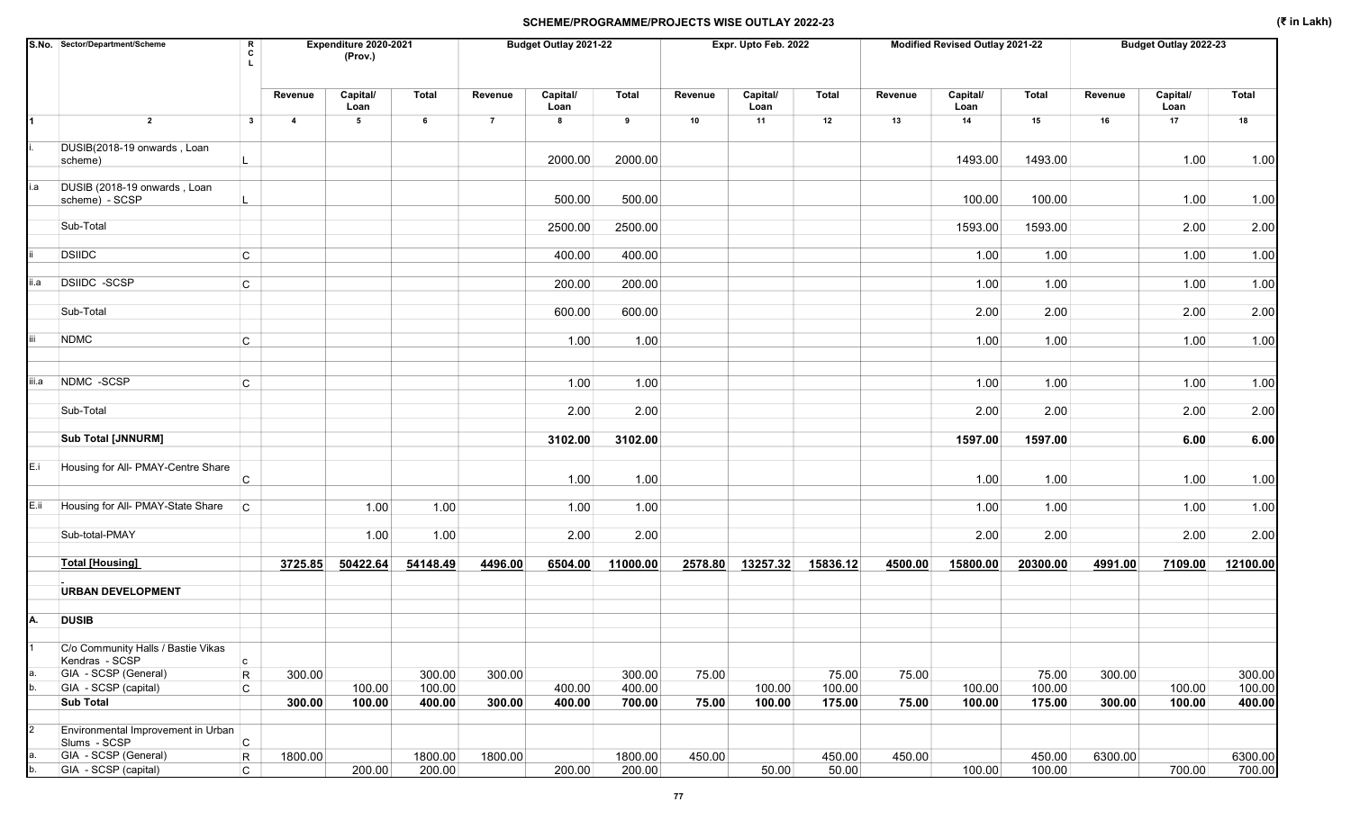## SCHEME/PROGRAMME/PROJECTS WISE OUTLAY 2022-23

(₹ in Lakh)

| S.No. | Sector/Department/Scheme | R C L | Expenditure 2020-2021 (Prov.) | | | Budget Outlay 2021-22 | | | Expr. Upto Feb. 2022 | | | Modified Revised Outlay 2021-22 | | | Budget Outlay 2022-23 | | |
|---|---|---|---|---|---|---|---|---|---|---|---|---|---|---|---|---|---|
| | | | Revenue | Capital/ Loan | Total | Revenue | Capital/ Loan | Total | Revenue | Capital/ Loan | Total | Revenue | Capital/ Loan | Total | Revenue | Capital/ Loan | Total |
| 1 | 2 | 3 | 4 | 5 | 6 | 7 | 8 | 9 | 10 | 11 | 12 | 13 | 14 | 15 | 16 | 17 | 18 |
| i. | DUSIB(2018-19 onwards , Loan scheme) | L | | | | | 2000.00 | 2000.00 | | | | | 1493.00 | 1493.00 | | 1.00 | 1.00 |
| i.a | DUSIB (2018-19 onwards , Loan scheme) - SCSP | L | | | | | 500.00 | 500.00 | | | | | 100.00 | 100.00 | | 1.00 | 1.00 |
| | Sub-Total | | | | | | 2500.00 | 2500.00 | | | | | 1593.00 | 1593.00 | | 2.00 | 2.00 |
| ii | DSIIDC | C | | | | | 400.00 | 400.00 | | | | | 1.00 | 1.00 | | 1.00 | 1.00 |
| ii.a | DSIIDC -SCSP | C | | | | | 200.00 | 200.00 | | | | | 1.00 | 1.00 | | 1.00 | 1.00 |
| | Sub-Total | | | | | | 600.00 | 600.00 | | | | | 2.00 | 2.00 | | 2.00 | 2.00 |
| iii | NDMC | C | | | | | 1.00 | 1.00 | | | | | 1.00 | 1.00 | | 1.00 | 1.00 |
| iii.a | NDMC -SCSP | C | | | | | 1.00 | 1.00 | | | | | 1.00 | 1.00 | | 1.00 | 1.00 |
| | Sub-Total | | | | | | 2.00 | 2.00 | | | | | 2.00 | 2.00 | | 2.00 | 2.00 |
| | **Sub Total [JNNURM]** | | | | | | **3102.00** | **3102.00** | | | | | **1597.00** | **1597.00** | | **6.00** | **6.00** |
| E.i | Housing for All- PMAY-Centre Share | C | | | | | 1.00 | 1.00 | | | | | 1.00 | 1.00 | | 1.00 | 1.00 |
| E.ii | Housing for All- PMAY-State Share | C | | 1.00 | 1.00 | | 1.00 | 1.00 | | | | | 1.00 | 1.00 | | 1.00 | 1.00 |
| | Sub-total-PMAY | | | 1.00 | 1.00 | | 2.00 | 2.00 | | | | | 2.00 | 2.00 | | 2.00 | 2.00 |
| | **Total [Housing]** | | **3725.85** | **50422.64** | **54148.49** | **4496.00** | **6504.00** | **11000.00** | **2578.80** | **13257.32** | **15836.12** | **4500.00** | **15800.00** | **20300.00** | **4991.00** | **7109.00** | **12100.00** |
| | **URBAN DEVELOPMENT** | | | | | | | | | | | | | | | | |
| A. | **DUSIB** | | | | | | | | | | | | | | | | |
| 1 | C/o Community Halls / Bastie Vikas Kendras - SCSP | c | | | | | | | | | | | | | | | |
| a. | GIA - SCSP (General) | R | 300.00 | | 300.00 | 300.00 | | 300.00 | 75.00 | | 75.00 | 75.00 | | 75.00 | 300.00 | | 300.00 |
| b. | GIA - SCSP (capital) | C | | 100.00 | 100.00 | | 400.00 | 400.00 | | 100.00 | 100.00 | | 100.00 | 100.00 | | 100.00 | 100.00 |
| | **Sub Total** | | **300.00** | **100.00** | **400.00** | **300.00** | **400.00** | **700.00** | **75.00** | **100.00** | **175.00** | **75.00** | **100.00** | **175.00** | **300.00** | **100.00** | **400.00** |
| 2 | Environmental Improvement in Urban Slums - SCSP | C | | | | | | | | | | | | | | | |
| a. | GIA - SCSP (General) | R | 1800.00 | | 1800.00 | 1800.00 | | 1800.00 | 450.00 | | 450.00 | 450.00 | | 450.00 | 6300.00 | | 6300.00 |
| b. | GIA - SCSP (capital) | C | | 200.00 | 200.00 | | 200.00 | 200.00 | | 50.00 | 50.00 | | 100.00 | 100.00 | | 700.00 | 700.00 |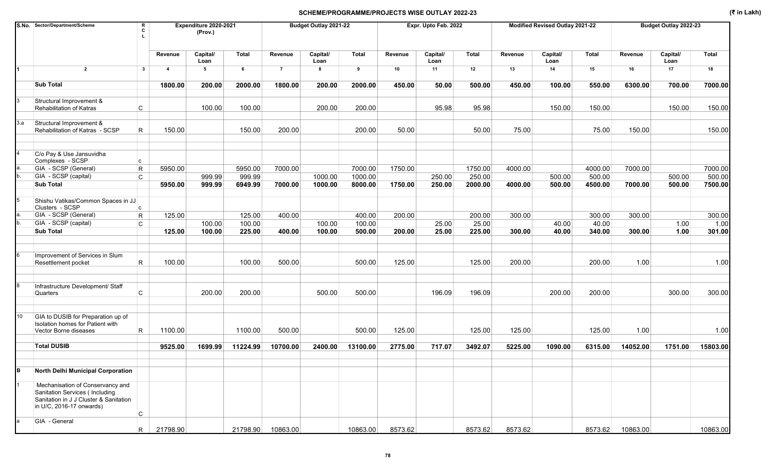## SCHEME/PROGRAMME/PROJECTS WISE OUTLAY 2022-23

(₹ in Lakh)

| S.No. | Sector/Department/Scheme | RCL | Expenditure 2020-2021 (Prov.) | | | Budget Outlay 2021-22 | | | Expr. Upto Feb. 2022 | | | Modified Revised Outlay 2021-22 | | | Budget Outlay 2022-23 | | |
|---|---|---|---|---|---|---|---|---|---|---|---|---|---|---|---|---|---|
| | | | Revenue | Capital/ Loan | Total | Revenue | Capital/ Loan | Total | Revenue | Capital/ Loan | Total | Revenue | Capital/ Loan | Total | Revenue | Capital/ Loan | Total |
| 1 | 2 | 3 | 4 | 5 | 6 | 7 | 8 | 9 | 10 | 11 | 12 | 13 | 14 | 15 | 16 | 17 | 18 |
| | **Sub Total** | | **1800.00** | **200.00** | **2000.00** | **1800.00** | **200.00** | **2000.00** | **450.00** | **50.00** | **500.00** | **450.00** | **100.00** | **550.00** | **6300.00** | **700.00** | **7000.00** |
| 3 | Structural Improvement & Rehabilitation of Katras | C | | 100.00 | 100.00 | | 200.00 | 200.00 | | 95.98 | 95.98 | | 150.00 | 150.00 | | 150.00 | 150.00 |
| 3.a | Structural Improvement & Rehabilitation of Katras - SCSP | R | 150.00 | | 150.00 | 200.00 | | 200.00 | 50.00 | | 50.00 | 75.00 | | 75.00 | 150.00 | | 150.00 |
| 4 | C/o Pay & Use Jansuvidha Complexes - SCSP | c | | | | | | | | | | | | | | | |
| a. | GIA - SCSP (General) | R | 5950.00 | | 5950.00 | 7000.00 | | 7000.00 | 1750.00 | | 1750.00 | 4000.00 | | 4000.00 | 7000.00 | | 7000.00 |
| b. | GIA - SCSP (capital) | C | | 999.99 | 999.99 | | 1000.00 | 1000.00 | | 250.00 | 250.00 | | 500.00 | 500.00 | | 500.00 | 500.00 |
| | **Sub Total** | | **5950.00** | **999.99** | **6949.99** | **7000.00** | **1000.00** | **8000.00** | **1750.00** | **250.00** | **2000.00** | **4000.00** | **500.00** | **4500.00** | **7000.00** | **500.00** | **7500.00** |
| 5 | Shishu Vatikas/Common Spaces in JJ Clusters - SCSP | c | | | | | | | | | | | | | | | |
| a. | GIA - SCSP (General) | R | 125.00 | | 125.00 | 400.00 | | 400.00 | 200.00 | | 200.00 | 300.00 | | 300.00 | 300.00 | | 300.00 |
| b. | GIA - SCSP (capital) | C | | 100.00 | 100.00 | | 100.00 | 100.00 | | 25.00 | 25.00 | | 40.00 | 40.00 | | 1.00 | 1.00 |
| | **Sub Total** | | **125.00** | **100.00** | **225.00** | **400.00** | **100.00** | **500.00** | **200.00** | **25.00** | **225.00** | **300.00** | **40.00** | **340.00** | **300.00** | **1.00** | **301.00** |
| 6 | Improvement of Services in Slum Resettlement pocket | R | 100.00 | | 100.00 | 500.00 | | 500.00 | 125.00 | | 125.00 | 200.00 | | 200.00 | 1.00 | | 1.00 |
| 8 | Infrastructure Development/ Staff Quarters | C | | 200.00 | 200.00 | | 500.00 | 500.00 | | 196.09 | 196.09 | | 200.00 | 200.00 | | 300.00 | 300.00 |
| 10 | GIA to DUSIB for Preparation up of Isolation homes for Patient with Vector Borne diseases | R | 1100.00 | | 1100.00 | 500.00 | | 500.00 | 125.00 | | 125.00 | 125.00 | | 125.00 | 1.00 | | 1.00 |
| | **Total DUSIB** | | **9525.00** | **1699.99** | **11224.99** | **10700.00** | **2400.00** | **13100.00** | **2775.00** | **717.07** | **3492.07** | **5225.00** | **1090.00** | **6315.00** | **14052.00** | **1751.00** | **15803.00** |
| **B** | **North Delhi Municipal Corporation** | | | | | | | | | | | | | | | | |
| 1 | Mechanisation of Conservancy and Sanitation Services ( Including Sanitation in J J Cluster & Sanitation in U/C, 2016-17 onwards) | C | | | | | | | | | | | | | | | |
| a | GIA - General | R | 21798.90 | | 21798.90 | 10863.00 | | 10863.00 | 8573.62 | | 8573.62 | 8573.62 | | 8573.62 | 10863.00 | | 10863.00 |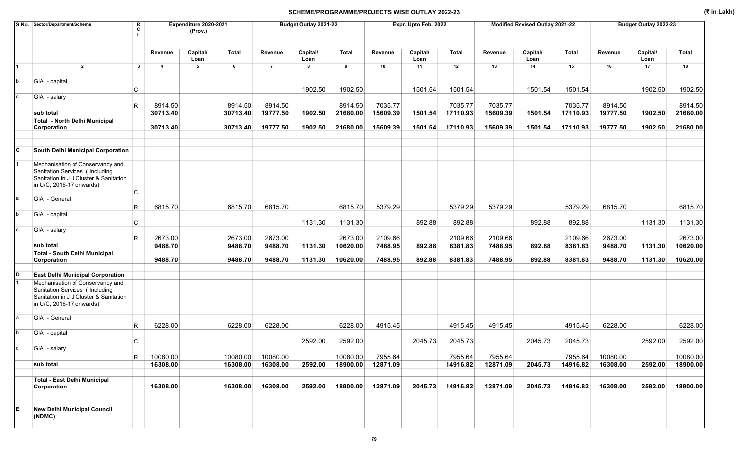# SCHEME/PROGRAMME/PROJECTS WISE OUTLAY 2022-23

(₹ in Lakh)

| S.No. | Sector/Department/Scheme | RCL | Expenditure 2020-2021 (Prov.) | | | Budget Outlay 2021-22 | | | Expr. Upto Feb. 2022 | | | Modified Revised Outlay 2021-22 | | | Budget Outlay 2022-23 | | |
|---|---|---|---|---|---|---|---|---|---|---|---|---|---|---|---|---|---|
| | | | Revenue | Capital/ Loan | Total | Revenue | Capital/ Loan | Total | Revenue | Capital/ Loan | Total | Revenue | Capital/ Loan | Total | Revenue | Capital/ Loan | Total |
| 1 | 2 | 3 | 4 | 5 | 6 | 7 | 8 | 9 | 10 | 11 | 12 | 13 | 14 | 15 | 16 | 17 | 18 |
| b | GIA - capital | C | | | | | 1902.50 | 1902.50 | | 1501.54 | 1501.54 | | 1501.54 | 1501.54 | | 1902.50 | 1902.50 |
| c | GIA - salary | R | 8914.50 | | 8914.50 | 8914.50 | | 8914.50 | 7035.77 | | 7035.77 | 7035.77 | | 7035.77 | 8914.50 | | 8914.50 |
| | **sub total** | | **30713.40** | | **30713.40** | **19777.50** | **1902.50** | **21680.00** | **15609.39** | **1501.54** | **17110.93** | **15609.39** | **1501.54** | **17110.93** | **19777.50** | **1902.50** | **21680.00** |
| | **Total - North Delhi Municipal Corporation** | | **30713.40** | | **30713.40** | **19777.50** | **1902.50** | **21680.00** | **15609.39** | **1501.54** | **17110.93** | **15609.39** | **1501.54** | **17110.93** | **19777.50** | **1902.50** | **21680.00** |
| C | **South Delhi Municipal Corporation** | | | | | | | | | | | | | | | | |
| 1 | Mechanisation of Conservancy and Sanitation Services ( Including Sanitation in J J Cluster & Sanitation in U/C, 2016-17 onwards) | C | | | | | | | | | | | | | | | |
| a | GIA - General | R | 6815.70 | | 6815.70 | 6815.70 | | 6815.70 | 5379.29 | | 5379.29 | 5379.29 | | 5379.29 | 6815.70 | | 6815.70 |
| b | GIA - capital | C | | | | | 1131.30 | 1131.30 | | 892.88 | 892.88 | | 892.88 | 892.88 | | 1131.30 | 1131.30 |
| c | GIA - salary | R | 2673.00 | | 2673.00 | 2673.00 | | 2673.00 | 2109.66 | | 2109.66 | 2109.66 | | 2109.66 | 2673.00 | | 2673.00 |
| | **sub total** | | **9488.70** | | **9488.70** | **9488.70** | **1131.30** | **10620.00** | **7488.95** | **892.88** | **8381.83** | **7488.95** | **892.88** | **8381.83** | **9488.70** | **1131.30** | **10620.00** |
| | **Total - South Delhi Municipal Corporation** | | **9488.70** | | **9488.70** | **9488.70** | **1131.30** | **10620.00** | **7488.95** | **892.88** | **8381.83** | **7488.95** | **892.88** | **8381.83** | **9488.70** | **1131.30** | **10620.00** |
| D | **East Delhi Municipal Corporation** | | | | | | | | | | | | | | | | |
| 1 | Mechanisation of Conservancy and Sanitation Services ( Including Sanitation in J J Cluster & Sanitation in U/C, 2016-17 onwards) | | | | | | | | | | | | | | | | |
| a | GIA - General | R | 6228.00 | | 6228.00 | 6228.00 | | 6228.00 | 4915.45 | | 4915.45 | 4915.45 | | 4915.45 | 6228.00 | | 6228.00 |
| b | GIA - capital | C | | | | | 2592.00 | 2592.00 | | 2045.73 | 2045.73 | | 2045.73 | 2045.73 | | 2592.00 | 2592.00 |
| c | GIA - salary | R | 10080.00 | | 10080.00 | 10080.00 | | 10080.00 | 7955.64 | | 7955.64 | 7955.64 | | 7955.64 | 10080.00 | | 10080.00 |
| | **sub total** | | **16308.00** | | **16308.00** | **16308.00** | **2592.00** | **18900.00** | **12871.09** | | **14916.82** | **12871.09** | **2045.73** | **14916.82** | **16308.00** | **2592.00** | **18900.00** |
| | **Total - East Delhi Municipal Corporation** | | **16308.00** | | **16308.00** | **16308.00** | **2592.00** | **18900.00** | **12871.09** | **2045.73** | **14916.82** | **12871.09** | **2045.73** | **14916.82** | **16308.00** | **2592.00** | **18900.00** |
| E | **New Delhi Municipal Council (NDMC)** | | | | | | | | | | | | | | | | |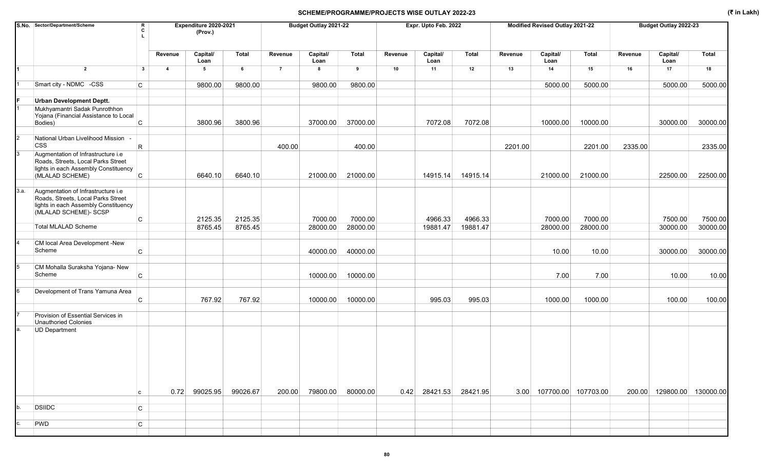## SCHEME/PROGRAMME/PROJECTS WISE OUTLAY 2022-23

(₹ in Lakh)

| S.No. | Sector/Department/Scheme | RCL | Expenditure 2020-2021 (Prov.) | | | Budget Outlay 2021-22 | | | Expr. Upto Feb. 2022 | | | Modified Revised Outlay 2021-22 | | | Budget Outlay 2022-23 | | |
|---|---|---|---|---|---|---|---|---|---|---|---|---|---|---|---|---|---|
| | | | Revenue | Capital/ Loan | Total | Revenue | Capital/ Loan | Total | Revenue | Capital/ Loan | Total | Revenue | Capital/ Loan | Total | Revenue | Capital/ Loan | Total |
| 1 | 2 | 3 | 4 | 5 | 6 | 7 | 8 | 9 | 10 | 11 | 12 | 13 | 14 | 15 | 16 | 17 | 18 |
| 1 | Smart city - NDMC -CSS | C | | 9800.00 | 9800.00 | | 9800.00 | 9800.00 | | | | | 5000.00 | 5000.00 | | 5000.00 | 5000.00 |
| F | **Urban Development Deptt.** | | | | | | | | | | | | | | | | |
| 1 | Mukhyamantri Sadak Punrothhon Yojana (Financial Assistance to Local Bodies) | C | | 3800.96 | 3800.96 | | 37000.00 | 37000.00 | | 7072.08 | 7072.08 | | 10000.00 | 10000.00 | | 30000.00 | 30000.00 |
| 2 | National Urban Livelihood Mission - CSS | R | | | | 400.00 | | 400.00 | | | | 2201.00 | | 2201.00 | 2335.00 | | 2335.00 |
| 3 | Augmentation of Infrastructure i.e Roads, Streets, Local Parks Street lights in each Assembly Constituency (MLALAD SCHEME) | C | | 6640.10 | 6640.10 | | 21000.00 | 21000.00 | | 14915.14 | 14915.14 | | 21000.00 | 21000.00 | | 22500.00 | 22500.00 |
| 3.a. | Augmentation of Infrastructure i.e Roads, Streets, Local Parks Street lights in each Assembly Constituency (MLALAD SCHEME)- SCSP | C | | 2125.35 | 2125.35 | | 7000.00 | 7000.00 | | 4966.33 | 4966.33 | | 7000.00 | 7000.00 | | 7500.00 | 7500.00 |
| | Total MLALAD Scheme | | | 8765.45 | 8765.45 | | 28000.00 | 28000.00 | | 19881.47 | 19881.47 | | 28000.00 | 28000.00 | | 30000.00 | 30000.00 |
| 4 | CM local Area Development -New Scheme | C | | | | | 40000.00 | 40000.00 | | | | | 10.00 | 10.00 | | 30000.00 | 30000.00 |
| 5 | CM Mohalla Suraksha Yojana- New Scheme | C | | | | | 10000.00 | 10000.00 | | | | | 7.00 | 7.00 | | 10.00 | 10.00 |
| 6 | Development of Trans Yamuna Area | C | | 767.92 | 767.92 | | 10000.00 | 10000.00 | | 995.03 | 995.03 | | 1000.00 | 1000.00 | | 100.00 | 100.00 |
| 7 | Provision of Essential Services in Unauthoried Colonies | | | | | | | | | | | | | | | | |
| a. | UD Department | c | 0.72 | 99025.95 | 99026.67 | 200.00 | 79800.00 | 80000.00 | 0.42 | 28421.53 | 28421.95 | 3.00 | 107700.00 | 107703.00 | 200.00 | 129800.00 | 130000.00 |
| b. | DSIIDC | C | | | | | | | | | | | | | | | |
| c. | PWD | C | | | | | | | | | | | | | | | |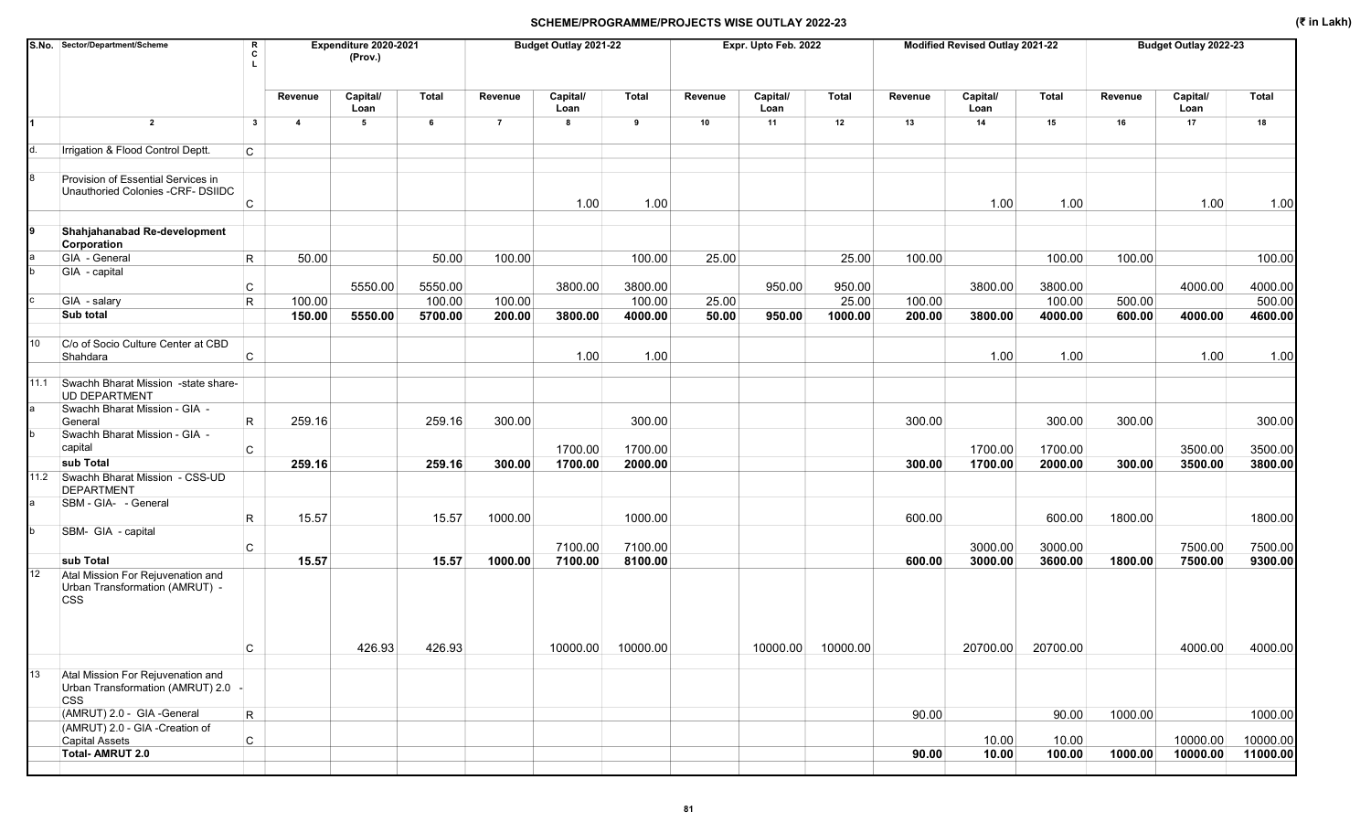## SCHEME/PROGRAMME/PROJECTS WISE OUTLAY 2022-23

(₹ in Lakh)

| S.No. | Sector/Department/Scheme | RCL | Expenditure 2020-2021 (Prov.) | | | Budget Outlay 2021-22 | | | Expr. Upto Feb. 2022 | | | Modified Revised Outlay 2021-22 | | | Budget Outlay 2022-23 | | |
|---|---|---|---|---|---|---|---|---|---|---|---|---|---|---|---|---|---|
| | | | Revenue | Capital/ Loan | Total | Revenue | Capital/ Loan | Total | Revenue | Capital/ Loan | Total | Revenue | Capital/ Loan | Total | Revenue | Capital/ Loan | Total |
| 1 | 2 | 3 | 4 | 5 | 6 | 7 | 8 | 9 | 10 | 11 | 12 | 13 | 14 | 15 | 16 | 17 | 18 |
| d. | Irrigation & Flood Control Deptt. | C | | | | | | | | | | | | | | | |
| 8 | Provision of Essential Services in Unauthoried Colonies -CRF- DSIIDC | C | | | | | 1.00 | 1.00 | | | | | 1.00 | 1.00 | | 1.00 | 1.00 |
| 9 | **Shahjahanabad Re-development Corporation** | | | | | | | | | | | | | | | | |
| a | GIA - General | R | 50.00 | | 50.00 | 100.00 | | 100.00 | 25.00 | | 25.00 | 100.00 | | 100.00 | 100.00 | | 100.00 |
| b | GIA - capital | C | | 5550.00 | 5550.00 | | 3800.00 | 3800.00 | | 950.00 | 950.00 | | 3800.00 | 3800.00 | | 4000.00 | 4000.00 |
| c | GIA - salary | R | 100.00 | | 100.00 | 100.00 | | 100.00 | 25.00 | | 25.00 | 100.00 | | 100.00 | 500.00 | | 500.00 |
| | **Sub total** | | **150.00** | **5550.00** | **5700.00** | **200.00** | **3800.00** | **4000.00** | **50.00** | **950.00** | **1000.00** | **200.00** | **3800.00** | **4000.00** | **600.00** | **4000.00** | **4600.00** |
| 10 | C/o of Socio Culture Center at CBD Shahdara | C | | | | | 1.00 | 1.00 | | | | | 1.00 | 1.00 | | 1.00 | 1.00 |
| 11.1 | Swachh Bharat Mission -state share-UD DEPARTMENT | | | | | | | | | | | | | | | | |
| a | Swachh Bharat Mission - GIA - General | R | 259.16 | | 259.16 | 300.00 | | 300.00 | | | | 300.00 | | 300.00 | 300.00 | | 300.00 |
| b | Swachh Bharat Mission - GIA - capital | C | | | | | 1700.00 | 1700.00 | | | | | 1700.00 | 1700.00 | | 3500.00 | 3500.00 |
| | **sub Total** | | **259.16** | | **259.16** | **300.00** | **1700.00** | **2000.00** | | | | **300.00** | **1700.00** | **2000.00** | **300.00** | **3500.00** | **3800.00** |
| 11.2 | Swachh Bharat Mission - CSS-UD DEPARTMENT | | | | | | | | | | | | | | | | |
| a | SBM - GIA- - General | R | 15.57 | | 15.57 | 1000.00 | | 1000.00 | | | | 600.00 | | 600.00 | 1800.00 | | 1800.00 |
| b | SBM- GIA - capital | C | | | | | 7100.00 | 7100.00 | | | | | 3000.00 | 3000.00 | | 7500.00 | 7500.00 |
| | **sub Total** | | **15.57** | | **15.57** | **1000.00** | **7100.00** | **8100.00** | | | | **600.00** | **3000.00** | **3600.00** | **1800.00** | **7500.00** | **9300.00** |
| 12 | Atal Mission For Rejuvenation and Urban Transformation (AMRUT) - CSS | C | | 426.93 | 426.93 | | 10000.00 | 10000.00 | | 10000.00 | 10000.00 | | 20700.00 | 20700.00 | | 4000.00 | 4000.00 |
| 13 | Atal Mission For Rejuvenation and Urban Transformation (AMRUT) 2.0 - CSS | | | | | | | | | | | | | | | | |
| | (AMRUT) 2.0 - GIA -General | R | | | | | | | | | | 90.00 | | 90.00 | 1000.00 | | 1000.00 |
| | (AMRUT) 2.0 - GIA -Creation of Capital Assets | C | | | | | | | | | | | 10.00 | 10.00 | | 10000.00 | 10000.00 |
| | **Total- AMRUT 2.0** | | | | | | | | | | | **90.00** | **10.00** | **100.00** | **1000.00** | **10000.00** | **11000.00** |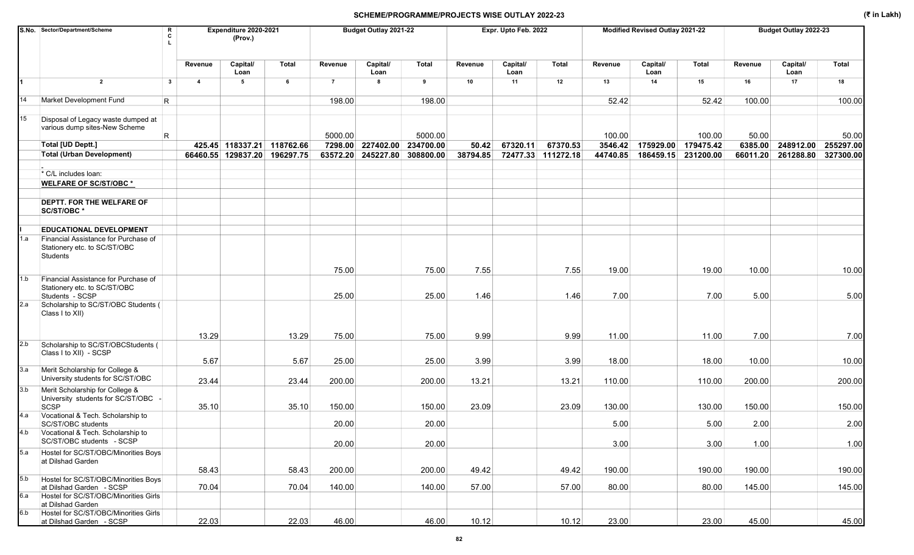## SCHEME/PROGRAMME/PROJECTS WISE OUTLAY 2022-23

(₹ in Lakh)

| S.No. | Sector/Department/Scheme | R C L | Expenditure 2020-2021 (Prov.) | | | Budget Outlay 2021-22 | | | Expr. Upto Feb. 2022 | | | Modified Revised Outlay 2021-22 | | | Budget Outlay 2022-23 | | |
|---|---|---|---|---|---|---|---|---|---|---|---|---|---|---|---|---|---|
| | | | Revenue | Capital/ Loan | Total | Revenue | Capital/ Loan | Total | Revenue | Capital/ Loan | Total | Revenue | Capital/ Loan | Total | Revenue | Capital/ Loan | Total |
| 1 | 2 | 3 | 4 | 5 | 6 | 7 | 8 | 9 | 10 | 11 | 12 | 13 | 14 | 15 | 16 | 17 | 18 |
| 14 | Market Development Fund | R | | | | 198.00 | | 198.00 | | | | 52.42 | | 52.42 | 100.00 | | 100.00 |
| 15 | Disposal of Legacy waste dumped at various dump sites-New Scheme | R | | | | 5000.00 | | 5000.00 | | | | 100.00 | | 100.00 | 50.00 | | 50.00 |
| | **Total [UD Deptt.]** | | **425.45** | **118337.21** | **118762.66** | **7298.00** | **227402.00** | **234700.00** | **50.42** | **67320.11** | **67370.53** | **3546.42** | **175929.00** | **179475.42** | **6385.00** | **248912.00** | **255297.00** |
| | **Total (Urban Development)** | | **66460.55** | **129837.20** | **196297.75** | **63572.20** | **245227.80** | **308800.00** | **38794.85** | **72477.33** | **111272.18** | **44740.85** | **186459.15** | **231200.00** | **66011.20** | **261288.80** | **327300.00** |
| | - | | | | | | | | | | | | | | | | |
| | * C/L includes loan: | | | | | | | | | | | | | | | | |
| | **WELFARE OF SC/ST/OBC *** | | | | | | | | | | | | | | | | |
| | **DEPTT. FOR THE WELFARE OF SC/ST/OBC *** | | | | | | | | | | | | | | | | |
| I | **EDUCATIONAL DEVELOPMENT** | | | | | | | | | | | | | | | | |
| 1.a | Financial Assistance for Purchase of Stationery etc. to SC/ST/OBC Students | | | | | 75.00 | | 75.00 | 7.55 | | 7.55 | 19.00 | | 19.00 | 10.00 | | 10.00 |
| 1.b | Financial Assistance for Purchase of Stationery etc. to SC/ST/OBC Students - SCSP | | | | | 25.00 | | 25.00 | 1.46 | | 1.46 | 7.00 | | 7.00 | 5.00 | | 5.00 |
| 2.a | Scholarship to SC/ST/OBC Students ( Class I to XII) | | 13.29 | | 13.29 | 75.00 | | 75.00 | 9.99 | | 9.99 | 11.00 | | 11.00 | 7.00 | | 7.00 |
| 2.b | Scholarship to SC/ST/OBCStudents ( Class I to XII) - SCSP | | 5.67 | | 5.67 | 25.00 | | 25.00 | 3.99 | | 3.99 | 18.00 | | 18.00 | 10.00 | | 10.00 |
| 3.a | Merit Scholarship for College & University students for SC/ST/OBC | | 23.44 | | 23.44 | 200.00 | | 200.00 | 13.21 | | 13.21 | 110.00 | | 110.00 | 200.00 | | 200.00 |
| 3.b | Merit Scholarship for College & University students for SC/ST/OBC - SCSP | | 35.10 | | 35.10 | 150.00 | | 150.00 | 23.09 | | 23.09 | 130.00 | | 130.00 | 150.00 | | 150.00 |
| 4.a | Vocational & Tech. Scholarship to SC/ST/OBC students | | | | | 20.00 | | 20.00 | | | | 5.00 | | 5.00 | 2.00 | | 2.00 |
| 4.b | Vocational & Tech. Scholarship to SC/ST/OBC students - SCSP | | | | | 20.00 | | 20.00 | | | | 3.00 | | 3.00 | 1.00 | | 1.00 |
| 5.a | Hostel for SC/ST/OBC/Minorities Boys at Dilshad Garden | | 58.43 | | 58.43 | 200.00 | | 200.00 | 49.42 | | 49.42 | 190.00 | | 190.00 | 190.00 | | 190.00 |
| 5.b | Hostel for SC/ST/OBC/Minorities Boys at Dilshad Garden - SCSP | | 70.04 | | 70.04 | 140.00 | | 140.00 | 57.00 | | 57.00 | 80.00 | | 80.00 | 145.00 | | 145.00 |
| 6.a | Hostel for SC/ST/OBC/Minorities Girls at Dilshad Garden | | | | | | | | | | | | | | | | |
| 6.b | Hostel for SC/ST/OBC/Minorities Girls at Dilshad Garden - SCSP | | 22.03 | | 22.03 | 46.00 | | 46.00 | 10.12 | | 10.12 | 23.00 | | 23.00 | 45.00 | | 45.00 |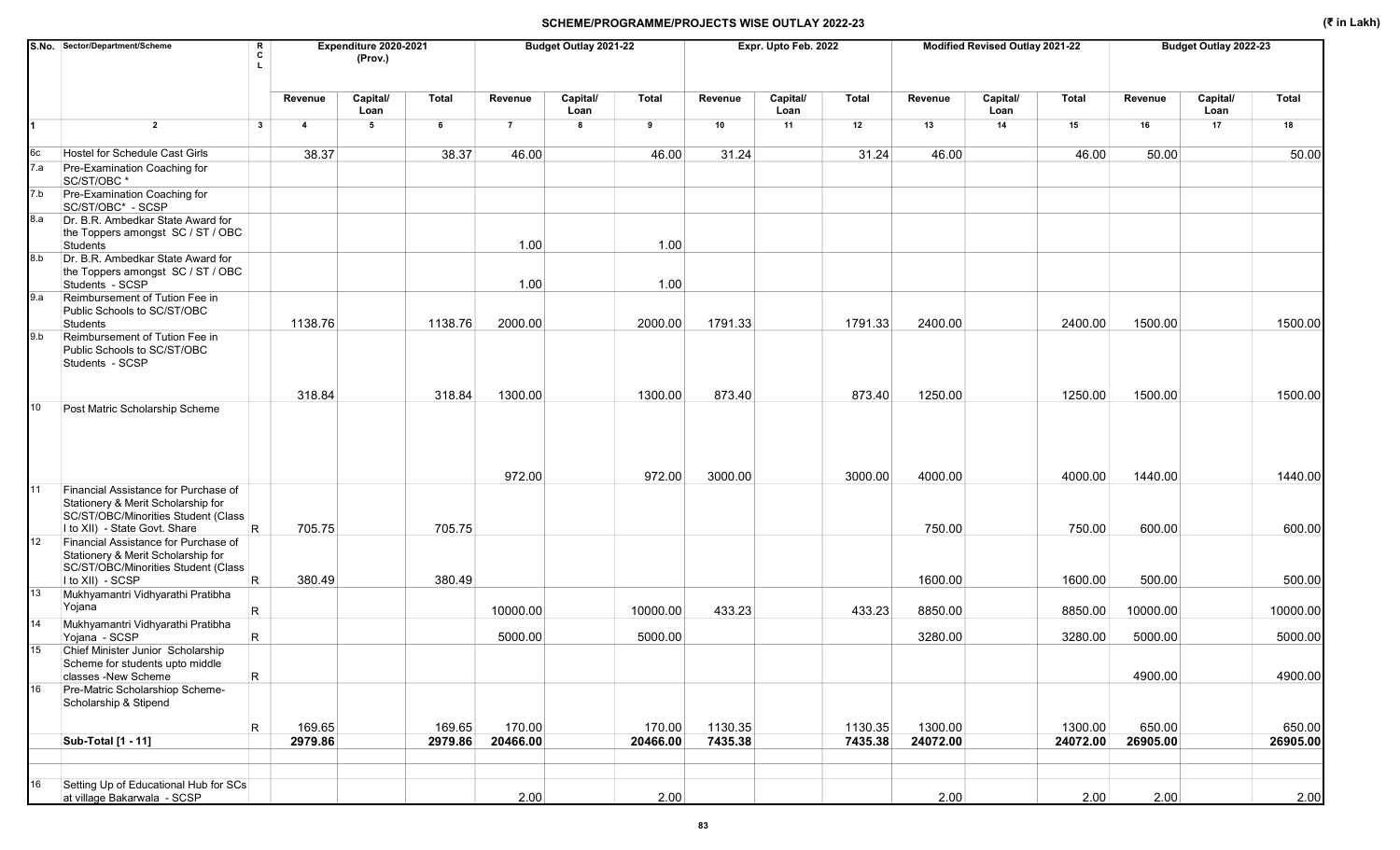## SCHEME/PROGRAMME/PROJECTS WISE OUTLAY 2022-23

(₹ in Lakh)

| S.No. | Sector/Department/Scheme | RCL | Expenditure 2020-2021 (Prov.) | | | Budget Outlay 2021-22 | | | Expr. Upto Feb. 2022 | | | Modified Revised Outlay 2021-22 | | | Budget Outlay 2022-23 | | |
|---|---|---|---|---|---|---|---|---|---|---|---|---|---|---|---|---|---|
| | | | Revenue | Capital/ Loan | Total | Revenue | Capital/ Loan | Total | Revenue | Capital/ Loan | Total | Revenue | Capital/ Loan | Total | Revenue | Capital/ Loan | Total |
| 1 | 2 | 3 | 4 | 5 | 6 | 7 | 8 | 9 | 10 | 11 | 12 | 13 | 14 | 15 | 16 | 17 | 18 |
| 6c | Hostel for Schedule Cast Girls | | 38.37 | | 38.37 | 46.00 | | 46.00 | 31.24 | | 31.24 | 46.00 | | 46.00 | 50.00 | | 50.00 |
| 7.a | Pre-Examination Coaching for SC/ST/OBC * | | | | | | | | | | | | | | | | |
| 7.b | Pre-Examination Coaching for SC/ST/OBC* - SCSP | | | | | | | | | | | | | | | | |
| 8.a | Dr. B.R. Ambedkar State Award for the Toppers amongst SC / ST / OBC Students | | | | | 1.00 | | 1.00 | | | | | | | | | |
| 8.b | Dr. B.R. Ambedkar State Award for the Toppers amongst SC / ST / OBC Students - SCSP | | | | | 1.00 | | 1.00 | | | | | | | | | |
| 9.a | Reimbursement of Tution Fee in Public Schools to SC/ST/OBC Students | | 1138.76 | | 1138.76 | 2000.00 | | 2000.00 | 1791.33 | | 1791.33 | 2400.00 | | 2400.00 | 1500.00 | | 1500.00 |
| 9.b | Reimbursement of Tution Fee in Public Schools to SC/ST/OBC Students - SCSP | | 318.84 | | 318.84 | 1300.00 | | 1300.00 | 873.40 | | 873.40 | 1250.00 | | 1250.00 | 1500.00 | | 1500.00 |
| 10 | Post Matric Scholarship Scheme | | | | | 972.00 | | 972.00 | 3000.00 | | 3000.00 | 4000.00 | | 4000.00 | 1440.00 | | 1440.00 |
| 11 | Financial Assistance for Purchase of Stationery & Merit Scholarship for SC/ST/OBC/Minorities Student (Class I to XII) - State Govt. Share | R | 705.75 | | 705.75 | | | | | | | 750.00 | | 750.00 | 600.00 | | 600.00 |
| 12 | Financial Assistance for Purchase of Stationery & Merit Scholarship for SC/ST/OBC/Minorities Student (Class I to XII) - SCSP | R | 380.49 | | 380.49 | | | | | | | 1600.00 | | 1600.00 | 500.00 | | 500.00 |
| 13 | Mukhyamantri Vidhyarathi Pratibha Yojana | R | | | | 10000.00 | | 10000.00 | 433.23 | | 433.23 | 8850.00 | | 8850.00 | 10000.00 | | 10000.00 |
| 14 | Mukhyamantri Vidhyarathi Pratibha Yojana - SCSP | R | | | | 5000.00 | | 5000.00 | | | | 3280.00 | | 3280.00 | 5000.00 | | 5000.00 |
| 15 | Chief Minister Junior Scholarship Scheme for students upto middle classes -New Scheme | R | | | | | | | | | | | | | 4900.00 | | 4900.00 |
| 16 | Pre-Matric Scholarshiop Scheme- Scholarship & Stipend | R | 169.65 | | 169.65 | 170.00 | | 170.00 | 1130.35 | | 1130.35 | 1300.00 | | 1300.00 | 650.00 | | 650.00 |
| | **Sub-Total [1 - 11]** | | **2979.86** | | **2979.86** | **20466.00** | | **20466.00** | **7435.38** | | **7435.38** | **24072.00** | | **24072.00** | **26905.00** | | **26905.00** |
| 16 | Setting Up of Educational Hub for SCs at village Bakarwala - SCSP | | | | | 2.00 | | 2.00 | | | | 2.00 | | 2.00 | 2.00 | | 2.00 |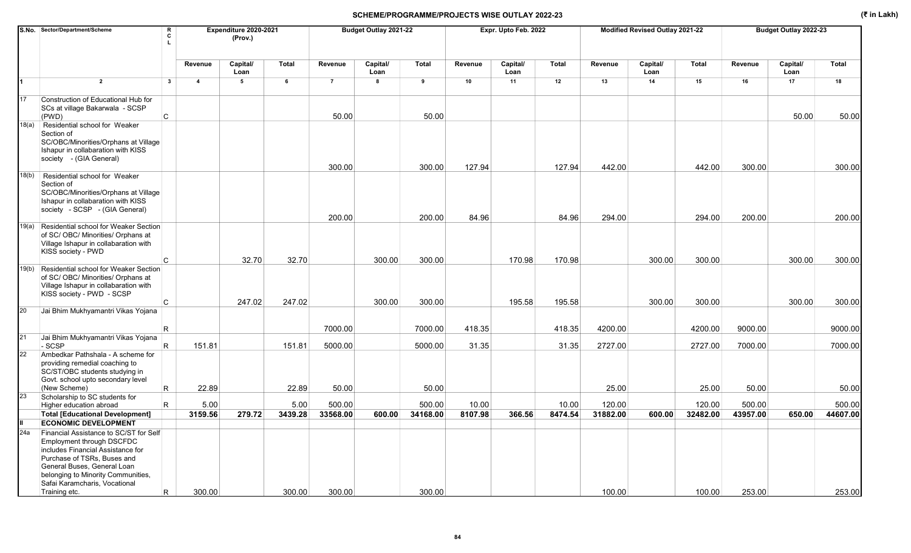## SCHEME/PROGRAMME/PROJECTS WISE OUTLAY 2022-23

(₹ in Lakh)

| S.No. | Sector/Department/Scheme | R C L | Expenditure 2020-2021 (Prov.) | | | Budget Outlay 2021-22 | | | Expr. Upto Feb. 2022 | | | Modified Revised Outlay 2021-22 | | | Budget Outlay 2022-23 | | |
|---|---|---|---|---|---|---|---|---|---|---|---|---|---|---|---|---|---|
| | | | Revenue | Capital/ Loan | Total | Revenue | Capital/ Loan | Total | Revenue | Capital/ Loan | Total | Revenue | Capital/ Loan | Total | Revenue | Capital/ Loan | Total |
| 1 | 2 | 3 | 4 | 5 | 6 | 7 | 8 | 9 | 10 | 11 | 12 | 13 | 14 | 15 | 16 | 17 | 18 |
| 17 | Construction of Educational Hub for SCs at village Bakarwala - SCSP (PWD) | C | | | | 50.00 | | 50.00 | | | | | | | | 50.00 | 50.00 |
| 18(a) | Residential school for Weaker Section of SC/OBC/Minorities/Orphans at Village Ishapur in collaboration with KISS society - (GIA General) | | | | | 300.00 | | 300.00 | 127.94 | | 127.94 | 442.00 | | 442.00 | 300.00 | | 300.00 |
| 18(b) | Residential school for Weaker Section of SC/OBC/Minorities/Orphans at Village Ishapur in collaboration with KISS society - SCSP - (GIA General) | | | | | 200.00 | | 200.00 | 84.96 | | 84.96 | 294.00 | | 294.00 | 200.00 | | 200.00 |
| 19(a) | Residential school for Weaker Section of SC/ OBC/ Minorities/ Orphans at Village Ishapur in collaboration with KISS society - PWD | C | | 32.70 | 32.70 | | 300.00 | 300.00 | | 170.98 | 170.98 | | 300.00 | 300.00 | | 300.00 | 300.00 |
| 19(b) | Residential school for Weaker Section of SC/ OBC/ Minorities/ Orphans at Village Ishapur in collaboration with KISS society - PWD - SCSP | C | | 247.02 | 247.02 | | 300.00 | 300.00 | | 195.58 | 195.58 | | 300.00 | 300.00 | | 300.00 | 300.00 |
| 20 | Jai Bhim Mukhyamantri Vikas Yojana | R | | | | 7000.00 | | 7000.00 | 418.35 | | 418.35 | 4200.00 | | 4200.00 | 9000.00 | | 9000.00 |
| 21 | Jai Bhim Mukhyamantri Vikas Yojana - SCSP | R | 151.81 | | 151.81 | 5000.00 | | 5000.00 | 31.35 | | 31.35 | 2727.00 | | 2727.00 | 7000.00 | | 7000.00 |
| 22 | Ambedkar Pathshala - A scheme for providing remedial coaching to SC/ST/OBC students studying in Govt. school upto secondary level (New Scheme) | R | 22.89 | | 22.89 | 50.00 | | 50.00 | | | | 25.00 | | 25.00 | 50.00 | | 50.00 |
| 23 | Scholarship to SC students for Higher education abroad | R | 5.00 | | 5.00 | 500.00 | | 500.00 | 10.00 | | 10.00 | 120.00 | | 120.00 | 500.00 | | 500.00 |
| | **Total [Educational Development]** | | **3159.56** | **279.72** | **3439.28** | **33568.00** | **600.00** | **34168.00** | **8107.98** | **366.56** | **8474.54** | **31882.00** | **600.00** | **32482.00** | **43957.00** | **650.00** | **44607.00** |
| **II** | **ECONOMIC DEVELOPMENT** | | | | | | | | | | | | | | | | |
| 24a | Financial Assistance to SC/ST for Self Employment through DSCFDC includes Financial Assistance for Purchase of TSRs, Buses and General Buses, General Loan belonging to Minority Communities, Safai Karamcharis, Vocational Training etc. | R | 300.00 | | 300.00 | 300.00 | | 300.00 | | | | 100.00 | | 100.00 | 253.00 | | 253.00 |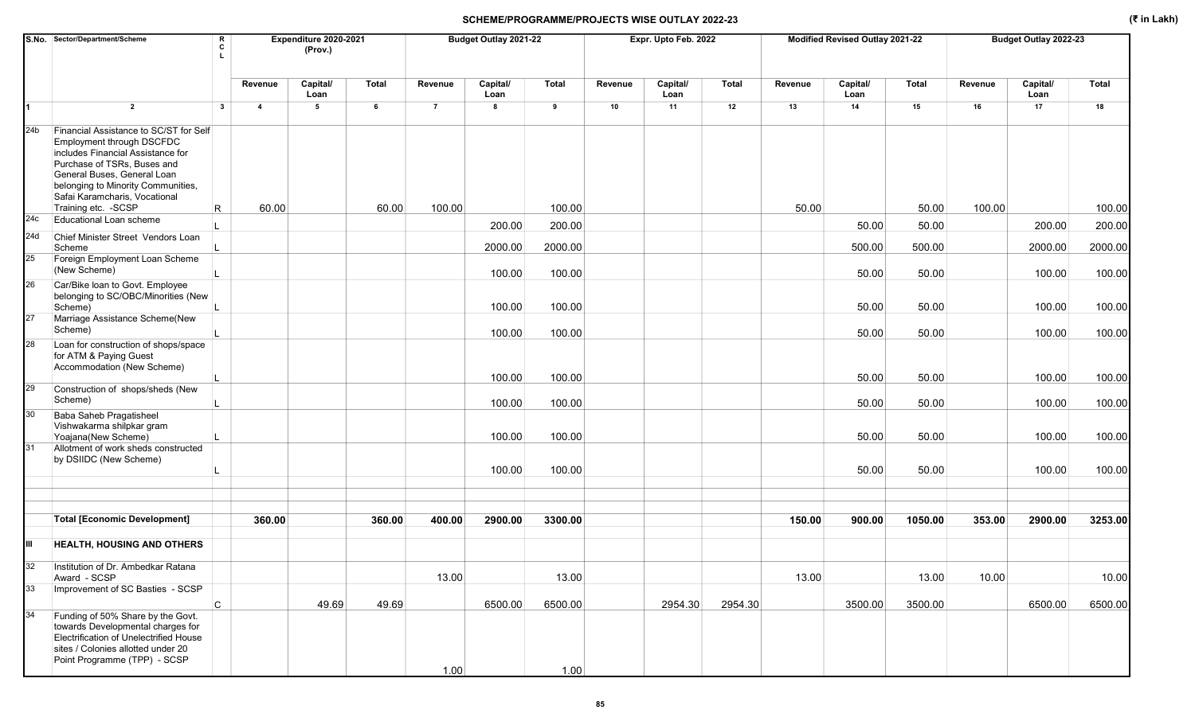## SCHEME/PROGRAMME/PROJECTS WISE OUTLAY 2022-23

(₹ in Lakh)

| S.No. | Sector/Department/Scheme | RCL | Expenditure 2020-2021 (Prov.) | | | Budget Outlay 2021-22 | | | Expr. Upto Feb. 2022 | | | Modified Revised Outlay 2021-22 | | | Budget Outlay 2022-23 | | |
|---|---|---|---|---|---|---|---|---|---|---|---|---|---|---|---|---|---|
| | | | Revenue | Capital/ Loan | Total | Revenue | Capital/ Loan | Total | Revenue | Capital/ Loan | Total | Revenue | Capital/ Loan | Total | Revenue | Capital/ Loan | Total |
| 1 | 2 | 3 | 4 | 5 | 6 | 7 | 8 | 9 | 10 | 11 | 12 | 13 | 14 | 15 | 16 | 17 | 18 |
| 24b | Financial Assistance to SC/ST for Self Employment through DSCFDC includes Financial Assistance for Purchase of TSRs, Buses and General Buses, General Loan belonging to Minority Communities, Safai Karamcharis, Vocational Training etc. -SCSP | R | 60.00 | | 60.00 | 100.00 | | 100.00 | | | | 50.00 | | 50.00 | 100.00 | | 100.00 |
| 24c | Educational Loan scheme | L | | | | | 200.00 | 200.00 | | | | | 50.00 | 50.00 | | 200.00 | 200.00 |
| 24d | Chief Minister Street Vendors Loan Scheme | L | | | | | 2000.00 | 2000.00 | | | | | 500.00 | 500.00 | | 2000.00 | 2000.00 |
| 25 | Foreign Employment Loan Scheme (New Scheme) | L | | | | | 100.00 | 100.00 | | | | | 50.00 | 50.00 | | 100.00 | 100.00 |
| 26 | Car/Bike loan to Govt. Employee belonging to SC/OBC/Minorities (New Scheme) | L | | | | | 100.00 | 100.00 | | | | | 50.00 | 50.00 | | 100.00 | 100.00 |
| 27 | Marriage Assistance Scheme(New Scheme) | L | | | | | 100.00 | 100.00 | | | | | 50.00 | 50.00 | | 100.00 | 100.00 |
| 28 | Loan for construction of shops/space for ATM & Paying Guest Accommodation (New Scheme) | L | | | | | 100.00 | 100.00 | | | | | 50.00 | 50.00 | | 100.00 | 100.00 |
| 29 | Construction of shops/sheds (New Scheme) | L | | | | | 100.00 | 100.00 | | | | | 50.00 | 50.00 | | 100.00 | 100.00 |
| 30 | Baba Saheb Pragatisheel Vishwakarma shilpkar gram Yoajana(New Scheme) | L | | | | | 100.00 | 100.00 | | | | | 50.00 | 50.00 | | 100.00 | 100.00 |
| 31 | Allotment of work sheds constructed by DSIIDC (New Scheme) | L | | | | | 100.00 | 100.00 | | | | | 50.00 | 50.00 | | 100.00 | 100.00 |
| | **Total [Economic Development]** | | **360.00** | | **360.00** | **400.00** | **2900.00** | **3300.00** | | | | **150.00** | **900.00** | **1050.00** | **353.00** | **2900.00** | **3253.00** |
| **III** | **HEALTH, HOUSING AND OTHERS** | | | | | | | | | | | | | | | | |
| 32 | Institution of Dr. Ambedkar Ratana Award - SCSP | | | | | 13.00 | | 13.00 | | | | 13.00 | | 13.00 | 10.00 | | 10.00 |
| 33 | Improvement of SC Basties - SCSP | C | | 49.69 | 49.69 | | 6500.00 | 6500.00 | | 2954.30 | 2954.30 | | 3500.00 | 3500.00 | | 6500.00 | 6500.00 |
| 34 | Funding of 50% Share by the Govt. towards Developmental charges for Electrification of Unelectrified House sites / Colonies allotted under 20 Point Programme (TPP) - SCSP | | | | | 1.00 | | 1.00 | | | | | | | | | |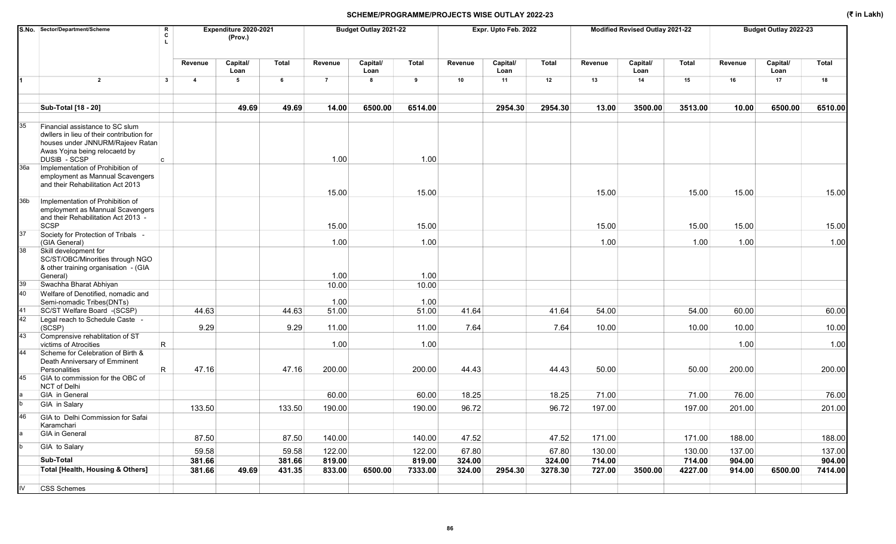# SCHEME/PROGRAMME/PROJECTS WISE OUTLAY 2022-23

(₹ in Lakh)

| S.No. | Sector/Department/Scheme | R C L | Expenditure 2020-2021 (Prov.) | | | Budget Outlay 2021-22 | | | Expr. Upto Feb. 2022 | | | Modified Revised Outlay 2021-22 | | | Budget Outlay 2022-23 | | |
|---|---|---|---|---|---|---|---|---|---|---|---|---|---|---|---|---|---|
| | | | Revenue | Capital/ Loan | Total | Revenue | Capital/ Loan | Total | Revenue | Capital/ Loan | Total | Revenue | Capital/ Loan | Total | Revenue | Capital/ Loan | Total |
| 1 | 2 | 3 | 4 | 5 | 6 | 7 | 8 | 9 | 10 | 11 | 12 | 13 | 14 | 15 | 16 | 17 | 18 |
| | **Sub-Total [18 - 20]** | | | **49.69** | **49.69** | **14.00** | **6500.00** | **6514.00** | | **2954.30** | **2954.30** | **13.00** | **3500.00** | **3513.00** | **10.00** | **6500.00** | **6510.00** |
| 35 | Financial assistance to SC slum dwllers in lieu of their contribution for houses under JNNURM/Rajeev Ratan Awas Yojna being relocaetd by DUSIB - SCSP | C | | | | 1.00 | | 1.00 | | | | | | | | | |
| 36a | Implementation of Prohibition of employment as Mannual Scavengers and their Rehabilitation Act 2013 | | | | | 15.00 | | 15.00 | | | | 15.00 | | 15.00 | 15.00 | | 15.00 |
| 36b | Implementation of Prohibition of employment as Mannual Scavengers and their Rehabilitation Act 2013 - SCSP | | | | | 15.00 | | 15.00 | | | | 15.00 | | 15.00 | 15.00 | | 15.00 |
| 37 | Society for Protection of Tribals - (GIA General) | | | | | 1.00 | | 1.00 | | | | 1.00 | | 1.00 | 1.00 | | 1.00 |
| 38 | Skill development for SC/ST/OBC/Minorities through NGO & other training organisation - (GIA General) | | | | | 1.00 | | 1.00 | | | | | | | | | |
| 39 | Swachha Bharat Abhiyan | | | | | 10.00 | | 10.00 | | | | | | | | | |
| 40 | Welfare of Denotified, nomadic and Semi-nomadic Tribes(DNTs) | | | | | 1.00 | | 1.00 | | | | | | | | | |
| 41 | SC/ST Welfare Board -(SCSP) | | 44.63 | | 44.63 | 51.00 | | 51.00 | 41.64 | | 41.64 | 54.00 | | 54.00 | 60.00 | | 60.00 |
| 42 | Legal reach to Schedule Caste - (SCSP) | | 9.29 | | 9.29 | 11.00 | | 11.00 | 7.64 | | 7.64 | 10.00 | | 10.00 | 10.00 | | 10.00 |
| 43 | Comprensive rehablitation of ST victims of Atrocities | R | | | | 1.00 | | 1.00 | | | | | | | 1.00 | | 1.00 |
| 44 | Scheme for Celebration of Birth & Death Anniversary of Emminent Personalities | R | 47.16 | | 47.16 | 200.00 | | 200.00 | 44.43 | | 44.43 | 50.00 | | 50.00 | 200.00 | | 200.00 |
| 45 | GIA to commission for the OBC of NCT of Delhi | | | | | | | | | | | | | | | | |
| a | GIA in General | | | | | 60.00 | | 60.00 | 18.25 | | 18.25 | 71.00 | | 71.00 | 76.00 | | 76.00 |
| b | GIA in Salary | | 133.50 | | 133.50 | 190.00 | | 190.00 | 96.72 | | 96.72 | 197.00 | | 197.00 | 201.00 | | 201.00 |
| 46 | GIA to Delhi Commission for Safai Karamchari | | | | | | | | | | | | | | | | |
| a | GIA in General | | 87.50 | | 87.50 | 140.00 | | 140.00 | 47.52 | | 47.52 | 171.00 | | 171.00 | 188.00 | | 188.00 |
| b | GIA to Salary | | 59.58 | | 59.58 | 122.00 | | 122.00 | 67.80 | | 67.80 | 130.00 | | 130.00 | 137.00 | | 137.00 |
| | **Sub-Total** | | **381.66** | | **381.66** | **819.00** | | **819.00** | **324.00** | | **324.00** | **714.00** | | **714.00** | **904.00** | | **904.00** |
| | **Total [Health, Housing & Others]** | | **381.66** | **49.69** | **431.35** | **833.00** | **6500.00** | **7333.00** | **324.00** | **2954.30** | **3278.30** | **727.00** | **3500.00** | **4227.00** | **914.00** | **6500.00** | **7414.00** |
| IV | CSS Schemes | | | | | | | | | | | | | | | | |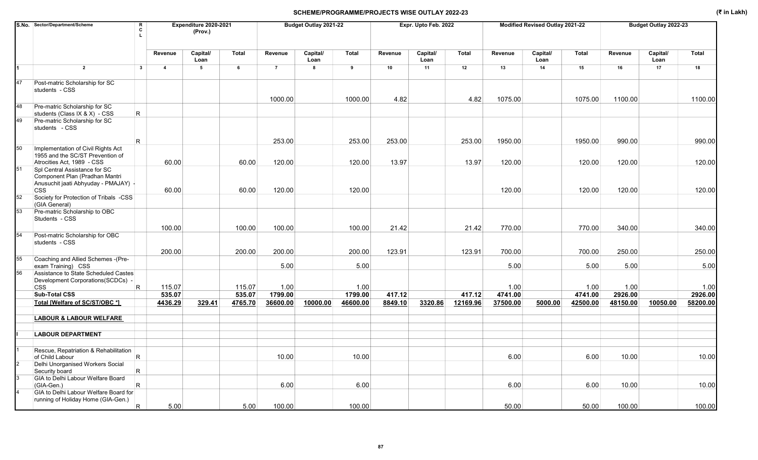# SCHEME/PROGRAMME/PROJECTS WISE OUTLAY 2022-23

(₹ in Lakh)

| S.No. | Sector/Department/Scheme | RCL | Expenditure 2020-2021 (Prov.) | | | Budget Outlay 2021-22 | | | Expr. Upto Feb. 2022 | | | Modified Revised Outlay 2021-22 | | | Budget Outlay 2022-23 | | |
|---|---|---|---|---|---|---|---|---|---|---|---|---|---|---|---|---|---|
| | | | Revenue | Capital/ Loan | Total | Revenue | Capital/ Loan | Total | Revenue | Capital/ Loan | Total | Revenue | Capital/ Loan | Total | Revenue | Capital/ Loan | Total |
| 1 | 2 | 3 | 4 | 5 | 6 | 7 | 8 | 9 | 10 | 11 | 12 | 13 | 14 | 15 | 16 | 17 | 18 |
| 47 | Post-matric Scholarship for SC students - CSS | | | | | 1000.00 | | 1000.00 | 4.82 | | 4.82 | 1075.00 | | 1075.00 | 1100.00 | | 1100.00 |
| 48 | Pre-matric Scholarship for SC students (Class IX & X) - CSS | R | | | | | | | | | | | | | | | |
| 49 | Pre-matric Scholarship for SC students - CSS | R | | | | 253.00 | | 253.00 | 253.00 | | 253.00 | 1950.00 | | 1950.00 | 990.00 | | 990.00 |
| 50 | Implementation of Civil Rights Act 1955 and the SC/ST Prevention of Atrocities Act, 1989 - CSS | | 60.00 | | 60.00 | 120.00 | | 120.00 | 13.97 | | 13.97 | 120.00 | | 120.00 | 120.00 | | 120.00 |
| 51 | Spl Central Assistance for SC Component Plan (Pradhan Mantri Anusuchit jaati Abhyuday - PMAJAY) - CSS | | 60.00 | | 60.00 | 120.00 | | 120.00 | | | | 120.00 | | 120.00 | 120.00 | | 120.00 |
| 52 | Society for Protection of Tribals -CSS (GIA General) | | | | | | | | | | | | | | | | |
| 53 | Pre-matric Scholarship to OBC Students - CSS | | 100.00 | | 100.00 | 100.00 | | 100.00 | 21.42 | | 21.42 | 770.00 | | 770.00 | 340.00 | | 340.00 |
| 54 | Post-matric Scholarship for OBC students - CSS | | 200.00 | | 200.00 | 200.00 | | 200.00 | 123.91 | | 123.91 | 700.00 | | 700.00 | 250.00 | | 250.00 |
| 55 | Coaching and Allied Schemes -(Pre-exam Training) CSS | | | | | 5.00 | | 5.00 | | | | 5.00 | | 5.00 | 5.00 | | 5.00 |
| 56 | Assistance to State Scheduled Castes Development Corporations(SCDCs) - CSS | R | 115.07 | | 115.07 | 1.00 | | 1.00 | | | | 1.00 | | 1.00 | 1.00 | | 1.00 |
| | **Sub-Total CSS** | | **535.07** | | **535.07** | **1799.00** | | **1799.00** | **417.12** | | **417.12** | **4741.00** | | **4741.00** | **2926.00** | | **2926.00** |
| | **Total [Welfare of SC/ST/OBC *]** | | **4436.29** | **329.41** | **4765.70** | **36600.00** | **10000.00** | **46600.00** | **8849.10** | **3320.86** | **12169.96** | **37500.00** | **5000.00** | **42500.00** | **48150.00** | **10050.00** | **58200.00** |
| | **LABOUR & LABOUR WELFARE** | | | | | | | | | | | | | | | | |
| I | **LABOUR DEPARTMENT** | | | | | | | | | | | | | | | | |
| 1 | Rescue, Repatriation & Rehabilitation of Child Labour | R | | | | 10.00 | | 10.00 | | | | 6.00 | | 6.00 | 10.00 | | 10.00 |
| 2 | Delhi Unorganised Workers Social Security board | R | | | | | | | | | | | | | | | |
| 3 | GIA to Delhi Labour Welfare Board (GIA-Gen.) | R | | | | 6.00 | | 6.00 | | | | 6.00 | | 6.00 | 10.00 | | 10.00 |
| 4 | GIA to Delhi Labour Welfare Board for running of Holiday Home (GIA-Gen.) | R | 5.00 | | 5.00 | 100.00 | | 100.00 | | | | 50.00 | | 50.00 | 100.00 | | 100.00 |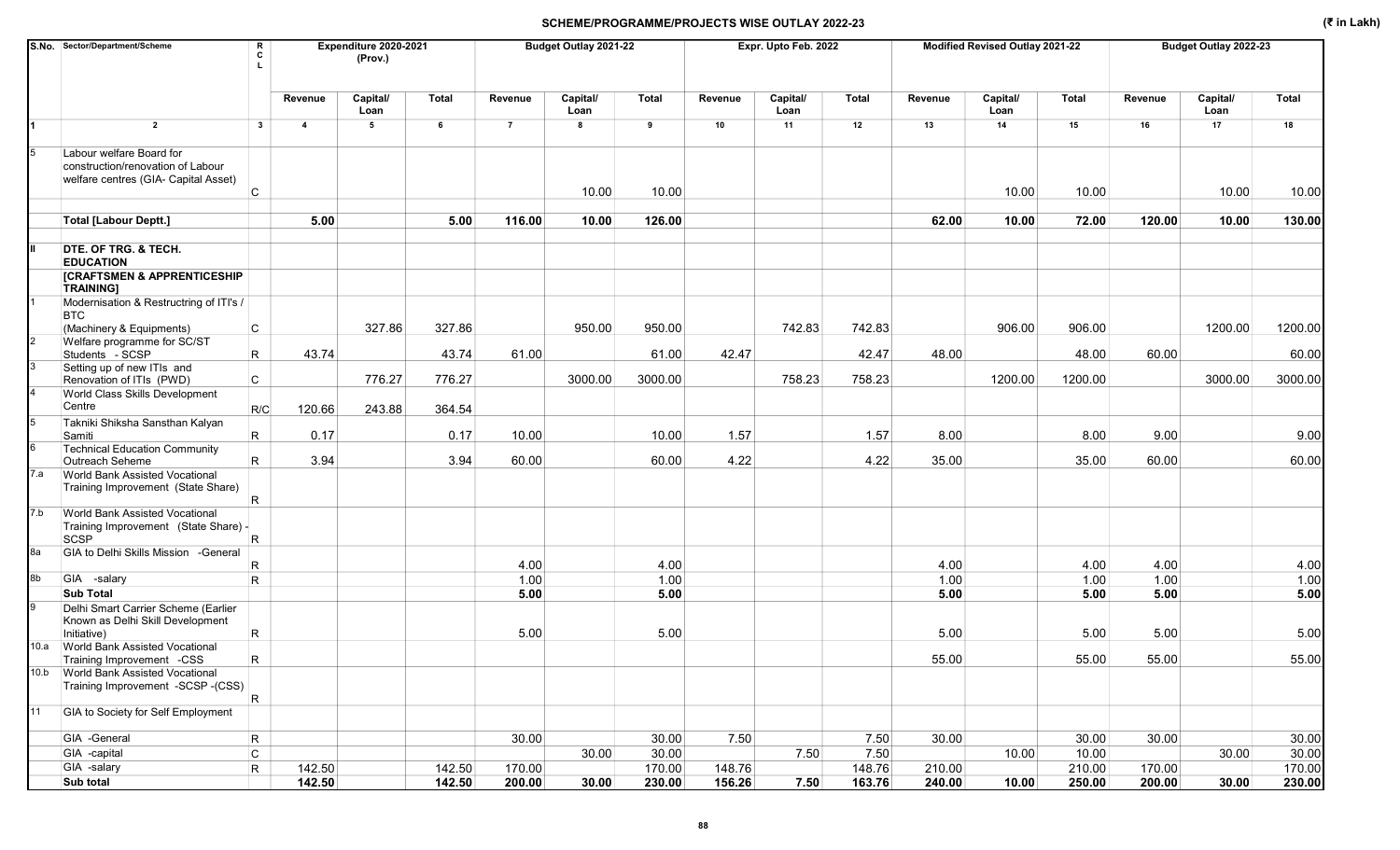## SCHEME/PROGRAMME/PROJECTS WISE OUTLAY 2022-23

(₹ in Lakh)

| S.No. | Sector/Department/Scheme | R C L | Expenditure 2020-2021 (Prov.) | | | Budget Outlay 2021-22 | | | Expr. Upto Feb. 2022 | | | Modified Revised Outlay 2021-22 | | | Budget Outlay 2022-23 | | |
|---|---|---|---|---|---|---|---|---|---|---|---|---|---|---|---|---|---|
| | | | Revenue | Capital/ Loan | Total | Revenue | Capital/ Loan | Total | Revenue | Capital/ Loan | Total | Revenue | Capital/ Loan | Total | Revenue | Capital/ Loan | Total |
| 1 | 2 | 3 | 4 | 5 | 6 | 7 | 8 | 9 | 10 | 11 | 12 | 13 | 14 | 15 | 16 | 17 | 18 |
| 5 | Labour welfare Board for construction/renovation of Labour welfare centres (GIA- Capital Asset) | C | | | | | 10.00 | 10.00 | | | | | 10.00 | 10.00 | | 10.00 | 10.00 |
| | **Total [Labour Deptt.]** | | **5.00** | | **5.00** | **116.00** | **10.00** | **126.00** | | | | **62.00** | **10.00** | **72.00** | **120.00** | **10.00** | **130.00** |
| II | **DTE. OF TRG. & TECH. EDUCATION** | | | | | | | | | | | | | | | | |
| | **[CRAFTSMEN & APPRENTICESHIP TRAINING]** | | | | | | | | | | | | | | | | |
| 1 | Modernisation & Restructring of ITI's / BTC (Machinery & Equipments) | C | | 327.86 | 327.86 | | 950.00 | 950.00 | | 742.83 | 742.83 | | 906.00 | 906.00 | | 1200.00 | 1200.00 |
| 2 | Welfare programme for SC/ST Students - SCSP | R | 43.74 | | 43.74 | 61.00 | | 61.00 | 42.47 | | 42.47 | 48.00 | | 48.00 | 60.00 | | 60.00 |
| 3 | Setting up of new ITIs and Renovation of ITIs (PWD) | C | | 776.27 | 776.27 | | 3000.00 | 3000.00 | | 758.23 | 758.23 | | 1200.00 | 1200.00 | | 3000.00 | 3000.00 |
| 4 | World Class Skills Development Centre | R/C | 120.66 | 243.88 | 364.54 | | | | | | | | | | | | |
| 5 | Takniki Shiksha Sansthan Kalyan Samiti | R | 0.17 | | 0.17 | 10.00 | | 10.00 | 1.57 | | 1.57 | 8.00 | | 8.00 | 9.00 | | 9.00 |
| 6 | Technical Education Community Outreach Seheme | R | 3.94 | | 3.94 | 60.00 | | 60.00 | 4.22 | | 4.22 | 35.00 | | 35.00 | 60.00 | | 60.00 |
| 7.a | World Bank Assisted Vocational Training Improvement (State Share) | R | | | | | | | | | | | | | | | |
| 7.b | World Bank Assisted Vocational Training Improvement (State Share) - SCSP | R | | | | | | | | | | | | | | | |
| 8a | GIA to Delhi Skills Mission -General | R | | | | 4.00 | | 4.00 | | | | 4.00 | | 4.00 | 4.00 | | 4.00 |
| 8b | GIA -salary | R | | | | 1.00 | | 1.00 | | | | 1.00 | | 1.00 | 1.00 | | 1.00 |
| | **Sub Total** | | | | | **5.00** | | **5.00** | | | | **5.00** | | **5.00** | **5.00** | | **5.00** |
| 9 | Delhi Smart Carrier Scheme (Earlier Known as Delhi Skill Development Initiative) | R | | | | 5.00 | | 5.00 | | | | 5.00 | | 5.00 | 5.00 | | 5.00 |
| 10.a | World Bank Assisted Vocational Training Improvement -CSS | R | | | | | | | | | | 55.00 | | 55.00 | 55.00 | | 55.00 |
| 10.b | World Bank Assisted Vocational Training Improvement -SCSP -(CSS) | R | | | | | | | | | | | | | | | |
| 11 | GIA to Society for Self Employment | | | | | | | | | | | | | | | | |
| | GIA -General | R | | | | 30.00 | | 30.00 | 7.50 | | 7.50 | 30.00 | | 30.00 | 30.00 | | 30.00 |
| | GIA -capital | C | | | | | 30.00 | 30.00 | | 7.50 | 7.50 | | 10.00 | 10.00 | | 30.00 | 30.00 |
| | GIA -salary | R | 142.50 | | 142.50 | 170.00 | | 170.00 | 148.76 | | 148.76 | 210.00 | | 210.00 | 170.00 | | 170.00 |
| | **Sub total** | | **142.50** | | **142.50** | **200.00** | **30.00** | **230.00** | **156.26** | **7.50** | **163.76** | **240.00** | **10.00** | **250.00** | **200.00** | **30.00** | **230.00** |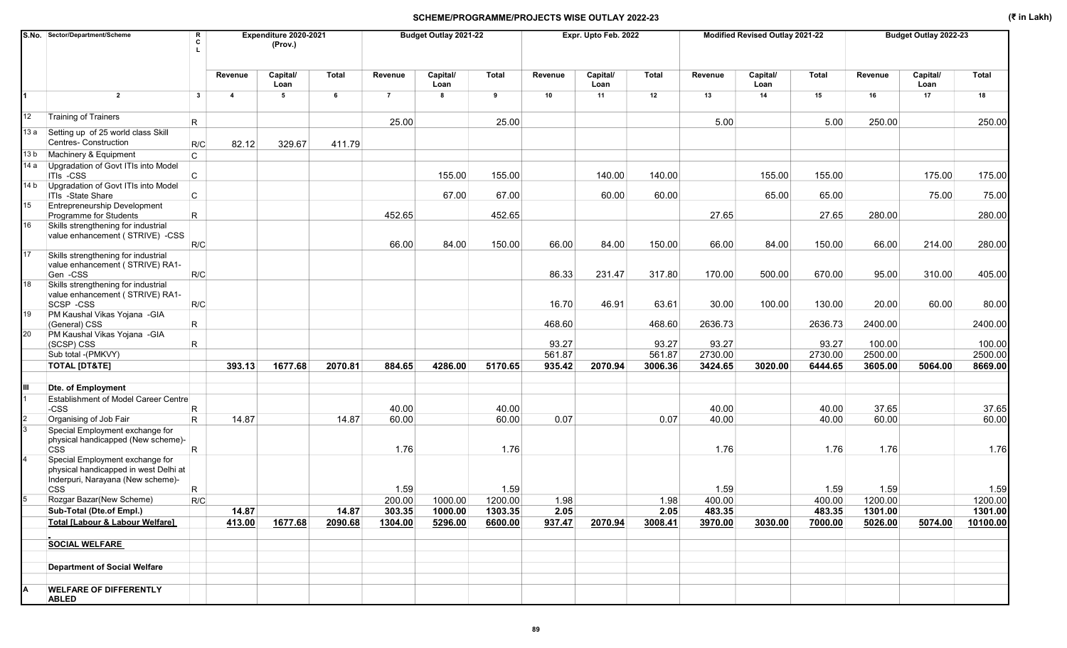## SCHEME/PROGRAMME/PROJECTS WISE OUTLAY 2022-23

(₹ in Lakh)

| S.No. | Sector/Department/Scheme | RCL | Expenditure 2020-2021 (Prov.) | | | Budget Outlay 2021-22 | | | Expr. Upto Feb. 2022 | | | Modified Revised Outlay 2021-22 | | | Budget Outlay 2022-23 | | |
|---|---|---|---|---|---|---|---|---|---|---|---|---|---|---|---|---|---|
| | | | Revenue | Capital/ Loan | Total | Revenue | Capital/ Loan | Total | Revenue | Capital/ Loan | Total | Revenue | Capital/ Loan | Total | Revenue | Capital/ Loan | Total |
| 1 | 2 | 3 | 4 | 5 | 6 | 7 | 8 | 9 | 10 | 11 | 12 | 13 | 14 | 15 | 16 | 17 | 18 |
| 12 | Training of Trainers | R | | | | 25.00 | | 25.00 | | | | 5.00 | | 5.00 | 250.00 | | 250.00 |
| 13 a | Setting up of 25 world class Skill Centres- Construction | R/C | 82.12 | 329.67 | 411.79 | | | | | | | | | | | | |
| 13 b | Machinery & Equipment | C | | | | | | | | | | | | | | | |
| 14 a | Upgradation of Govt ITIs into Model ITIs -CSS | C | | | | | 155.00 | 155.00 | | 140.00 | 140.00 | | 155.00 | 155.00 | | 175.00 | 175.00 |
| 14 b | Upgradation of Govt ITIs into Model ITIs -State Share | C | | | | | 67.00 | 67.00 | | 60.00 | 60.00 | | 65.00 | 65.00 | | 75.00 | 75.00 |
| 15 | Entrepreneurship Development Programme for Students | R | | | | 452.65 | | 452.65 | | | | 27.65 | | 27.65 | 280.00 | | 280.00 |
| 16 | Skills strengthening for industrial value enhancement ( STRIVE) -CSS | R/C | | | | 66.00 | 84.00 | 150.00 | 66.00 | 84.00 | 150.00 | 66.00 | 84.00 | 150.00 | 66.00 | 214.00 | 280.00 |
| 17 | Skills strengthening for industrial value enhancement ( STRIVE) RA1-Gen -CSS | R/C | | | | | | | 86.33 | 231.47 | 317.80 | 170.00 | 500.00 | 670.00 | 95.00 | 310.00 | 405.00 |
| 18 | Skills strengthening for industrial value enhancement ( STRIVE) RA1-SCSP -CSS | R/C | | | | | | | 16.70 | 46.91 | 63.61 | 30.00 | 100.00 | 130.00 | 20.00 | 60.00 | 80.00 |
| 19 | PM Kaushal Vikas Yojana -GIA (General) CSS | R | | | | | | | 468.60 | | 468.60 | 2636.73 | | 2636.73 | 2400.00 | | 2400.00 |
| 20 | PM Kaushal Vikas Yojana -GIA (SCSP) CSS | R | | | | | | | 93.27 | | 93.27 | 93.27 | | 93.27 | 100.00 | | 100.00 |
| | Sub total -(PMKVY) | | | | | | | | 561.87 | | 561.87 | 2730.00 | | 2730.00 | 2500.00 | | 2500.00 |
| | **TOTAL [DT&TE]** | | **393.13** | **1677.68** | **2070.81** | **884.65** | **4286.00** | **5170.65** | **935.42** | **2070.94** | **3006.36** | **3424.65** | **3020.00** | **6444.65** | **3605.00** | **5064.00** | **8669.00** |
| III | **Dte. of Employment** | | | | | | | | | | | | | | | | |
| 1 | Establishment of Model Career Centre -CSS | R | | | | 40.00 | | 40.00 | | | | 40.00 | | 40.00 | 37.65 | | 37.65 |
| 2 | Organising of Job Fair | R | 14.87 | | 14.87 | 60.00 | | 60.00 | 0.07 | | 0.07 | 40.00 | | 40.00 | 60.00 | | 60.00 |
| 3 | Special Employment exchange for physical handicapped (New scheme)-CSS | R | | | | 1.76 | | 1.76 | | | | 1.76 | | 1.76 | 1.76 | | 1.76 |
| 4 | Special Employment exchange for physical handicapped in west Delhi at Inderpuri, Narayana (New scheme)-CSS | R | | | | 1.59 | | 1.59 | | | | 1.59 | | 1.59 | 1.59 | | 1.59 |
| 5 | Rozgar Bazar(New Scheme) | R/C | | | | 200.00 | 1000.00 | 1200.00 | 1.98 | | 1.98 | 400.00 | | 400.00 | 1200.00 | | 1200.00 |
| | **Sub-Total (Dte.of Empl.)** | | **14.87** | | **14.87** | **303.35** | **1000.00** | **1303.35** | **2.05** | | **2.05** | **483.35** | | **483.35** | **1301.00** | | **1301.00** |
| | **Total [Labour & Labour Welfare]** | | **413.00** | **1677.68** | **2090.68** | **1304.00** | **5296.00** | **6600.00** | **937.47** | **2070.94** | **3008.41** | **3970.00** | **3030.00** | **7000.00** | **5026.00** | **5074.00** | **10100.00** |
| | **SOCIAL WELFARE** | | | | | | | | | | | | | | | | |
| | **Department of Social Welfare** | | | | | | | | | | | | | | | | |
| A | **WELFARE OF DIFFERENTLY ABLED** | | | | | | | | | | | | | | | | |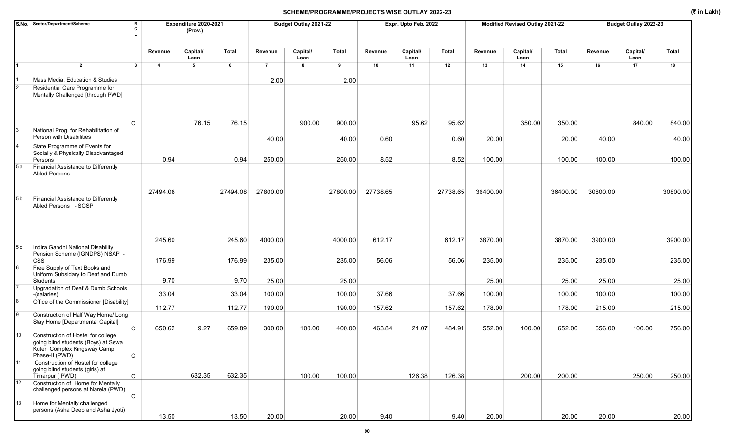# SCHEME/PROGRAMME/PROJECTS WISE OUTLAY 2022-23

(₹ in Lakh)

| S.No. | Sector/Department/Scheme | RCL | Expenditure 2020-2021 (Prov.) | | | Budget Outlay 2021-22 | | | Expr. Upto Feb. 2022 | | | Modified Revised Outlay 2021-22 | | | Budget Outlay 2022-23 | | |
|---|---|---|---|---|---|---|---|---|---|---|---|---|---|---|---|---|---|
| | | | Revenue | Capital/ Loan | Total | Revenue | Capital/ Loan | Total | Revenue | Capital/ Loan | Total | Revenue | Capital/ Loan | Total | Revenue | Capital/ Loan | Total |
| 1 | 2 | 3 | 4 | 5 | 6 | 7 | 8 | 9 | 10 | 11 | 12 | 13 | 14 | 15 | 16 | 17 | 18 |
| 1 | Mass Media, Education & Studies | | | | | 2.00 | | 2.00 | | | | | | | | | |
| 2 | Residential Care Programme for Mentally Challenged [through PWD] | C | | 76.15 | 76.15 | | 900.00 | 900.00 | | 95.62 | 95.62 | | 350.00 | 350.00 | | 840.00 | 840.00 |
| 3 | National Prog. for Rehabilitation of Person with Disabilities | | | | | 40.00 | | 40.00 | 0.60 | | 0.60 | 20.00 | | 20.00 | 40.00 | | 40.00 |
| 4 | State Programme of Events for Socially & Physically Disadvantaged Persons | | 0.94 | | 0.94 | 250.00 | | 250.00 | 8.52 | | 8.52 | 100.00 | | 100.00 | 100.00 | | 100.00 |
| 5.a | Financial Assistance to Differently Abled Persons | | 27494.08 | | 27494.08 | 27800.00 | | 27800.00 | 27738.65 | | 27738.65 | 36400.00 | | 36400.00 | 30800.00 | | 30800.00 |
| 5.b | Financial Assistance to Differently Abled Persons - SCSP | | 245.60 | | 245.60 | 4000.00 | | 4000.00 | 612.17 | | 612.17 | 3870.00 | | 3870.00 | 3900.00 | | 3900.00 |
| 5.c | Indira Gandhi National Disability Pension Scheme (IGNDPS) NSAP - CSS | | 176.99 | | 176.99 | 235.00 | | 235.00 | 56.06 | | 56.06 | 235.00 | | 235.00 | 235.00 | | 235.00 |
| 6 | Free Supply of Text Books and Uniform Subsidary to Deaf and Dumb Students | | 9.70 | | 9.70 | 25.00 | | 25.00 | | | | 25.00 | | 25.00 | 25.00 | | 25.00 |
| 7 | Upgradation of Deaf & Dumb Schools -(salaries) | | 33.04 | | 33.04 | 100.00 | | 100.00 | 37.66 | | 37.66 | 100.00 | | 100.00 | 100.00 | | 100.00 |
| 8 | Office of the Commissioner [Disability] | | 112.77 | | 112.77 | 190.00 | | 190.00 | 157.62 | | 157.62 | 178.00 | | 178.00 | 215.00 | | 215.00 |
| 9 | Construction of Half Way Home/ Long Stay Home [Departmental Capital] | C | 650.62 | 9.27 | 659.89 | 300.00 | 100.00 | 400.00 | 463.84 | 21.07 | 484.91 | 552.00 | 100.00 | 652.00 | 656.00 | 100.00 | 756.00 |
| 10 | Construction of Hostel for college going blind students (Boys) at Sewa Kuter Complex Kingsway Camp Phase-II (PWD) | C | | | | | | | | | | | | | | | |
| 11 | Construction of Hostel for college going blind students (girls) at Timarpur ( PWD) | C | | 632.35 | 632.35 | | 100.00 | 100.00 | | 126.38 | 126.38 | | 200.00 | 200.00 | | 250.00 | 250.00 |
| 12 | Construction of Home for Mentally challenged persons at Narela (PWD) | C | | | | | | | | | | | | | | | |
| 13 | Home for Mentally challenged persons (Asha Deep and Asha Jyoti) | | 13.50 | | 13.50 | 20.00 | | 20.00 | 9.40 | | 9.40 | 20.00 | | 20.00 | 20.00 | | 20.00 |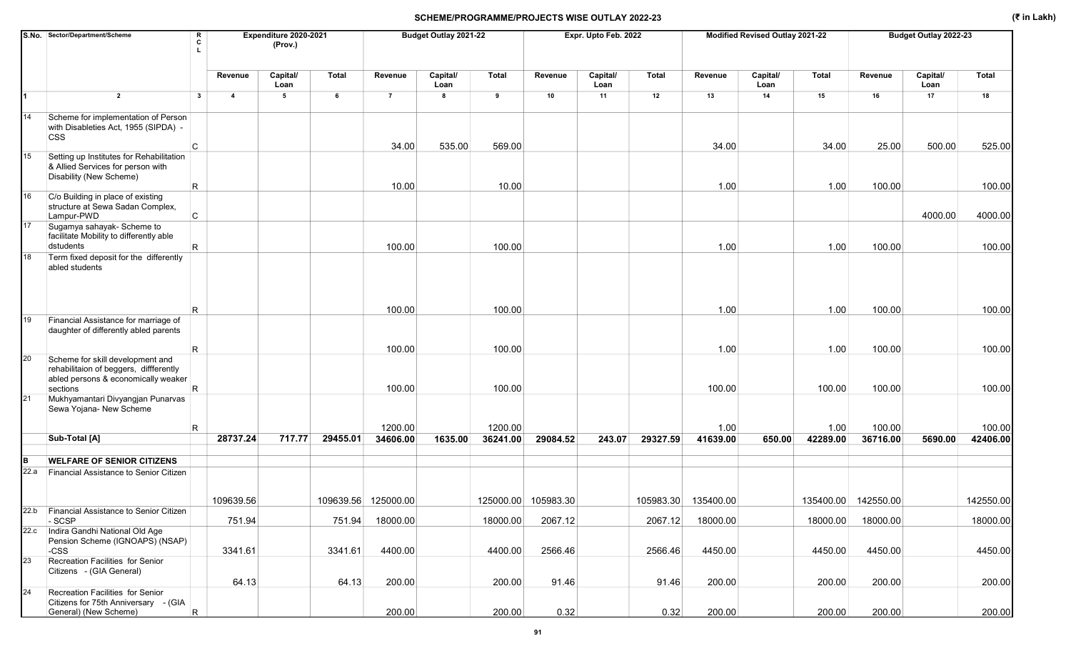## SCHEME/PROGRAMME/PROJECTS WISE OUTLAY 2022-23

(₹ in Lakh)

| S.No. | Sector/Department/Scheme | R C L | Expenditure 2020-2021 (Prov.) | | | Budget Outlay 2021-22 | | | Expr. Upto Feb. 2022 | | | Modified Revised Outlay 2021-22 | | | Budget Outlay 2022-23 | | |
|---|---|---|---|---|---|---|---|---|---|---|---|---|---|---|---|---|---|
| | | | Revenue | Capital/ Loan | Total | Revenue | Capital/ Loan | Total | Revenue | Capital/ Loan | Total | Revenue | Capital/ Loan | Total | Revenue | Capital/ Loan | Total |
| 1 | 2 | 3 | 4 | 5 | 6 | 7 | 8 | 9 | 10 | 11 | 12 | 13 | 14 | 15 | 16 | 17 | 18 |
| 14 | Scheme for implementation of Person with Disableties Act, 1955 (SIPDA) - CSS | C | | | | 34.00 | 535.00 | 569.00 | | | | 34.00 | | 34.00 | 25.00 | 500.00 | 525.00 |
| 15 | Setting up Institutes for Rehabilitation & Allied Services for person with Disability (New Scheme) | R | | | | 10.00 | | 10.00 | | | | 1.00 | | 1.00 | 100.00 | | 100.00 |
| 16 | C/o Building in place of existing structure at Sewa Sadan Complex, Lampur-PWD | C | | | | | | | | | | | | | | 4000.00 | 4000.00 |
| 17 | Sugamya sahayak- Scheme to facilitate Mobility to differently able dstudents | R | | | | 100.00 | | 100.00 | | | | 1.00 | | 1.00 | 100.00 | | 100.00 |
| 18 | Term fixed deposit for the differently abled students | R | | | | 100.00 | | 100.00 | | | | 1.00 | | 1.00 | 100.00 | | 100.00 |
| 19 | Financial Assistance for marriage of daughter of differently abled parents | R | | | | 100.00 | | 100.00 | | | | 1.00 | | 1.00 | 100.00 | | 100.00 |
| 20 | Scheme for skill development and rehabilitaion of beggers, diffferently abled persons & economically weaker sections | R | | | | 100.00 | | 100.00 | | | | 100.00 | | 100.00 | 100.00 | | 100.00 |
| 21 | Mukhyamantari Divyangjan Punarvas Sewa Yojana- New Scheme | R | | | | 1200.00 | | 1200.00 | | | | 1.00 | | 1.00 | 100.00 | | 100.00 |
| | **Sub-Total [A]** | | **28737.24** | **717.77** | **29455.01** | **34606.00** | **1635.00** | **36241.00** | **29084.52** | **243.07** | **29327.59** | **41639.00** | **650.00** | **42289.00** | **36716.00** | **5690.00** | **42406.00** |
| **B** | **WELFARE OF SENIOR CITIZENS** | | | | | | | | | | | | | | | | |
| 22.a | Financial Assistance to Senior Citizen | | 109639.56 | | 109639.56 | 125000.00 | | 125000.00 | 105983.30 | | 105983.30 | 135400.00 | | 135400.00 | 142550.00 | | 142550.00 |
| 22.b | Financial Assistance to Senior Citizen - SCSP | | 751.94 | | 751.94 | 18000.00 | | 18000.00 | 2067.12 | | 2067.12 | 18000.00 | | 18000.00 | 18000.00 | | 18000.00 |
| 22.c | Indira Gandhi National Old Age Pension Scheme (IGNOAPS) (NSAP) -CSS | | 3341.61 | | 3341.61 | 4400.00 | | 4400.00 | 2566.46 | | 2566.46 | 4450.00 | | 4450.00 | 4450.00 | | 4450.00 |
| 23 | Recreation Facilities for Senior Citizens - (GIA General) | | 64.13 | | 64.13 | 200.00 | | 200.00 | 91.46 | | 91.46 | 200.00 | | 200.00 | 200.00 | | 200.00 |
| 24 | Recreation Facilities for Senior Citizens for 75th Anniversary - (GIA General) (New Scheme) | R | | | | 200.00 | | 200.00 | 0.32 | | 0.32 | 200.00 | | 200.00 | 200.00 | | 200.00 |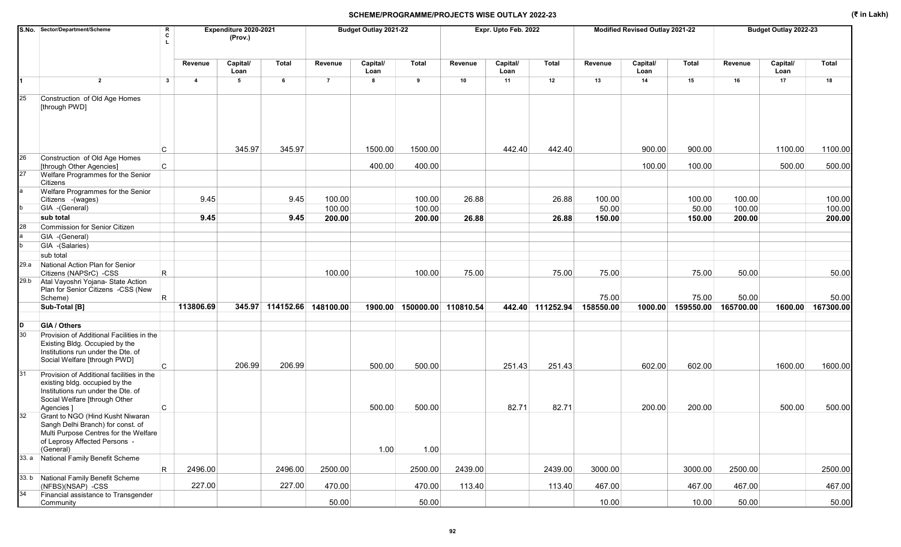## SCHEME/PROGRAMME/PROJECTS WISE OUTLAY 2022-23

(₹ in Lakh)

| S.No. | Sector/Department/Scheme | R C L | Expenditure 2020-2021 (Prov.) | | | Budget Outlay 2021-22 | | | Expr. Upto Feb. 2022 | | | Modified Revised Outlay 2021-22 | | | Budget Outlay 2022-23 | | |
|---|---|---|---|---|---|---|---|---|---|---|---|---|---|---|---|---|---|
| | | | Revenue | Capital/ Loan | Total | Revenue | Capital/ Loan | Total | Revenue | Capital/ Loan | Total | Revenue | Capital/ Loan | Total | Revenue | Capital/ Loan | Total |
| 1 | 2 | 3 | 4 | 5 | 6 | 7 | 8 | 9 | 10 | 11 | 12 | 13 | 14 | 15 | 16 | 17 | 18 |
| 25 | Construction of Old Age Homes [through PWD] | C | | 345.97 | 345.97 | | 1500.00 | 1500.00 | | 442.40 | 442.40 | | 900.00 | 900.00 | | 1100.00 | 1100.00 |
| 26 | Construction of Old Age Homes [through Other Agencies] | C | | | | | 400.00 | 400.00 | | | | | 100.00 | 100.00 | | 500.00 | 500.00 |
| 27 | Welfare Programmes for the Senior Citizens | | | | | | | | | | | | | | | | |
| a | Welfare Programmes for the Senior Citizens -(wages) | | 9.45 | | 9.45 | 100.00 | | 100.00 | 26.88 | | 26.88 | 100.00 | | 100.00 | 100.00 | | 100.00 |
| b | GIA -(General) | | | | | 100.00 | | 100.00 | | | | 50.00 | | 50.00 | 100.00 | | 100.00 |
| | **sub total** | | **9.45** | | **9.45** | **200.00** | | **200.00** | **26.88** | | **26.88** | **150.00** | | **150.00** | **200.00** | | **200.00** |
| 28 | Commission for Senior Citizen | | | | | | | | | | | | | | | | |
| a | GIA -(General) | | | | | | | | | | | | | | | | |
| b | GIA -(Salaries) | | | | | | | | | | | | | | | | |
| | sub total | | | | | | | | | | | | | | | | |
| 29.a | National Action Plan for Senior Citizens (NAPSrC) -CSS | R | | | | 100.00 | | 100.00 | 75.00 | | 75.00 | 75.00 | | 75.00 | 50.00 | | 50.00 |
| 29.b | Atal Vayoshri Yojana- State Action Plan for Senior Citizens -CSS (New Scheme) | R | | | | | | | | | | 75.00 | | 75.00 | 50.00 | | 50.00 |
| | **Sub-Total [B]** | | **113806.69** | **345.97** | **114152.66** | **148100.00** | **1900.00** | **150000.00** | **110810.54** | **442.40** | **111252.94** | **158550.00** | **1000.00** | **159550.00** | **165700.00** | **1600.00** | **167300.00** |
| **D** | **GIA / Others** | | | | | | | | | | | | | | | | |
| 30 | Provision of Additional Facilities in the Existing Bldg. Occupied by the Institutions run under the Dte. of Social Welfare [through PWD] | C | | 206.99 | 206.99 | | 500.00 | 500.00 | | 251.43 | 251.43 | | 602.00 | 602.00 | | 1600.00 | 1600.00 |
| 31 | Provision of Additional facilities in the existing bldg. occupied by the Institutions run under the Dte. of Social Welfare [through Other Agencies ] | C | | | | | 500.00 | 500.00 | | 82.71 | 82.71 | | 200.00 | 200.00 | | 500.00 | 500.00 |
| 32 | Grant to NGO (Hind Kusht Niwaran Sangh Delhi Branch) for const. of Multi Purpose Centres for the Welfare of Leprosy Affected Persons - (General) | | | | | | 1.00 | 1.00 | | | | | | | | | |
| 33. a | National Family Benefit Scheme | R | 2496.00 | | 2496.00 | 2500.00 | | 2500.00 | 2439.00 | | 2439.00 | 3000.00 | | 3000.00 | 2500.00 | | 2500.00 |
| 33. b | National Family Benefit Scheme (NFBS)(NSAP) -CSS | | 227.00 | | 227.00 | 470.00 | | 470.00 | 113.40 | | 113.40 | 467.00 | | 467.00 | 467.00 | | 467.00 |
| 34 | Financial assistance to Transgender Community | | | | | 50.00 | | 50.00 | | | | 10.00 | | 10.00 | 50.00 | | 50.00 |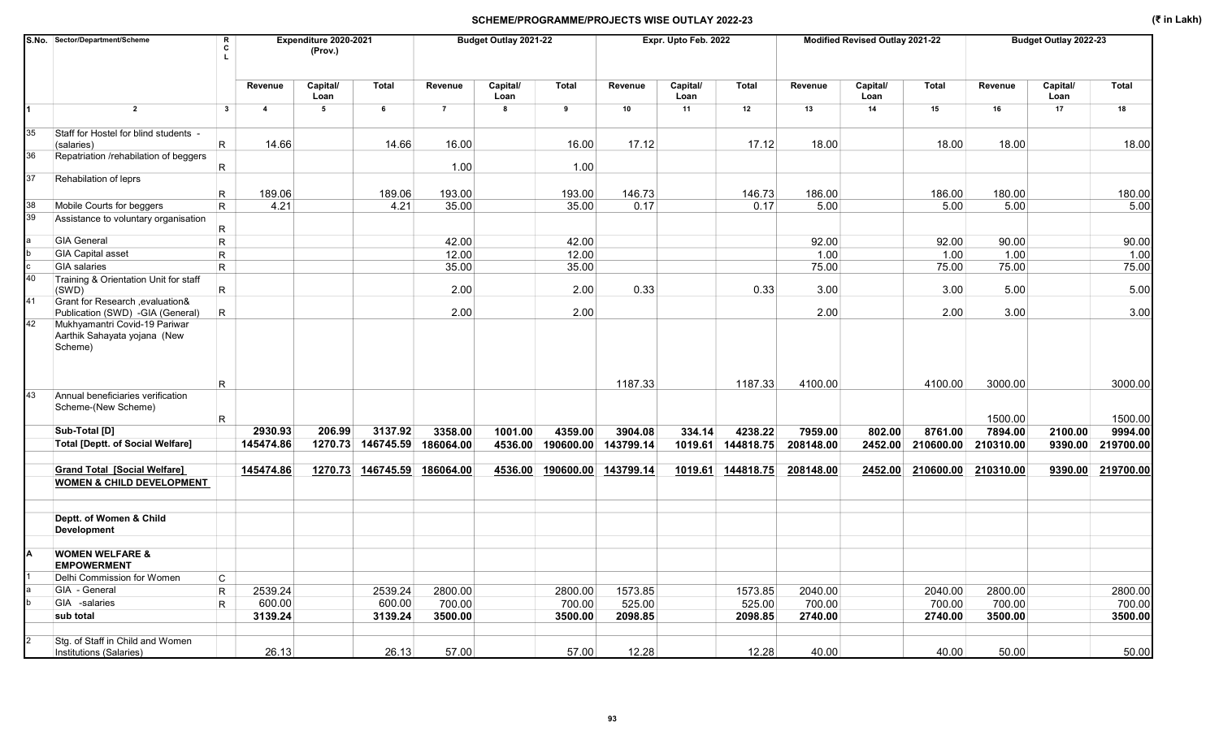## SCHEME/PROGRAMME/PROJECTS WISE OUTLAY 2022-23

(₹ in Lakh)

| S.No. | Sector/Department/Scheme | RCL | Expenditure 2020-2021 (Prov.) | | | Budget Outlay 2021-22 | | | Expr. Upto Feb. 2022 | | | Modified Revised Outlay 2021-22 | | | Budget Outlay 2022-23 | | |
|---|---|---|---|---|---|---|---|---|---|---|---|---|---|---|---|---|---|
| | | | Revenue | Capital/ Loan | Total | Revenue | Capital/ Loan | Total | Revenue | Capital/ Loan | Total | Revenue | Capital/ Loan | Total | Revenue | Capital/ Loan | Total |
| 1 | 2 | 3 | 4 | 5 | 6 | 7 | 8 | 9 | 10 | 11 | 12 | 13 | 14 | 15 | 16 | 17 | 18 |
| 35 | Staff for Hostel for blind students - (salaries) | R | 14.66 | | 14.66 | 16.00 | | 16.00 | 17.12 | | 17.12 | 18.00 | | 18.00 | 18.00 | | 18.00 |
| 36 | Repatriation /rehabilation of beggers | R | | | | 1.00 | | 1.00 | | | | | | | | | |
| 37 | Rehabilation of leprs | R | 189.06 | | 189.06 | 193.00 | | 193.00 | 146.73 | | 146.73 | 186.00 | | 186.00 | 180.00 | | 180.00 |
| 38 | Mobile Courts for beggers | R | 4.21 | | 4.21 | 35.00 | | 35.00 | 0.17 | | 0.17 | 5.00 | | 5.00 | 5.00 | | 5.00 |
| 39 | Assistance to voluntary organisation | R | | | | | | | | | | | | | | | |
| a | GIA General | R | | | | 42.00 | | 42.00 | | | | 92.00 | | 92.00 | 90.00 | | 90.00 |
| b | GIA Capital asset | R | | | | 12.00 | | 12.00 | | | | 1.00 | | 1.00 | 1.00 | | 1.00 |
| c | GIA salaries | R | | | | 35.00 | | 35.00 | | | | 75.00 | | 75.00 | 75.00 | | 75.00 |
| 40 | Training & Orientation Unit for staff (SWD) | R | | | | 2.00 | | 2.00 | 0.33 | | 0.33 | 3.00 | | 3.00 | 5.00 | | 5.00 |
| 41 | Grant for Research ,evaluation& Publication (SWD) -GIA (General) | R | | | | 2.00 | | 2.00 | | | | 2.00 | | 2.00 | 3.00 | | 3.00 |
| 42 | Mukhyamantri Covid-19 Pariwar Aarthik Sahayata yojana (New Scheme) | R | | | | | | | 1187.33 | | 1187.33 | 4100.00 | | 4100.00 | 3000.00 | | 3000.00 |
| 43 | Annual beneficiaries verification Scheme-(New Scheme) | R | | | | | | | | | | | | | 1500.00 | | 1500.00 |
| | **Sub-Total [D]** | | **2930.93** | **206.99** | **3137.92** | **3358.00** | **1001.00** | **4359.00** | **3904.08** | **334.14** | **4238.22** | **7959.00** | **802.00** | **8761.00** | **7894.00** | **2100.00** | **9994.00** |
| | **Total [Deptt. of Social Welfare]** | | **145474.86** | **1270.73** | **146745.59** | **186064.00** | **4536.00** | **190600.00** | **143799.14** | **1019.61** | **144818.75** | **208148.00** | **2452.00** | **210600.00** | **210310.00** | **9390.00** | **219700.00** |
| | **Grand Total [Social Welfare]** | | **145474.86** | **1270.73** | **146745.59** | **186064.00** | **4536.00** | **190600.00** | **143799.14** | **1019.61** | **144818.75** | **208148.00** | **2452.00** | **210600.00** | **210310.00** | **9390.00** | **219700.00** |
| | **WOMEN & CHILD DEVELOPMENT** | | | | | | | | | | | | | | | | |
| | **Deptt. of Women & Child Development** | | | | | | | | | | | | | | | | |
| A | **WOMEN WELFARE & EMPOWERMENT** | | | | | | | | | | | | | | | | |
| 1 | Delhi Commission for Women | C | | | | | | | | | | | | | | | |
| a | GIA - General | R | 2539.24 | | 2539.24 | 2800.00 | | 2800.00 | 1573.85 | | 1573.85 | 2040.00 | | 2040.00 | 2800.00 | | 2800.00 |
| b | GIA -salaries | R | 600.00 | | 600.00 | 700.00 | | 700.00 | 525.00 | | 525.00 | 700.00 | | 700.00 | 700.00 | | 700.00 |
| | **sub total** | | **3139.24** | | **3139.24** | **3500.00** | | **3500.00** | **2098.85** | | **2098.85** | **2740.00** | | **2740.00** | **3500.00** | | **3500.00** |
| 2 | Stg. of Staff in Child and Women Institutions (Salaries) | | 26.13 | | 26.13 | 57.00 | | 57.00 | 12.28 | | 12.28 | 40.00 | | 40.00 | 50.00 | | 50.00 |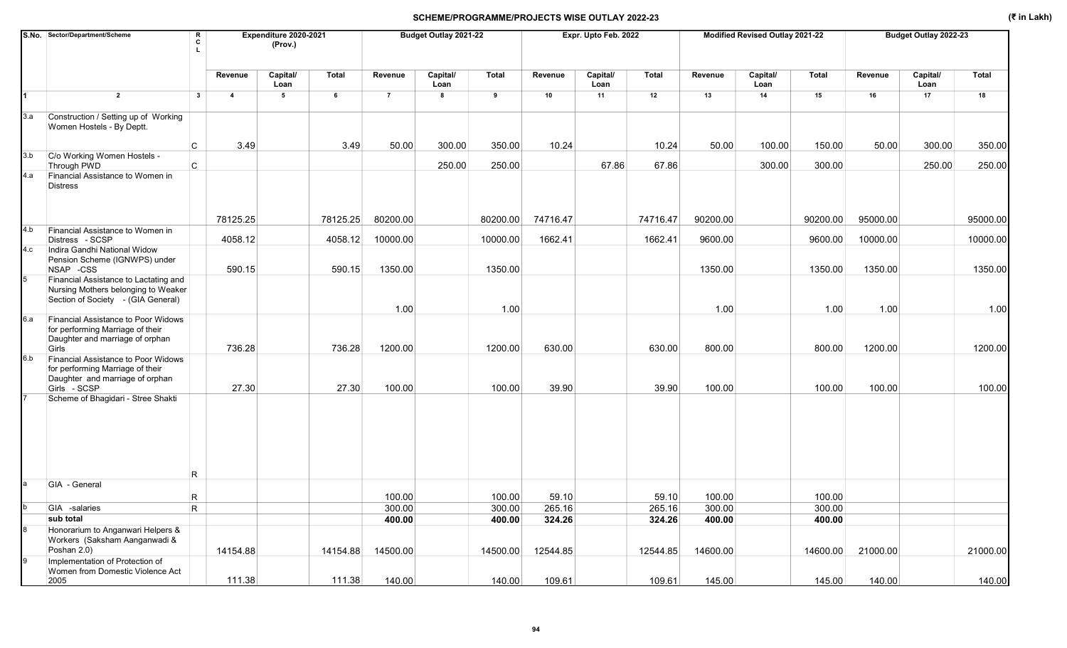# SCHEME/PROGRAMME/PROJECTS WISE OUTLAY 2022-23

(₹ in Lakh)

| S.No. | Sector/Department/Scheme | RCL | Expenditure 2020-2021 (Prov.) | | | Budget Outlay 2021-22 | | | Expr. Upto Feb. 2022 | | | Modified Revised Outlay 2021-22 | | | Budget Outlay 2022-23 | | |
|---|---|---|---|---|---|---|---|---|---|---|---|---|---|---|---|---|---|
| | | | Revenue | Capital/ Loan | Total | Revenue | Capital/ Loan | Total | Revenue | Capital/ Loan | Total | Revenue | Capital/ Loan | Total | Revenue | Capital/ Loan | Total |
| 1 | 2 | 3 | 4 | 5 | 6 | 7 | 8 | 9 | 10 | 11 | 12 | 13 | 14 | 15 | 16 | 17 | 18 |
| 3.a | Construction / Setting up of Working Women Hostels - By Deptt. | C | 3.49 | | 3.49 | 50.00 | 300.00 | 350.00 | 10.24 | | 10.24 | 50.00 | 100.00 | 150.00 | 50.00 | 300.00 | 350.00 |
| 3.b | C/o Working Women Hostels - Through PWD | C | | | | | 250.00 | 250.00 | | 67.86 | 67.86 | | 300.00 | 300.00 | | 250.00 | 250.00 |
| 4.a | Financial Assistance to Women in Distress | | 78125.25 | | 78125.25 | 80200.00 | | 80200.00 | 74716.47 | | 74716.47 | 90200.00 | | 90200.00 | 95000.00 | | 95000.00 |
| 4.b | Financial Assistance to Women in Distress - SCSP | | 4058.12 | | 4058.12 | 10000.00 | | 10000.00 | 1662.41 | | 1662.41 | 9600.00 | | 9600.00 | 10000.00 | | 10000.00 |
| 4.c | Indira Gandhi National Widow Pension Scheme (IGNWPS) under NSAP -CSS | | 590.15 | | 590.15 | 1350.00 | | 1350.00 | | | | 1350.00 | | 1350.00 | 1350.00 | | 1350.00 |
| 5 | Financial Assistance to Lactating and Nursing Mothers belonging to Weaker Section of Society - (GIA General) | | | | | 1.00 | | 1.00 | | | | 1.00 | | 1.00 | 1.00 | | 1.00 |
| 6.a | Financial Assistance to Poor Widows for performing Marriage of their Daughter and marriage of orphan Girls | | 736.28 | | 736.28 | 1200.00 | | 1200.00 | 630.00 | | 630.00 | 800.00 | | 800.00 | 1200.00 | | 1200.00 |
| 6.b | Financial Assistance to Poor Widows for performing Marriage of their Daughter and marriage of orphan Girls - SCSP | | 27.30 | | 27.30 | 100.00 | | 100.00 | 39.90 | | 39.90 | 100.00 | | 100.00 | 100.00 | | 100.00 |
| 7 | Scheme of Bhagidari - Stree Shakti | R | | | | | | | | | | | | | | | |
| a | GIA - General | R | | | | 100.00 | | 100.00 | 59.10 | | 59.10 | 100.00 | | 100.00 | | | |
| b | GIA -salaries | R | | | | 300.00 | | 300.00 | 265.16 | | 265.16 | 300.00 | | 300.00 | | | |
| | **sub total** | | | | | **400.00** | | **400.00** | **324.26** | | **324.26** | **400.00** | | **400.00** | | | |
| 8 | Honorarium to Anganwari Helpers & Workers (Saksham Aanganwadi & Poshan 2.0) | | 14154.88 | | 14154.88 | 14500.00 | | 14500.00 | 12544.85 | | 12544.85 | 14600.00 | | 14600.00 | 21000.00 | | 21000.00 |
| 9 | Implementation of Protection of Women from Domestic Violence Act 2005 | | 111.38 | | 111.38 | 140.00 | | 140.00 | 109.61 | | 109.61 | 145.00 | | 145.00 | 140.00 | | 140.00 |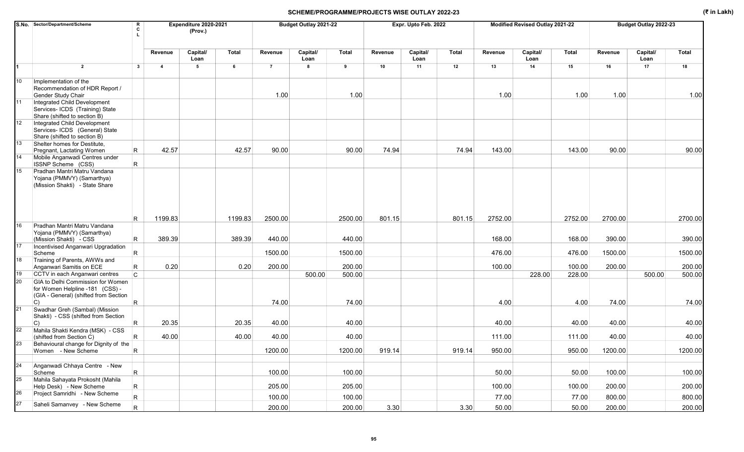# SCHEME/PROGRAMME/PROJECTS WISE OUTLAY 2022-23

(₹ in Lakh)

| S.No. | Sector/Department/Scheme | RCL | Expenditure 2020-2021 (Prov.) | | | Budget Outlay 2021-22 | | | Expr. Upto Feb. 2022 | | | Modified Revised Outlay 2021-22 | | | Budget Outlay 2022-23 | | |
|---|---|---|---|---|---|---|---|---|---|---|---|---|---|---|---|---|---|
| | | | Revenue | Capital/ Loan | Total | Revenue | Capital/ Loan | Total | Revenue | Capital/ Loan | Total | Revenue | Capital/ Loan | Total | Revenue | Capital/ Loan | Total |
| 1 | 2 | 3 | 4 | 5 | 6 | 7 | 8 | 9 | 10 | 11 | 12 | 13 | 14 | 15 | 16 | 17 | 18 |
| 10 | Implementation of the Recommendation of HDR Report / Gender Study Chair | | | | | 1.00 | | 1.00 | | | | 1.00 | | 1.00 | 1.00 | | 1.00 |
| 11 | Integrated Child Development Services- ICDS (Training) State Share (shifted to section B) | | | | | | | | | | | | | | | | |
| 12 | Integrated Child Development Services- ICDS (General) State Share (shifted to section B) | | | | | | | | | | | | | | | | |
| 13 | Shelter homes for Destitute, Pregnant, Lactating Women | R | 42.57 | | 42.57 | 90.00 | | 90.00 | 74.94 | | 74.94 | 143.00 | | 143.00 | 90.00 | | 90.00 |
| 14 | Mobile Anganwadi Centres under ISSNP Scheme (CSS) | R | | | | | | | | | | | | | | | |
| 15 | Pradhan Mantri Matru Vandana Yojana (PMMVY) (Samarthya) (Mission Shakti) - State Share | R | 1199.83 | | 1199.83 | 2500.00 | | 2500.00 | 801.15 | | 801.15 | 2752.00 | | 2752.00 | 2700.00 | | 2700.00 |
| 16 | Pradhan Mantri Matru Vandana Yojana (PMMVY) (Samarthya) (Mission Shakti) - CSS | R | 389.39 | | 389.39 | 440.00 | | 440.00 | | | | 168.00 | | 168.00 | 390.00 | | 390.00 |
| 17 | Incentivised Anganwari Upgradation Scheme | R | | | | 1500.00 | | 1500.00 | | | | 476.00 | | 476.00 | 1500.00 | | 1500.00 |
| 18 | Training of Parents, AWWs and Anganwari Samitis on ECE | R | 0.20 | | 0.20 | 200.00 | | 200.00 | | | | 100.00 | | 100.00 | 200.00 | | 200.00 |
| 19 | CCTV in each Anganwari centres | C | | | | | 500.00 | 500.00 | | | | | 228.00 | 228.00 | | 500.00 | 500.00 |
| 20 | GIA to Delhi Commission for Women for Women Helpline -181 (CSS) - (GIA - General) (shifted from Section C) | R | | | | 74.00 | | 74.00 | | | | 4.00 | | 4.00 | 74.00 | | 74.00 |
| 21 | Swadhar Greh (Sambal) (Mission Shakti) - CSS (shifted from Section C) | R | 20.35 | | 20.35 | 40.00 | | 40.00 | | | | 40.00 | | 40.00 | 40.00 | | 40.00 |
| 22 | Mahila Shakti Kendra (MSK) - CSS (shifted from Section C) | R | 40.00 | | 40.00 | 40.00 | | 40.00 | | | | 111.00 | | 111.00 | 40.00 | | 40.00 |
| 23 | Behavioural change for Dignity of the Women - New Scheme | R | | | | 1200.00 | | 1200.00 | 919.14 | | 919.14 | 950.00 | | 950.00 | 1200.00 | | 1200.00 |
| 24 | Anganwadi Chhaya Centre - New Scheme | R | | | | 100.00 | | 100.00 | | | | 50.00 | | 50.00 | 100.00 | | 100.00 |
| 25 | Mahila Sahayata Prokosht (Mahila Help Desk) - New Scheme | R | | | | 205.00 | | 205.00 | | | | 100.00 | | 100.00 | 200.00 | | 200.00 |
| 26 | Project Samridhi - New Scheme | R | | | | 100.00 | | 100.00 | | | | 77.00 | | 77.00 | 800.00 | | 800.00 |
| 27 | Saheli Samanvey - New Scheme | R | | | | 200.00 | | 200.00 | 3.30 | | 3.30 | 50.00 | | 50.00 | 200.00 | | 200.00 |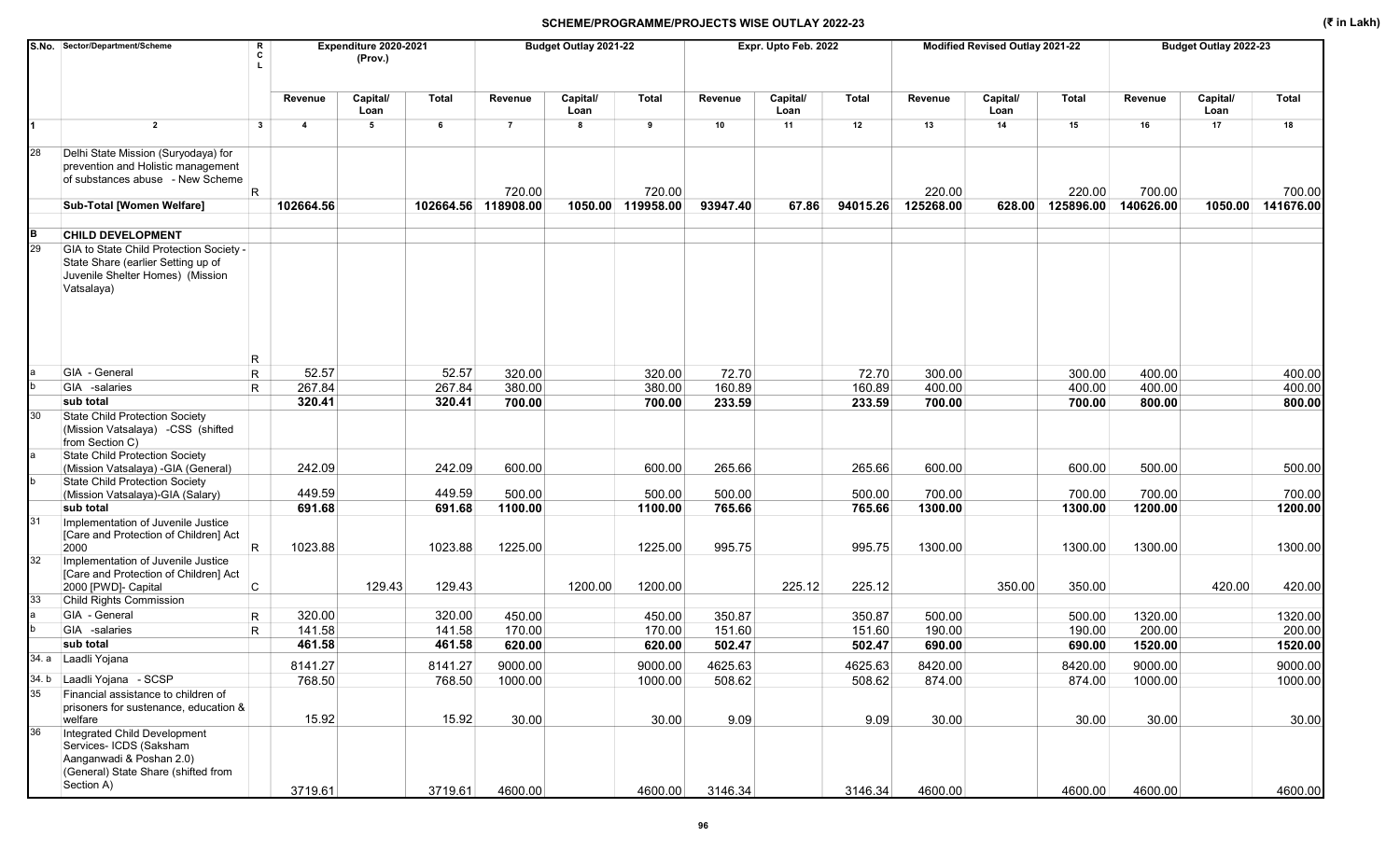## SCHEME/PROGRAMME/PROJECTS WISE OUTLAY 2022-23

(₹ in Lakh)

| S.No. | Sector/Department/Scheme | RCL | Expenditure 2020-2021 (Prov.) | | | Budget Outlay 2021-22 | | | Expr. Upto Feb. 2022 | | | Modified Revised Outlay 2021-22 | | | Budget Outlay 2022-23 | | |
|---|---|---|---|---|---|---|---|---|---|---|---|---|---|---|---|---|---|
| | | | Revenue | Capital/ Loan | Total | Revenue | Capital/ Loan | Total | Revenue | Capital/ Loan | Total | Revenue | Capital/ Loan | Total | Revenue | Capital/ Loan | Total |
| 1 | 2 | 3 | 4 | 5 | 6 | 7 | 8 | 9 | 10 | 11 | 12 | 13 | 14 | 15 | 16 | 17 | 18 |
| 28 | Delhi State Mission (Suryodaya) for prevention and Holistic management of substances abuse - New Scheme | R | | | | 720.00 | | 720.00 | | | | 220.00 | | 220.00 | 700.00 | | 700.00 |
| | **Sub-Total [Women Welfare]** | | **102664.56** | | **102664.56** | **118908.00** | **1050.00** | **119958.00** | **93947.40** | **67.86** | **94015.26** | **125268.00** | **628.00** | **125896.00** | **140626.00** | **1050.00** | **141676.00** |
| **B** | **CHILD DEVELOPMENT** | | | | | | | | | | | | | | | | |
| 29 | GIA to State Child Protection Society - State Share (earlier Setting up of Juvenile Shelter Homes) (Mission Vatsalaya) | R | | | | | | | | | | | | | | | |
| a | GIA - General | R | 52.57 | | 52.57 | 320.00 | | 320.00 | 72.70 | | 72.70 | 300.00 | | 300.00 | 400.00 | | 400.00 |
| b | GIA -salaries | R | 267.84 | | 267.84 | 380.00 | | 380.00 | 160.89 | | 160.89 | 400.00 | | 400.00 | 400.00 | | 400.00 |
| | **sub total** | | **320.41** | | **320.41** | **700.00** | | **700.00** | **233.59** | | **233.59** | **700.00** | | **700.00** | **800.00** | | **800.00** |
| 30 | State Child Protection Society (Mission Vatsalaya) -CSS (shifted from Section C) | | | | | | | | | | | | | | | | |
| a | State Child Protection Society (Mission Vatsalaya) -GIA (General) | | 242.09 | | 242.09 | 600.00 | | 600.00 | 265.66 | | 265.66 | 600.00 | | 600.00 | 500.00 | | 500.00 |
| b | State Child Protection Society (Mission Vatsalaya)-GIA (Salary) | | 449.59 | | 449.59 | 500.00 | | 500.00 | 500.00 | | 500.00 | 700.00 | | 700.00 | 700.00 | | 700.00 |
| | **sub total** | | **691.68** | | **691.68** | **1100.00** | | **1100.00** | **765.66** | | **765.66** | **1300.00** | | **1300.00** | **1200.00** | | **1200.00** |
| 31 | Implementation of Juvenile Justice [Care and Protection of Children] Act 2000 | R | 1023.88 | | 1023.88 | 1225.00 | | 1225.00 | 995.75 | | 995.75 | 1300.00 | | 1300.00 | 1300.00 | | 1300.00 |
| 32 | Implementation of Juvenile Justice [Care and Protection of Children] Act 2000 [PWD]- Capital | C | | 129.43 | 129.43 | | 1200.00 | 1200.00 | | 225.12 | 225.12 | | 350.00 | 350.00 | | 420.00 | 420.00 |
| 33 | Child Rights Commission | | | | | | | | | | | | | | | | |
| a | GIA - General | R | 320.00 | | 320.00 | 450.00 | | 450.00 | 350.87 | | 350.87 | 500.00 | | 500.00 | 1320.00 | | 1320.00 |
| b | GIA -salaries | R | 141.58 | | 141.58 | 170.00 | | 170.00 | 151.60 | | 151.60 | 190.00 | | 190.00 | 200.00 | | 200.00 |
| | **sub total** | | **461.58** | | **461.58** | **620.00** | | **620.00** | **502.47** | | **502.47** | **690.00** | | **690.00** | **1520.00** | | **1520.00** |
| 34. a | Laadli Yojana | | 8141.27 | | 8141.27 | 9000.00 | | 9000.00 | 4625.63 | | 4625.63 | 8420.00 | | 8420.00 | 9000.00 | | 9000.00 |
| 34. b | Laadli Yojana - SCSP | | 768.50 | | 768.50 | 1000.00 | | 1000.00 | 508.62 | | 508.62 | 874.00 | | 874.00 | 1000.00 | | 1000.00 |
| 35 | Financial assistance to children of prisoners for sustenance, education & welfare | | 15.92 | | 15.92 | 30.00 | | 30.00 | 9.09 | | 9.09 | 30.00 | | 30.00 | 30.00 | | 30.00 |
| 36 | Integrated Child Development Services- ICDS (Saksham Aanganwadi & Poshan 2.0) (General) State Share (shifted from Section A) | | 3719.61 | | 3719.61 | 4600.00 | | 4600.00 | 3146.34 | | 3146.34 | 4600.00 | | 4600.00 | 4600.00 | | 4600.00 |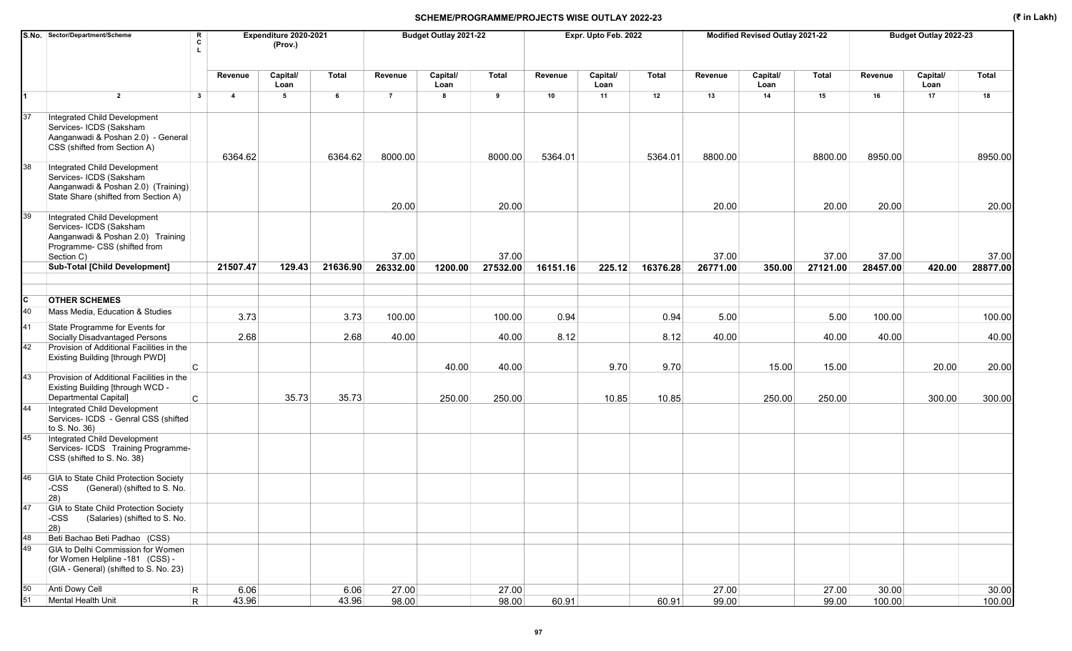## SCHEME/PROGRAMME/PROJECTS WISE OUTLAY 2022-23

(₹ in Lakh)

| S.No. | Sector/Department/Scheme | R C L | Expenditure 2020-2021 (Prov.) | | | Budget Outlay 2021-22 | | | Expr. Upto Feb. 2022 | | | Modified Revised Outlay 2021-22 | | | Budget Outlay 2022-23 | | |
|---|---|---|---|---|---|---|---|---|---|---|---|---|---|---|---|---|---|
| | | | Revenue | Capital/ Loan | Total | Revenue | Capital/ Loan | Total | Revenue | Capital/ Loan | Total | Revenue | Capital/ Loan | Total | Revenue | Capital/ Loan | Total |
| 1 | 2 | 3 | 4 | 5 | 6 | 7 | 8 | 9 | 10 | 11 | 12 | 13 | 14 | 15 | 16 | 17 | 18 |
| 37 | Integrated Child Development Services- ICDS (Saksham Aanganwadi & Poshan 2.0) - General CSS (shifted from Section A) | | 6364.62 | | 6364.62 | 8000.00 | | 8000.00 | 5364.01 | | 5364.01 | 8800.00 | | 8800.00 | 8950.00 | | 8950.00 |
| 38 | Integrated Child Development Services- ICDS (Saksham Aanganwadi & Poshan 2.0) (Training) State Share (shifted from Section A) | | | | | 20.00 | | 20.00 | | | | 20.00 | | 20.00 | 20.00 | | 20.00 |
| 39 | Integrated Child Development Services- ICDS (Saksham Aanganwadi & Poshan 2.0) Training Programme- CSS (shifted from Section C) | | | | | 37.00 | | 37.00 | | | | 37.00 | | 37.00 | 37.00 | | 37.00 |
| | **Sub-Total [Child Development]** | | **21507.47** | **129.43** | **21636.90** | **26332.00** | **1200.00** | **27532.00** | **16151.16** | **225.12** | **16376.28** | **26771.00** | **350.00** | **27121.00** | **28457.00** | **420.00** | **28877.00** |
| | | | | | | | | | | | | | | | | | |
| **C** | **OTHER SCHEMES** | | | | | | | | | | | | | | | | |
| 40 | Mass Media, Education & Studies | | 3.73 | | 3.73 | 100.00 | | 100.00 | 0.94 | | 0.94 | 5.00 | | 5.00 | 100.00 | | 100.00 |
| 41 | State Programme for Events for Socially Disadvantaged Persons | | 2.68 | | 2.68 | 40.00 | | 40.00 | 8.12 | | 8.12 | 40.00 | | 40.00 | 40.00 | | 40.00 |
| 42 | Provision of Additional Facilities in the Existing Building [through PWD] | C | | | | | 40.00 | 40.00 | | 9.70 | 9.70 | | 15.00 | 15.00 | | 20.00 | 20.00 |
| 43 | Provision of Additional Facilities in the Existing Building [through WCD - Departmental Capital] | C | | 35.73 | 35.73 | | 250.00 | 250.00 | | 10.85 | 10.85 | | 250.00 | 250.00 | | 300.00 | 300.00 |
| 44 | Integrated Child Development Services- ICDS - Genral CSS (shifted to S. No. 36) | | | | | | | | | | | | | | | | |
| 45 | Integrated Child Development Services- ICDS Training Programme-CSS (shifted to S. No. 38) | | | | | | | | | | | | | | | | |
| 46 | GIA to State Child Protection Society -CSS (General) (shifted to S. No. 28) | | | | | | | | | | | | | | | | |
| 47 | GIA to State Child Protection Society -CSS (Salaries) (shifted to S. No. 28) | | | | | | | | | | | | | | | | |
| 48 | Beti Bachao Beti Padhao (CSS) | | | | | | | | | | | | | | | | |
| 49 | GIA to Delhi Commission for Women for Women Helpline -181 (CSS) - (GIA - General) (shifted to S. No. 23) | | | | | | | | | | | | | | | | |
| 50 | Anti Dowy Cell | R | 6.06 | | 6.06 | 27.00 | | 27.00 | | | | 27.00 | | 27.00 | 30.00 | | 30.00 |
| 51 | Mental Health Unit | R | 43.96 | | 43.96 | 98.00 | | 98.00 | 60.91 | | 60.91 | 99.00 | | 99.00 | 100.00 | | 100.00 |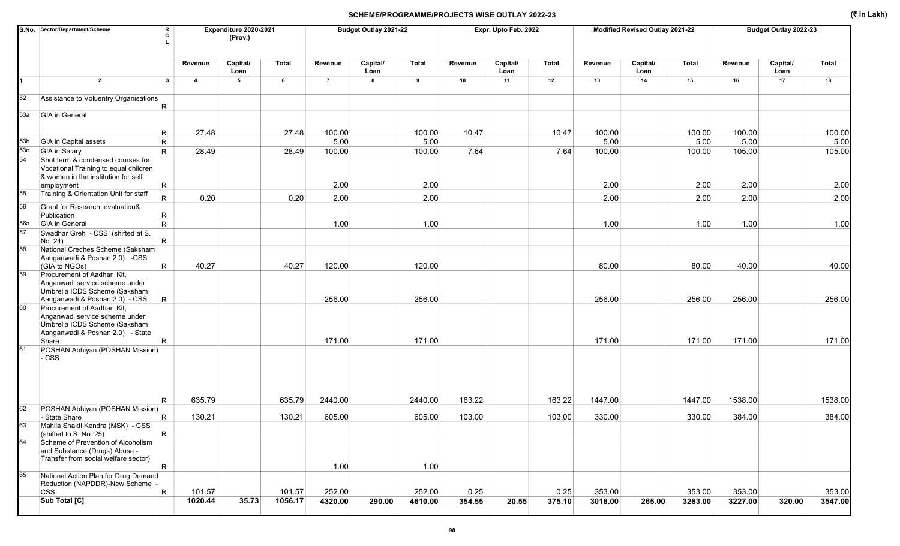# SCHEME/PROGRAMME/PROJECTS WISE OUTLAY 2022-23

(₹ in Lakh)

| S.No. | Sector/Department/Scheme | R C L | Expenditure 2020-2021 (Prov.) | | | Budget Outlay 2021-22 | | | Expr. Upto Feb. 2022 | | | Modified Revised Outlay 2021-22 | | | Budget Outlay 2022-23 | | |
|---|---|---|---|---|---|---|---|---|---|---|---|---|---|---|---|---|---|
| | | | Revenue | Capital/ Loan | Total | Revenue | Capital/ Loan | Total | Revenue | Capital/ Loan | Total | Revenue | Capital/ Loan | Total | Revenue | Capital/ Loan | Total |
| 1 | 2 | 3 | 4 | 5 | 6 | 7 | 8 | 9 | 10 | 11 | 12 | 13 | 14 | 15 | 16 | 17 | 18 |
| 52 | Assistance to Voluentry Organisations | R | | | | | | | | | | | | | | | |
| 53a | GIA in General | R | 27.48 | | 27.48 | 100.00 | | 100.00 | 10.47 | | 10.47 | 100.00 | | 100.00 | 100.00 | | 100.00 |
| 53b | GIA in Capital assets | R | | | | 5.00 | | 5.00 | | | | 5.00 | | 5.00 | 5.00 | | 5.00 |
| 53c | GIA in Salary | R | 28.49 | | 28.49 | 100.00 | | 100.00 | 7.64 | | 7.64 | 100.00 | | 100.00 | 105.00 | | 105.00 |
| 54 | Shot term & condensed courses for Vocational Training to equal children & women in the institution for self employment | R | | | | 2.00 | | 2.00 | | | | 2.00 | | 2.00 | 2.00 | | 2.00 |
| 55 | Training & Orientation Unit for staff | R | 0.20 | | 0.20 | 2.00 | | 2.00 | | | | 2.00 | | 2.00 | 2.00 | | 2.00 |
| 56 | Grant for Research ,evaluation& Publication | R | | | | | | | | | | | | | | | |
| 56a | GIA in General | R | | | | 1.00 | | 1.00 | | | | 1.00 | | 1.00 | 1.00 | | 1.00 |
| 57 | Swadhar Greh - CSS (shifted at S. No. 24) | R | | | | | | | | | | | | | | | |
| 58 | National Creches Scheme (Saksham Aanganwadi & Poshan 2.0) -CSS (GIA to NGOs) | R | 40.27 | | 40.27 | 120.00 | | 120.00 | | | | 80.00 | | 80.00 | 40.00 | | 40.00 |
| 59 | Procurement of Aadhar Kit, Anganwadi service scheme under Umbrella ICDS Scheme (Saksham Aanganwadi & Poshan 2.0) - CSS | R | | | | 256.00 | | 256.00 | | | | 256.00 | | 256.00 | 256.00 | | 256.00 |
| 60 | Procurement of Aadhar Kit, Anganwadi service scheme under Umbrella ICDS Scheme (Saksham Aanganwadi & Poshan 2.0) - State Share | R | | | | 171.00 | | 171.00 | | | | 171.00 | | 171.00 | 171.00 | | 171.00 |
| 61 | POSHAN Abhiyan (POSHAN Mission) - CSS | R | 635.79 | | 635.79 | 2440.00 | | 2440.00 | 163.22 | | 163.22 | 1447.00 | | 1447.00 | 1538.00 | | 1538.00 |
| 62 | POSHAN Abhiyan (POSHAN Mission) - State Share | R | 130.21 | | 130.21 | 605.00 | | 605.00 | 103.00 | | 103.00 | 330.00 | | 330.00 | 384.00 | | 384.00 |
| 63 | Mahila Shakti Kendra (MSK) - CSS (shifted to S. No. 25) | R | | | | | | | | | | | | | | | |
| 64 | Scheme of Prevention of Alcoholism and Substance (Drugs) Abuse - Transfer from social welfare sector) | R | | | | 1.00 | | 1.00 | | | | | | | | | |
| 65 | National Action Plan for Drug Demand Reduction (NAPDDR)-New Scheme - CSS | R | 101.57 | | 101.57 | 252.00 | | 252.00 | 0.25 | | 0.25 | 353.00 | | 353.00 | 353.00 | | 353.00 |
| | **Sub Total [C]** | | **1020.44** | **35.73** | **1056.17** | **4320.00** | **290.00** | **4610.00** | **354.55** | **20.55** | **375.10** | **3018.00** | **265.00** | **3283.00** | **3227.00** | **320.00** | **3547.00** |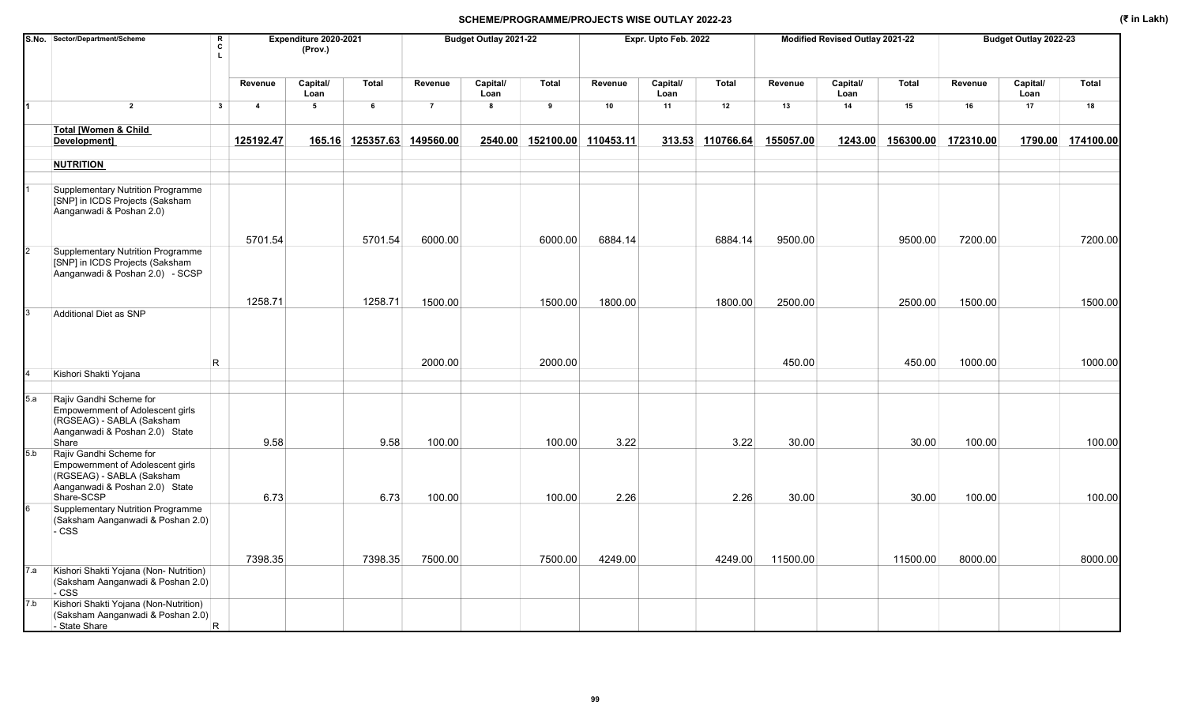## SCHEME/PROGRAMME/PROJECTS WISE OUTLAY 2022-23

(₹ in Lakh)

| S.No. | Sector/Department/Scheme | RCL | Expenditure 2020-2021 (Prov.) | | | Budget Outlay 2021-22 | | | Expr. Upto Feb. 2022 | | | Modified Revised Outlay 2021-22 | | | Budget Outlay 2022-23 | | |
|---|---|---|---|---|---|---|---|---|---|---|---|---|---|---|---|---|---|
| | | | Revenue | Capital/ Loan | Total | Revenue | Capital/ Loan | Total | Revenue | Capital/ Loan | Total | Revenue | Capital/ Loan | Total | Revenue | Capital/ Loan | Total |
| 1 | 2 | 3 | 4 | 5 | 6 | 7 | 8 | 9 | 10 | 11 | 12 | 13 | 14 | 15 | 16 | 17 | 18 |
| | **Total [Women & Child Development]** | | **125192.47** | **165.16** | **125357.63** | **149560.00** | **2540.00** | **152100.00** | **110453.11** | **313.53** | **110766.64** | **155057.00** | **1243.00** | **156300.00** | **172310.00** | **1790.00** | **174100.00** |
| | **NUTRITION** | | | | | | | | | | | | | | | | |
| 1 | Supplementary Nutrition Programme [SNP] in ICDS Projects (Saksham Aanganwadi & Poshan 2.0) | | 5701.54 | | 5701.54 | 6000.00 | | 6000.00 | 6884.14 | | 6884.14 | 9500.00 | | 9500.00 | 7200.00 | | 7200.00 |
| 2 | Supplementary Nutrition Programme [SNP] in ICDS Projects (Saksham Aanganwadi & Poshan 2.0) - SCSP | | 1258.71 | | 1258.71 | 1500.00 | | 1500.00 | 1800.00 | | 1800.00 | 2500.00 | | 2500.00 | 1500.00 | | 1500.00 |
| 3 | Additional Diet as SNP | R | | | | 2000.00 | | 2000.00 | | | | 450.00 | | 450.00 | 1000.00 | | 1000.00 |
| 4 | Kishori Shakti Yojana | | | | | | | | | | | | | | | | |
| 5.a | Rajiv Gandhi Scheme for Empowernment of Adolescent girls (RGSEAG) - SABLA (Saksham Aanganwadi & Poshan 2.0) State Share | | 9.58 | | 9.58 | 100.00 | | 100.00 | 3.22 | | 3.22 | 30.00 | | 30.00 | 100.00 | | 100.00 |
| 5.b | Rajiv Gandhi Scheme for Empowernment of Adolescent girls (RGSEAG) - SABLA (Saksham Aanganwadi & Poshan 2.0) State Share-SCSP | | 6.73 | | 6.73 | 100.00 | | 100.00 | 2.26 | | 2.26 | 30.00 | | 30.00 | 100.00 | | 100.00 |
| 6 | Supplementary Nutrition Programme (Saksham Aanganwadi & Poshan 2.0) - CSS | | 7398.35 | | 7398.35 | 7500.00 | | 7500.00 | 4249.00 | | 4249.00 | 11500.00 | | 11500.00 | 8000.00 | | 8000.00 |
| 7.a | Kishori Shakti Yojana (Non- Nutrition) (Saksham Aanganwadi & Poshan 2.0) - CSS | | | | | | | | | | | | | | | | |
| 7.b | Kishori Shakti Yojana (Non-Nutrition) (Saksham Aanganwadi & Poshan 2.0) - State Share | R | | | | | | | | | | | | | | | |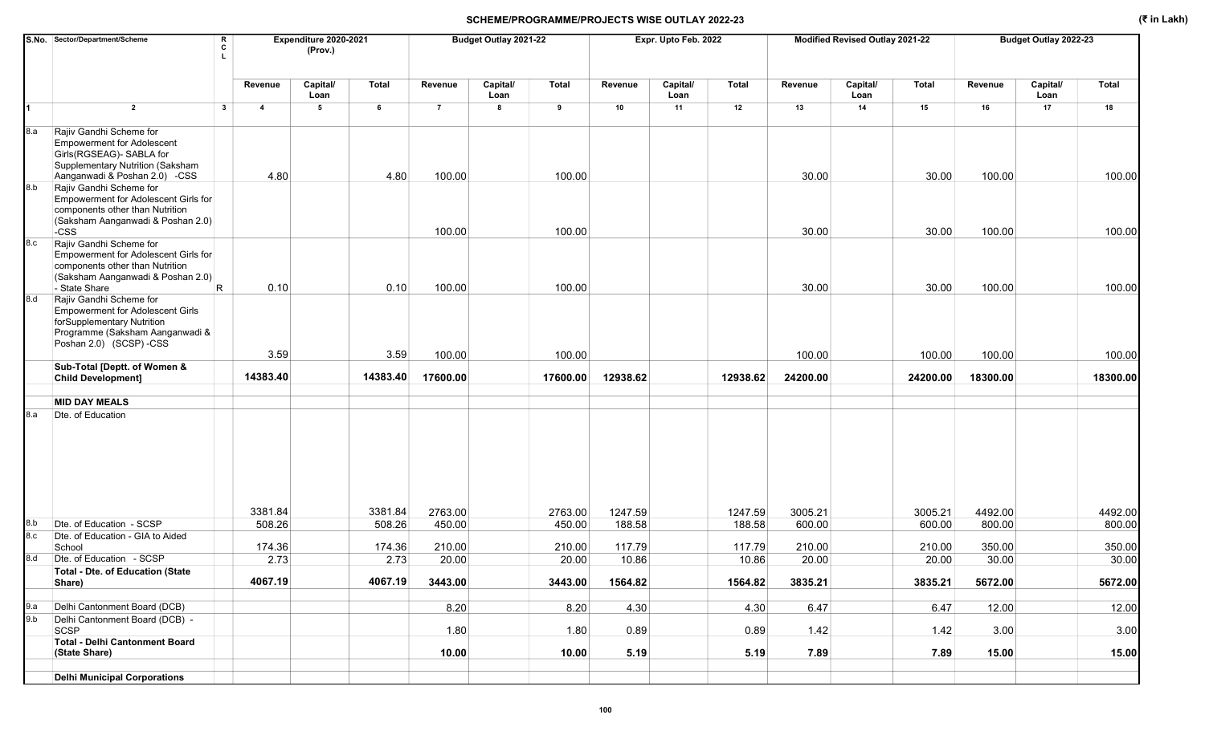## SCHEME/PROGRAMME/PROJECTS WISE OUTLAY 2022-23

(₹ in Lakh)

| S.No. | Sector/Department/Scheme | RCL | Expenditure 2020-2021 (Prov.) | | | Budget Outlay 2021-22 | | | Expr. Upto Feb. 2022 | | | Modified Revised Outlay 2021-22 | | | Budget Outlay 2022-23 | | |
|---|---|---|---|---|---|---|---|---|---|---|---|---|---|---|---|---|---|
| | | | Revenue | Capital/ Loan | Total | Revenue | Capital/ Loan | Total | Revenue | Capital/ Loan | Total | Revenue | Capital/ Loan | Total | Revenue | Capital/ Loan | Total |
| 1 | 2 | 3 | 4 | 5 | 6 | 7 | 8 | 9 | 10 | 11 | 12 | 13 | 14 | 15 | 16 | 17 | 18 |
| 8.a | Rajiv Gandhi Scheme for Empowerment for Adolescent Girls(RGSEAG)- SABLA for Supplementary Nutrition (Saksham Aanganwadi & Poshan 2.0) -CSS | | 4.80 | | 4.80 | 100.00 | | 100.00 | | | | 30.00 | | 30.00 | 100.00 | | 100.00 |
| 8.b | Rajiv Gandhi Scheme for Empowerment for Adolescent Girls for components other than Nutrition (Saksham Aanganwadi & Poshan 2.0) -CSS | | | | | 100.00 | | 100.00 | | | | 30.00 | | 30.00 | 100.00 | | 100.00 |
| 8.c | Rajiv Gandhi Scheme for Empowerment for Adolescent Girls for components other than Nutrition (Saksham Aanganwadi & Poshan 2.0) - State Share | R | 0.10 | | 0.10 | 100.00 | | 100.00 | | | | 30.00 | | 30.00 | 100.00 | | 100.00 |
| 8.d | Rajiv Gandhi Scheme for Empowerment for Adolescent Girls forSupplementary Nutrition Programme (Saksham Aanganwadi & Poshan 2.0) (SCSP) -CSS | | 3.59 | | 3.59 | 100.00 | | 100.00 | | | | 100.00 | | 100.00 | 100.00 | | 100.00 |
| | **Sub-Total [Deptt. of Women & Child Development]** | | **14383.40** | | **14383.40** | **17600.00** | | **17600.00** | **12938.62** | | **12938.62** | **24200.00** | | **24200.00** | **18300.00** | | **18300.00** |
| | **MID DAY MEALS** | | | | | | | | | | | | | | | | |
| 8.a | Dte. of Education | | 3381.84 | | 3381.84 | 2763.00 | | 2763.00 | 1247.59 | | 1247.59 | 3005.21 | | 3005.21 | 4492.00 | | 4492.00 |
| 8.b | Dte. of Education - SCSP | | 508.26 | | 508.26 | 450.00 | | 450.00 | 188.58 | | 188.58 | 600.00 | | 600.00 | 800.00 | | 800.00 |
| 8.c | Dte. of Education - GIA to Aided School | | 174.36 | | 174.36 | 210.00 | | 210.00 | 117.79 | | 117.79 | 210.00 | | 210.00 | 350.00 | | 350.00 |
| 8.d | Dte. of Education - SCSP | | 2.73 | | 2.73 | 20.00 | | 20.00 | 10.86 | | 10.86 | 20.00 | | 20.00 | 30.00 | | 30.00 |
| | **Total - Dte. of Education (State Share)** | | **4067.19** | | **4067.19** | **3443.00** | | **3443.00** | **1564.82** | | **1564.82** | **3835.21** | | **3835.21** | **5672.00** | | **5672.00** |
| 9.a | Delhi Cantonment Board (DCB) | | | | | 8.20 | | 8.20 | 4.30 | | 4.30 | 6.47 | | 6.47 | 12.00 | | 12.00 |
| 9.b | Delhi Cantonment Board (DCB) - SCSP | | | | | 1.80 | | 1.80 | 0.89 | | 0.89 | 1.42 | | 1.42 | 3.00 | | 3.00 |
| | **Total - Delhi Cantonment Board (State Share)** | | | | | **10.00** | | **10.00** | **5.19** | | **5.19** | **7.89** | | **7.89** | **15.00** | | **15.00** |
| | **Delhi Municipal Corporations** | | | | | | | | | | | | | | | | |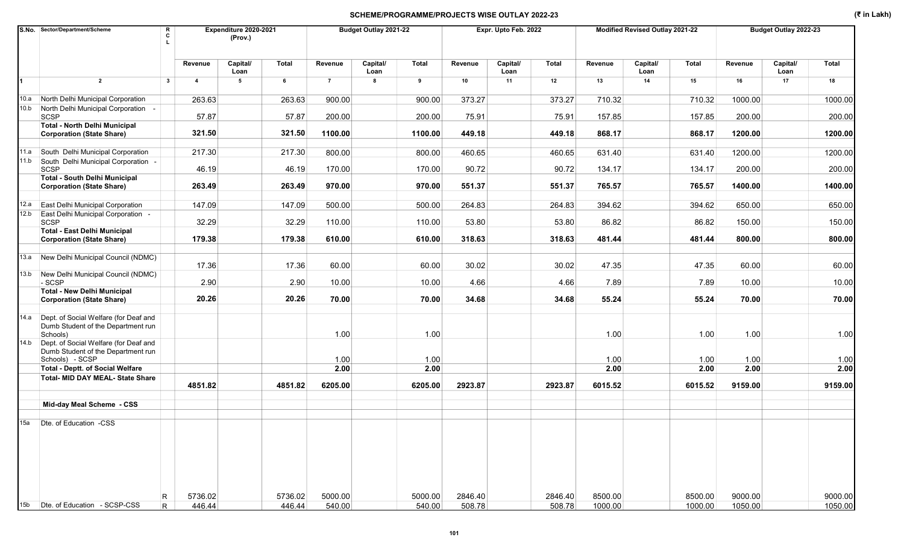## SCHEME/PROGRAMME/PROJECTS WISE OUTLAY 2022-23

(₹ in Lakh)

| S.No. | Sector/Department/Scheme | RCL | Expenditure 2020-2021 (Prov.) | | | Budget Outlay 2021-22 | | | Expr. Upto Feb. 2022 | | | Modified Revised Outlay 2021-22 | | | Budget Outlay 2022-23 | | |
|---|---|---|---|---|---|---|---|---|---|---|---|---|---|---|---|---|---|
| | | | Revenue | Capital/ Loan | Total | Revenue | Capital/ Loan | Total | Revenue | Capital/ Loan | Total | Revenue | Capital/ Loan | Total | Revenue | Capital/ Loan | Total |
| 1 | 2 | 3 | 4 | 5 | 6 | 7 | 8 | 9 | 10 | 11 | 12 | 13 | 14 | 15 | 16 | 17 | 18 |
| 10.a | North Delhi Municipal Corporation | | 263.63 | | 263.63 | 900.00 | | 900.00 | 373.27 | | 373.27 | 710.32 | | 710.32 | 1000.00 | | 1000.00 |
| 10.b | North Delhi Municipal Corporation - SCSP | | 57.87 | | 57.87 | 200.00 | | 200.00 | 75.91 | | 75.91 | 157.85 | | 157.85 | 200.00 | | 200.00 |
| | **Total - North Delhi Municipal Corporation (State Share)** | | **321.50** | | **321.50** | **1100.00** | | **1100.00** | **449.18** | | **449.18** | **868.17** | | **868.17** | **1200.00** | | **1200.00** |
| 11.a | South Delhi Municipal Corporation | | 217.30 | | 217.30 | 800.00 | | 800.00 | 460.65 | | 460.65 | 631.40 | | 631.40 | 1200.00 | | 1200.00 |
| 11.b | South Delhi Municipal Corporation - SCSP | | 46.19 | | 46.19 | 170.00 | | 170.00 | 90.72 | | 90.72 | 134.17 | | 134.17 | 200.00 | | 200.00 |
| | **Total - South Delhi Municipal Corporation (State Share)** | | **263.49** | | **263.49** | **970.00** | | **970.00** | **551.37** | | **551.37** | **765.57** | | **765.57** | **1400.00** | | **1400.00** |
| 12.a | East Delhi Municipal Corporation | | 147.09 | | 147.09 | 500.00 | | 500.00 | 264.83 | | 264.83 | 394.62 | | 394.62 | 650.00 | | 650.00 |
| 12.b | East Delhi Municipal Corporation - SCSP | | 32.29 | | 32.29 | 110.00 | | 110.00 | 53.80 | | 53.80 | 86.82 | | 86.82 | 150.00 | | 150.00 |
| | **Total - East Delhi Municipal Corporation (State Share)** | | **179.38** | | **179.38** | **610.00** | | **610.00** | **318.63** | | **318.63** | **481.44** | | **481.44** | **800.00** | | **800.00** |
| 13.a | New Delhi Municipal Council (NDMC) | | 17.36 | | 17.36 | 60.00 | | 60.00 | 30.02 | | 30.02 | 47.35 | | 47.35 | 60.00 | | 60.00 |
| 13.b | New Delhi Municipal Council (NDMC) - SCSP | | 2.90 | | 2.90 | 10.00 | | 10.00 | 4.66 | | 4.66 | 7.89 | | 7.89 | 10.00 | | 10.00 |
| | **Total - New Delhi Municipal Corporation (State Share)** | | **20.26** | | **20.26** | **70.00** | | **70.00** | **34.68** | | **34.68** | **55.24** | | **55.24** | **70.00** | | **70.00** |
| 14.a | Dept. of Social Welfare (for Deaf and Dumb Student of the Department run Schools) | | | | | 1.00 | | 1.00 | | | | 1.00 | | 1.00 | 1.00 | | 1.00 |
| 14.b | Dept. of Social Welfare (for Deaf and Dumb Student of the Department run Schools) - SCSP | | | | | 1.00 | | 1.00 | | | | 1.00 | | 1.00 | 1.00 | | 1.00 |
| | **Total - Deptt. of Social Welfare** | | | | | **2.00** | | **2.00** | | | | **2.00** | | **2.00** | **2.00** | | **2.00** |
| | **Total- MID DAY MEAL- State Share** | | **4851.82** | | **4851.82** | **6205.00** | | **6205.00** | **2923.87** | | **2923.87** | **6015.52** | | **6015.52** | **9159.00** | | **9159.00** |
| | **Mid-day Meal Scheme - CSS** | | | | | | | | | | | | | | | | |
| 15a | Dte. of Education -CSS | R | 5736.02 | | 5736.02 | 5000.00 | | 5000.00 | 2846.40 | | 2846.40 | 8500.00 | | 8500.00 | 9000.00 | | 9000.00 |
| 15b | Dte. of Education - SCSP-CSS | R | 446.44 | | 446.44 | 540.00 | | 540.00 | 508.78 | | 508.78 | 1000.00 | | 1000.00 | 1050.00 | | 1050.00 |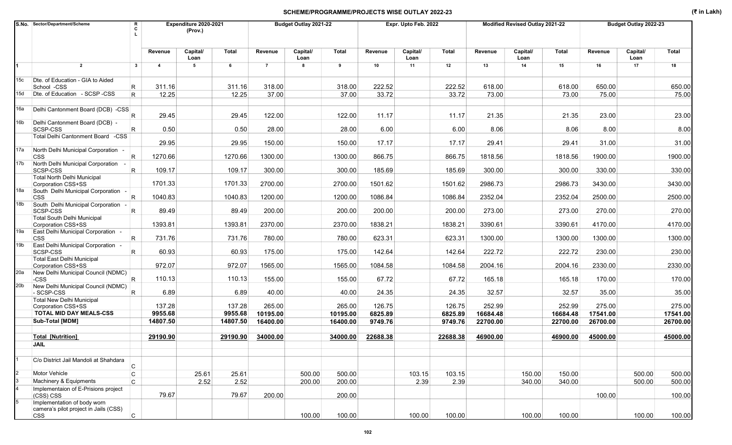# SCHEME/PROGRAMME/PROJECTS WISE OUTLAY 2022-23

(₹ in Lakh)

| S.No. | Sector/Department/Scheme | R C L | Expenditure 2020-2021 (Prov.) | | | Budget Outlay 2021-22 | | | Expr. Upto Feb. 2022 | | | Modified Revised Outlay 2021-22 | | | Budget Outlay 2022-23 | | |
|---|---|---|---|---|---|---|---|---|---|---|---|---|---|---|---|---|---|
| | | | Revenue | Capital/ Loan | Total | Revenue | Capital/ Loan | Total | Revenue | Capital/ Loan | Total | Revenue | Capital/ Loan | Total | Revenue | Capital/ Loan | Total |
| 1 | 2 | 3 | 4 | 5 | 6 | 7 | 8 | 9 | 10 | 11 | 12 | 13 | 14 | 15 | 16 | 17 | 18 |
| 15c | Dte. of Education - GIA to Aided School -CSS | R | 311.16 | | 311.16 | 318.00 | | 318.00 | 222.52 | | 222.52 | 618.00 | | 618.00 | 650.00 | | 650.00 |
| 15d | Dte. of Education - SCSP -CSS | R | 12.25 | | 12.25 | 37.00 | | 37.00 | 33.72 | | 33.72 | 73.00 | | 73.00 | 75.00 | | 75.00 |
| 16a | Delhi Cantonment Board (DCB) -CSS | R | 29.45 | | 29.45 | 122.00 | | 122.00 | 11.17 | | 11.17 | 21.35 | | 21.35 | 23.00 | | 23.00 |
| 16b | Delhi Cantonment Board (DCB) - SCSP-CSS | R | 0.50 | | 0.50 | 28.00 | | 28.00 | 6.00 | | 6.00 | 8.06 | | 8.06 | 8.00 | | 8.00 |
| | Total Delhi Cantonment Board -CSS | | 29.95 | | 29.95 | 150.00 | | 150.00 | 17.17 | | 17.17 | 29.41 | | 29.41 | 31.00 | | 31.00 |
| 17a | North Delhi Municipal Corporation - CSS | R | 1270.66 | | 1270.66 | 1300.00 | | 1300.00 | 866.75 | | 866.75 | 1818.56 | | 1818.56 | 1900.00 | | 1900.00 |
| 17b | North Delhi Municipal Corporation - SCSP-CSS | R | 109.17 | | 109.17 | 300.00 | | 300.00 | 185.69 | | 185.69 | 300.00 | | 300.00 | 330.00 | | 330.00 |
| | Total North Delhi Municipal Corporation CSS+SS | | 1701.33 | | 1701.33 | 2700.00 | | 2700.00 | 1501.62 | | 1501.62 | 2986.73 | | 2986.73 | 3430.00 | | 3430.00 |
| 18a | South Delhi Municipal Corporation - CSS | R | 1040.83 | | 1040.83 | 1200.00 | | 1200.00 | 1086.84 | | 1086.84 | 2352.04 | | 2352.04 | 2500.00 | | 2500.00 |
| 18b | South Delhi Municipal Corporation - SCSP-CSS | R | 89.49 | | 89.49 | 200.00 | | 200.00 | 200.00 | | 200.00 | 273.00 | | 273.00 | 270.00 | | 270.00 |
| | Total South Delhi Municipal Corporation CSS+SS | | 1393.81 | | 1393.81 | 2370.00 | | 2370.00 | 1838.21 | | 1838.21 | 3390.61 | | 3390.61 | 4170.00 | | 4170.00 |
| 19a | East Delhi Municipal Corporation - CSS | R | 731.76 | | 731.76 | 780.00 | | 780.00 | 623.31 | | 623.31 | 1300.00 | | 1300.00 | 1300.00 | | 1300.00 |
| 19b | East Delhi Municipal Corporation - SCSP-CSS | R | 60.93 | | 60.93 | 175.00 | | 175.00 | 142.64 | | 142.64 | 222.72 | | 222.72 | 230.00 | | 230.00 |
| | Total East Delhi Municipal Corporation CSS+SS | | 972.07 | | 972.07 | 1565.00 | | 1565.00 | 1084.58 | | 1084.58 | 2004.16 | | 2004.16 | 2330.00 | | 2330.00 |
| 20a | New Delhi Municipal Council (NDMC) -CSS | R | 110.13 | | 110.13 | 155.00 | | 155.00 | 67.72 | | 67.72 | 165.18 | | 165.18 | 170.00 | | 170.00 |
| 20b | New Delhi Municipal Council (NDMC) - SCSP-CSS | R | 6.89 | | 6.89 | 40.00 | | 40.00 | 24.35 | | 24.35 | 32.57 | | 32.57 | 35.00 | | 35.00 |
| | Total New Delhi Municipal Corporation CSS+SS | | 137.28 | | 137.28 | 265.00 | | 265.00 | 126.75 | | 126.75 | 252.99 | | 252.99 | 275.00 | | 275.00 |
| | **TOTAL MID DAY MEALS-CSS** | | **9955.68** | | **9955.68** | **10195.00** | | **10195.00** | **6825.89** | | **6825.89** | **16684.48** | | **16684.48** | **17541.00** | | **17541.00** |
| | **Sub-Total [MDM]** | | **14807.50** | | **14807.50** | **16400.00** | | **16400.00** | **9749.76** | | **9749.76** | **22700.00** | | **22700.00** | **26700.00** | | **26700.00** |
| | **Total [Nutrition]** | | **29190.90** | | **29190.90** | **34000.00** | | **34000.00** | **22688.38** | | **22688.38** | **46900.00** | | **46900.00** | **45000.00** | | **45000.00** |
| | **JAIL** | | | | | | | | | | | | | | | | |
| 1 | C/o District Jail Mandoli at Shahdara | C | | | | | | | | | | | | | | | |
| 2 | Motor Vehicle | C | | 25.61 | 25.61 | | 500.00 | 500.00 | | 103.15 | 103.15 | | 150.00 | 150.00 | | 500.00 | 500.00 |
| 3 | Machinery & Equipments | C | | 2.52 | 2.52 | | 200.00 | 200.00 | | 2.39 | 2.39 | | 340.00 | 340.00 | | 500.00 | 500.00 |
| 4 | Implementaion of E-Prisions project (CSS) CSS | | 79.67 | | 79.67 | 200.00 | | 200.00 | | | | | | | 100.00 | | 100.00 |
| 5 | Implementation of body worn camera's pilot project in Jails (CSS) CSS | C | | | | | 100.00 | 100.00 | | 100.00 | 100.00 | | 100.00 | 100.00 | | 100.00 | 100.00 |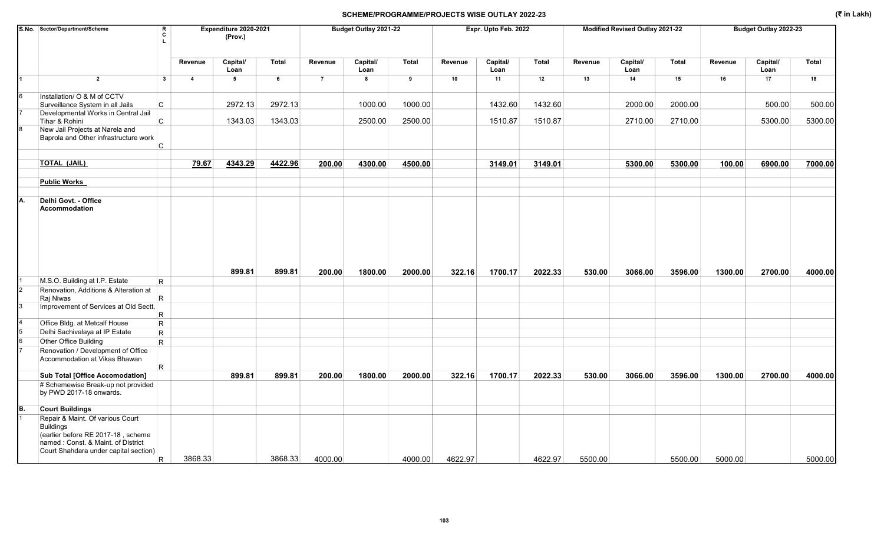## SCHEME/PROGRAMME/PROJECTS WISE OUTLAY 2022-23

(₹ in Lakh)

| S.No. | Sector/Department/Scheme | RCL | Expenditure 2020-2021 (Prov.) | | | Budget Outlay 2021-22 | | | Expr. Upto Feb. 2022 | | | Modified Revised Outlay 2021-22 | | | Budget Outlay 2022-23 | | |
|---|---|---|---|---|---|---|---|---|---|---|---|---|---|---|---|---|---|
| | | | Revenue | Capital/ Loan | Total | Revenue | Capital/ Loan | Total | Revenue | Capital/ Loan | Total | Revenue | Capital/ Loan | Total | Revenue | Capital/ Loan | Total |
| 1 | 2 | 3 | 4 | 5 | 6 | 7 | 8 | 9 | 10 | 11 | 12 | 13 | 14 | 15 | 16 | 17 | 18 |
| 6 | Installation/ O & M of CCTV Surveillance System in all Jails | C | | 2972.13 | 2972.13 | | 1000.00 | 1000.00 | | 1432.60 | 1432.60 | | 2000.00 | 2000.00 | | 500.00 | 500.00 |
| 7 | Developmental Works in Central Jail Tihar & Rohini | C | | 1343.03 | 1343.03 | | 2500.00 | 2500.00 | | 1510.87 | 1510.87 | | 2710.00 | 2710.00 | | 5300.00 | 5300.00 |
| 8 | New Jail Projects at Narela and Baprola and Other infrastructure work | C | | | | | | | | | | | | | | | |
| | **TOTAL (JAIL)** | | **79.67** | **4343.29** | **4422.96** | **200.00** | **4300.00** | **4500.00** | | **3149.01** | **3149.01** | | **5300.00** | **5300.00** | **100.00** | **6900.00** | **7000.00** |
| | **Public Works** | | | | | | | | | | | | | | | | |
| A. | **Delhi Govt. - Office Accommodation** | | | 899.81 | 899.81 | 200.00 | 1800.00 | 2000.00 | 322.16 | 1700.17 | 2022.33 | 530.00 | 3066.00 | 3596.00 | 1300.00 | 2700.00 | 4000.00 |
| 1 | M.S.O. Building at I.P. Estate | R | | | | | | | | | | | | | | | |
| 2 | Renovation, Additions & Alteration at Raj Niwas | R | | | | | | | | | | | | | | | |
| 3 | Improvement of Services at Old Sectt. | R | | | | | | | | | | | | | | | |
| 4 | Office Bldg. at Metcalf House | R | | | | | | | | | | | | | | | |
| 5 | Delhi Sachivalaya at IP Estate | R | | | | | | | | | | | | | | | |
| 6 | Other Office Building | R | | | | | | | | | | | | | | | |
| 7 | Renovation / Development of Office Accommodation at Vikas Bhawan | R | | | | | | | | | | | | | | | |
| | **Sub Total [Office Accomodation]** | | | **899.81** | **899.81** | **200.00** | **1800.00** | **2000.00** | **322.16** | **1700.17** | **2022.33** | **530.00** | **3066.00** | **3596.00** | **1300.00** | **2700.00** | **4000.00** |
| | # Schemewise Break-up not provided by PWD 2017-18 onwards. | | | | | | | | | | | | | | | | |
| B. | **Court Buildings** | | | | | | | | | | | | | | | | |
| 1 | Repair & Maint. Of various Court Buildings (earlier before RE 2017-18 , scheme named : Const. & Maint. of District Court Shahdara under capital section) | R | 3868.33 | | 3868.33 | 4000.00 | | 4000.00 | 4622.97 | | 4622.97 | 5500.00 | | 5500.00 | 5000.00 | | 5000.00 |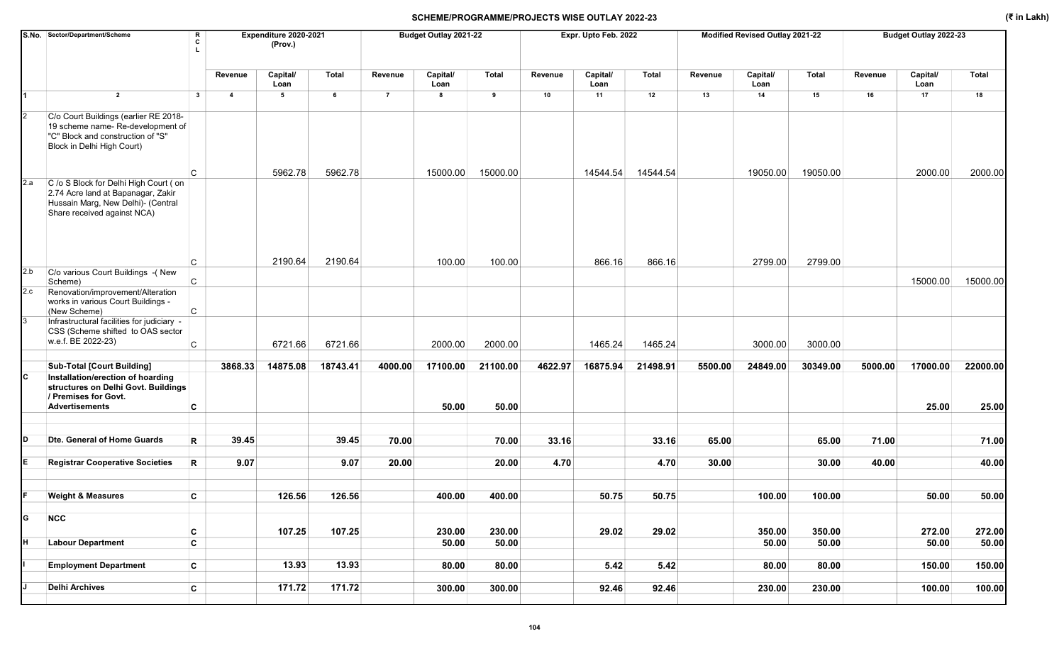# SCHEME/PROGRAMME/PROJECTS WISE OUTLAY 2022-23

(₹ in Lakh)

| S.No. | Sector/Department/Scheme | R C L | Expenditure 2020-2021 (Prov.) | | | Budget Outlay 2021-22 | | | Expr. Upto Feb. 2022 | | | Modified Revised Outlay 2021-22 | | | Budget Outlay 2022-23 | | |
|---|---|---|---|---|---|---|---|---|---|---|---|---|---|---|---|---|---|
| | | | Revenue | Capital/ Loan | Total | Revenue | Capital/ Loan | Total | Revenue | Capital/ Loan | Total | Revenue | Capital/ Loan | Total | Revenue | Capital/ Loan | Total |
| 1 | 2 | 3 | 4 | 5 | 6 | 7 | 8 | 9 | 10 | 11 | 12 | 13 | 14 | 15 | 16 | 17 | 18 |
| 2 | C/o Court Buildings (earlier RE 2018-19 scheme name- Re-development of "C" Block and construction of "S" Block in Delhi High Court) | C | | 5962.78 | 5962.78 | | 15000.00 | 15000.00 | | 14544.54 | 14544.54 | | 19050.00 | 19050.00 | | 2000.00 | 2000.00 |
| 2.a | C /o S Block for Delhi High Court ( on 2.74 Acre land at Bapanagar, Zakir Hussain Marg, New Delhi)- (Central Share received against NCA) | C | | 2190.64 | 2190.64 | | 100.00 | 100.00 | | 866.16 | 866.16 | | 2799.00 | 2799.00 | | | |
| 2.b | C/o various Court Buildings -( New Scheme) | C | | | | | | | | | | | | | | 15000.00 | 15000.00 |
| 2.c | Renovation/improvement/Alteration works in various Court Buildings - (New Scheme) | C | | | | | | | | | | | | | | | |
| 3 | Infrastructural facilities for judiciary - CSS (Scheme shifted to OAS sector w.e.f. BE 2022-23) | C | | 6721.66 | 6721.66 | | 2000.00 | 2000.00 | | 1465.24 | 1465.24 | | 3000.00 | 3000.00 | | | |
| | **Sub-Total [Court Building]** | | **3868.33** | **14875.08** | **18743.41** | **4000.00** | **17100.00** | **21100.00** | **4622.97** | **16875.94** | **21498.91** | **5500.00** | **24849.00** | **30349.00** | **5000.00** | **17000.00** | **22000.00** |
| **C** | **Installation/erection of hoarding structures on Delhi Govt. Buildings / Premises for Govt. Advertisements** | **C** | | | | | **50.00** | **50.00** | | | | | | | | **25.00** | **25.00** |
| **D** | **Dte. General of Home Guards** | **R** | **39.45** | | **39.45** | **70.00** | | **70.00** | **33.16** | | **33.16** | **65.00** | | **65.00** | **71.00** | | **71.00** |
| **E** | **Registrar Cooperative Societies** | **R** | **9.07** | | **9.07** | **20.00** | | **20.00** | **4.70** | | **4.70** | **30.00** | | **30.00** | **40.00** | | **40.00** |
| **F** | **Weight & Measures** | **C** | | **126.56** | **126.56** | | **400.00** | **400.00** | | **50.75** | **50.75** | | **100.00** | **100.00** | | **50.00** | **50.00** |
| **G** | **NCC** | **C** | | **107.25** | **107.25** | | **230.00** | **230.00** | | **29.02** | **29.02** | | **350.00** | **350.00** | | **272.00** | **272.00** |
| **H** | **Labour Department** | **C** | | | | | **50.00** | **50.00** | | | | | **50.00** | **50.00** | | **50.00** | **50.00** |
| **I** | **Employment Department** | **C** | | **13.93** | **13.93** | | **80.00** | **80.00** | | **5.42** | **5.42** | | **80.00** | **80.00** | | **150.00** | **150.00** |
| **J** | **Delhi Archives** | **C** | | **171.72** | **171.72** | | **300.00** | **300.00** | | **92.46** | **92.46** | | **230.00** | **230.00** | | **100.00** | **100.00** |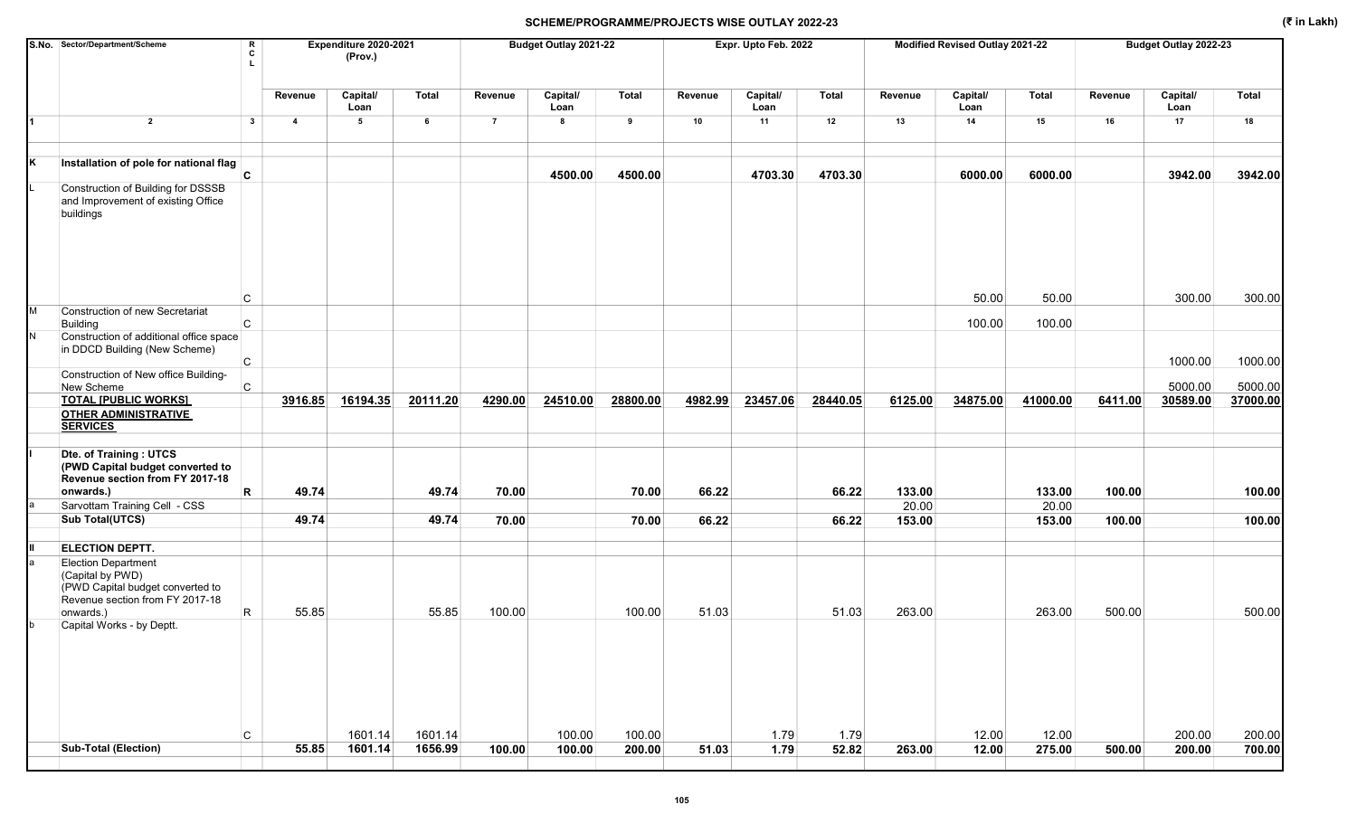## SCHEME/PROGRAMME/PROJECTS WISE OUTLAY 2022-23

(₹ in Lakh)

| S.No. | Sector/Department/Scheme | R C L | Expenditure 2020-2021 (Prov.) | | | Budget Outlay 2021-22 | | | Expr. Upto Feb. 2022 | | | Modified Revised Outlay 2021-22 | | | Budget Outlay 2022-23 | | |
|---|---|---|---|---|---|---|---|---|---|---|---|---|---|---|---|---|---|
| | | | Revenue | Capital/ Loan | Total | Revenue | Capital/ Loan | Total | Revenue | Capital/ Loan | Total | Revenue | Capital/ Loan | Total | Revenue | Capital/ Loan | Total |
| 1 | 2 | 3 | 4 | 5 | 6 | 7 | 8 | 9 | 10 | 11 | 12 | 13 | 14 | 15 | 16 | 17 | 18 |
| K | **Installation of pole for national flag** | C | | | | | **4500.00** | **4500.00** | | **4703.30** | **4703.30** | | **6000.00** | **6000.00** | | **3942.00** | **3942.00** |
| L | Construction of Building for DSSSB and Improvement of existing Office buildings | C | | | | | | | | | | | 50.00 | 50.00 | | 300.00 | 300.00 |
| M | Construction of new Secretariat Building | C | | | | | | | | | | | 100.00 | 100.00 | | | |
| N | Construction of additional office space in DDCD Building (New Scheme) | C | | | | | | | | | | | | | | 1000.00 | 1000.00 |
| | Construction of New office Building-New Scheme | C | | | | | | | | | | | | | | 5000.00 | 5000.00 |
| | **TOTAL [PUBLIC WORKS]** | | **3916.85** | **16194.35** | **20111.20** | **4290.00** | **24510.00** | **28800.00** | **4982.99** | **23457.06** | **28440.05** | **6125.00** | **34875.00** | **41000.00** | **6411.00** | **30589.00** | **37000.00** |
| | **OTHER ADMINISTRATIVE SERVICES** | | | | | | | | | | | | | | | | |
| I | **Dte. of Training : UTCS (PWD Capital budget converted to Revenue section from FY 2017-18 onwards.)** | R | **49.74** | | **49.74** | **70.00** | | **70.00** | **66.22** | | **66.22** | **133.00** | | **133.00** | **100.00** | | **100.00** |
| a | Sarvottam Training Cell - CSS | | | | | | | | | | | 20.00 | | 20.00 | | | |
| | **Sub Total(UTCS)** | | **49.74** | | **49.74** | **70.00** | | **70.00** | **66.22** | | **66.22** | **153.00** | | **153.00** | **100.00** | | **100.00** |
| II | **ELECTION DEPTT.** | | | | | | | | | | | | | | | | |
| a | Election Department (Capital by PWD) (PWD Capital budget converted to Revenue section from FY 2017-18 onwards.) | R | 55.85 | | 55.85 | 100.00 | | 100.00 | 51.03 | | 51.03 | 263.00 | | 263.00 | 500.00 | | 500.00 |
| b | Capital Works - by Deptt. | C | | 1601.14 | 1601.14 | | 100.00 | 100.00 | | 1.79 | 1.79 | | 12.00 | 12.00 | | 200.00 | 200.00 |
| | **Sub-Total (Election)** | | **55.85** | **1601.14** | **1656.99** | **100.00** | **100.00** | **200.00** | **51.03** | **1.79** | **52.82** | **263.00** | **12.00** | **275.00** | **500.00** | **200.00** | **700.00** |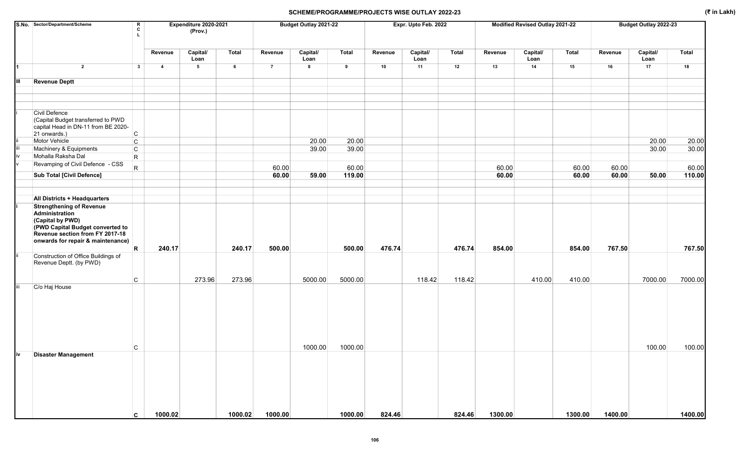## SCHEME/PROGRAMME/PROJECTS WISE OUTLAY 2022-23

(₹ in Lakh)

| S.No. | Sector/Department/Scheme | R C L | Expenditure 2020-2021 (Prov.) | | | Budget Outlay 2021-22 | | | Expr. Upto Feb. 2022 | | | Modified Revised Outlay 2021-22 | | | Budget Outlay 2022-23 | | |
|---|---|---|---|---|---|---|---|---|---|---|---|---|---|---|---|---|---|
| | | | Revenue | Capital/ Loan | Total | Revenue | Capital/ Loan | Total | Revenue | Capital/ Loan | Total | Revenue | Capital/ Loan | Total | Revenue | Capital/ Loan | Total |
| 1 | 2 | 3 | 4 | 5 | 6 | 7 | 8 | 9 | 10 | 11 | 12 | 13 | 14 | 15 | 16 | 17 | 18 |
| III | **Revenue Deptt** | | | | | | | | | | | | | | | | |
| i | Civil Defence (Capital Budget transferred to PWD capital Head in DN-11 from BE 2020-21 onwards.) | C | | | | | | | | | | | | | | | |
| ii | Motor Vehicle | C | | | | | 20.00 | 20.00 | | | | | | | | 20.00 | 20.00 |
| iii | Machinery & Equipments | C | | | | | 39.00 | 39.00 | | | | | | | | 30.00 | 30.00 |
| iv | Mohalla Raksha Dal | R | | | | | | | | | | | | | | | |
| v | Revamping of Civil Defence - CSS | R | | | | 60.00 | | 60.00 | | | | 60.00 | | 60.00 | 60.00 | | 60.00 |
| | **Sub Total [Civil Defence]** | | | | | **60.00** | **59.00** | **119.00** | | | | **60.00** | | **60.00** | **60.00** | **50.00** | **110.00** |
| | **All Districts + Headquarters** | | | | | | | | | | | | | | | | |
| i | **Strengthening of Revenue Administration (Capital by PWD) (PWD Capital Budget converted to Revenue section from FY 2017-18 onwards for repair & maintenance)** | R | **240.17** | | **240.17** | **500.00** | | **500.00** | **476.74** | | **476.74** | **854.00** | | **854.00** | **767.50** | | **767.50** |
| ii | Construction of Office Buildings of Revenue Deptt. (by PWD) | C | | 273.96 | 273.96 | | 5000.00 | 5000.00 | | 118.42 | 118.42 | | 410.00 | 410.00 | | 7000.00 | 7000.00 |
| iii | C/o Haj House | C | | | | | 1000.00 | 1000.00 | | | | | | | | 100.00 | 100.00 |
| iv | **Disaster Management** | C | **1000.02** | | **1000.02** | **1000.00** | | **1000.00** | **824.46** | | **824.46** | **1300.00** | | **1300.00** | **1400.00** | | **1400.00** |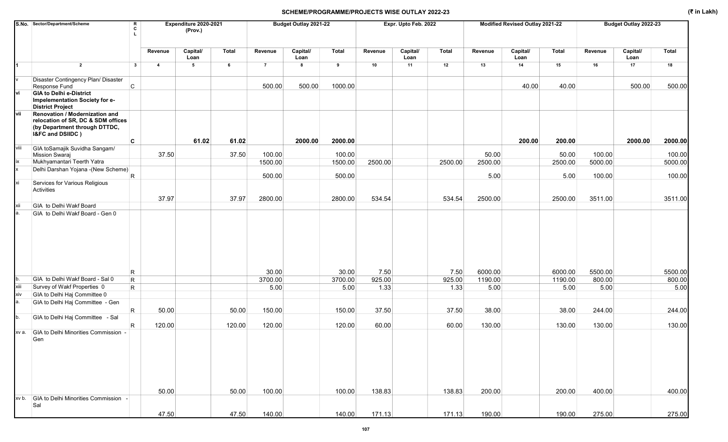# SCHEME/PROGRAMME/PROJECTS WISE OUTLAY 2022-23

(₹ in Lakh)

| S.No. | Sector/Department/Scheme | RCL | Expenditure 2020-2021 (Prov.) | | | Budget Outlay 2021-22 | | | Expr. Upto Feb. 2022 | | | Modified Revised Outlay 2021-22 | | | Budget Outlay 2022-23 | | |
|---|---|---|---|---|---|---|---|---|---|---|---|---|---|---|---|---|---|
| | | | Revenue | Capital/ Loan | Total | Revenue | Capital/ Loan | Total | Revenue | Capital/ Loan | Total | Revenue | Capital/ Loan | Total | Revenue | Capital/ Loan | Total |
| 1 | 2 | 3 | 4 | 5 | 6 | 7 | 8 | 9 | 10 | 11 | 12 | 13 | 14 | 15 | 16 | 17 | 18 |
| v | Disaster Contingency Plan/ Disaster Response Fund | C | | | | 500.00 | 500.00 | 1000.00 | | | | | 40.00 | 40.00 | | 500.00 | 500.00 |
| vi | **GIA to Delhi e-District Impelementation Society for e-District Project** | | | | | | | | | | | | | | | | |
| vii | **Renovation / Modernization and relocation of SR, DC & SDM offices (by Department through DTTDC, I&FC and DSIIDC )** | **C** | | **61.02** | **61.02** | | **2000.00** | **2000.00** | | | | | **200.00** | **200.00** | | **2000.00** | **2000.00** |
| viii | GIA toSamajik Suvidha Sangam/ Mission Swaraj | | 37.50 | | 37.50 | 100.00 | | 100.00 | | | | 50.00 | | 50.00 | 100.00 | | 100.00 |
| ix | Mukhyamantari Teerth Yatra | | | | | 1500.00 | | 1500.00 | 2500.00 | | 2500.00 | 2500.00 | | 2500.00 | 5000.00 | | 5000.00 |
| x | Delhi Darshan Yojana -(New Scheme) | R | | | | 500.00 | | 500.00 | | | | 5.00 | | 5.00 | 100.00 | | 100.00 |
| xi | Services for Various Religious Activities | | 37.97 | | 37.97 | 2800.00 | | 2800.00 | 534.54 | | 534.54 | 2500.00 | | 2500.00 | 3511.00 | | 3511.00 |
| xii | GIA to Delhi Wakf Board | | | | | | | | | | | | | | | | |
| a. | GIA to Delhi Wakf Board - Gen 0 | R | | | | 30.00 | | 30.00 | 7.50 | | 7.50 | 6000.00 | | 6000.00 | 5500.00 | | 5500.00 |
| b. | GIA to Delhi Wakf Board - Sal 0 | R | | | | 3700.00 | | 3700.00 | 925.00 | | 925.00 | 1190.00 | | 1190.00 | 800.00 | | 800.00 |
| xiii | Survey of Wakf Properties 0 | R | | | | 5.00 | | 5.00 | 1.33 | | 1.33 | 5.00 | | 5.00 | 5.00 | | 5.00 |
| xiv | GIA to Delhi Haj Committee 0 | | | | | | | | | | | | | | | | |
| a. | GIA to Delhi Haj Committee - Gen | R | 50.00 | | 50.00 | 150.00 | | 150.00 | 37.50 | | 37.50 | 38.00 | | 38.00 | 244.00 | | 244.00 |
| b. | GIA to Delhi Haj Committee - Sal | R | 120.00 | | 120.00 | 120.00 | | 120.00 | 60.00 | | 60.00 | 130.00 | | 130.00 | 130.00 | | 130.00 |
| xv a. | GIA to Delhi Minorities Commission - Gen | | 50.00 | | 50.00 | 100.00 | | 100.00 | 138.83 | | 138.83 | 200.00 | | 200.00 | 400.00 | | 400.00 |
| xv b. | GIA to Delhi Minorities Commission - Sal | | 47.50 | | 47.50 | 140.00 | | 140.00 | 171.13 | | 171.13 | 190.00 | | 190.00 | 275.00 | | 275.00 |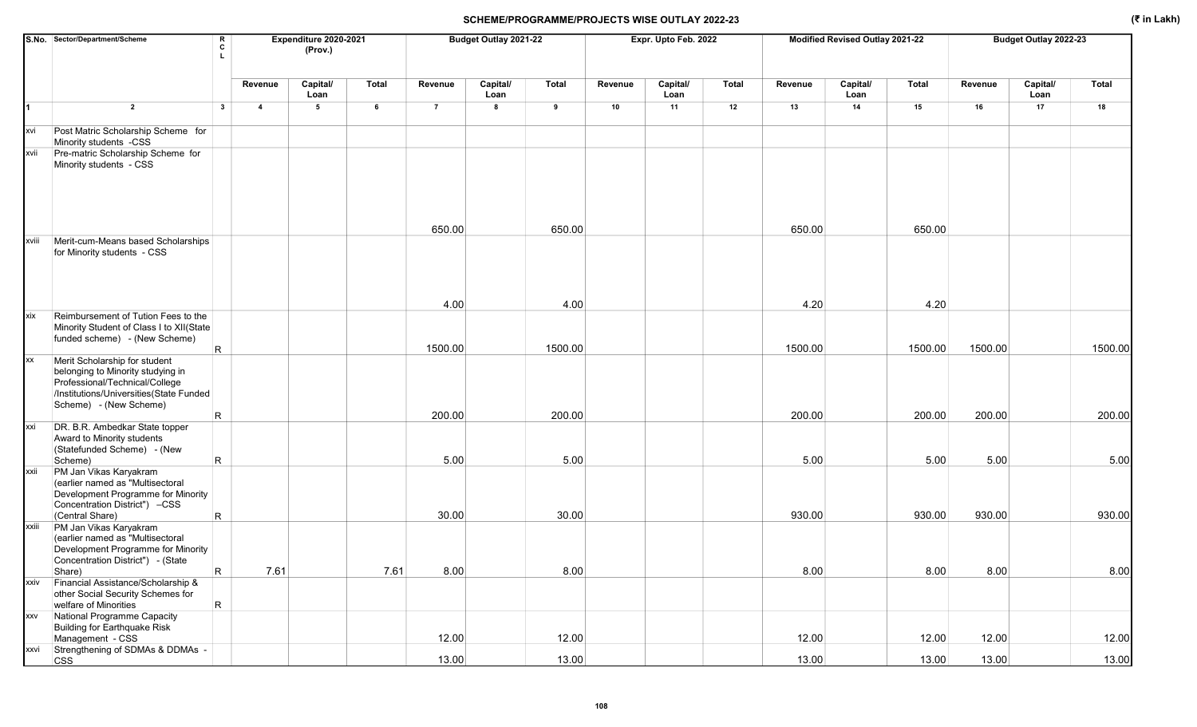## SCHEME/PROGRAMME/PROJECTS WISE OUTLAY 2022-23

(₹ in Lakh)

| S.No. | Sector/Department/Scheme | R C L | Expenditure 2020-2021 (Prov.) | | | Budget Outlay 2021-22 | | | Expr. Upto Feb. 2022 | | | Modified Revised Outlay 2021-22 | | | Budget Outlay 2022-23 | | |
|---|---|---|---|---|---|---|---|---|---|---|---|---|---|---|---|---|---|
| | | | Revenue | Capital/ Loan | Total | Revenue | Capital/ Loan | Total | Revenue | Capital/ Loan | Total | Revenue | Capital/ Loan | Total | Revenue | Capital/ Loan | Total |
| 1 | 2 | 3 | 4 | 5 | 6 | 7 | 8 | 9 | 10 | 11 | 12 | 13 | 14 | 15 | 16 | 17 | 18 |
| xvi | Post Matric Scholarship Scheme for Minority students -CSS | | | | | | | | | | | | | | | | |
| xvii | Pre-matric Scholarship Scheme for Minority students - CSS | | | | | 650.00 | | 650.00 | | | | 650.00 | | 650.00 | | | |
| xviii | Merit-cum-Means based Scholarships for Minority students - CSS | | | | | 4.00 | | 4.00 | | | | 4.20 | | 4.20 | | | |
| xix | Reimbursement of Tution Fees to the Minority Student of Class I to XII(State funded scheme) - (New Scheme) | R | | | | 1500.00 | | 1500.00 | | | | 1500.00 | | 1500.00 | 1500.00 | | 1500.00 |
| xx | Merit Scholarship for student belonging to Minority studying in Professional/Technical/College /Institutions/Universities(State Funded Scheme) - (New Scheme) | R | | | | 200.00 | | 200.00 | | | | 200.00 | | 200.00 | 200.00 | | 200.00 |
| xxi | DR. B.R. Ambedkar State topper Award to Minority students (Statefunded Scheme) - (New Scheme) | R | | | | 5.00 | | 5.00 | | | | 5.00 | | 5.00 | 5.00 | | 5.00 |
| xxii | PM Jan Vikas Karyakram (earlier named as "Multisectoral Development Programme for Minority Concentration District") –CSS (Central Share) | R | | | | 30.00 | | 30.00 | | | | 930.00 | | 930.00 | 930.00 | | 930.00 |
| xxiii | PM Jan Vikas Karyakram (earlier named as "Multisectoral Development Programme for Minority Concentration District") - (State Share) | R | 7.61 | | 7.61 | 8.00 | | 8.00 | | | | 8.00 | | 8.00 | 8.00 | | 8.00 |
| xxiv | Financial Assistance/Scholarship & other Social Security Schemes for welfare of Minorities | R | | | | | | | | | | | | | | | |
| xxv | National Programme Capacity Building for Earthquake Risk Management - CSS | | | | | 12.00 | | 12.00 | | | | 12.00 | | 12.00 | 12.00 | | 12.00 |
| xxvi | Strengthening of SDMAs & DDMAs - CSS | | | | | 13.00 | | 13.00 | | | | 13.00 | | 13.00 | 13.00 | | 13.00 |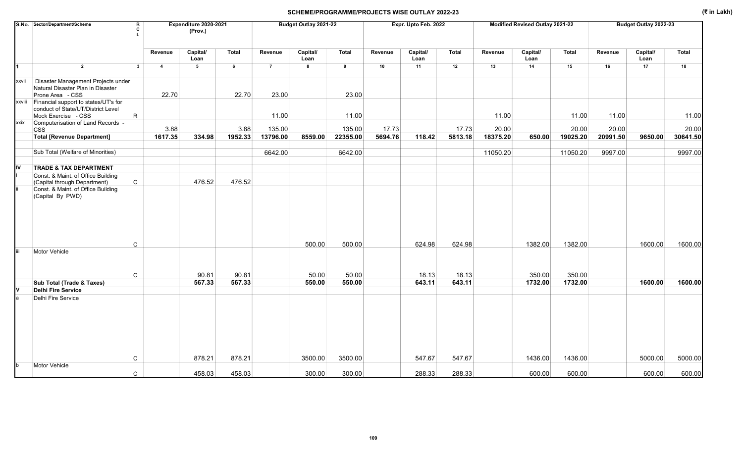## SCHEME/PROGRAMME/PROJECTS WISE OUTLAY 2022-23

(₹ in Lakh)

| S.No. | Sector/Department/Scheme | R C L | Expenditure 2020-2021 (Prov.) | | | Budget Outlay 2021-22 | | | Expr. Upto Feb. 2022 | | | Modified Revised Outlay 2021-22 | | | Budget Outlay 2022-23 | | |
|---|---|---|---|---|---|---|---|---|---|---|---|---|---|---|---|---|---|
| | | | Revenue | Capital/ Loan | Total | Revenue | Capital/ Loan | Total | Revenue | Capital/ Loan | Total | Revenue | Capital/ Loan | Total | Revenue | Capital/ Loan | Total |
| 1 | 2 | 3 | 4 | 5 | 6 | 7 | 8 | 9 | 10 | 11 | 12 | 13 | 14 | 15 | 16 | 17 | 18 |
| xxvii | Disaster Management Projects under Natural Disaster Plan in Disaster Prone Area - CSS | | 22.70 | | 22.70 | 23.00 | | 23.00 | | | | | | | | | |
| xxviii | Financial support to states/UT's for conduct of State/UT/District Level Mock Exercise - CSS | R | | | | 11.00 | | 11.00 | | | | 11.00 | | 11.00 | 11.00 | | 11.00 |
| xxix | Computerisation of Land Records - CSS | | 3.88 | | 3.88 | 135.00 | | 135.00 | 17.73 | | 17.73 | 20.00 | | 20.00 | 20.00 | | 20.00 |
| | **Total [Revenue Department]** | | **1617.35** | **334.98** | **1952.33** | **13796.00** | **8559.00** | **22355.00** | **5694.76** | **118.42** | **5813.18** | **18375.20** | **650.00** | **19025.20** | **20991.50** | **9650.00** | **30641.50** |
| | Sub Total (Welfare of Minorities) | | | | | 6642.00 | | 6642.00 | | | | 11050.20 | | 11050.20 | 9997.00 | | 9997.00 |
| **IV** | **TRADE & TAX DEPARTMENT** | | | | | | | | | | | | | | | | |
| i | Const. & Maint. of Office Building (Capital through Department) | C | | 476.52 | 476.52 | | | | | | | | | | | | |
| ii | Const. & Maint. of Office Building (Capital By PWD) | C | | | | | 500.00 | 500.00 | | 624.98 | 624.98 | | 1382.00 | 1382.00 | | 1600.00 | 1600.00 |
| iii | Motor Vehicle | C | | 90.81 | 90.81 | | 50.00 | 50.00 | | 18.13 | 18.13 | | 350.00 | 350.00 | | | |
| | **Sub Total (Trade & Taxes)** | | | **567.33** | **567.33** | | **550.00** | **550.00** | | **643.11** | **643.11** | | **1732.00** | **1732.00** | | **1600.00** | **1600.00** |
| **V** | **Delhi Fire Service** | | | | | | | | | | | | | | | | |
| a | Delhi Fire Service | C | | 878.21 | 878.21 | | 3500.00 | 3500.00 | | 547.67 | 547.67 | | 1436.00 | 1436.00 | | 5000.00 | 5000.00 |
| b | Motor Vehicle | C | | 458.03 | 458.03 | | 300.00 | 300.00 | | 288.33 | 288.33 | | 600.00 | 600.00 | | 600.00 | 600.00 |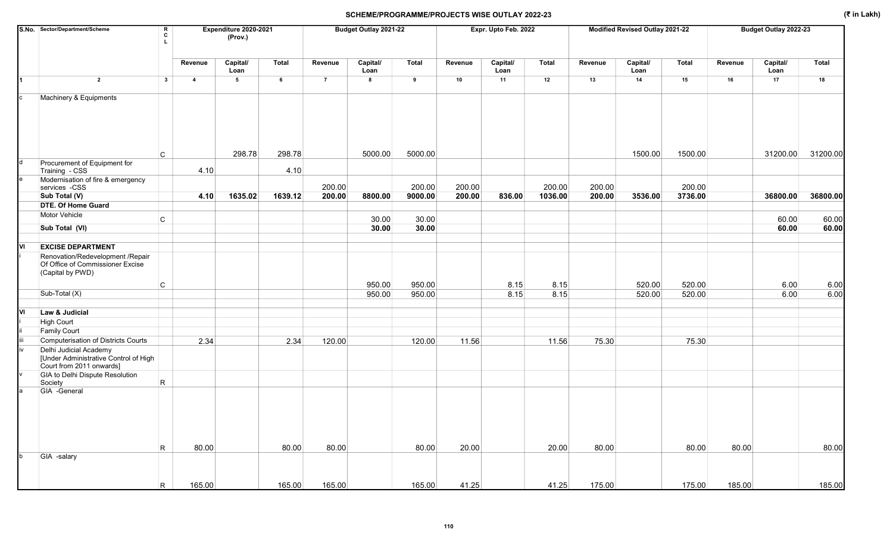## SCHEME/PROGRAMME/PROJECTS WISE OUTLAY 2022-23

(₹ in Lakh)

| S.No. | Sector/Department/Scheme | R C L | Expenditure 2020-2021 (Prov.) | | | Budget Outlay 2021-22 | | | Expr. Upto Feb. 2022 | | | Modified Revised Outlay 2021-22 | | | Budget Outlay 2022-23 | | |
|---|---|---|---|---|---|---|---|---|---|---|---|---|---|---|---|---|---|
| | | | Revenue | Capital/ Loan | Total | Revenue | Capital/ Loan | Total | Revenue | Capital/ Loan | Total | Revenue | Capital/ Loan | Total | Revenue | Capital/ Loan | Total |
| 1 | 2 | 3 | 4 | 5 | 6 | 7 | 8 | 9 | 10 | 11 | 12 | 13 | 14 | 15 | 16 | 17 | 18 |
| c | Machinery & Equipments | C | | 298.78 | 298.78 | | 5000.00 | 5000.00 | | | | | 1500.00 | 1500.00 | | 31200.00 | 31200.00 |
| d | Procurement of Equipment for Training - CSS | | 4.10 | | 4.10 | | | | | | | | | | | | |
| e | Modernisation of fire & emergency services -CSS | | | | | 200.00 | | 200.00 | 200.00 | | 200.00 | 200.00 | | 200.00 | | | |
| | **Sub Total (V)** | | **4.10** | **1635.02** | **1639.12** | **200.00** | **8800.00** | **9000.00** | **200.00** | **836.00** | **1036.00** | **200.00** | **3536.00** | **3736.00** | | **36800.00** | **36800.00** |
| | **DTE. Of Home Guard** | | | | | | | | | | | | | | | | |
| | Motor Vehicle | C | | | | | 30.00 | 30.00 | | | | | | | | 60.00 | 60.00 |
| | **Sub Total (VI)** | | | | | | **30.00** | **30.00** | | | | | | | | **60.00** | **60.00** |
| VI | **EXCISE DEPARTMENT** | | | | | | | | | | | | | | | | |
| i | Renovation/Redevelopment /Repair Of Office of Commissioner Excise (Capital by PWD) | C | | | | | 950.00 | 950.00 | | 8.15 | 8.15 | | 520.00 | 520.00 | | 6.00 | 6.00 |
| | Sub-Total (X) | | | | | | 950.00 | 950.00 | | 8.15 | 8.15 | | 520.00 | 520.00 | | 6.00 | 6.00 |
| VI | **Law & Judicial** | | | | | | | | | | | | | | | | |
| i | High Court | | | | | | | | | | | | | | | | |
| ii | Family Court | | | | | | | | | | | | | | | | |
| iii | Computerisation of Districts Courts | | 2.34 | | 2.34 | 120.00 | | 120.00 | 11.56 | | 11.56 | 75.30 | | 75.30 | | | |
| iv | Delhi Judicial Academy [Under Administrative Control of High Court from 2011 onwards] | | | | | | | | | | | | | | | | |
| v | GIA to Delhi Dispute Resolution Society | R | | | | | | | | | | | | | | | |
| a | GIA -General | R | 80.00 | | 80.00 | 80.00 | | 80.00 | 20.00 | | 20.00 | 80.00 | | 80.00 | 80.00 | | 80.00 |
| b | GIA -salary | R | 165.00 | | 165.00 | 165.00 | | 165.00 | 41.25 | | 41.25 | 175.00 | | 175.00 | 185.00 | | 185.00 |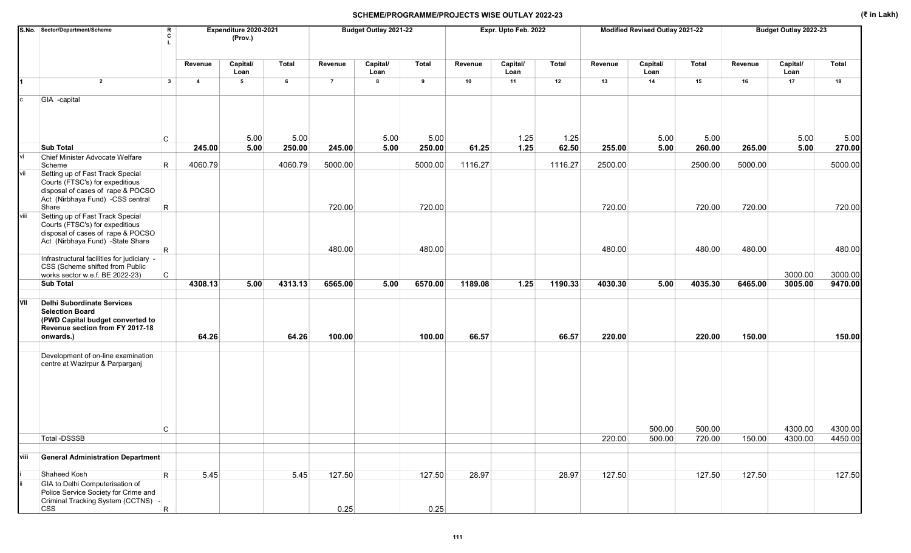## SCHEME/PROGRAMME/PROJECTS WISE OUTLAY 2022-23

(₹ in Lakh)

| S.No. | Sector/Department/Scheme | RCL | Expenditure 2020-2021 (Prov.) | | | Budget Outlay 2021-22 | | | Expr. Upto Feb. 2022 | | | Modified Revised Outlay 2021-22 | | | Budget Outlay 2022-23 | | |
|---|---|---|---|---|---|---|---|---|---|---|---|---|---|---|---|---|---|
| | | | Revenue | Capital/ Loan | Total | Revenue | Capital/ Loan | Total | Revenue | Capital/ Loan | Total | Revenue | Capital/ Loan | Total | Revenue | Capital/ Loan | Total |
| 1 | 2 | 3 | 4 | 5 | 6 | 7 | 8 | 9 | 10 | 11 | 12 | 13 | 14 | 15 | 16 | 17 | 18 |
| c | GIA -capital | C | | 5.00 | 5.00 | | 5.00 | 5.00 | | 1.25 | 1.25 | | 5.00 | 5.00 | | 5.00 | 5.00 |
| | **Sub Total** | | **245.00** | **5.00** | **250.00** | **245.00** | **5.00** | **250.00** | **61.25** | **1.25** | **62.50** | **255.00** | **5.00** | **260.00** | **265.00** | **5.00** | **270.00** |
| vi | Chief Minister Advocate Welfare Scheme | R | 4060.79 | | 4060.79 | 5000.00 | | 5000.00 | 1116.27 | | 1116.27 | 2500.00 | | 2500.00 | 5000.00 | | 5000.00 |
| vii | Setting up of Fast Track Special Courts (FTSC's) for expeditious disposal of cases of rape & POCSO Act (Nirbhaya Fund) -CSS central Share | R | | | | 720.00 | | 720.00 | | | | 720.00 | | 720.00 | 720.00 | | 720.00 |
| viii | Setting up of Fast Track Special Courts (FTSC's) for expeditious disposal of cases of rape & POCSO Act (Nirbhaya Fund) -State Share | R | | | | 480.00 | | 480.00 | | | | 480.00 | | 480.00 | 480.00 | | 480.00 |
| | Infrastructural facilities for judiciary - CSS (Scheme shifted from Public works sector w.e.f. BE 2022-23) | C | | | | | | | | | | | | | | 3000.00 | 3000.00 |
| | **Sub Total** | | **4308.13** | **5.00** | **4313.13** | **6565.00** | **5.00** | **6570.00** | **1189.08** | **1.25** | **1190.33** | **4030.30** | **5.00** | **4035.30** | **6465.00** | **3005.00** | **9470.00** |
| **VII** | **Delhi Subordinate Services Selection Board (PWD Capital budget converted to Revenue section from FY 2017-18 onwards.)** | | **64.26** | | **64.26** | **100.00** | | **100.00** | **66.57** | | **66.57** | **220.00** | | **220.00** | **150.00** | | **150.00** |
| | Development of on-line examination centre at Wazirpur & Parparganj | C | | | | | | | | | | | 500.00 | 500.00 | | 4300.00 | 4300.00 |
| | Total -DSSSB | | | | | | | | | | | 220.00 | 500.00 | 720.00 | 150.00 | 4300.00 | 4450.00 |
| **viii** | **General Administration Department** | | | | | | | | | | | | | | | | |
| i | Shaheed Kosh | R | 5.45 | | 5.45 | 127.50 | | 127.50 | 28.97 | | 28.97 | 127.50 | | 127.50 | 127.50 | | 127.50 |
| ii | GIA to Delhi Computerisation of Police Service Society for Crime and Criminal Tracking System (CCTNS) - CSS | R | | | | 0.25 | | 0.25 | | | | | | | | | |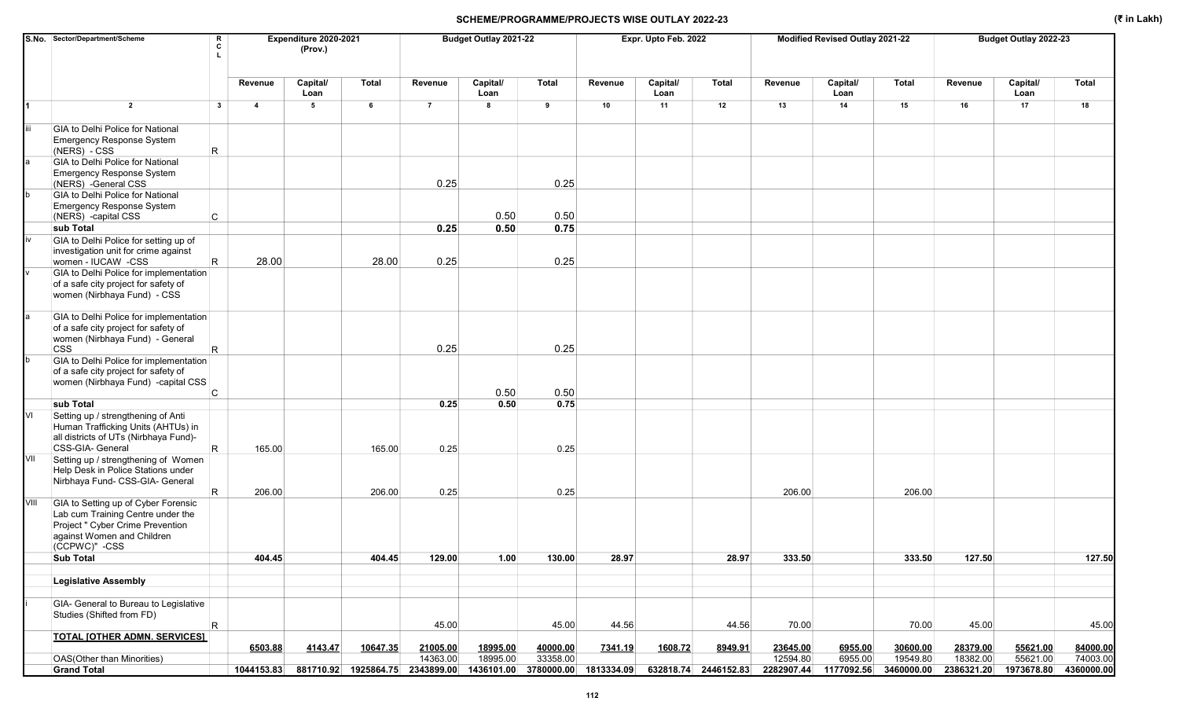## SCHEME/PROGRAMME/PROJECTS WISE OUTLAY 2022-23

(₹ in Lakh)

| S.No. | Sector/Department/Scheme | R C L | Expenditure 2020-2021 (Prov.) | | | Budget Outlay 2021-22 | | | Expr. Upto Feb. 2022 | | | Modified Revised Outlay 2021-22 | | | Budget Outlay 2022-23 | | |
|---|---|---|---|---|---|---|---|---|---|---|---|---|---|---|---|---|---|
| | | | Revenue | Capital/ Loan | Total | Revenue | Capital/ Loan | Total | Revenue | Capital/ Loan | Total | Revenue | Capital/ Loan | Total | Revenue | Capital/ Loan | Total |
| 1 | 2 | 3 | 4 | 5 | 6 | 7 | 8 | 9 | 10 | 11 | 12 | 13 | 14 | 15 | 16 | 17 | 18 |
| iii | GIA to Delhi Police for National Emergency Response System (NERS) - CSS | R | | | | | | | | | | | | | | | |
| a | GIA to Delhi Police for National Emergency Response System (NERS) -General CSS | | | | | 0.25 | | 0.25 | | | | | | | | | |
| b | GIA to Delhi Police for National Emergency Response System (NERS) -capital CSS | C | | | | | 0.50 | 0.50 | | | | | | | | | |
| | **sub Total** | | | | | **0.25** | **0.50** | **0.75** | | | | | | | | | |
| iv | GIA to Delhi Police for setting up of investigation unit for crime against women - IUCAW -CSS | R | 28.00 | | 28.00 | 0.25 | | 0.25 | | | | | | | | | |
| v | GIA to Delhi Police for implementation of a safe city project for safety of women (Nirbhaya Fund) - CSS | | | | | | | | | | | | | | | | |
| a | GIA to Delhi Police for implementation of a safe city project for safety of women (Nirbhaya Fund) - General CSS | R | | | | 0.25 | | 0.25 | | | | | | | | | |
| b | GIA to Delhi Police for implementation of a safe city project for safety of women (Nirbhaya Fund) -capital CSS | C | | | | | 0.50 | 0.50 | | | | | | | | | |
| | **sub Total** | | | | | **0.25** | **0.50** | **0.75** | | | | | | | | | |
| VI | Setting up / strengthening of Anti Human Trafficking Units (AHTUs) in all districts of UTs (Nirbhaya Fund)-CSS-GIA- General | R | 165.00 | | 165.00 | 0.25 | | 0.25 | | | | | | | | | |
| VII | Setting up / strengthening of Women Help Desk in Police Stations under Nirbhaya Fund- CSS-GIA- General | R | 206.00 | | 206.00 | 0.25 | | 0.25 | | | | 206.00 | | 206.00 | | | |
| VIII | GIA to Setting up of Cyber Forensic Lab cum Training Centre under the Project " Cyber Crime Prevention against Women and Children (CCPWC)" -CSS | | | | | | | | | | | | | | | | |
| | **Sub Total** | | **404.45** | | **404.45** | **129.00** | **1.00** | **130.00** | **28.97** | | **28.97** | **333.50** | | **333.50** | **127.50** | | **127.50** |
| | **Legislative Assembly** | | | | | | | | | | | | | | | | |
| i | GIA- General to Bureau to Legislative Studies (Shifted from FD) | R | | | | 45.00 | | 45.00 | 44.56 | | 44.56 | 70.00 | | 70.00 | 45.00 | | 45.00 |
| | **TOTAL [OTHER ADMN. SERVICES]** | | **6503.88** | **4143.47** | **10647.35** | **21005.00** | **18995.00** | **40000.00** | **7341.19** | **1608.72** | **8949.91** | **23645.00** | **6955.00** | **30600.00** | **28379.00** | **55621.00** | **84000.00** |
| | OAS(Other than Minorities) | | | | | 14363.00 | 18995.00 | 33358.00 | | | | 12594.80 | 6955.00 | 19549.80 | 18382.00 | 55621.00 | 74003.00 |
| | **Grand Total** | | **1044153.83** | **881710.92** | **1925864.75** | **2343899.00** | **1436101.00** | **3780000.00** | **1813334.09** | **632818.74** | **2446152.83** | **2282907.44** | **1177092.56** | **3460000.00** | **2386321.20** | **1973678.80** | **4360000.00** |